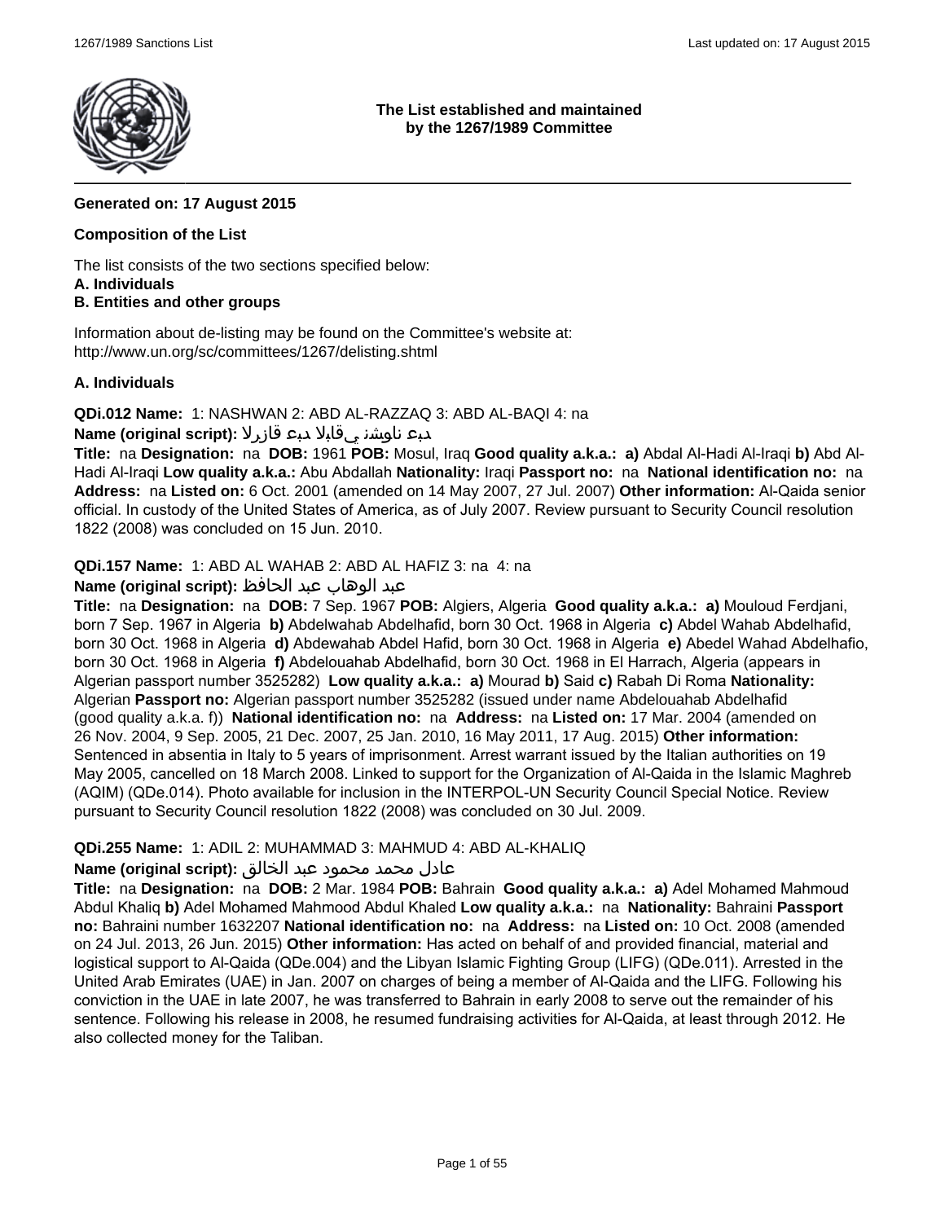**The List established and maintained by the 1267/1989 Committee**

---

**Generated on: 17 August 2015**

**Composition of the List**

The list consists of the two sections specified below:
**A. Individuals**
**B. Entities and other groups**

Information about de-listing may be found on the Committee's website at:
http://www.un.org/sc/committees/1267/delisting.shtml

**A. Individuals**

**QDi.012 Name:** 1: NASHWAN 2: ABD AL-RAZZAQ 3: ABD AL-BAQI 4: na
**Name (original script):** نشوان عبد الرزاق عبد الباقي
**Title:** na **Designation:** na **DOB:** 1961 **POB:** Mosul, Iraq **Good quality a.k.a.: a)** Abdal Al-Hadi Al-Iraqi **b)** Abd Al-Hadi Al-Iraqi **Low quality a.k.a.:** Abu Abdallah **Nationality:** Iraqi **Passport no:** na **National identification no:** na **Address:** na **Listed on:** 6 Oct. 2001 (amended on 14 May 2007, 27 Jul. 2007) **Other information:** Al-Qaida senior official. In custody of the United States of America, as of July 2007. Review pursuant to Security Council resolution 1822 (2008) was concluded on 15 Jun. 2010.

**QDi.157 Name:** 1: ABD AL WAHAB 2: ABD AL HAFIZ 3: na 4: na
**Name (original script):** عبد الوهاب عبد الحافظ
**Title:** na **Designation:** na **DOB:** 7 Sep. 1967 **POB:** Algiers, Algeria **Good quality a.k.a.: a)** Mouloud Ferdjani, born 7 Sep. 1967 in Algeria **b)** Abdelwahab Abdelhafid, born 30 Oct. 1968 in Algeria **c)** Abdel Wahab Abdelhafid, born 30 Oct. 1968 in Algeria **d)** Abdewahab Abdel Hafid, born 30 Oct. 1968 in Algeria **e)** Abedel Wahad Abdelhafio, born 30 Oct. 1968 in Algeria **f)** Abdelouahab Abdelhafid, born 30 Oct. 1968 in El Harrach, Algeria (appears in Algerian passport number 3525282) **Low quality a.k.a.: a)** Mourad **b)** Said **c)** Rabah Di Roma **Nationality:** Algerian **Passport no:** Algerian passport number 3525282 (issued under name Abdelouahab Abdelhafid (good quality a.k.a. f)) **National identification no:** na **Address:** na **Listed on:** 17 Mar. 2004 (amended on 26 Nov. 2004, 9 Sep. 2005, 21 Dec. 2007, 25 Jan. 2010, 16 May 2011, 17 Aug. 2015) **Other information:** Sentenced in absentia in Italy to 5 years of imprisonment. Arrest warrant issued by the Italian authorities on 19 May 2005, cancelled on 18 March 2008. Linked to support for the Organization of Al-Qaida in the Islamic Maghreb (AQIM) (QDe.014). Photo available for inclusion in the INTERPOL-UN Security Council Special Notice. Review pursuant to Security Council resolution 1822 (2008) was concluded on 30 Jul. 2009.

**QDi.255 Name:** 1: ADIL 2: MUHAMMAD 3: MAHMUD 4: ABD AL-KHALIQ
**Name (original script):** عادل محمد محمود عبد الخالق
**Title:** na **Designation:** na **DOB:** 2 Mar. 1984 **POB:** Bahrain **Good quality a.k.a.: a)** Adel Mohamed Mahmoud Abdul Khaliq **b)** Adel Mohamed Mahmood Abdul Khaled **Low quality a.k.a.:** na **Nationality:** Bahraini **Passport no:** Bahraini number 1632207 **National identification no:** na **Address:** na **Listed on:** 10 Oct. 2008 (amended on 24 Jul. 2013, 26 Jun. 2015) **Other information:** Has acted on behalf of and provided financial, material and logistical support to Al-Qaida (QDe.004) and the Libyan Islamic Fighting Group (LIFG) (QDe.011). Arrested in the United Arab Emirates (UAE) in Jan. 2007 on charges of being a member of Al-Qaida and the LIFG. Following his conviction in the UAE in late 2007, he was transferred to Bahrain in early 2008 to serve out the remainder of his sentence. Following his release in 2008, he resumed fundraising activities for Al-Qaida, at least through 2012. He also collected money for the Taliban.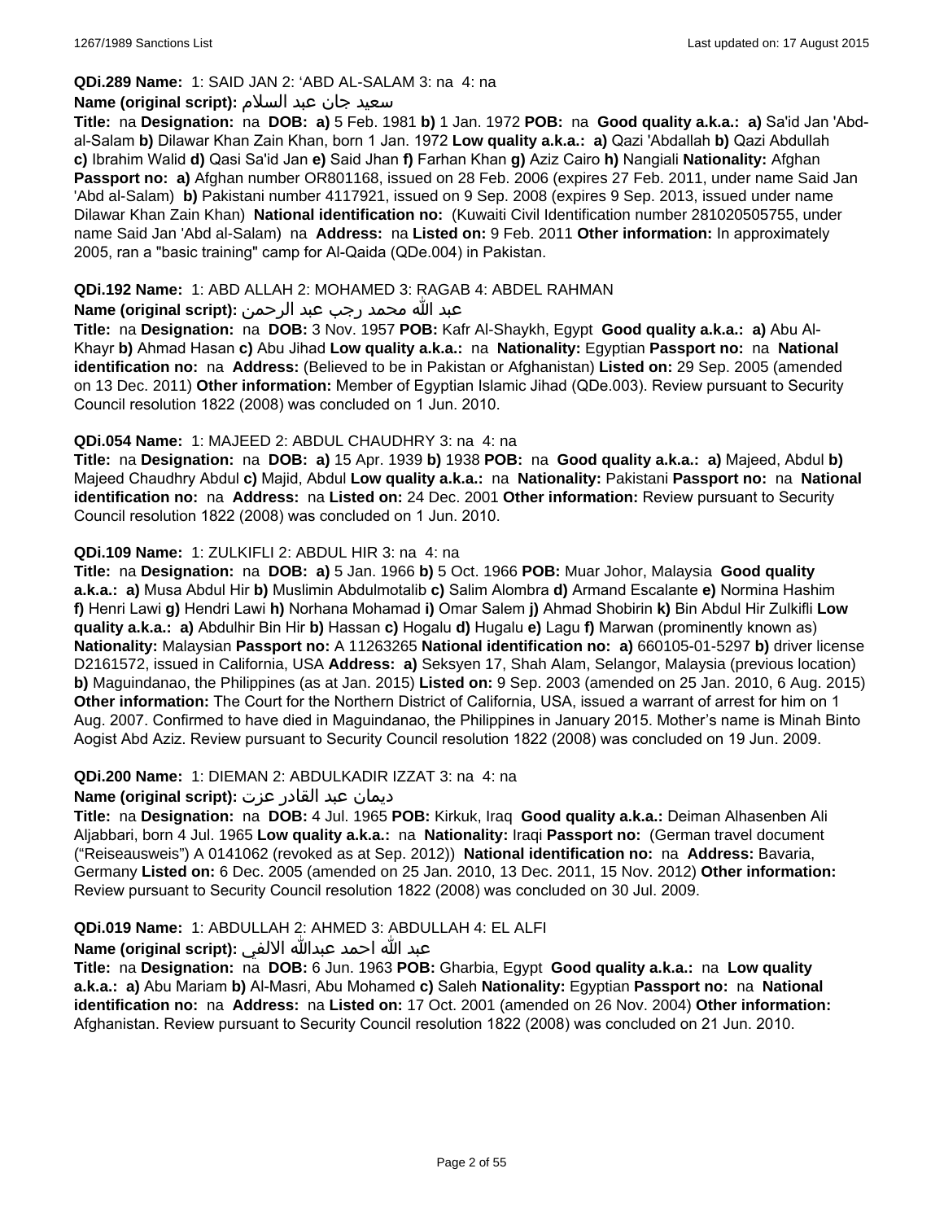**QDi.289 Name:** 1: SAID JAN 2: 'ABD AL-SALAM 3: na 4: na

**Name (original script):** سعيد جان عبد السلام

**Title:** na **Designation:** na **DOB:** **a)** 5 Feb. 1981 **b)** 1 Jan. 1972 **POB:** na **Good quality a.k.a.:** **a)** Sa'id Jan 'Abd-al-Salam **b)** Dilawar Khan Zain Khan, born 1 Jan. 1972 **Low quality a.k.a.:** **a)** Qazi 'Abdallah **b)** Qazi Abdullah **c)** Ibrahim Walid **d)** Qasi Sa'id Jan **e)** Said Jhan **f)** Farhan Khan **g)** Aziz Cairo **h)** Nangiali **Nationality:** Afghan **Passport no:** **a)** Afghan number OR801168, issued on 28 Feb. 2006 (expires 27 Feb. 2011, under name Said Jan 'Abd al-Salam) **b)** Pakistani number 4117921, issued on 9 Sep. 2008 (expires 9 Sep. 2013, issued under name Dilawar Khan Zain Khan) **National identification no:** (Kuwaiti Civil Identification number 281020505755, under name Said Jan 'Abd al-Salam) na **Address:** na **Listed on:** 9 Feb. 2011 **Other information:** In approximately 2005, ran a "basic training" camp for Al-Qaida (QDe.004) in Pakistan.

**QDi.192 Name:** 1: ABD ALLAH 2: MOHAMED 3: RAGAB 4: ABDEL RAHMAN

**Name (original script):** عبد الله محمد رجب عبد الرحمن

**Title:** na **Designation:** na **DOB:** 3 Nov. 1957 **POB:** Kafr Al-Shaykh, Egypt **Good quality a.k.a.:** **a)** Abu Al-Khayr **b)** Ahmad Hasan **c)** Abu Jihad **Low quality a.k.a.:** na **Nationality:** Egyptian **Passport no:** na **National identification no:** na **Address:** (Believed to be in Pakistan or Afghanistan) **Listed on:** 29 Sep. 2005 (amended on 13 Dec. 2011) **Other information:** Member of Egyptian Islamic Jihad (QDe.003). Review pursuant to Security Council resolution 1822 (2008) was concluded on 1 Jun. 2010.

**QDi.054 Name:** 1: MAJEED 2: ABDUL CHAUDHRY 3: na 4: na

**Title:** na **Designation:** na **DOB:** **a)** 15 Apr. 1939 **b)** 1938 **POB:** na **Good quality a.k.a.:** **a)** Majeed, Abdul **b)** Majeed Chaudhry Abdul **c)** Majid, Abdul **Low quality a.k.a.:** na **Nationality:** Pakistani **Passport no:** na **National identification no:** na **Address:** na **Listed on:** 24 Dec. 2001 **Other information:** Review pursuant to Security Council resolution 1822 (2008) was concluded on 1 Jun. 2010.

**QDi.109 Name:** 1: ZULKIFLI 2: ABDUL HIR 3: na 4: na

**Title:** na **Designation:** na **DOB:** **a)** 5 Jan. 1966 **b)** 5 Oct. 1966 **POB:** Muar Johor, Malaysia **Good quality a.k.a.:** **a)** Musa Abdul Hir **b)** Muslimin Abdulmotalib **c)** Salim Alombra **d)** Armand Escalante **e)** Normina Hashim **f)** Henri Lawi **g)** Hendri Lawi **h)** Norhana Mohamad **i)** Omar Salem **j)** Ahmad Shobirin **k)** Bin Abdul Hir Zulkifli **Low quality a.k.a.:** **a)** Abdulhir Bin Hir **b)** Hassan **c)** Hogalu **d)** Hugalu **e)** Lagu **f)** Marwan (prominently known as) **Nationality:** Malaysian **Passport no:** A 11263265 **National identification no:** **a)** 660105-01-5297 **b)** driver license D2161572, issued in California, USA **Address:** **a)** Seksyen 17, Shah Alam, Selangor, Malaysia (previous location) **b)** Maguindanao, the Philippines (as at Jan. 2015) **Listed on:** 9 Sep. 2003 (amended on 25 Jan. 2010, 6 Aug. 2015) **Other information:** The Court for the Northern District of California, USA, issued a warrant of arrest for him on 1 Aug. 2007. Confirmed to have died in Maguindanao, the Philippines in January 2015. Mother's name is Minah Binto Aogist Abd Aziz. Review pursuant to Security Council resolution 1822 (2008) was concluded on 19 Jun. 2009.

**QDi.200 Name:** 1: DIEMAN 2: ABDULKADIR IZZAT 3: na 4: na

**Name (original script):** ديمان عبد القادر عزت

**Title:** na **Designation:** na **DOB:** 4 Jul. 1965 **POB:** Kirkuk, Iraq **Good quality a.k.a.:** Deiman Alhasenben Ali Aljabbari, born 4 Jul. 1965 **Low quality a.k.a.:** na **Nationality:** Iraqi **Passport no:** (German travel document ("Reiseausweis") A 0141062 (revoked as at Sep. 2012)) **National identification no:** na **Address:** Bavaria, Germany **Listed on:** 6 Dec. 2005 (amended on 25 Jan. 2010, 13 Dec. 2011, 15 Nov. 2012) **Other information:** Review pursuant to Security Council resolution 1822 (2008) was concluded on 30 Jul. 2009.

**QDi.019 Name:** 1: ABDULLAH 2: AHMED 3: ABDULLAH 4: EL ALFI

**Name (original script):** عبد الله احمد عبدالله الالفي

**Title:** na **Designation:** na **DOB:** 6 Jun. 1963 **POB:** Gharbia, Egypt **Good quality a.k.a.:** na **Low quality a.k.a.:** **a)** Abu Mariam **b)** Al-Masri, Abu Mohamed **c)** Saleh **Nationality:** Egyptian **Passport no:** na **National identification no:** na **Address:** na **Listed on:** 17 Oct. 2001 (amended on 26 Nov. 2004) **Other information:** Afghanistan. Review pursuant to Security Council resolution 1822 (2008) was concluded on 21 Jun. 2010.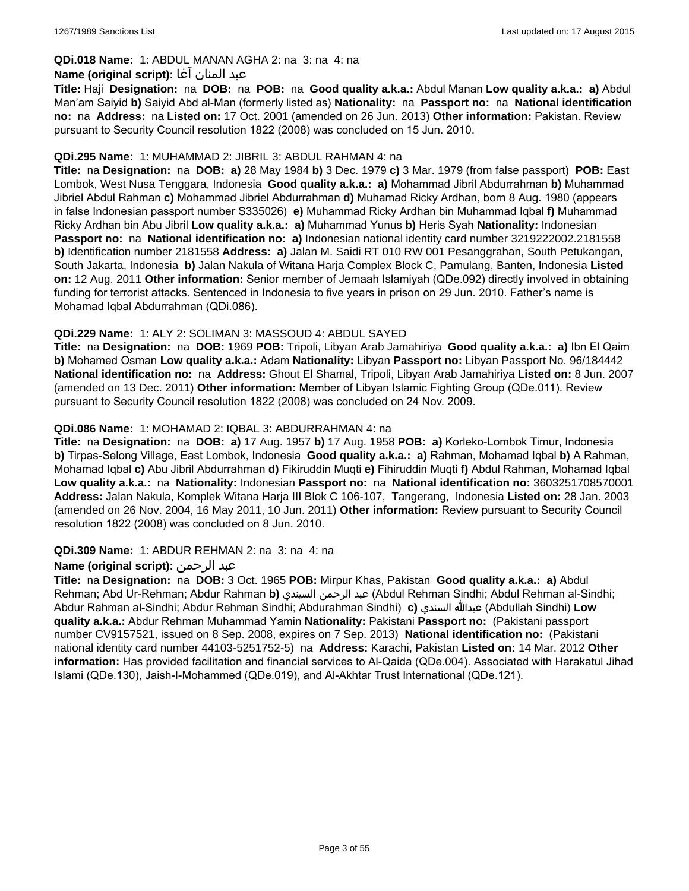**QDi.018 Name:** 1: ABDUL MANAN AGHA 2: na 3: na 4: na

**Name (original script):** عبد المنان آغا

**Title:** Haji **Designation:** na **DOB:** na **POB:** na **Good quality a.k.a.:** Abdul Manan **Low quality a.k.a.:** **a)** Abdul Man'am Saiyid **b)** Saiyid Abd al-Man (formerly listed as) **Nationality:** na **Passport no:** na **National identification no:** na **Address:** na **Listed on:** 17 Oct. 2001 (amended on 26 Jun. 2013) **Other information:** Pakistan. Review pursuant to Security Council resolution 1822 (2008) was concluded on 15 Jun. 2010.

**QDi.295 Name:** 1: MUHAMMAD 2: JIBRIL 3: ABDUL RAHMAN 4: na

**Title:** na **Designation:** na **DOB:** **a)** 28 May 1984 **b)** 3 Dec. 1979 **c)** 3 Mar. 1979 (from false passport) **POB:** East Lombok, West Nusa Tenggara, Indonesia **Good quality a.k.a.:** **a)** Mohammad Jibril Abdurrahman **b)** Muhammad Jibriel Abdul Rahman **c)** Mohammad Jibriel Abdurrahman **d)** Muhamad Ricky Ardhan, born 8 Aug. 1980 (appears in false Indonesian passport number S335026) **e)** Muhammad Ricky Ardhan bin Muhammad Iqbal **f)** Muhammad Ricky Ardhan bin Abu Jibril **Low quality a.k.a.:** **a)** Muhammad Yunus **b)** Heris Syah **Nationality:** Indonesian **Passport no:** na **National identification no:** **a)** Indonesian national identity card number 3219222002.2181558 **b)** Identification number 2181558 **Address:** **a)** Jalan M. Saidi RT 010 RW 001 Pesanggrahan, South Petukangan, South Jakarta, Indonesia **b)** Jalan Nakula of Witana Harja Complex Block C, Pamulang, Banten, Indonesia **Listed on:** 12 Aug. 2011 **Other information:** Senior member of Jemaah Islamiyah (QDe.092) directly involved in obtaining funding for terrorist attacks. Sentenced in Indonesia to five years in prison on 29 Jun. 2010. Father's name is Mohamad Iqbal Abdurrahman (QDi.086).

**QDi.229 Name:** 1: ALY 2: SOLIMAN 3: MASSOUD 4: ABDUL SAYED

**Title:** na **Designation:** na **DOB:** 1969 **POB:** Tripoli, Libyan Arab Jamahiriya **Good quality a.k.a.:** **a)** Ibn El Qaim **b)** Mohamed Osman **Low quality a.k.a.:** Adam **Nationality:** Libyan **Passport no:** Libyan Passport No. 96/184442 **National identification no:** na **Address:** Ghout El Shamal, Tripoli, Libyan Arab Jamahiriya **Listed on:** 8 Jun. 2007 (amended on 13 Dec. 2011) **Other information:** Member of Libyan Islamic Fighting Group (QDe.011). Review pursuant to Security Council resolution 1822 (2008) was concluded on 24 Nov. 2009.

**QDi.086 Name:** 1: MOHAMAD 2: IQBAL 3: ABDURRAHMAN 4: na

**Title:** na **Designation:** na **DOB:** **a)** 17 Aug. 1957 **b)** 17 Aug. 1958 **POB:** **a)** Korleko-Lombok Timur, Indonesia **b)** Tirpas-Selong Village, East Lombok, Indonesia **Good quality a.k.a.:** **a)** Rahman, Mohamad Iqbal **b)** A Rahman, Mohamad Iqbal **c)** Abu Jibril Abdurrahman **d)** Fikiruddin Muqti **e)** Fihiruddin Muqti **f)** Abdul Rahman, Mohamad Iqbal **Low quality a.k.a.:** na **Nationality:** Indonesian **Passport no:** na **National identification no:** 3603251708570001 **Address:** Jalan Nakula, Komplek Witana Harja III Blok C 106-107, Tangerang, Indonesia **Listed on:** 28 Jan. 2003 (amended on 26 Nov. 2004, 16 May 2011, 10 Jun. 2011) **Other information:** Review pursuant to Security Council resolution 1822 (2008) was concluded on 8 Jun. 2010.

**QDi.309 Name:** 1: ABDUR REHMAN 2: na 3: na 4: na

**Name (original script):** عبد الرحمن

**Title:** na **Designation:** na **DOB:** 3 Oct. 1965 **POB:** Mirpur Khas, Pakistan **Good quality a.k.a.:** **a)** Abdul Rehman; Abd Ur-Rehman; Abdur Rahman **b)** عبد الرحمن السيندي (Abdul Rehman Sindhi; Abdul Rehman al-Sindhi; Abdur Rahman al-Sindhi; Abdur Rehman Sindhi; Abdurahman Sindhi) **c)** عبدالله السندي (Abdullah Sindhi) **Low quality a.k.a.:** Abdur Rehman Muhammad Yamin **Nationality:** Pakistani **Passport no:** (Pakistani passport number CV9157521, issued on 8 Sep. 2008, expires on 7 Sep. 2013) **National identification no:** (Pakistani national identity card number 44103-5251752-5) na **Address:** Karachi, Pakistan **Listed on:** 14 Mar. 2012 **Other information:** Has provided facilitation and financial services to Al-Qaida (QDe.004). Associated with Harakatul Jihad Islami (QDe.130), Jaish-I-Mohammed (QDe.019), and Al-Akhtar Trust International (QDe.121).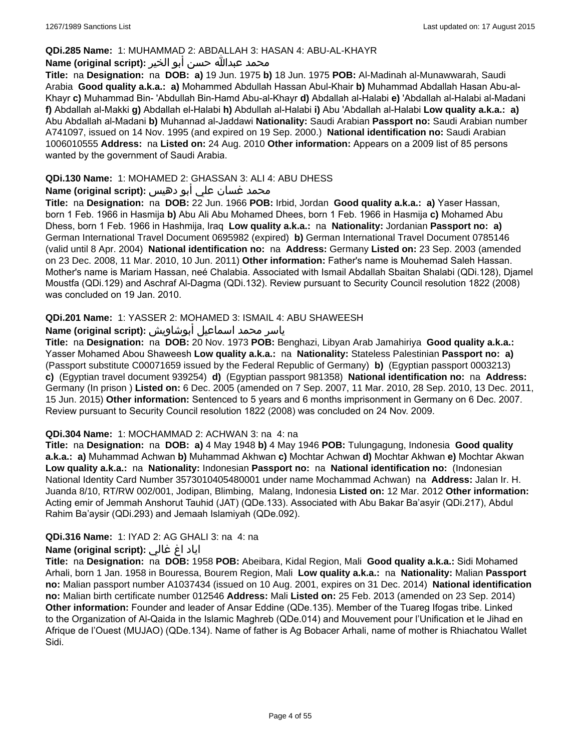**QDi.285 Name:** 1: MUHAMMAD 2: ABDALLAH 3: HASAN 4: ABU-AL-KHAYR

**Name (original script):** محمد عبدالله حسن أبو الخير

**Title:** na **Designation:** na **DOB:** **a)** 19 Jun. 1975 **b)** 18 Jun. 1975 **POB:** Al-Madinah al-Munawwarah, Saudi Arabia **Good quality a.k.a.:** **a)** Mohammed Abdullah Hassan Abul-Khair **b)** Muhammad Abdallah Hasan Abu-al-Khayr **c)** Muhammad Bin- 'Abdullah Bin-Hamd Abu-al-Khayr **d)** Abdallah al-Halabi **e)** 'Abdallah al-Halabi al-Madani **f)** Abdallah al-Makki **g)** Abdallah el-Halabi **h)** Abdullah al-Halabi **i)** Abu 'Abdallah al-Halabi **Low quality a.k.a.:** **a)** Abu Abdallah al-Madani **b)** Muhannad al-Jaddawi **Nationality:** Saudi Arabian **Passport no:** Saudi Arabian number A741097, issued on 14 Nov. 1995 (and expired on 19 Sep. 2000.) **National identification no:** Saudi Arabian 1006010555 **Address:** na **Listed on:** 24 Aug. 2010 **Other information:** Appears on a 2009 list of 85 persons wanted by the government of Saudi Arabia.

**QDi.130 Name:** 1: MOHAMED 2: GHASSAN 3: ALI 4: ABU DHESS

**Name (original script):** محمد غسان علي أبو دهيس

**Title:** na **Designation:** na **DOB:** 22 Jun. 1966 **POB:** Irbid, Jordan **Good quality a.k.a.:** **a)** Yaser Hassan, born 1 Feb. 1966 in Hasmija **b)** Abu Ali Abu Mohamed Dhees, born 1 Feb. 1966 in Hasmija **c)** Mohamed Abu Dhess, born 1 Feb. 1966 in Hashmija, Iraq **Low quality a.k.a.:** na **Nationality:** Jordanian **Passport no:** **a)** German International Travel Document 0695982 (expired) **b)** German International Travel Document 0785146 (valid until 8 Apr. 2004) **National identification no:** na **Address:** Germany **Listed on:** 23 Sep. 2003 (amended on 23 Dec. 2008, 11 Mar. 2010, 10 Jun. 2011) **Other information:** Father's name is Mouhemad Saleh Hassan. Mother's name is Mariam Hassan, neé Chalabia. Associated with Ismail Abdallah Sbaitan Shalabi (QDi.128), Djamel Moustfa (QDi.129) and Aschraf Al-Dagma (QDi.132). Review pursuant to Security Council resolution 1822 (2008) was concluded on 19 Jan. 2010.

**QDi.201 Name:** 1: YASSER 2: MOHAMED 3: ISMAIL 4: ABU SHAWEESH

**Name (original script):** ياسر محمد اسماعيل أبوشاويش

**Title:** na **Designation:** na **DOB:** 20 Nov. 1973 **POB:** Benghazi, Libyan Arab Jamahiriya **Good quality a.k.a.:** Yasser Mohamed Abou Shaweesh **Low quality a.k.a.:** na **Nationality:** Stateless Palestinian **Passport no:** **a)** (Passport substitute C00071659 issued by the Federal Republic of Germany) **b)** (Egyptian passport 0003213) **c)** (Egyptian travel document 939254) **d)** (Egyptian passport 981358) **National identification no:** na **Address:** Germany (In prison ) **Listed on:** 6 Dec. 2005 (amended on 7 Sep. 2007, 11 Mar. 2010, 28 Sep. 2010, 13 Dec. 2011, 15 Jun. 2015) **Other information:** Sentenced to 5 years and 6 months imprisonment in Germany on 6 Dec. 2007. Review pursuant to Security Council resolution 1822 (2008) was concluded on 24 Nov. 2009.

**QDi.304 Name:** 1: MOCHAMMAD 2: ACHWAN 3: na 4: na

**Title:** na **Designation:** na **DOB:** **a)** 4 May 1948 **b)** 4 May 1946 **POB:** Tulungagung, Indonesia **Good quality a.k.a.:** **a)** Muhammad Achwan **b)** Muhammad Akhwan **c)** Mochtar Achwan **d)** Mochtar Akhwan **e)** Mochtar Akwan **Low quality a.k.a.:** na **Nationality:** Indonesian **Passport no:** na **National identification no:** (Indonesian National Identity Card Number 3573010405480001 under name Mochammad Achwan) na **Address:** Jalan Ir. H. Juanda 8/10, RT/RW 002/001, Jodipan, Blimbing, Malang, Indonesia **Listed on:** 12 Mar. 2012 **Other information:** Acting emir of Jemmah Anshorut Tauhid (JAT) (QDe.133). Associated with Abu Bakar Ba'asyir (QDi.217), Abdul Rahim Ba'aysir (QDi.293) and Jemaah Islamiyah (QDe.092).

**QDi.316 Name:** 1: IYAD 2: AG GHALI 3: na 4: na

**Name (original script):** اياد اغ غالي

**Title:** na **Designation:** na **DOB:** 1958 **POB:** Abeibara, Kidal Region, Mali **Good quality a.k.a.:** Sidi Mohamed Arhali, born 1 Jan. 1958 in Bouressa, Bourem Region, Mali **Low quality a.k.a.:** na **Nationality:** Malian **Passport no:** Malian passport number A1037434 (issued on 10 Aug. 2001, expires on 31 Dec. 2014) **National identification no:** Malian birth certificate number 012546 **Address:** Mali **Listed on:** 25 Feb. 2013 (amended on 23 Sep. 2014) **Other information:** Founder and leader of Ansar Eddine (QDe.135). Member of the Tuareg Ifogas tribe. Linked to the Organization of Al-Qaida in the Islamic Maghreb (QDe.014) and Mouvement pour l'Unification et le Jihad en Afrique de l'Ouest (MUJAO) (QDe.134). Name of father is Ag Bobacer Arhali, name of mother is Rhiachatou Wallet Sidi.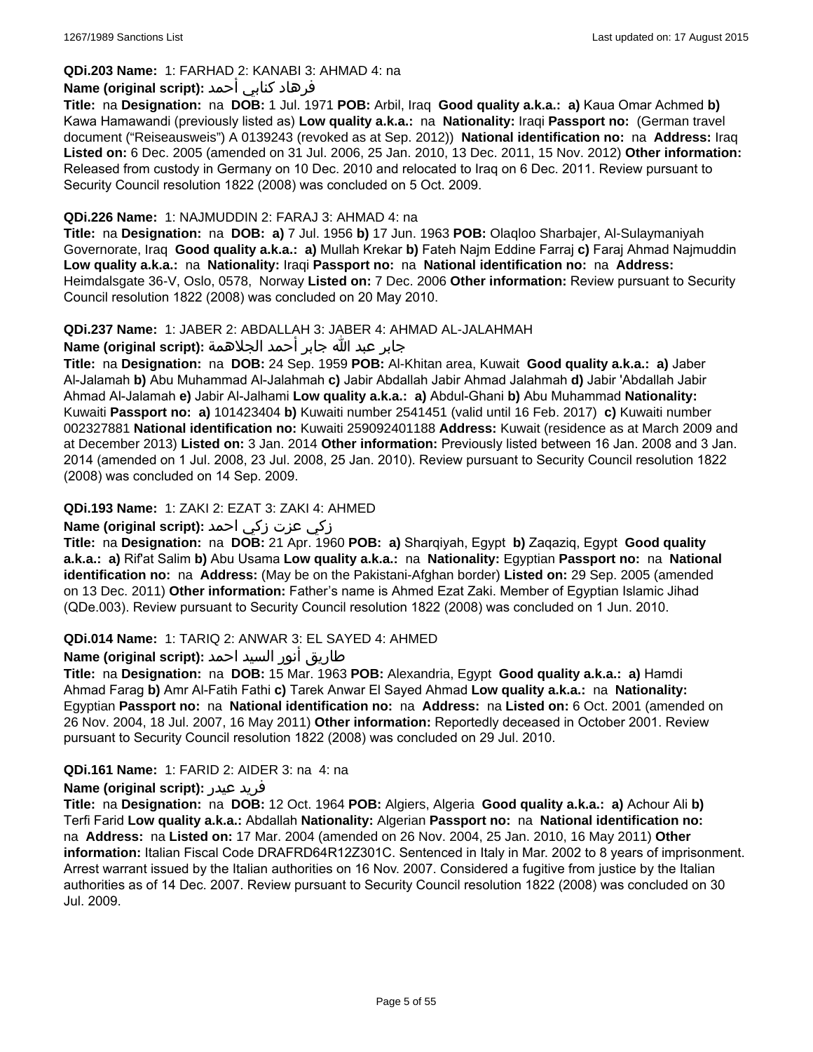**QDi.203 Name:** 1: FARHAD 2: KANABI 3: AHMAD 4: na

**Name (original script):** فرهاد كنابي أحمد

**Title:** na **Designation:** na **DOB:** 1 Jul. 1971 **POB:** Arbil, Iraq **Good quality a.k.a.:** **a)** Kaua Omar Achmed **b)** Kawa Hamawandi (previously listed as) **Low quality a.k.a.:** na **Nationality:** Iraqi **Passport no:** (German travel document ("Reiseausweis") A 0139243 (revoked as at Sep. 2012)) **National identification no:** na **Address:** Iraq **Listed on:** 6 Dec. 2005 (amended on 31 Jul. 2006, 25 Jan. 2010, 13 Dec. 2011, 15 Nov. 2012) **Other information:** Released from custody in Germany on 10 Dec. 2010 and relocated to Iraq on 6 Dec. 2011. Review pursuant to Security Council resolution 1822 (2008) was concluded on 5 Oct. 2009.

**QDi.226 Name:** 1: NAJMUDDIN 2: FARAJ 3: AHMAD 4: na

**Title:** na **Designation:** na **DOB:** **a)** 7 Jul. 1956 **b)** 17 Jun. 1963 **POB:** Olaqloo Sharbajer, Al-Sulaymaniyah Governorate, Iraq **Good quality a.k.a.:** **a)** Mullah Krekar **b)** Fateh Najm Eddine Farraj **c)** Faraj Ahmad Najmuddin **Low quality a.k.a.:** na **Nationality:** Iraqi **Passport no:** na **National identification no:** na **Address:** Heimdalsgate 36-V, Oslo, 0578, Norway **Listed on:** 7 Dec. 2006 **Other information:** Review pursuant to Security Council resolution 1822 (2008) was concluded on 20 May 2010.

**QDi.237 Name:** 1: JABER 2: ABDALLAH 3: JABER 4: AHMAD AL-JALAHMAH

**Name (original script):** جابر عبد الله جابر أحمد الجلاهمة

**Title:** na **Designation:** na **DOB:** 24 Sep. 1959 **POB:** Al-Khitan area, Kuwait **Good quality a.k.a.:** **a)** Jaber Al-Jalamah **b)** Abu Muhammad Al-Jalahmah **c)** Jabir Abdallah Jabir Ahmad Jalahmah **d)** Jabir 'Abdallah Jabir Ahmad Al-Jalamah **e)** Jabir Al-Jalhami **Low quality a.k.a.:** **a)** Abdul-Ghani **b)** Abu Muhammad **Nationality:** Kuwaiti **Passport no:** **a)** 101423404 **b)** Kuwaiti number 2541451 (valid until 16 Feb. 2017) **c)** Kuwaiti number 002327881 **National identification no:** Kuwaiti 259092401188 **Address:** Kuwait (residence as at March 2009 and at December 2013) **Listed on:** 3 Jan. 2014 **Other information:** Previously listed between 16 Jan. 2008 and 3 Jan. 2014 (amended on 1 Jul. 2008, 23 Jul. 2008, 25 Jan. 2010). Review pursuant to Security Council resolution 1822 (2008) was concluded on 14 Sep. 2009.

**QDi.193 Name:** 1: ZAKI 2: EZAT 3: ZAKI 4: AHMED

**Name (original script):** زكي عزت زكي احمد

**Title:** na **Designation:** na **DOB:** 21 Apr. 1960 **POB:** **a)** Sharqiyah, Egypt **b)** Zaqaziq, Egypt **Good quality a.k.a.:** **a)** Rif'at Salim **b)** Abu Usama **Low quality a.k.a.:** na **Nationality:** Egyptian **Passport no:** na **National identification no:** na **Address:** (May be on the Pakistani-Afghan border) **Listed on:** 29 Sep. 2005 (amended on 13 Dec. 2011) **Other information:** Father's name is Ahmed Ezat Zaki. Member of Egyptian Islamic Jihad (QDe.003). Review pursuant to Security Council resolution 1822 (2008) was concluded on 1 Jun. 2010.

**QDi.014 Name:** 1: TARIQ 2: ANWAR 3: EL SAYED 4: AHMED

**Name (original script):** طاريق أنور السيد احمد

**Title:** na **Designation:** na **DOB:** 15 Mar. 1963 **POB:** Alexandria, Egypt **Good quality a.k.a.:** **a)** Hamdi Ahmad Farag **b)** Amr Al-Fatih Fathi **c)** Tarek Anwar El Sayed Ahmad **Low quality a.k.a.:** na **Nationality:** Egyptian **Passport no:** na **National identification no:** na **Address:** na **Listed on:** 6 Oct. 2001 (amended on 26 Nov. 2004, 18 Jul. 2007, 16 May 2011) **Other information:** Reportedly deceased in October 2001. Review pursuant to Security Council resolution 1822 (2008) was concluded on 29 Jul. 2010.

**QDi.161 Name:** 1: FARID 2: AIDER 3: na 4: na

**Name (original script):** فريد عيدر

**Title:** na **Designation:** na **DOB:** 12 Oct. 1964 **POB:** Algiers, Algeria **Good quality a.k.a.:** **a)** Achour Ali **b)** Terfi Farid **Low quality a.k.a.:** Abdallah **Nationality:** Algerian **Passport no:** na **National identification no:** na **Address:** na **Listed on:** 17 Mar. 2004 (amended on 26 Nov. 2004, 25 Jan. 2010, 16 May 2011) **Other information:** Italian Fiscal Code DRAFRD64R12Z301C. Sentenced in Italy in Mar. 2002 to 8 years of imprisonment. Arrest warrant issued by the Italian authorities on 16 Nov. 2007. Considered a fugitive from justice by the Italian authorities as of 14 Dec. 2007. Review pursuant to Security Council resolution 1822 (2008) was concluded on 30 Jul. 2009.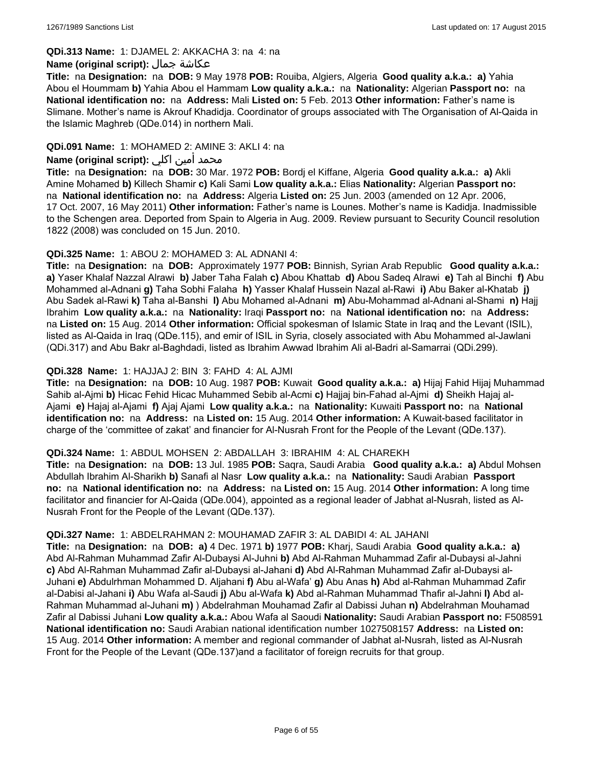**QDi.313 Name:** 1: DJAMEL 2: AKKACHA 3: na 4: na

**Name (original script):** عكاشة جمال

**Title:** na **Designation:** na **DOB:** 9 May 1978 **POB:** Rouiba, Algiers, Algeria **Good quality a.k.a.: a)** Yahia Abou el Hoummam **b)** Yahia Abou el Hammam **Low quality a.k.a.:** na **Nationality:** Algerian **Passport no:** na **National identification no:** na **Address:** Mali **Listed on:** 5 Feb. 2013 **Other information:** Father's name is Slimane. Mother's name is Akrouf Khadidja. Coordinator of groups associated with The Organisation of Al-Qaida in the Islamic Maghreb (QDe.014) in northern Mali.

**QDi.091 Name:** 1: MOHAMED 2: AMINE 3: AKLI 4: na

**Name (original script):** محمد أمين اكلي

**Title:** na **Designation:** na **DOB:** 30 Mar. 1972 **POB:** Bordj el Kiffane, Algeria **Good quality a.k.a.: a)** Akli Amine Mohamed **b)** Killech Shamir **c)** Kali Sami **Low quality a.k.a.:** Elias **Nationality:** Algerian **Passport no:** na **National identification no:** na **Address:** Algeria **Listed on:** 25 Jun. 2003 (amended on 12 Apr. 2006, 17 Oct. 2007, 16 May 2011) **Other information:** Father's name is Lounes. Mother's name is Kadidja. Inadmissible to the Schengen area. Deported from Spain to Algeria in Aug. 2009. Review pursuant to Security Council resolution 1822 (2008) was concluded on 15 Jun. 2010.

**QDi.325 Name:** 1: ABOU 2: MOHAMED 3: AL ADNANI 4:

**Title:** na **Designation:** na **DOB:** Approximately 1977 **POB:** Binnish, Syrian Arab Republic **Good quality a.k.a.: a)** Yaser Khalaf Nazzal Alrawi **b)** Jaber Taha Falah **c)** Abou Khattab **d)** Abou Sadeq Alrawi **e)** Tah al Binchi **f)** Abu Mohammed al-Adnani **g)** Taha Sobhi Falaha **h)** Yasser Khalaf Hussein Nazal al-Rawi **i)** Abu Baker al-Khatab **j)** Abu Sadek al-Rawi **k)** Taha al-Banshi **l)** Abu Mohamed al-Adnani **m)** Abu-Mohammad al-Adnani al-Shami **n)** Hajj Ibrahim **Low quality a.k.a.:** na **Nationality:** Iraqi **Passport no:** na **National identification no:** na **Address:** na **Listed on:** 15 Aug. 2014 **Other information:** Official spokesman of Islamic State in Iraq and the Levant (ISIL), listed as Al-Qaida in Iraq (QDe.115), and emir of ISIL in Syria, closely associated with Abu Mohammed al-Jawlani (QDi.317) and Abu Bakr al-Baghdadi, listed as Ibrahim Awwad Ibrahim Ali al-Badri al-Samarrai (QDi.299).

**QDi.328 Name:** 1: HAJJAJ 2: BIN 3: FAHD 4: AL AJMI

**Title:** na **Designation:** na **DOB:** 10 Aug. 1987 **POB:** Kuwait **Good quality a.k.a.: a)** Hijaj Fahid Hijaj Muhammad Sahib al-Ajmi **b)** Hicac Fehid Hicac Muhammed Sebib al-Acmi **c)** Hajjaj bin-Fahad al-Ajmi **d)** Sheikh Hajaj al-Ajami **e)** Hajaj al-Ajami **f)** Ajaj Ajami **Low quality a.k.a.:** na **Nationality:** Kuwaiti **Passport no:** na **National identification no:** na **Address:** na **Listed on:** 15 Aug. 2014 **Other information:** A Kuwait-based facilitator in charge of the 'committee of zakat' and financier for Al-Nusrah Front for the People of the Levant (QDe.137).

**QDi.324 Name:** 1: ABDUL MOHSEN 2: ABDALLAH 3: IBRAHIM 4: AL CHAREKH

**Title:** na **Designation:** na **DOB:** 13 Jul. 1985 **POB:** Saqra, Saudi Arabia **Good quality a.k.a.: a)** Abdul Mohsen Abdullah Ibrahim Al-Sharikh **b)** Sanafi al Nasr **Low quality a.k.a.:** na **Nationality:** Saudi Arabian **Passport no:** na **National identification no:** na **Address:** na **Listed on:** 15 Aug. 2014 **Other information:** A long time facilitator and financier for Al-Qaida (QDe.004), appointed as a regional leader of Jabhat al-Nusrah, listed as Al-Nusrah Front for the People of the Levant (QDe.137).

**QDi.327 Name:** 1: ABDELRAHMAN 2: MOUHAMAD ZAFIR 3: AL DABIDI 4: AL JAHANI

**Title:** na **Designation:** na **DOB: a)** 4 Dec. 1971 **b)** 1977 **POB:** Kharj, Saudi Arabia **Good quality a.k.a.: a)** Abd Al-Rahman Muhammad Zafir Al-Dubaysi Al-Juhni **b)** Abd Al-Rahman Muhammad Zafir al-Dubaysi al-Jahni **c)** Abd Al-Rahman Muhammad Zafir al-Dubaysi al-Jahani **d)** Abd Al-Rahman Muhammad Zafir al-Dubaysi al-Juhani **e)** Abdulrhman Mohammed D. Aljahani **f)** Abu al-Wafa' **g)** Abu Anas **h)** Abd al-Rahman Muhammad Zafir al-Dabisi al-Jahani **i)** Abu Wafa al-Saudi **j)** Abu al-Wafa **k)** Abd al-Rahman Muhammad Thafir al-Jahni **l)** Abd al-Rahman Muhammad al-Juhani **m)** ) Abdelrahman Mouhamad Zafir al Dabissi Juhan **n)** Abdelrahman Mouhamad Zafir al Dabissi Juhani **Low quality a.k.a.:** Abou Wafa al Saoudi **Nationality:** Saudi Arabian **Passport no:** F508591 **National identification no:** Saudi Arabian national identification number 1027508157 **Address:** na **Listed on:** 15 Aug. 2014 **Other information:** A member and regional commander of Jabhat al-Nusrah, listed as Al-Nusrah Front for the People of the Levant (QDe.137)and a facilitator of foreign recruits for that group.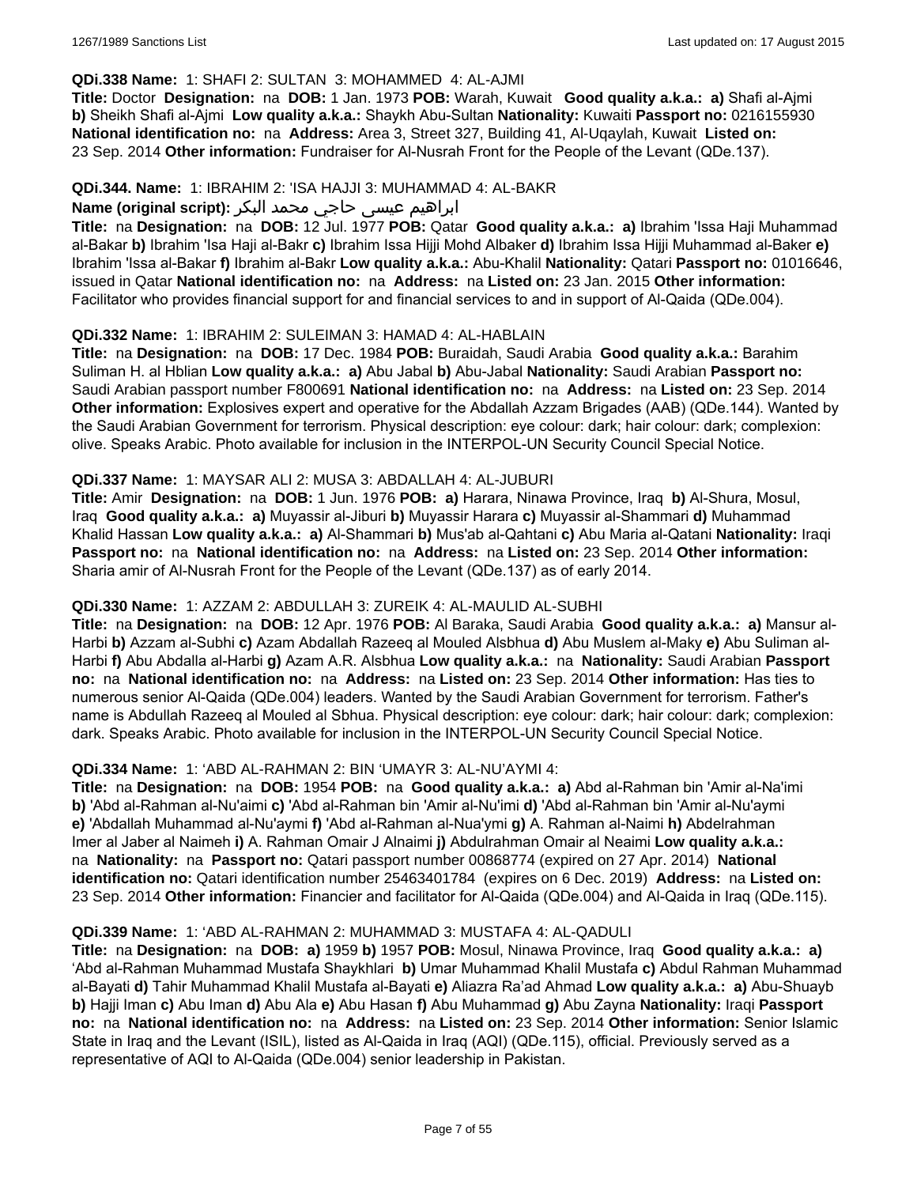**QDi.338 Name:** 1: SHAFI 2: SULTAN 3: MOHAMMED 4: AL-AJMI

**Title:** Doctor **Designation:** na **DOB:** 1 Jan. 1973 **POB:** Warah, Kuwait **Good quality a.k.a.: a)** Shafi al-Ajmi **b)** Sheikh Shafi al-Ajmi **Low quality a.k.a.:** Shaykh Abu-Sultan **Nationality:** Kuwaiti **Passport no:** 0216155930 **National identification no:** na **Address:** Area 3, Street 327, Building 41, Al-Uqaylah, Kuwait **Listed on:** 23 Sep. 2014 **Other information:** Fundraiser for Al-Nusrah Front for the People of the Levant (QDe.137).

**QDi.344. Name:** 1: IBRAHIM 2: 'ISA HAJJI 3: MUHAMMAD 4: AL-BAKR

**Name (original script):** ابراهيم عيسى حاجي محمد البكر

**Title:** na **Designation:** na **DOB:** 12 Jul. 1977 **POB:** Qatar **Good quality a.k.a.: a)** Ibrahim 'Issa Haji Muhammad al-Bakar **b)** Ibrahim 'Isa Haji al-Bakr **c)** Ibrahim Issa Hijji Mohd Albaker **d)** Ibrahim Issa Hijji Muhammad al-Baker **e)** Ibrahim 'Issa al-Bakar **f)** Ibrahim al-Bakr **Low quality a.k.a.:** Abu-Khalil **Nationality:** Qatari **Passport no:** 01016646, issued in Qatar **National identification no:** na **Address:** na **Listed on:** 23 Jan. 2015 **Other information:** Facilitator who provides financial support for and financial services to and in support of Al-Qaida (QDe.004).

**QDi.332 Name:** 1: IBRAHIM 2: SULEIMAN 3: HAMAD 4: AL-HABLAIN

**Title:** na **Designation:** na **DOB:** 17 Dec. 1984 **POB:** Buraidah, Saudi Arabia **Good quality a.k.a.:** Barahim Suliman H. al Hblian **Low quality a.k.a.: a)** Abu Jabal **b)** Abu-Jabal **Nationality:** Saudi Arabian **Passport no:** Saudi Arabian passport number F800691 **National identification no:** na **Address:** na **Listed on:** 23 Sep. 2014 **Other information:** Explosives expert and operative for the Abdallah Azzam Brigades (AAB) (QDe.144). Wanted by the Saudi Arabian Government for terrorism. Physical description: eye colour: dark; hair colour: dark; complexion: olive. Speaks Arabic. Photo available for inclusion in the INTERPOL-UN Security Council Special Notice.

**QDi.337 Name:** 1: MAYSAR ALI 2: MUSA 3: ABDALLAH 4: AL-JUBURI

**Title:** Amir **Designation:** na **DOB:** 1 Jun. 1976 **POB: a)** Harara, Ninawa Province, Iraq **b)** Al-Shura, Mosul, Iraq **Good quality a.k.a.: a)** Muyassir al-Jiburi **b)** Muyassir Harara **c)** Muyassir al-Shammari **d)** Muhammad Khalid Hassan **Low quality a.k.a.: a)** Al-Shammari **b)** Mus'ab al-Qahtani **c)** Abu Maria al-Qatani **Nationality:** Iraqi **Passport no:** na **National identification no:** na **Address:** na **Listed on:** 23 Sep. 2014 **Other information:** Sharia amir of Al-Nusrah Front for the People of the Levant (QDe.137) as of early 2014.

**QDi.330 Name:** 1: AZZAM 2: ABDULLAH 3: ZUREIK 4: AL-MAULID AL-SUBHI

**Title:** na **Designation:** na **DOB:** 12 Apr. 1976 **POB:** Al Baraka, Saudi Arabia **Good quality a.k.a.: a)** Mansur al-Harbi **b)** Azzam al-Subhi **c)** Azam Abdallah Razeeq al Mouled Alsbhua **d)** Abu Muslem al-Maky **e)** Abu Suliman al-Harbi **f)** Abu Abdalla al-Harbi **g)** Azam A.R. Alsbhua **Low quality a.k.a.:** na **Nationality:** Saudi Arabian **Passport no:** na **National identification no:** na **Address:** na **Listed on:** 23 Sep. 2014 **Other information:** Has ties to numerous senior Al-Qaida (QDe.004) leaders. Wanted by the Saudi Arabian Government for terrorism. Father's name is Abdullah Razeeq al Mouled al Sbhua. Physical description: eye colour: dark; hair colour: dark; complexion: dark. Speaks Arabic. Photo available for inclusion in the INTERPOL-UN Security Council Special Notice.

**QDi.334 Name:** 1: 'ABD AL-RAHMAN 2: BIN 'UMAYR 3: AL-NU'AYMI 4:

**Title:** na **Designation:** na **DOB:** 1954 **POB:** na **Good quality a.k.a.: a)** Abd al-Rahman bin 'Amir al-Na'imi **b)** 'Abd al-Rahman al-Nu'aimi **c)** 'Abd al-Rahman bin 'Amir al-Nu'imi **d)** 'Abd al-Rahman bin 'Amir al-Nu'aymi **e)** 'Abdallah Muhammad al-Nu'aymi **f)** 'Abd al-Rahman al-Nua'ymi **g)** A. Rahman al-Naimi **h)** Abdelrahman Imer al Jaber al Naimeh **i)** A. Rahman Omair J Alnaimi **j)** Abdulrahman Omair al Neaimi **Low quality a.k.a.:** na **Nationality:** na **Passport no:** Qatari passport number 00868774 (expired on 27 Apr. 2014) **National identification no:** Qatari identification number 25463401784 (expires on 6 Dec. 2019) **Address:** na **Listed on:** 23 Sep. 2014 **Other information:** Financier and facilitator for Al-Qaida (QDe.004) and Al-Qaida in Iraq (QDe.115).

**QDi.339 Name:** 1: 'ABD AL-RAHMAN 2: MUHAMMAD 3: MUSTAFA 4: AL-QADULI

**Title:** na **Designation:** na **DOB: a)** 1959 **b)** 1957 **POB:** Mosul, Ninawa Province, Iraq **Good quality a.k.a.: a)** 'Abd al-Rahman Muhammad Mustafa Shaykhlari **b)** Umar Muhammad Khalil Mustafa **c)** Abdul Rahman Muhammad al-Bayati **d)** Tahir Muhammad Khalil Mustafa al-Bayati **e)** Aliazra Ra'ad Ahmad **Low quality a.k.a.: a)** Abu-Shuayb **b)** Hajji Iman **c)** Abu Iman **d)** Abu Ala **e)** Abu Hasan **f)** Abu Muhammad **g)** Abu Zayna **Nationality:** Iraqi **Passport no:** na **National identification no:** na **Address:** na **Listed on:** 23 Sep. 2014 **Other information:** Senior Islamic State in Iraq and the Levant (ISIL), listed as Al-Qaida in Iraq (AQI) (QDe.115), official. Previously served as a representative of AQI to Al-Qaida (QDe.004) senior leadership in Pakistan.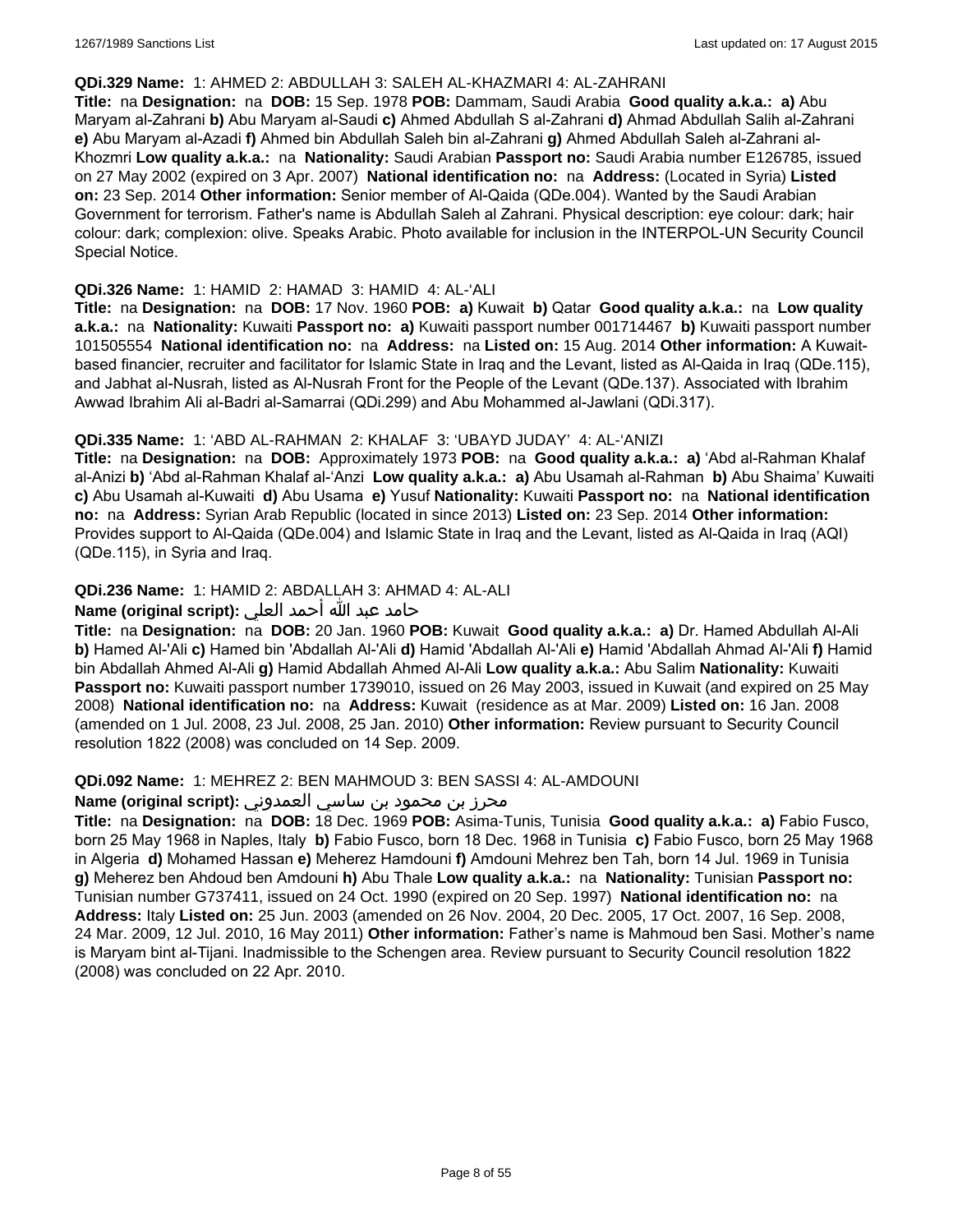**QDi.329 Name:** 1: AHMED 2: ABDULLAH 3: SALEH AL-KHAZMARI 4: AL-ZAHRANI
**Title:** na **Designation:** na **DOB:** 15 Sep. 1978 **POB:** Dammam, Saudi Arabia **Good quality a.k.a.:** **a)** Abu Maryam al-Zahrani **b)** Abu Maryam al-Saudi **c)** Ahmed Abdullah S al-Zahrani **d)** Ahmad Abdullah Salih al-Zahrani **e)** Abu Maryam al-Azadi **f)** Ahmed bin Abdullah Saleh bin al-Zahrani **g)** Ahmed Abdullah Saleh al-Zahrani al-Khozmri **Low quality a.k.a.:** na **Nationality:** Saudi Arabian **Passport no:** Saudi Arabia number E126785, issued on 27 May 2002 (expired on 3 Apr. 2007) **National identification no:** na **Address:** (Located in Syria) **Listed on:** 23 Sep. 2014 **Other information:** Senior member of Al-Qaida (QDe.004). Wanted by the Saudi Arabian Government for terrorism. Father's name is Abdullah Saleh al Zahrani. Physical description: eye colour: dark; hair colour: dark; complexion: olive. Speaks Arabic. Photo available for inclusion in the INTERPOL-UN Security Council Special Notice.

**QDi.326 Name:** 1: HAMID 2: HAMAD 3: HAMID 4: AL-'ALI
**Title:** na **Designation:** na **DOB:** 17 Nov. 1960 **POB:** **a)** Kuwait **b)** Qatar **Good quality a.k.a.:** na **Low quality a.k.a.:** na **Nationality:** Kuwaiti **Passport no:** **a)** Kuwaiti passport number 001714467 **b)** Kuwaiti passport number 101505554 **National identification no:** na **Address:** na **Listed on:** 15 Aug. 2014 **Other information:** A Kuwait-based financier, recruiter and facilitator for Islamic State in Iraq and the Levant, listed as Al-Qaida in Iraq (QDe.115), and Jabhat al-Nusrah, listed as Al-Nusrah Front for the People of the Levant (QDe.137). Associated with Ibrahim Awwad Ibrahim Ali al-Badri al-Samarrai (QDi.299) and Abu Mohammed al-Jawlani (QDi.317).

**QDi.335 Name:** 1: 'ABD AL-RAHMAN 2: KHALAF 3: 'UBAYD JUDAY' 4: AL-'ANIZI
**Title:** na **Designation:** na **DOB:** Approximately 1973 **POB:** na **Good quality a.k.a.:** **a)** 'Abd al-Rahman Khalaf al-Anizi **b)** 'Abd al-Rahman Khalaf al-'Anzi **Low quality a.k.a.:** **a)** Abu Usamah al-Rahman **b)** Abu Shaima' Kuwaiti **c)** Abu Usamah al-Kuwaiti **d)** Abu Usama **e)** Yusuf **Nationality:** Kuwaiti **Passport no:** na **National identification no:** na **Address:** Syrian Arab Republic (located in since 2013) **Listed on:** 23 Sep. 2014 **Other information:** Provides support to Al-Qaida (QDe.004) and Islamic State in Iraq and the Levant, listed as Al-Qaida in Iraq (AQI) (QDe.115), in Syria and Iraq.

**QDi.236 Name:** 1: HAMID 2: ABDALLAH 3: AHMAD 4: AL-ALI
**Name (original script):** حامد عبد الله أحمد العلي
**Title:** na **Designation:** na **DOB:** 20 Jan. 1960 **POB:** Kuwait **Good quality a.k.a.:** **a)** Dr. Hamed Abdullah Al-Ali **b)** Hamed Al-'Ali **c)** Hamed bin 'Abdallah Al-'Ali **d)** Hamid 'Abdallah Al-'Ali **e)** Hamid 'Abdallah Ahmad Al-'Ali **f)** Hamid bin Abdallah Ahmed Al-Ali **g)** Hamid Abdallah Ahmed Al-Ali **Low quality a.k.a.:** Abu Salim **Nationality:** Kuwaiti **Passport no:** Kuwaiti passport number 1739010, issued on 26 May 2003, issued in Kuwait (and expired on 25 May 2008) **National identification no:** na **Address:** Kuwait (residence as at Mar. 2009) **Listed on:** 16 Jan. 2008 (amended on 1 Jul. 2008, 23 Jul. 2008, 25 Jan. 2010) **Other information:** Review pursuant to Security Council resolution 1822 (2008) was concluded on 14 Sep. 2009.

**QDi.092 Name:** 1: MEHREZ 2: BEN MAHMOUD 3: BEN SASSI 4: AL-AMDOUNI
**Name (original script):** محرز بن محمود بن ساسي العمدوني
**Title:** na **Designation:** na **DOB:** 18 Dec. 1969 **POB:** Asima-Tunis, Tunisia **Good quality a.k.a.:** **a)** Fabio Fusco, born 25 May 1968 in Naples, Italy **b)** Fabio Fusco, born 18 Dec. 1968 in Tunisia **c)** Fabio Fusco, born 25 May 1968 in Algeria **d)** Mohamed Hassan **e)** Meherez Hamdouni **f)** Amdouni Mehrez ben Tah, born 14 Jul. 1969 in Tunisia **g)** Meherez ben Ahdoud ben Amdouni **h)** Abu Thale **Low quality a.k.a.:** na **Nationality:** Tunisian **Passport no:** Tunisian number G737411, issued on 24 Oct. 1990 (expired on 20 Sep. 1997) **National identification no:** na **Address:** Italy **Listed on:** 25 Jun. 2003 (amended on 26 Nov. 2004, 20 Dec. 2005, 17 Oct. 2007, 16 Sep. 2008, 24 Mar. 2009, 12 Jul. 2010, 16 May 2011) **Other information:** Father's name is Mahmoud ben Sasi. Mother's name is Maryam bint al-Tijani. Inadmissible to the Schengen area. Review pursuant to Security Council resolution 1822 (2008) was concluded on 22 Apr. 2010.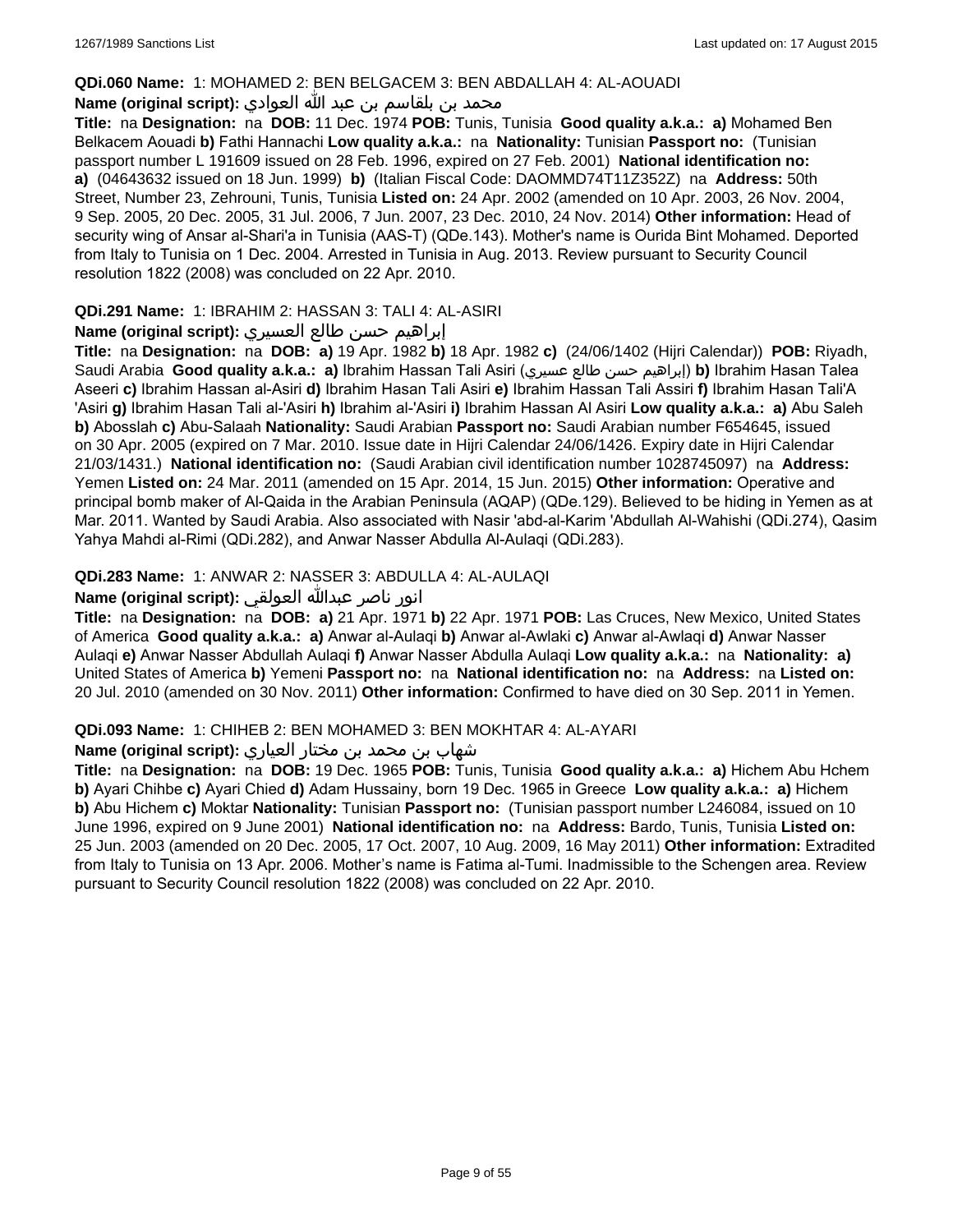**QDi.060 Name:** 1: MOHAMED 2: BEN BELGACEM 3: BEN ABDALLAH 4: AL-AOUADI

**Name (original script):** محمد بن بلقاسم بن عبد الله العوادي

**Title:** na **Designation:** na **DOB:** 11 Dec. 1974 **POB:** Tunis, Tunisia **Good quality a.k.a.:** **a)** Mohamed Ben Belkacem Aouadi **b)** Fathi Hannachi **Low quality a.k.a.:** na **Nationality:** Tunisian **Passport no:** (Tunisian passport number L 191609 issued on 28 Feb. 1996, expired on 27 Feb. 2001) **National identification no:** **a)** (04643632 issued on 18 Jun. 1999) **b)** (Italian Fiscal Code: DAOMMD74T11Z352Z) na **Address:** 50th Street, Number 23, Zehrouni, Tunis, Tunisia **Listed on:** 24 Apr. 2002 (amended on 10 Apr. 2003, 26 Nov. 2004, 9 Sep. 2005, 20 Dec. 2005, 31 Jul. 2006, 7 Jun. 2007, 23 Dec. 2010, 24 Nov. 2014) **Other information:** Head of security wing of Ansar al-Shari'a in Tunisia (AAS-T) (QDe.143). Mother's name is Ourida Bint Mohamed. Deported from Italy to Tunisia on 1 Dec. 2004. Arrested in Tunisia in Aug. 2013. Review pursuant to Security Council resolution 1822 (2008) was concluded on 22 Apr. 2010.

**QDi.291 Name:** 1: IBRAHIM 2: HASSAN 3: TALI 4: AL-ASIRI

**Name (original script):** إبراهيم حسن طالع العسيري

**Title:** na **Designation:** na **DOB:** **a)** 19 Apr. 1982 **b)** 18 Apr. 1982 **c)** (24/06/1402 (Hijri Calendar)) **POB:** Riyadh, Saudi Arabia **Good quality a.k.a.:** **a)** Ibrahim Hassan Tali Asiri (إبراهيم حسن طالع عسيري) **b)** Ibrahim Hasan Talea Aseeri **c)** Ibrahim Hassan al-Asiri **d)** Ibrahim Hasan Tali Asiri **e)** Ibrahim Hassan Tali Assiri **f)** Ibrahim Hasan Tali'A 'Asiri **g)** Ibrahim Hasan Tali al-'Asiri **h)** Ibrahim al-'Asiri **i)** Ibrahim Hassan Al Asiri **Low quality a.k.a.:** **a)** Abu Saleh **b)** Abosslah **c)** Abu-Salaah **Nationality:** Saudi Arabian **Passport no:** Saudi Arabian number F654645, issued on 30 Apr. 2005 (expired on 7 Mar. 2010. Issue date in Hijri Calendar 24/06/1426. Expiry date in Hijri Calendar 21/03/1431.) **National identification no:** (Saudi Arabian civil identification number 1028745097) na **Address:** Yemen **Listed on:** 24 Mar. 2011 (amended on 15 Apr. 2014, 15 Jun. 2015) **Other information:** Operative and principal bomb maker of Al-Qaida in the Arabian Peninsula (AQAP) (QDe.129). Believed to be hiding in Yemen as at Mar. 2011. Wanted by Saudi Arabia. Also associated with Nasir 'abd-al-Karim 'Abdullah Al-Wahishi (QDi.274), Qasim Yahya Mahdi al-Rimi (QDi.282), and Anwar Nasser Abdulla Al-Aulaqi (QDi.283).

**QDi.283 Name:** 1: ANWAR 2: NASSER 3: ABDULLA 4: AL-AULAQI

**Name (original script):** انور ناصر عبدالله العولقي

**Title:** na **Designation:** na **DOB:** **a)** 21 Apr. 1971 **b)** 22 Apr. 1971 **POB:** Las Cruces, New Mexico, United States of America **Good quality a.k.a.:** **a)** Anwar al-Aulaqi **b)** Anwar al-Awlaki **c)** Anwar al-Awlaqi **d)** Anwar Nasser Aulaqi **e)** Anwar Nasser Abdullah Aulaqi **f)** Anwar Nasser Abdulla Aulaqi **Low quality a.k.a.:** na **Nationality:** **a)** United States of America **b)** Yemeni **Passport no:** na **National identification no:** na **Address:** na **Listed on:** 20 Jul. 2010 (amended on 30 Nov. 2011) **Other information:** Confirmed to have died on 30 Sep. 2011 in Yemen.

**QDi.093 Name:** 1: CHIHEB 2: BEN MOHAMED 3: BEN MOKHTAR 4: AL-AYARI

**Name (original script):** شهاب بن محمد بن مختار العياري

**Title:** na **Designation:** na **DOB:** 19 Dec. 1965 **POB:** Tunis, Tunisia **Good quality a.k.a.:** **a)** Hichem Abu Hchem **b)** Ayari Chihbe **c)** Ayari Chied **d)** Adam Hussainy, born 19 Dec. 1965 in Greece **Low quality a.k.a.:** **a)** Hichem **b)** Abu Hichem **c)** Moktar **Nationality:** Tunisian **Passport no:** (Tunisian passport number L246084, issued on 10 June 1996, expired on 9 June 2001) **National identification no:** na **Address:** Bardo, Tunis, Tunisia **Listed on:** 25 Jun. 2003 (amended on 20 Dec. 2005, 17 Oct. 2007, 10 Aug. 2009, 16 May 2011) **Other information:** Extradited from Italy to Tunisia on 13 Apr. 2006. Mother’s name is Fatima al-Tumi. Inadmissible to the Schengen area. Review pursuant to Security Council resolution 1822 (2008) was concluded on 22 Apr. 2010.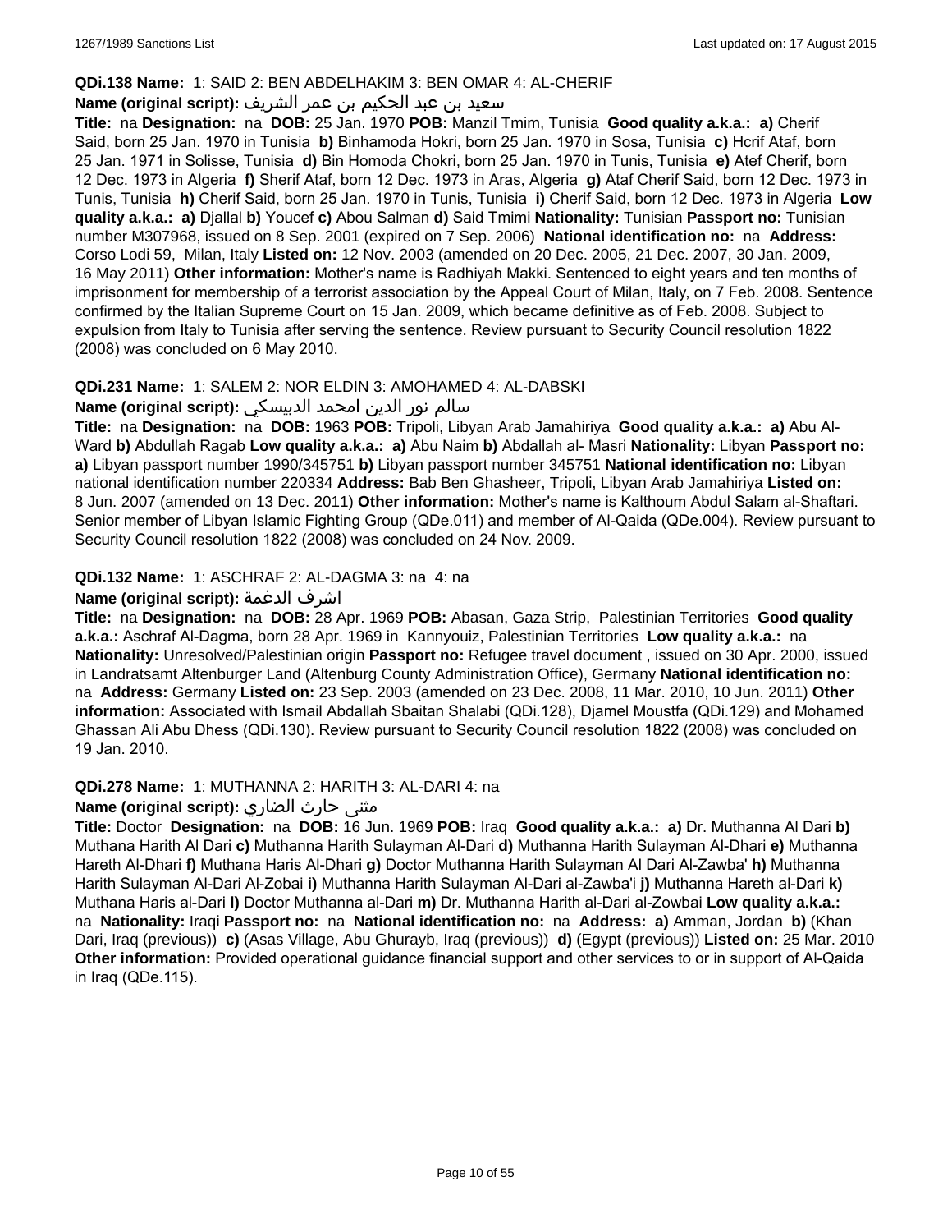**QDi.138 Name:** 1: SAID 2: BEN ABDELHAKIM 3: BEN OMAR 4: AL-CHERIF

**Name (original script):** سعيد بن عبد الحكيم بن عمر الشريف

**Title:** na **Designation:** na **DOB:** 25 Jan. 1970 **POB:** Manzil Tmim, Tunisia **Good quality a.k.a.:** **a)** Cherif Said, born 25 Jan. 1970 in Tunisia **b)** Binhamoda Hokri, born 25 Jan. 1970 in Sosa, Tunisia **c)** Hcrif Ataf, born 25 Jan. 1971 in Solisse, Tunisia **d)** Bin Homoda Chokri, born 25 Jan. 1970 in Tunis, Tunisia **e)** Atef Cherif, born 12 Dec. 1973 in Algeria **f)** Sherif Ataf, born 12 Dec. 1973 in Aras, Algeria **g)** Ataf Cherif Said, born 12 Dec. 1973 in Tunis, Tunisia **h)** Cherif Said, born 25 Jan. 1970 in Tunis, Tunisia **i)** Cherif Said, born 12 Dec. 1973 in Algeria **Low quality a.k.a.:** **a)** Djallal **b)** Youcef **c)** Abou Salman **d)** Said Tmimi **Nationality:** Tunisian **Passport no:** Tunisian number M307968, issued on 8 Sep. 2001 (expired on 7 Sep. 2006) **National identification no:** na **Address:** Corso Lodi 59, Milan, Italy **Listed on:** 12 Nov. 2003 (amended on 20 Dec. 2005, 21 Dec. 2007, 30 Jan. 2009, 16 May 2011) **Other information:** Mother's name is Radhiyah Makki. Sentenced to eight years and ten months of imprisonment for membership of a terrorist association by the Appeal Court of Milan, Italy, on 7 Feb. 2008. Sentence confirmed by the Italian Supreme Court on 15 Jan. 2009, which became definitive as of Feb. 2008. Subject to expulsion from Italy to Tunisia after serving the sentence. Review pursuant to Security Council resolution 1822 (2008) was concluded on 6 May 2010.

**QDi.231 Name:** 1: SALEM 2: NOR ELDIN 3: AMOHAMED 4: AL-DABSKI

**Name (original script):** سالم نور الدين امحمد الدبيسكي

**Title:** na **Designation:** na **DOB:** 1963 **POB:** Tripoli, Libyan Arab Jamahiriya **Good quality a.k.a.:** **a)** Abu Al-Ward **b)** Abdullah Ragab **Low quality a.k.a.:** **a)** Abu Naim **b)** Abdallah al- Masri **Nationality:** Libyan **Passport no:** **a)** Libyan passport number 1990/345751 **b)** Libyan passport number 345751 **National identification no:** Libyan national identification number 220334 **Address:** Bab Ben Ghasheer, Tripoli, Libyan Arab Jamahiriya **Listed on:** 8 Jun. 2007 (amended on 13 Dec. 2011) **Other information:** Mother's name is Kalthoum Abdul Salam al-Shaftari. Senior member of Libyan Islamic Fighting Group (QDe.011) and member of Al-Qaida (QDe.004). Review pursuant to Security Council resolution 1822 (2008) was concluded on 24 Nov. 2009.

**QDi.132 Name:** 1: ASCHRAF 2: AL-DAGMA 3: na 4: na

**Name (original script):** اشرف الدغمة

**Title:** na **Designation:** na **DOB:** 28 Apr. 1969 **POB:** Abasan, Gaza Strip, Palestinian Territories **Good quality a.k.a.:** Aschraf Al-Dagma, born 28 Apr. 1969 in Kannyouiz, Palestinian Territories **Low quality a.k.a.:** na **Nationality:** Unresolved/Palestinian origin **Passport no:** Refugee travel document , issued on 30 Apr. 2000, issued in Landratsamt Altenburger Land (Altenburg County Administration Office), Germany **National identification no:** na **Address:** Germany **Listed on:** 23 Sep. 2003 (amended on 23 Dec. 2008, 11 Mar. 2010, 10 Jun. 2011) **Other information:** Associated with Ismail Abdallah Sbaitan Shalabi (QDi.128), Djamel Moustfa (QDi.129) and Mohamed Ghassan Ali Abu Dhess (QDi.130). Review pursuant to Security Council resolution 1822 (2008) was concluded on 19 Jan. 2010.

**QDi.278 Name:** 1: MUTHANNA 2: HARITH 3: AL-DARI 4: na

**Name (original script):** مثنى حارث الضاري

**Title:** Doctor **Designation:** na **DOB:** 16 Jun. 1969 **POB:** Iraq **Good quality a.k.a.:** **a)** Dr. Muthanna Al Dari **b)** Muthana Harith Al Dari **c)** Muthanna Harith Sulayman Al-Dari **d)** Muthanna Harith Sulayman Al-Dhari **e)** Muthanna Hareth Al-Dhari **f)** Muthana Haris Al-Dhari **g)** Doctor Muthanna Harith Sulayman Al Dari Al-Zawba' **h)** Muthanna Harith Sulayman Al-Dari Al-Zobai **i)** Muthanna Harith Sulayman Al-Dari al-Zawba'i **j)** Muthanna Hareth al-Dari **k)** Muthana Haris al-Dari **l)** Doctor Muthanna al-Dari **m)** Dr. Muthanna Harith al-Dari al-Zowbai **Low quality a.k.a.:** na **Nationality:** Iraqi **Passport no:** na **National identification no:** na **Address:** **a)** Amman, Jordan **b)** (Khan Dari, Iraq (previous)) **c)** (Asas Village, Abu Ghurayb, Iraq (previous)) **d)** (Egypt (previous)) **Listed on:** 25 Mar. 2010 **Other information:** Provided operational guidance financial support and other services to or in support of Al-Qaida in Iraq (QDe.115).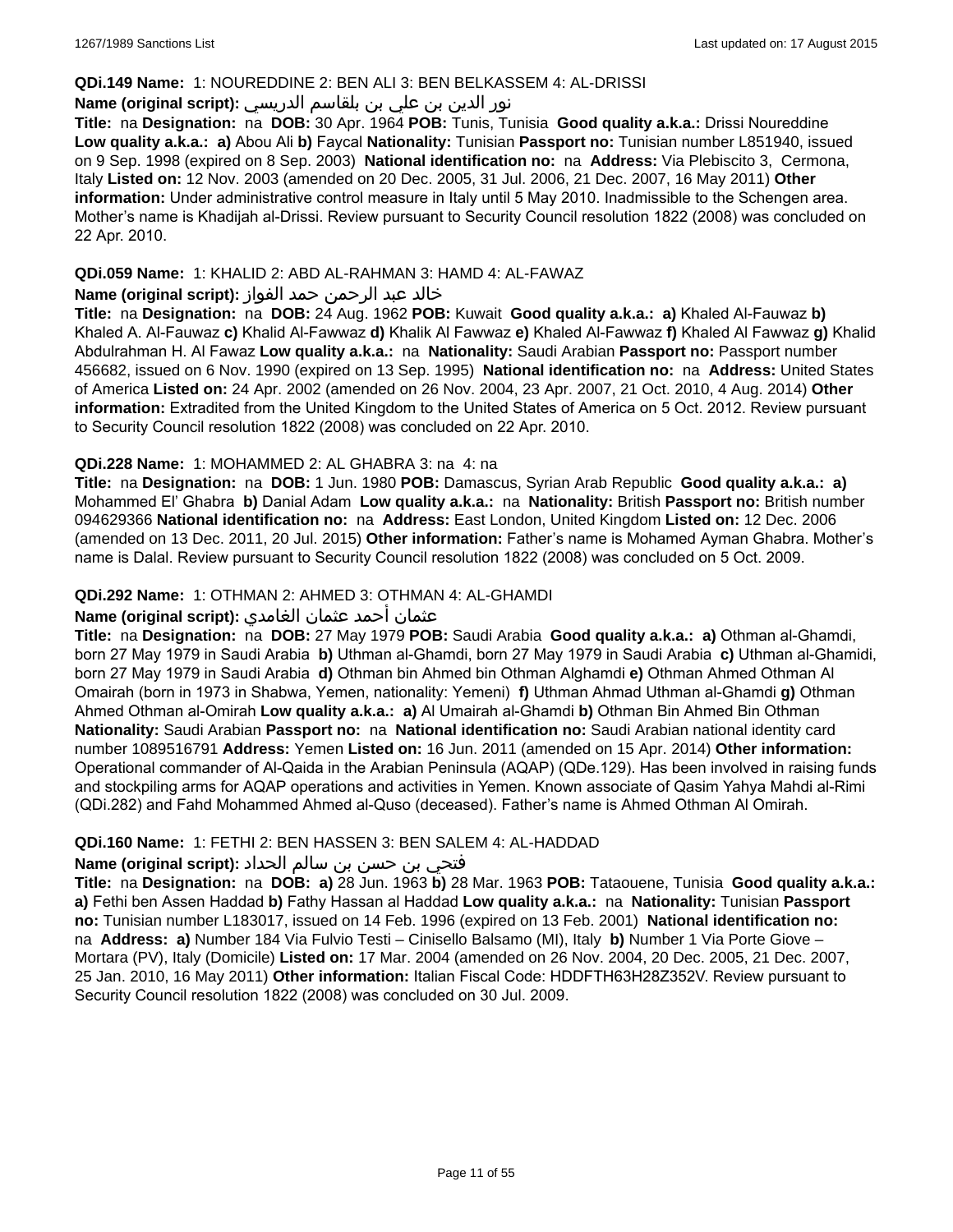**QDi.149 Name:** 1: NOUREDDINE 2: BEN ALI 3: BEN BELKASSEM 4: AL-DRISSI

**Name (original script):** نور الدين بن علي بن بلقاسم الدريسي

**Title:** na **Designation:** na **DOB:** 30 Apr. 1964 **POB:** Tunis, Tunisia **Good quality a.k.a.:** Drissi Noureddine **Low quality a.k.a.:** **a)** Abou Ali **b)** Faycal **Nationality:** Tunisian **Passport no:** Tunisian number L851940, issued on 9 Sep. 1998 (expired on 8 Sep. 2003) **National identification no:** na **Address:** Via Plebiscito 3, Cermona, Italy **Listed on:** 12 Nov. 2003 (amended on 20 Dec. 2005, 31 Jul. 2006, 21 Dec. 2007, 16 May 2011) **Other information:** Under administrative control measure in Italy until 5 May 2010. Inadmissible to the Schengen area. Mother's name is Khadijah al-Drissi. Review pursuant to Security Council resolution 1822 (2008) was concluded on 22 Apr. 2010.

**QDi.059 Name:** 1: KHALID 2: ABD AL-RAHMAN 3: HAMD 4: AL-FAWAZ

**Name (original script):** خالد عبد الرحمن حمد الفواز

**Title:** na **Designation:** na **DOB:** 24 Aug. 1962 **POB:** Kuwait **Good quality a.k.a.:** **a)** Khaled Al-Fauwaz **b)** Khaled A. Al-Fauwaz **c)** Khalid Al-Fawwaz **d)** Khalik Al Fawwaz **e)** Khaled Al-Fawwaz **f)** Khaled Al Fawwaz **g)** Khalid Abdulrahman H. Al Fawaz **Low quality a.k.a.:** na **Nationality:** Saudi Arabian **Passport no:** Passport number 456682, issued on 6 Nov. 1990 (expired on 13 Sep. 1995) **National identification no:** na **Address:** United States of America **Listed on:** 24 Apr. 2002 (amended on 26 Nov. 2004, 23 Apr. 2007, 21 Oct. 2010, 4 Aug. 2014) **Other information:** Extradited from the United Kingdom to the United States of America on 5 Oct. 2012. Review pursuant to Security Council resolution 1822 (2008) was concluded on 22 Apr. 2010.

**QDi.228 Name:** 1: MOHAMMED 2: AL GHABRA 3: na 4: na

**Title:** na **Designation:** na **DOB:** 1 Jun. 1980 **POB:** Damascus, Syrian Arab Republic **Good quality a.k.a.:** **a)** Mohammed El' Ghabra **b)** Danial Adam **Low quality a.k.a.:** na **Nationality:** British **Passport no:** British number 094629366 **National identification no:** na **Address:** East London, United Kingdom **Listed on:** 12 Dec. 2006 (amended on 13 Dec. 2011, 20 Jul. 2015) **Other information:** Father's name is Mohamed Ayman Ghabra. Mother's name is Dalal. Review pursuant to Security Council resolution 1822 (2008) was concluded on 5 Oct. 2009.

**QDi.292 Name:** 1: OTHMAN 2: AHMED 3: OTHMAN 4: AL-GHAMDI

**Name (original script):** عثمان أحمد عثمان الغامدي

**Title:** na **Designation:** na **DOB:** 27 May 1979 **POB:** Saudi Arabia **Good quality a.k.a.:** **a)** Othman al-Ghamdi, born 27 May 1979 in Saudi Arabia **b)** Uthman al-Ghamdi, born 27 May 1979 in Saudi Arabia **c)** Uthman al-Ghamidi, born 27 May 1979 in Saudi Arabia **d)** Othman bin Ahmed bin Othman Alghamdi **e)** Othman Ahmed Othman Al Omairah (born in 1973 in Shabwa, Yemen, nationality: Yemeni) **f)** Uthman Ahmad Uthman al-Ghamdi **g)** Othman Ahmed Othman al-Omirah **Low quality a.k.a.:** **a)** Al Umairah al-Ghamdi **b)** Othman Bin Ahmed Bin Othman **Nationality:** Saudi Arabian **Passport no:** na **National identification no:** Saudi Arabian national identity card number 1089516791 **Address:** Yemen **Listed on:** 16 Jun. 2011 (amended on 15 Apr. 2014) **Other information:** Operational commander of Al-Qaida in the Arabian Peninsula (AQAP) (QDe.129). Has been involved in raising funds and stockpiling arms for AQAP operations and activities in Yemen. Known associate of Qasim Yahya Mahdi al-Rimi (QDi.282) and Fahd Mohammed Ahmed al-Quso (deceased). Father's name is Ahmed Othman Al Omirah.

**QDi.160 Name:** 1: FETHI 2: BEN HASSEN 3: BEN SALEM 4: AL-HADDAD

**Name (original script):** فتحي بن حسن بن سالم الحداد

**Title:** na **Designation:** na **DOB:** **a)** 28 Jun. 1963 **b)** 28 Mar. 1963 **POB:** Tataouene, Tunisia **Good quality a.k.a.:** **a)** Fethi ben Assen Haddad **b)** Fathy Hassan al Haddad **Low quality a.k.a.:** na **Nationality:** Tunisian **Passport no:** Tunisian number L183017, issued on 14 Feb. 1996 (expired on 13 Feb. 2001) **National identification no:** na **Address:** **a)** Number 184 Via Fulvio Testi – Cinisello Balsamo (MI), Italy **b)** Number 1 Via Porte Giove – Mortara (PV), Italy (Domicile) **Listed on:** 17 Mar. 2004 (amended on 26 Nov. 2004, 20 Dec. 2005, 21 Dec. 2007, 25 Jan. 2010, 16 May 2011) **Other information:** Italian Fiscal Code: HDDFTH63H28Z352V. Review pursuant to Security Council resolution 1822 (2008) was concluded on 30 Jul. 2009.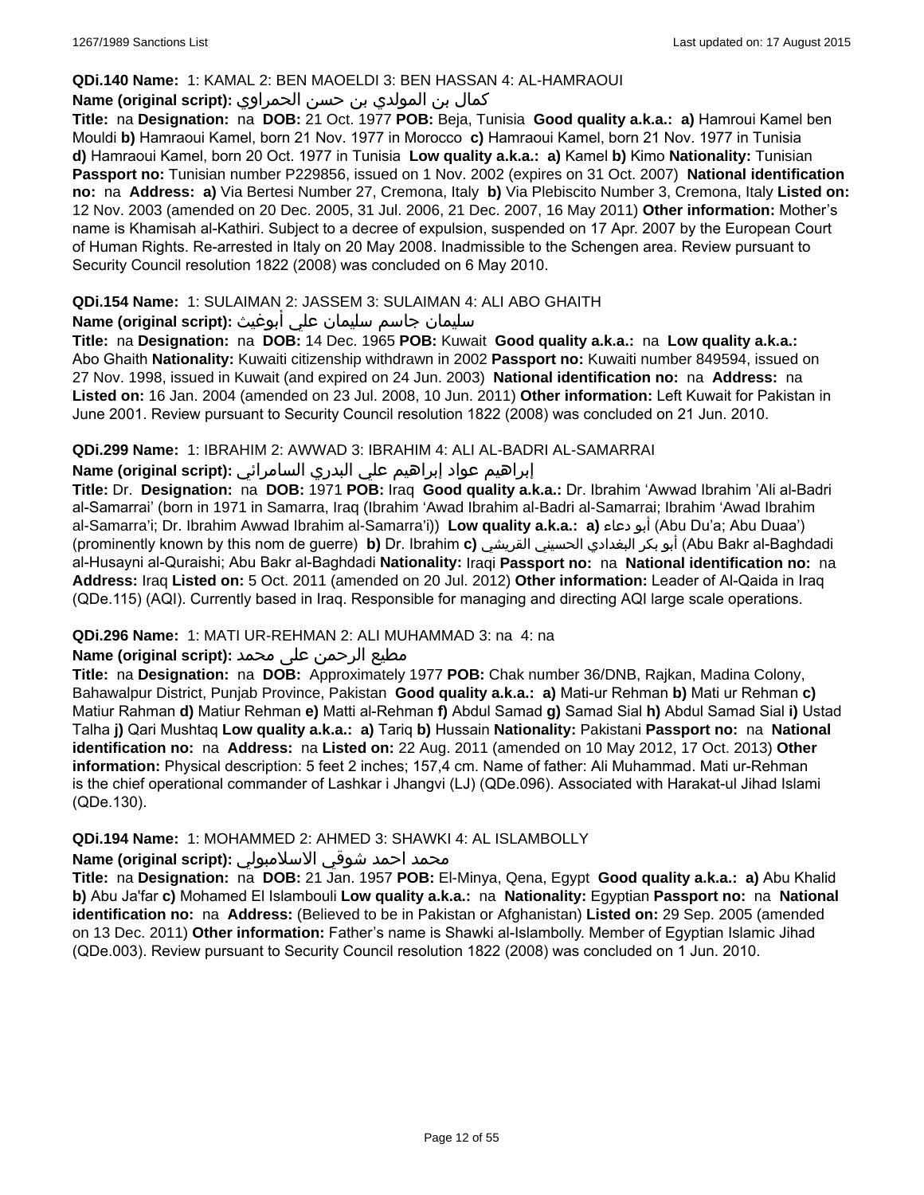**QDi.140 Name:** 1: KAMAL 2: BEN MAOELDI 3: BEN HASSAN 4: AL-HAMRAOUI

**Name (original script):** كمال بن المولدي بن حسن الحمراوي

**Title:** na **Designation:** na **DOB:** 21 Oct. 1977 **POB:** Beja, Tunisia **Good quality a.k.a.:** **a)** Hamroui Kamel ben Mouldi **b)** Hamraoui Kamel, born 21 Nov. 1977 in Morocco **c)** Hamraoui Kamel, born 21 Nov. 1977 in Tunisia **d)** Hamraoui Kamel, born 20 Oct. 1977 in Tunisia **Low quality a.k.a.:** **a)** Kamel **b)** Kimo **Nationality:** Tunisian **Passport no:** Tunisian number P229856, issued on 1 Nov. 2002 (expires on 31 Oct. 2007) **National identification no:** na **Address:** **a)** Via Bertesi Number 27, Cremona, Italy **b)** Via Plebiscito Number 3, Cremona, Italy **Listed on:** 12 Nov. 2003 (amended on 20 Dec. 2005, 31 Jul. 2006, 21 Dec. 2007, 16 May 2011) **Other information:** Mother's name is Khamisah al-Kathiri. Subject to a decree of expulsion, suspended on 17 Apr. 2007 by the European Court of Human Rights. Re-arrested in Italy on 20 May 2008. Inadmissible to the Schengen area. Review pursuant to Security Council resolution 1822 (2008) was concluded on 6 May 2010.

**QDi.154 Name:** 1: SULAIMAN 2: JASSEM 3: SULAIMAN 4: ALI ABO GHAITH

**Name (original script):** سليمان جاسم سليمان علي أبوغيث

**Title:** na **Designation:** na **DOB:** 14 Dec. 1965 **POB:** Kuwait **Good quality a.k.a.:** na **Low quality a.k.a.:** Abo Ghaith **Nationality:** Kuwaiti citizenship withdrawn in 2002 **Passport no:** Kuwaiti number 849594, issued on 27 Nov. 1998, issued in Kuwait (and expired on 24 Jun. 2003) **National identification no:** na **Address:** na **Listed on:** 16 Jan. 2004 (amended on 23 Jul. 2008, 10 Jun. 2011) **Other information:** Left Kuwait for Pakistan in June 2001. Review pursuant to Security Council resolution 1822 (2008) was concluded on 21 Jun. 2010.

**QDi.299 Name:** 1: IBRAHIM 2: AWWAD 3: IBRAHIM 4: ALI AL-BADRI AL-SAMARRAI

**Name (original script):** إبراهيم عواد إبراهيم علي البدري السامرائي

**Title:** Dr. **Designation:** na **DOB:** 1971 **POB:** Iraq **Good quality a.k.a.:** Dr. Ibrahim 'Awwad Ibrahim 'Ali al-Badri al-Samarrai' (born in 1971 in Samarra, Iraq (Ibrahim 'Awad Ibrahim al-Badri al-Samarrai; Ibrahim 'Awad Ibrahim al-Samarra'i; Dr. Ibrahim Awwad Ibrahim al-Samarra'i)) **Low quality a.k.a.:** **a)** أبو دعاء (Abu Du'a; Abu Duaa') (prominently known by this nom de guerre) **b)** Dr. Ibrahim **c)** أبو بكر البغدادي الحسيني القريشي (Abu Bakr al-Baghdadi al-Husayni al-Quraishi; Abu Bakr al-Baghdadi **Nationality:** Iraqi **Passport no:** na **National identification no:** na **Address:** Iraq **Listed on:** 5 Oct. 2011 (amended on 20 Jul. 2012) **Other information:** Leader of Al-Qaida in Iraq (QDe.115) (AQI). Currently based in Iraq. Responsible for managing and directing AQI large scale operations.

**QDi.296 Name:** 1: MATI UR-REHMAN 2: ALI MUHAMMAD 3: na 4: na

**Name (original script):** مطیع الرحمن علی محمد

**Title:** na **Designation:** na **DOB:** Approximately 1977 **POB:** Chak number 36/DNB, Rajkan, Madina Colony, Bahawalpur District, Punjab Province, Pakistan **Good quality a.k.a.:** **a)** Mati-ur Rehman **b)** Mati ur Rehman **c)** Matiur Rahman **d)** Matiur Rehman **e)** Matti al-Rehman **f)** Abdul Samad **g)** Samad Sial **h)** Abdul Samad Sial **i)** Ustad Talha **j)** Qari Mushtaq **Low quality a.k.a.:** **a)** Tariq **b)** Hussain **Nationality:** Pakistani **Passport no:** na **National identification no:** na **Address:** na **Listed on:** 22 Aug. 2011 (amended on 10 May 2012, 17 Oct. 2013) **Other information:** Physical description: 5 feet 2 inches; 157,4 cm. Name of father: Ali Muhammad. Mati ur-Rehman is the chief operational commander of Lashkar i Jhangvi (LJ) (QDe.096). Associated with Harakat-ul Jihad Islami (QDe.130).

**QDi.194 Name:** 1: MOHAMMED 2: AHMED 3: SHAWKI 4: AL ISLAMBOLLY

**Name (original script):** محمد احمد شوقي الاسلامبولي

**Title:** na **Designation:** na **DOB:** 21 Jan. 1957 **POB:** El-Minya, Qena, Egypt **Good quality a.k.a.:** **a)** Abu Khalid **b)** Abu Ja'far **c)** Mohamed El Islambouli **Low quality a.k.a.:** na **Nationality:** Egyptian **Passport no:** na **National identification no:** na **Address:** (Believed to be in Pakistan or Afghanistan) **Listed on:** 29 Sep. 2005 (amended on 13 Dec. 2011) **Other information:** Father's name is Shawki al-Islambolly. Member of Egyptian Islamic Jihad (QDe.003). Review pursuant to Security Council resolution 1822 (2008) was concluded on 1 Jun. 2010.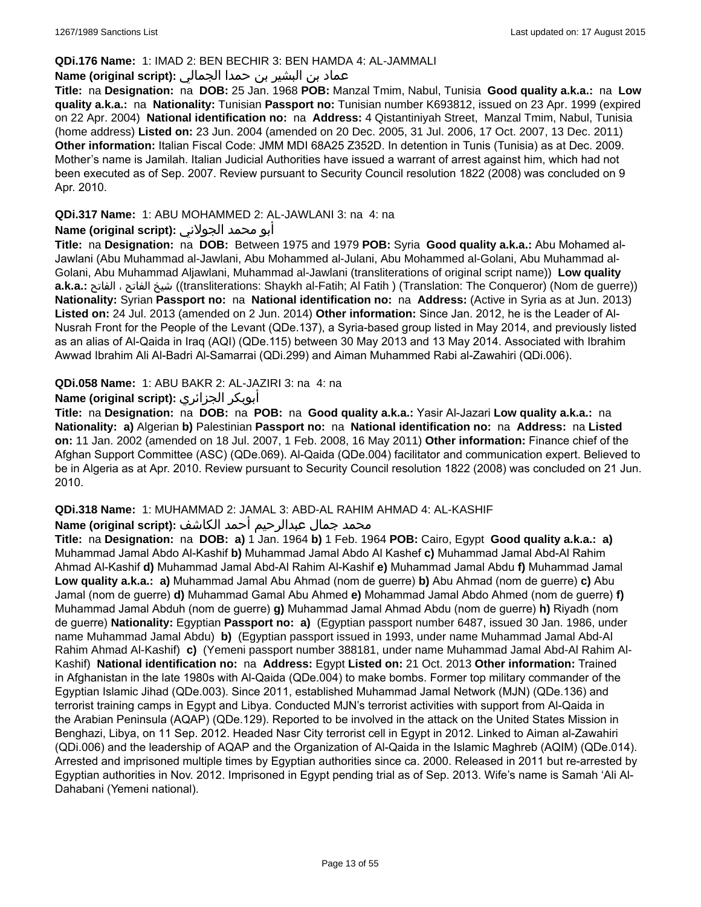**QDi.176 Name:** 1: IMAD 2: BEN BECHIR 3: BEN HAMDA 4: AL-JAMMALI

**Name (original script):** عماد بن البشير بن حمدا الجمالي

**Title:** na **Designation:** na **DOB:** 25 Jan. 1968 **POB:** Manzal Tmim, Nabul, Tunisia **Good quality a.k.a.:** na **Low quality a.k.a.:** na **Nationality:** Tunisian **Passport no:** Tunisian number K693812, issued on 23 Apr. 1999 (expired on 22 Apr. 2004) **National identification no:** na **Address:** 4 Qistantiniyah Street, Manzal Tmim, Nabul, Tunisia (home address) **Listed on:** 23 Jun. 2004 (amended on 20 Dec. 2005, 31 Jul. 2006, 17 Oct. 2007, 13 Dec. 2011) **Other information:** Italian Fiscal Code: JMM MDI 68A25 Z352D. In detention in Tunis (Tunisia) as at Dec. 2009. Mother's name is Jamilah. Italian Judicial Authorities have issued a warrant of arrest against him, which had not been executed as of Sep. 2007. Review pursuant to Security Council resolution 1822 (2008) was concluded on 9 Apr. 2010.

**QDi.317 Name:** 1: ABU MOHAMMED 2: AL-JAWLANI 3: na 4: na

**Name (original script):** أبو محمد الجولاني

**Title:** na **Designation:** na **DOB:** Between 1975 and 1979 **POB:** Syria **Good quality a.k.a.:** Abu Mohamed al-Jawlani (Abu Muhammad al-Jawlani, Abu Mohammed al-Julani, Abu Mohammed al-Golani, Abu Muhammad al-Golani, Abu Muhammad Aljawlani, Muhammad al-Jawlani (transliterations of original script name)) **Low quality a.k.a.:** شيخ الفاتح ، الفاتح ((transliterations: Shaykh al-Fatih; Al Fatih ) (Translation: The Conqueror) (Nom de guerre)) **Nationality:** Syrian **Passport no:** na **National identification no:** na **Address:** (Active in Syria as at Jun. 2013) **Listed on:** 24 Jul. 2013 (amended on 2 Jun. 2014) **Other information:** Since Jan. 2012, he is the Leader of Al-Nusrah Front for the People of the Levant (QDe.137), a Syria-based group listed in May 2014, and previously listed as an alias of Al-Qaida in Iraq (AQI) (QDe.115) between 30 May 2013 and 13 May 2014. Associated with Ibrahim Awwad Ibrahim Ali Al-Badri Al-Samarrai (QDi.299) and Aiman Muhammed Rabi al-Zawahiri (QDi.006).

**QDi.058 Name:** 1: ABU BAKR 2: AL-JAZIRI 3: na 4: na

**Name (original script):** أبوبكر الجزائري

**Title:** na **Designation:** na **DOB:** na **POB:** na **Good quality a.k.a.:** Yasir Al-Jazari **Low quality a.k.a.:** na **Nationality:** **a)** Algerian **b)** Palestinian **Passport no:** na **National identification no:** na **Address:** na **Listed on:** 11 Jan. 2002 (amended on 18 Jul. 2007, 1 Feb. 2008, 16 May 2011) **Other information:** Finance chief of the Afghan Support Committee (ASC) (QDe.069). Al-Qaida (QDe.004) facilitator and communication expert. Believed to be in Algeria as at Apr. 2010. Review pursuant to Security Council resolution 1822 (2008) was concluded on 21 Jun. 2010.

**QDi.318 Name:** 1: MUHAMMAD 2: JAMAL 3: ABD-AL RAHIM AHMAD 4: AL-KASHIF

**Name (original script):** محمد جمال عبدالرحيم أحمد الكاشف

**Title:** na **Designation:** na **DOB:** **a)** 1 Jan. 1964 **b)** 1 Feb. 1964 **POB:** Cairo, Egypt **Good quality a.k.a.:** **a)** Muhammad Jamal Abdo Al-Kashif **b)** Muhammad Jamal Abdo Al Kashef **c)** Muhammad Jamal Abd-Al Rahim Ahmad Al-Kashif **d)** Muhammad Jamal Abd-Al Rahim Al-Kashif **e)** Muhammad Jamal Abdu **f)** Muhammad Jamal **Low quality a.k.a.:** **a)** Muhammad Jamal Abu Ahmad (nom de guerre) **b)** Abu Ahmad (nom de guerre) **c)** Abu Jamal (nom de guerre) **d)** Muhammad Gamal Abu Ahmed **e)** Mohammad Jamal Abdo Ahmed (nom de guerre) **f)** Muhammad Jamal Abduh (nom de guerre) **g)** Muhammad Jamal Ahmad Abdu (nom de guerre) **h)** Riyadh (nom de guerre) **Nationality:** Egyptian **Passport no:** **a)** (Egyptian passport number 6487, issued 30 Jan. 1986, under name Muhammad Jamal Abdu) **b)** (Egyptian passport issued in 1993, under name Muhammad Jamal Abd-Al Rahim Ahmad Al-Kashif) **c)** (Yemeni passport number 388181, under name Muhammad Jamal Abd-Al Rahim Al-Kashif) **National identification no:** na **Address:** Egypt **Listed on:** 21 Oct. 2013 **Other information:** Trained in Afghanistan in the late 1980s with Al-Qaida (QDe.004) to make bombs. Former top military commander of the Egyptian Islamic Jihad (QDe.003). Since 2011, established Muhammad Jamal Network (MJN) (QDe.136) and terrorist training camps in Egypt and Libya. Conducted MJN's terrorist activities with support from Al-Qaida in the Arabian Peninsula (AQAP) (QDe.129). Reported to be involved in the attack on the United States Mission in Benghazi, Libya, on 11 Sep. 2012. Headed Nasr City terrorist cell in Egypt in 2012. Linked to Aiman al-Zawahiri (QDi.006) and the leadership of AQAP and the Organization of Al-Qaida in the Islamic Maghreb (AQIM) (QDe.014). Arrested and imprisoned multiple times by Egyptian authorities since ca. 2000. Released in 2011 but re-arrested by Egyptian authorities in Nov. 2012. Imprisoned in Egypt pending trial as of Sep. 2013. Wife's name is Samah 'Ali Al-Dahabani (Yemeni national).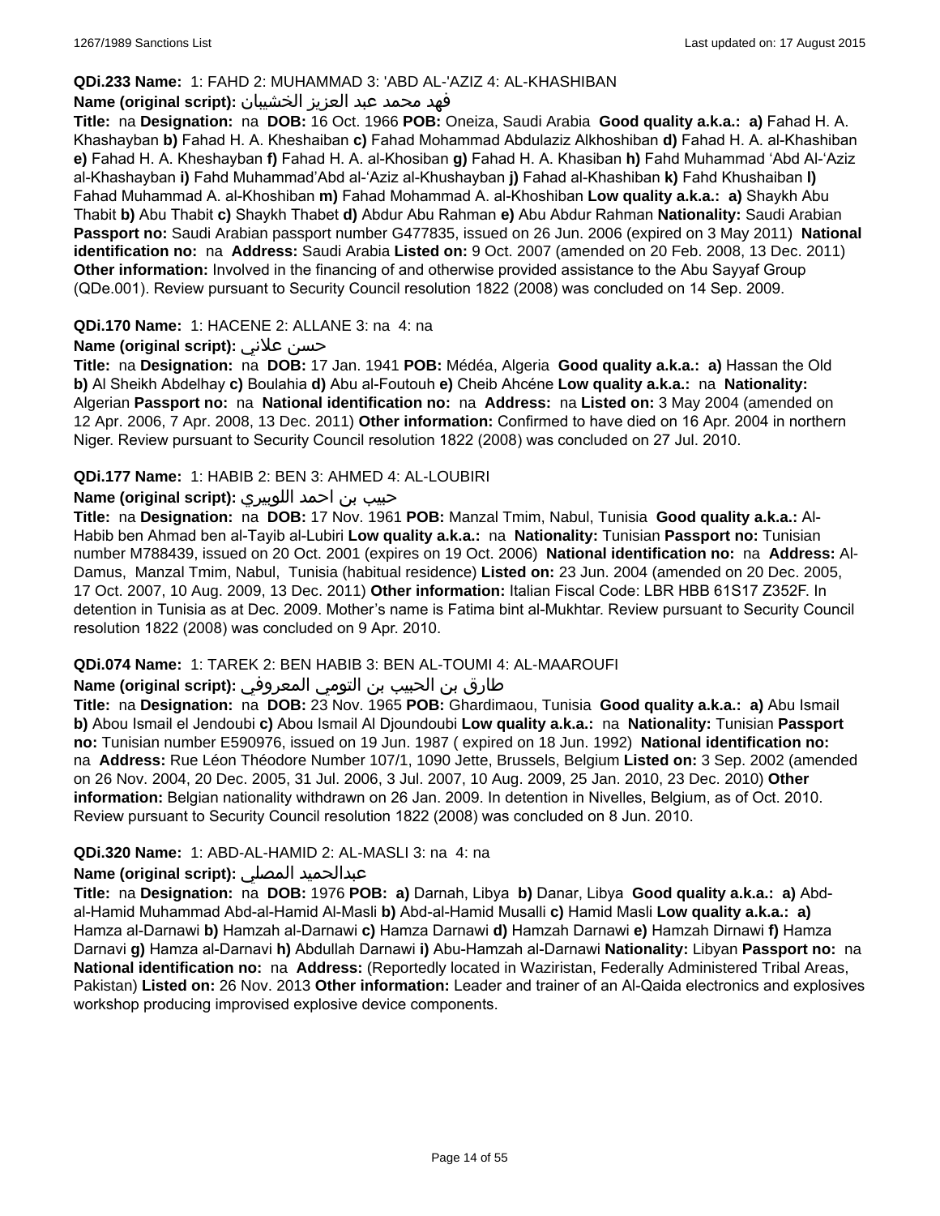**QDi.233 Name:** 1: FAHD 2: MUHAMMAD 3: 'ABD AL-'AZIZ 4: AL-KHASHIBAN

**Name (original script):** فهد محمد عبد العزيز الخشيبان

**Title:** na **Designation:** na **DOB:** 16 Oct. 1966 **POB:** Oneiza, Saudi Arabia **Good quality a.k.a.:** **a)** Fahad H. A. Khashayban **b)** Fahad H. A. Kheshaiban **c)** Fahad Mohammad Abdulaziz Alkhoshiban **d)** Fahad H. A. al-Khashiban **e)** Fahad H. A. Kheshayban **f)** Fahad H. A. al-Khosiban **g)** Fahad H. A. Khasiban **h)** Fahd Muhammad 'Abd Al-'Aziz al-Khashayban **i)** Fahd Muhammad'Abd al-'Aziz al-Khushayban **j)** Fahad al-Khashiban **k)** Fahd Khushaiban **l)** Fahad Muhammad A. al-Khoshiban **m)** Fahad Mohammad A. al-Khoshiban **Low quality a.k.a.:** **a)** Shaykh Abu Thabit **b)** Abu Thabit **c)** Shaykh Thabet **d)** Abdur Abu Rahman **e)** Abu Abdur Rahman **Nationality:** Saudi Arabian **Passport no:** Saudi Arabian passport number G477835, issued on 26 Jun. 2006 (expired on 3 May 2011) **National identification no:** na **Address:** Saudi Arabia **Listed on:** 9 Oct. 2007 (amended on 20 Feb. 2008, 13 Dec. 2011) **Other information:** Involved in the financing of and otherwise provided assistance to the Abu Sayyaf Group (QDe.001). Review pursuant to Security Council resolution 1822 (2008) was concluded on 14 Sep. 2009.

**QDi.170 Name:** 1: HACENE 2: ALLANE 3: na 4: na

**Name (original script):** حسن علاني

**Title:** na **Designation:** na **DOB:** 17 Jan. 1941 **POB:** Médéa, Algeria **Good quality a.k.a.:** **a)** Hassan the Old **b)** Al Sheikh Abdelhay **c)** Boulahia **d)** Abu al-Foutouh **e)** Cheib Ahcéne **Low quality a.k.a.:** na **Nationality:** Algerian **Passport no:** na **National identification no:** na **Address:** na **Listed on:** 3 May 2004 (amended on 12 Apr. 2006, 7 Apr. 2008, 13 Dec. 2011) **Other information:** Confirmed to have died on 16 Apr. 2004 in northern Niger. Review pursuant to Security Council resolution 1822 (2008) was concluded on 27 Jul. 2010.

**QDi.177 Name:** 1: HABIB 2: BEN 3: AHMED 4: AL-LOUBIRI

**Name (original script):** حبيب بن احمد اللويبري

**Title:** na **Designation:** na **DOB:** 17 Nov. 1961 **POB:** Manzal Tmim, Nabul, Tunisia **Good quality a.k.a.:** Al-Habib ben Ahmad ben al-Tayib al-Lubiri **Low quality a.k.a.:** na **Nationality:** Tunisian **Passport no:** Tunisian number M788439, issued on 20 Oct. 2001 (expires on 19 Oct. 2006) **National identification no:** na **Address:** Al-Damus, Manzal Tmim, Nabul, Tunisia (habitual residence) **Listed on:** 23 Jun. 2004 (amended on 20 Dec. 2005, 17 Oct. 2007, 10 Aug. 2009, 13 Dec. 2011) **Other information:** Italian Fiscal Code: LBR HBB 61S17 Z352F. In detention in Tunisia as at Dec. 2009. Mother's name is Fatima bint al-Mukhtar. Review pursuant to Security Council resolution 1822 (2008) was concluded on 9 Apr. 2010.

**QDi.074 Name:** 1: TAREK 2: BEN HABIB 3: BEN AL-TOUMI 4: AL-MAAROUFI

**Name (original script):** طارق بن الحبيب بن التومي المعروفي

**Title:** na **Designation:** na **DOB:** 23 Nov. 1965 **POB:** Ghardimaou, Tunisia **Good quality a.k.a.:** **a)** Abu Ismail **b)** Abou Ismail el Jendoubi **c)** Abou Ismail Al Djoundoubi **Low quality a.k.a.:** na **Nationality:** Tunisian **Passport no:** Tunisian number E590976, issued on 19 Jun. 1987 ( expired on 18 Jun. 1992) **National identification no:** na **Address:** Rue Léon Théodore Number 107/1, 1090 Jette, Brussels, Belgium **Listed on:** 3 Sep. 2002 (amended on 26 Nov. 2004, 20 Dec. 2005, 31 Jul. 2006, 3 Jul. 2007, 10 Aug. 2009, 25 Jan. 2010, 23 Dec. 2010) **Other information:** Belgian nationality withdrawn on 26 Jan. 2009. In detention in Nivelles, Belgium, as of Oct. 2010. Review pursuant to Security Council resolution 1822 (2008) was concluded on 8 Jun. 2010.

**QDi.320 Name:** 1: ABD-AL-HAMID 2: AL-MASLI 3: na 4: na

**Name (original script):** عبدالحميد المصلي

**Title:** na **Designation:** na **DOB:** 1976 **POB:** **a)** Darnah, Libya **b)** Danar, Libya **Good quality a.k.a.:** **a)** Abd-al-Hamid Muhammad Abd-al-Hamid Al-Masli **b)** Abd-al-Hamid Musalli **c)** Hamid Masli **Low quality a.k.a.:** **a)** Hamza al-Darnawi **b)** Hamzah al-Darnawi **c)** Hamza Darnawi **d)** Hamzah Darnawi **e)** Hamzah Dirnawi **f)** Hamza Darnavi **g)** Hamza al-Darnavi **h)** Abdullah Darnawi **i)** Abu-Hamzah al-Darnawi **Nationality:** Libyan **Passport no:** na **National identification no:** na **Address:** (Reportedly located in Waziristan, Federally Administered Tribal Areas, Pakistan) **Listed on:** 26 Nov. 2013 **Other information:** Leader and trainer of an Al-Qaida electronics and explosives workshop producing improvised explosive device components.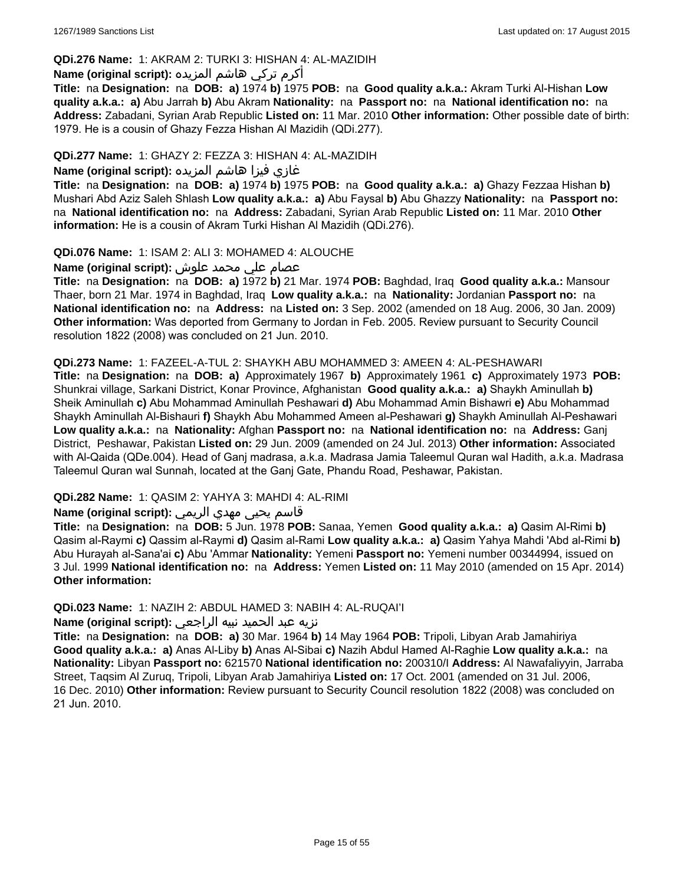**QDi.276 Name:** 1: AKRAM 2: TURKI 3: HISHAN 4: AL-MAZIDIH

**Name (original script):** أكرم تركي هاشم المزيده

**Title:** na **Designation:** na **DOB:** **a)** 1974 **b)** 1975 **POB:** na **Good quality a.k.a.:** Akram Turki Al-Hishan **Low quality a.k.a.:** **a)** Abu Jarrah **b)** Abu Akram **Nationality:** na **Passport no:** na **National identification no:** na **Address:** Zabadani, Syrian Arab Republic **Listed on:** 11 Mar. 2010 **Other information:** Other possible date of birth: 1979. He is a cousin of Ghazy Fezza Hishan Al Mazidih (QDi.277).

**QDi.277 Name:** 1: GHAZY 2: FEZZA 3: HISHAN 4: AL-MAZIDIH

**Name (original script):** غازي فيزا هاشم المزيده

**Title:** na **Designation:** na **DOB:** **a)** 1974 **b)** 1975 **POB:** na **Good quality a.k.a.:** **a)** Ghazy Fezzaa Hishan **b)** Mushari Abd Aziz Saleh Shlash **Low quality a.k.a.:** **a)** Abu Faysal **b)** Abu Ghazzy **Nationality:** na **Passport no:** na **National identification no:** na **Address:** Zabadani, Syrian Arab Republic **Listed on:** 11 Mar. 2010 **Other information:** He is a cousin of Akram Turki Hishan Al Mazidih (QDi.276).

**QDi.076 Name:** 1: ISAM 2: ALI 3: MOHAMED 4: ALOUCHE

**Name (original script):** عصام علي محمد علوش

**Title:** na **Designation:** na **DOB:** **a)** 1972 **b)** 21 Mar. 1974 **POB:** Baghdad, Iraq **Good quality a.k.a.:** Mansour Thaer, born 21 Mar. 1974 in Baghdad, Iraq **Low quality a.k.a.:** na **Nationality:** Jordanian **Passport no:** na **National identification no:** na **Address:** na **Listed on:** 3 Sep. 2002 (amended on 18 Aug. 2006, 30 Jan. 2009) **Other information:** Was deported from Germany to Jordan in Feb. 2005. Review pursuant to Security Council resolution 1822 (2008) was concluded on 21 Jun. 2010.

**QDi.273 Name:** 1: FAZEEL-A-TUL 2: SHAYKH ABU MOHAMMED 3: AMEEN 4: AL-PESHAWARI

**Title:** na **Designation:** na **DOB:** **a)** Approximately 1967 **b)** Approximately 1961 **c)** Approximately 1973 **POB:** Shunkrai village, Sarkani District, Konar Province, Afghanistan **Good quality a.k.a.:** **a)** Shaykh Aminullah **b)** Sheik Aminullah **c)** Abu Mohammad Aminullah Peshawari **d)** Abu Mohammad Amin Bishawri **e)** Abu Mohammad Shaykh Aminullah Al-Bishauri **f)** Shaykh Abu Mohammed Ameen al-Peshawari **g)** Shaykh Aminullah Al-Peshawari **Low quality a.k.a.:** na **Nationality:** Afghan **Passport no:** na **National identification no:** na **Address:** Ganj District, Peshawar, Pakistan **Listed on:** 29 Jun. 2009 (amended on 24 Jul. 2013) **Other information:** Associated with Al-Qaida (QDe.004). Head of Ganj madrasa, a.k.a. Madrasa Jamia Taleemul Quran wal Hadith, a.k.a. Madrasa Taleemul Quran wal Sunnah, located at the Ganj Gate, Phandu Road, Peshawar, Pakistan.

**QDi.282 Name:** 1: QASIM 2: YAHYA 3: MAHDI 4: AL-RIMI

**Name (original script):** قاسم يحيى مهدي الريمي

**Title:** na **Designation:** na **DOB:** 5 Jun. 1978 **POB:** Sanaa, Yemen **Good quality a.k.a.:** **a)** Qasim Al-Rimi **b)** Qasim al-Raymi **c)** Qassim al-Raymi **d)** Qasim al-Rami **Low quality a.k.a.:** **a)** Qasim Yahya Mahdi 'Abd al-Rimi **b)** Abu Hurayah al-Sana'ai **c)** Abu 'Ammar **Nationality:** Yemeni **Passport no:** Yemeni number 00344994, issued on 3 Jul. 1999 **National identification no:** na **Address:** Yemen **Listed on:** 11 May 2010 (amended on 15 Apr. 2014) **Other information:**

**QDi.023 Name:** 1: NAZIH 2: ABDUL HAMED 3: NABIH 4: AL-RUQAI'I

**Name (original script):** نزيه عبد الحميد نبيه الراجعي

**Title:** na **Designation:** na **DOB:** **a)** 30 Mar. 1964 **b)** 14 May 1964 **POB:** Tripoli, Libyan Arab Jamahiriya **Good quality a.k.a.:** **a)** Anas Al-Liby **b)** Anas Al-Sibai **c)** Nazih Abdul Hamed Al-Raghie **Low quality a.k.a.:** na **Nationality:** Libyan **Passport no:** 621570 **National identification no:** 200310/I **Address:** Al Nawafaliyyin, Jarraba Street, Taqsim Al Zuruq, Tripoli, Libyan Arab Jamahiriya **Listed on:** 17 Oct. 2001 (amended on 31 Jul. 2006, 16 Dec. 2010) **Other information:** Review pursuant to Security Council resolution 1822 (2008) was concluded on 21 Jun. 2010.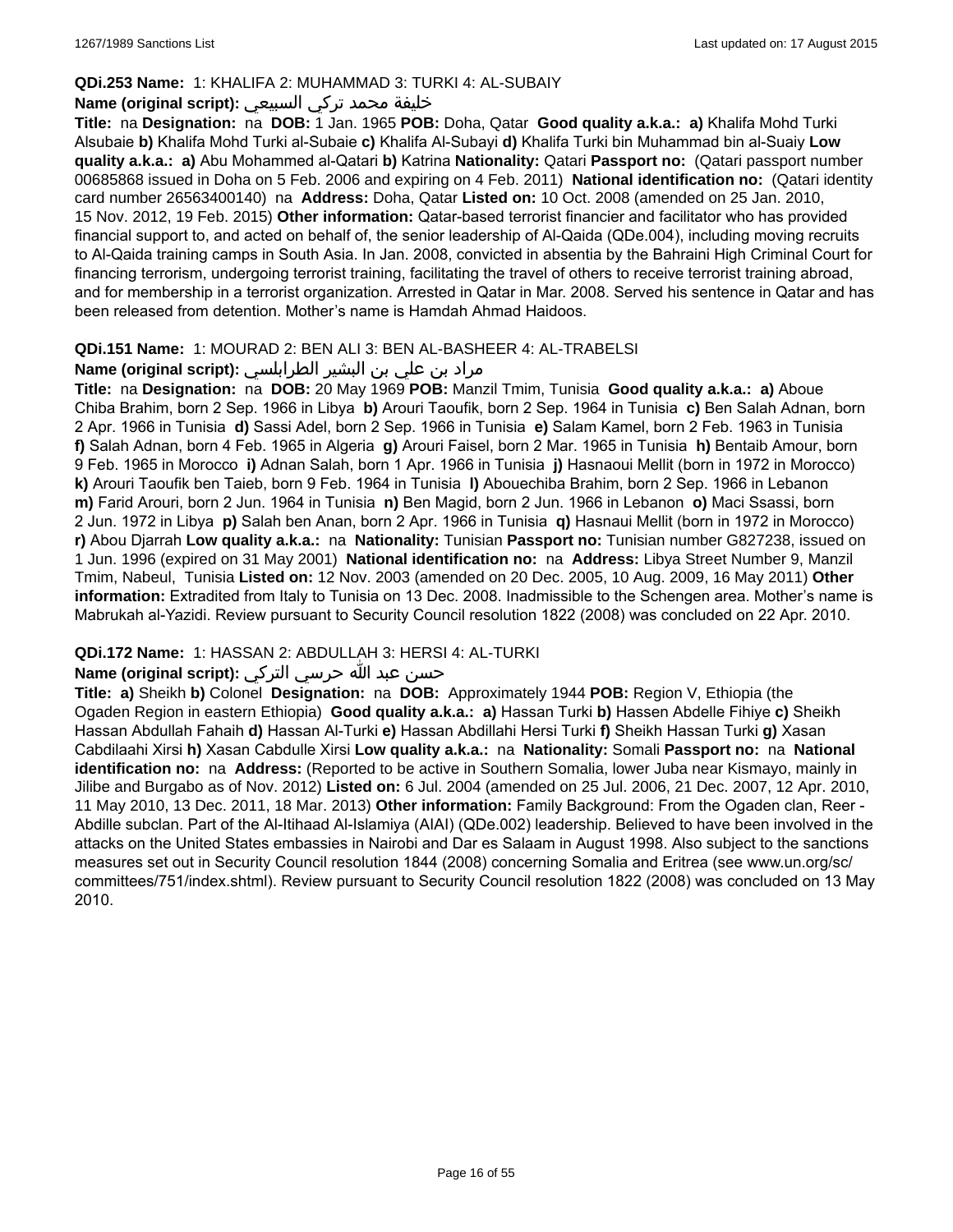**QDi.253 Name:** 1: KHALIFA 2: MUHAMMAD 3: TURKI 4: AL-SUBAIY

**Name (original script):** خليفة محمد تركي السبيعي

**Title:** na **Designation:** na **DOB:** 1 Jan. 1965 **POB:** Doha, Qatar **Good quality a.k.a.:** **a)** Khalifa Mohd Turki Alsubaie **b)** Khalifa Mohd Turki al-Subaie **c)** Khalifa Al-Subayi **d)** Khalifa Turki bin Muhammad bin al-Suaiy **Low quality a.k.a.:** **a)** Abu Mohammed al-Qatari **b)** Katrina **Nationality:** Qatari **Passport no:** (Qatari passport number 00685868 issued in Doha on 5 Feb. 2006 and expiring on 4 Feb. 2011) **National identification no:** (Qatari identity card number 26563400140) na **Address:** Doha, Qatar **Listed on:** 10 Oct. 2008 (amended on 25 Jan. 2010, 15 Nov. 2012, 19 Feb. 2015) **Other information:** Qatar-based terrorist financier and facilitator who has provided financial support to, and acted on behalf of, the senior leadership of Al-Qaida (QDe.004), including moving recruits to Al-Qaida training camps in South Asia. In Jan. 2008, convicted in absentia by the Bahraini High Criminal Court for financing terrorism, undergoing terrorist training, facilitating the travel of others to receive terrorist training abroad, and for membership in a terrorist organization. Arrested in Qatar in Mar. 2008. Served his sentence in Qatar and has been released from detention. Mother's name is Hamdah Ahmad Haidoos.

**QDi.151 Name:** 1: MOURAD 2: BEN ALI 3: BEN AL-BASHEER 4: AL-TRABELSI

**Name (original script):** مراد بن علي بن البشير الطرابلسي

**Title:** na **Designation:** na **DOB:** 20 May 1969 **POB:** Manzil Tmim, Tunisia **Good quality a.k.a.:** **a)** Aboue Chiba Brahim, born 2 Sep. 1966 in Libya **b)** Arouri Taoufik, born 2 Sep. 1964 in Tunisia **c)** Ben Salah Adnan, born 2 Apr. 1966 in Tunisia **d)** Sassi Adel, born 2 Sep. 1966 in Tunisia **e)** Salam Kamel, born 2 Feb. 1963 in Tunisia **f)** Salah Adnan, born 4 Feb. 1965 in Algeria **g)** Arouri Faisel, born 2 Mar. 1965 in Tunisia **h)** Bentaib Amour, born 9 Feb. 1965 in Morocco **i)** Adnan Salah, born 1 Apr. 1966 in Tunisia **j)** Hasnaoui Mellit (born in 1972 in Morocco) **k)** Arouri Taoufik ben Taieb, born 9 Feb. 1964 in Tunisia **l)** Abouechiba Brahim, born 2 Sep. 1966 in Lebanon **m)** Farid Arouri, born 2 Jun. 1964 in Tunisia **n)** Ben Magid, born 2 Jun. 1966 in Lebanon **o)** Maci Ssassi, born 2 Jun. 1972 in Libya **p)** Salah ben Anan, born 2 Apr. 1966 in Tunisia **q)** Hasnaui Mellit (born in 1972 in Morocco) **r)** Abou Djarrah **Low quality a.k.a.:** na **Nationality:** Tunisian **Passport no:** Tunisian number G827238, issued on 1 Jun. 1996 (expired on 31 May 2001) **National identification no:** na **Address:** Libya Street Number 9, Manzil Tmim, Nabeul, Tunisia **Listed on:** 12 Nov. 2003 (amended on 20 Dec. 2005, 10 Aug. 2009, 16 May 2011) **Other information:** Extradited from Italy to Tunisia on 13 Dec. 2008. Inadmissible to the Schengen area. Mother's name is Mabrukah al-Yazidi. Review pursuant to Security Council resolution 1822 (2008) was concluded on 22 Apr. 2010.

**QDi.172 Name:** 1: HASSAN 2: ABDULLAH 3: HERSI 4: AL-TURKI

**Name (original script):** حسن عبد الله حرسي التركي

**Title:** **a)** Sheikh **b)** Colonel **Designation:** na **DOB:** Approximately 1944 **POB:** Region V, Ethiopia (the Ogaden Region in eastern Ethiopia) **Good quality a.k.a.:** **a)** Hassan Turki **b)** Hassen Abdelle Fihiye **c)** Sheikh Hassan Abdullah Fahaih **d)** Hassan Al-Turki **e)** Hassan Abdillahi Hersi Turki **f)** Sheikh Hassan Turki **g)** Xasan Cabdilaahi Xirsi **h)** Xasan Cabdulle Xirsi **Low quality a.k.a.:** na **Nationality:** Somali **Passport no:** na **National identification no:** na **Address:** (Reported to be active in Southern Somalia, lower Juba near Kismayo, mainly in Jilibe and Burgabo as of Nov. 2012) **Listed on:** 6 Jul. 2004 (amended on 25 Jul. 2006, 21 Dec. 2007, 12 Apr. 2010, 11 May 2010, 13 Dec. 2011, 18 Mar. 2013) **Other information:** Family Background: From the Ogaden clan, Reer - Abdille subclan. Part of the Al-Itihaad Al-Islamiya (AIAI) (QDe.002) leadership. Believed to have been involved in the attacks on the United States embassies in Nairobi and Dar es Salaam in August 1998. Also subject to the sanctions measures set out in Security Council resolution 1844 (2008) concerning Somalia and Eritrea (see www.un.org/sc/committees/751/index.shtml). Review pursuant to Security Council resolution 1822 (2008) was concluded on 13 May 2010.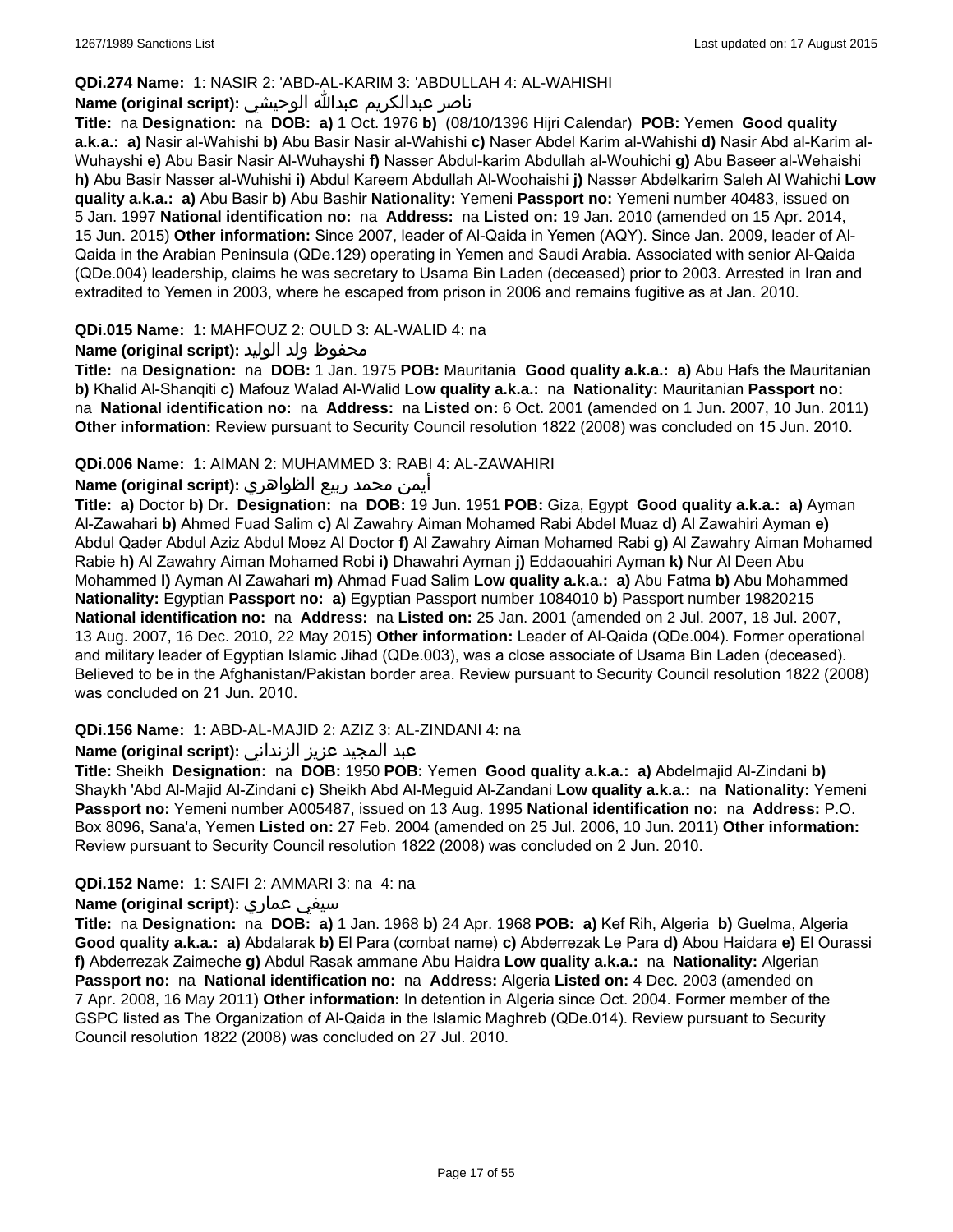**QDi.274 Name:** 1: NASIR 2: 'ABD-AL-KARIM 3: 'ABDULLAH 4: AL-WAHISHI

**Name (original script):** ناصر عبدالكريم عبدالله الوحيشي

**Title:** na **Designation:** na **DOB:** **a)** 1 Oct. 1976 **b)** (08/10/1396 Hijri Calendar) **POB:** Yemen **Good quality a.k.a.:** **a)** Nasir al-Wahishi **b)** Abu Basir Nasir al-Wahishi **c)** Naser Abdel Karim al-Wahishi **d)** Nasir Abd al-Karim al-Wuhayshi **e)** Abu Basir Nasir Al-Wuhayshi **f)** Nasser Abdul-karim Abdullah al-Wouhichi **g)** Abu Baseer al-Wehaishi **h)** Abu Basir Nasser al-Wuhishi **i)** Abdul Kareem Abdullah Al-Woohaishi **j)** Nasser Abdelkarim Saleh Al Wahichi **Low quality a.k.a.:** **a)** Abu Basir **b)** Abu Bashir **Nationality:** Yemeni **Passport no:** Yemeni number 40483, issued on 5 Jan. 1997 **National identification no:** na **Address:** na **Listed on:** 19 Jan. 2010 (amended on 15 Apr. 2014, 15 Jun. 2015) **Other information:** Since 2007, leader of Al-Qaida in Yemen (AQY). Since Jan. 2009, leader of Al-Qaida in the Arabian Peninsula (QDe.129) operating in Yemen and Saudi Arabia. Associated with senior Al-Qaida (QDe.004) leadership, claims he was secretary to Usama Bin Laden (deceased) prior to 2003. Arrested in Iran and extradited to Yemen in 2003, where he escaped from prison in 2006 and remains fugitive as at Jan. 2010.

**QDi.015 Name:** 1: MAHFOUZ 2: OULD 3: AL-WALID 4: na

**Name (original script):** محفوظ ولد الوليد

**Title:** na **Designation:** na **DOB:** 1 Jan. 1975 **POB:** Mauritania **Good quality a.k.a.:** **a)** Abu Hafs the Mauritanian **b)** Khalid Al-Shanqiti **c)** Mafouz Walad Al-Walid **Low quality a.k.a.:** na **Nationality:** Mauritanian **Passport no:** na **National identification no:** na **Address:** na **Listed on:** 6 Oct. 2001 (amended on 1 Jun. 2007, 10 Jun. 2011) **Other information:** Review pursuant to Security Council resolution 1822 (2008) was concluded on 15 Jun. 2010.

**QDi.006 Name:** 1: AIMAN 2: MUHAMMED 3: RABI 4: AL-ZAWAHIRI

**Name (original script):** أيمن محمد ربيع الظواهري

**Title:** **a)** Doctor **b)** Dr. **Designation:** na **DOB:** 19 Jun. 1951 **POB:** Giza, Egypt **Good quality a.k.a.:** **a)** Ayman Al-Zawahari **b)** Ahmed Fuad Salim **c)** Al Zawahry Aiman Mohamed Rabi Abdel Muaz **d)** Al Zawahiri Ayman **e)** Abdul Qader Abdul Aziz Abdul Moez Al Doctor **f)** Al Zawahry Aiman Mohamed Rabi **g)** Al Zawahry Aiman Mohamed Rabie **h)** Al Zawahry Aiman Mohamed Robi **i)** Dhawahri Ayman **j)** Eddaouahiri Ayman **k)** Nur Al Deen Abu Mohammed **l)** Ayman Al Zawahari **m)** Ahmad Fuad Salim **Low quality a.k.a.:** **a)** Abu Fatma **b)** Abu Mohammed **Nationality:** Egyptian **Passport no:** **a)** Egyptian Passport number 1084010 **b)** Passport number 19820215 **National identification no:** na **Address:** na **Listed on:** 25 Jan. 2001 (amended on 2 Jul. 2007, 18 Jul. 2007, 13 Aug. 2007, 16 Dec. 2010, 22 May 2015) **Other information:** Leader of Al-Qaida (QDe.004). Former operational and military leader of Egyptian Islamic Jihad (QDe.003), was a close associate of Usama Bin Laden (deceased). Believed to be in the Afghanistan/Pakistan border area. Review pursuant to Security Council resolution 1822 (2008) was concluded on 21 Jun. 2010.

**QDi.156 Name:** 1: ABD-AL-MAJID 2: AZIZ 3: AL-ZINDANI 4: na

**Name (original script):** عبد المجيد عزيز الزنداني

**Title:** Sheikh **Designation:** na **DOB:** 1950 **POB:** Yemen **Good quality a.k.a.:** **a)** Abdelmajid Al-Zindani **b)** Shaykh 'Abd Al-Majid Al-Zindani **c)** Sheikh Abd Al-Meguid Al-Zandani **Low quality a.k.a.:** na **Nationality:** Yemeni **Passport no:** Yemeni number A005487, issued on 13 Aug. 1995 **National identification no:** na **Address:** P.O. Box 8096, Sana'a, Yemen **Listed on:** 27 Feb. 2004 (amended on 25 Jul. 2006, 10 Jun. 2011) **Other information:** Review pursuant to Security Council resolution 1822 (2008) was concluded on 2 Jun. 2010.

**QDi.152 Name:** 1: SAIFI 2: AMMARI 3: na 4: na

**Name (original script):** سيفي عماري

**Title:** na **Designation:** na **DOB:** **a)** 1 Jan. 1968 **b)** 24 Apr. 1968 **POB:** **a)** Kef Rih, Algeria **b)** Guelma, Algeria **Good quality a.k.a.:** **a)** Abdalarak **b)** El Para (combat name) **c)** Abderrezak Le Para **d)** Abou Haidara **e)** El Ourassi **f)** Abderrezak Zaimeche **g)** Abdul Rasak ammane Abu Haidra **Low quality a.k.a.:** na **Nationality:** Algerian **Passport no:** na **National identification no:** na **Address:** Algeria **Listed on:** 4 Dec. 2003 (amended on 7 Apr. 2008, 16 May 2011) **Other information:** In detention in Algeria since Oct. 2004. Former member of the GSPC listed as The Organization of Al-Qaida in the Islamic Maghreb (QDe.014). Review pursuant to Security Council resolution 1822 (2008) was concluded on 27 Jul. 2010.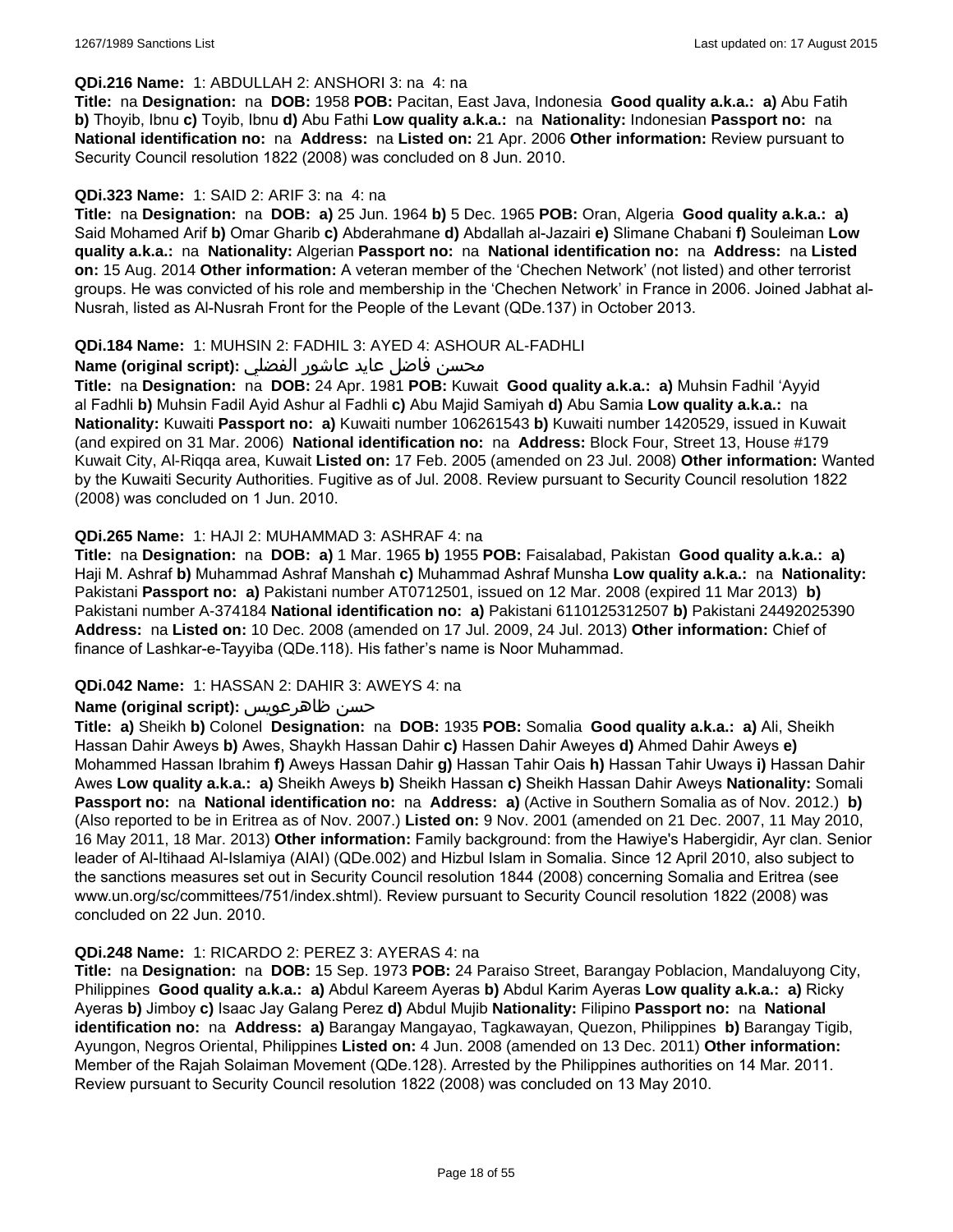**QDi.216 Name:** 1: ABDULLAH 2: ANSHORI 3: na 4: na

**Title:** na **Designation:** na **DOB:** 1958 **POB:** Pacitan, East Java, Indonesia **Good quality a.k.a.:** **a)** Abu Fatih **b)** Thoyib, Ibnu **c)** Toyib, Ibnu **d)** Abu Fathi **Low quality a.k.a.:** na **Nationality:** Indonesian **Passport no:** na **National identification no:** na **Address:** na **Listed on:** 21 Apr. 2006 **Other information:** Review pursuant to Security Council resolution 1822 (2008) was concluded on 8 Jun. 2010.

**QDi.323 Name:** 1: SAID 2: ARIF 3: na 4: na

**Title:** na **Designation:** na **DOB:** **a)** 25 Jun. 1964 **b)** 5 Dec. 1965 **POB:** Oran, Algeria **Good quality a.k.a.:** **a)** Said Mohamed Arif **b)** Omar Gharib **c)** Abderahmane **d)** Abdallah al-Jazairi **e)** Slimane Chabani **f)** Souleiman **Low quality a.k.a.:** na **Nationality:** Algerian **Passport no:** na **National identification no:** na **Address:** na **Listed on:** 15 Aug. 2014 **Other information:** A veteran member of the 'Chechen Network' (not listed) and other terrorist groups. He was convicted of his role and membership in the 'Chechen Network' in France in 2006. Joined Jabhat al-Nusrah, listed as Al-Nusrah Front for the People of the Levant (QDe.137) in October 2013.

**QDi.184 Name:** 1: MUHSIN 2: FADHIL 3: AYED 4: ASHOUR AL-FADHLI

**Name (original script):** محسن فاضل عايد عاشور الفضلي

**Title:** na **Designation:** na **DOB:** 24 Apr. 1981 **POB:** Kuwait **Good quality a.k.a.:** **a)** Muhsin Fadhil 'Ayyid al Fadhli **b)** Muhsin Fadil Ayid Ashur al Fadhli **c)** Abu Majid Samiyah **d)** Abu Samia **Low quality a.k.a.:** na **Nationality:** Kuwaiti **Passport no:** **a)** Kuwaiti number 106261543 **b)** Kuwaiti number 1420529, issued in Kuwait (and expired on 31 Mar. 2006) **National identification no:** na **Address:** Block Four, Street 13, House #179 Kuwait City, Al-Riqqa area, Kuwait **Listed on:** 17 Feb. 2005 (amended on 23 Jul. 2008) **Other information:** Wanted by the Kuwaiti Security Authorities. Fugitive as of Jul. 2008. Review pursuant to Security Council resolution 1822 (2008) was concluded on 1 Jun. 2010.

**QDi.265 Name:** 1: HAJI 2: MUHAMMAD 3: ASHRAF 4: na

**Title:** na **Designation:** na **DOB:** **a)** 1 Mar. 1965 **b)** 1955 **POB:** Faisalabad, Pakistan **Good quality a.k.a.:** **a)** Haji M. Ashraf **b)** Muhammad Ashraf Manshah **c)** Muhammad Ashraf Munsha **Low quality a.k.a.:** na **Nationality:** Pakistani **Passport no:** **a)** Pakistani number AT0712501, issued on 12 Mar. 2008 (expired 11 Mar 2013) **b)** Pakistani number A-374184 **National identification no:** **a)** Pakistani 6110125312507 **b)** Pakistani 24492025390 **Address:** na **Listed on:** 10 Dec. 2008 (amended on 17 Jul. 2009, 24 Jul. 2013) **Other information:** Chief of finance of Lashkar-e-Tayyiba (QDe.118). His father's name is Noor Muhammad.

**QDi.042 Name:** 1: HASSAN 2: DAHIR 3: AWEYS 4: na

**Name (original script):** حسن ظاهرعويس

**Title:** **a)** Sheikh **b)** Colonel **Designation:** na **DOB:** 1935 **POB:** Somalia **Good quality a.k.a.:** **a)** Ali, Sheikh Hassan Dahir Aweys **b)** Awes, Shaykh Hassan Dahir **c)** Hassen Dahir Aweyes **d)** Ahmed Dahir Aweys **e)** Mohammed Hassan Ibrahim **f)** Aweys Hassan Dahir **g)** Hassan Tahir Oais **h)** Hassan Tahir Uways **i)** Hassan Dahir Awes **Low quality a.k.a.:** **a)** Sheikh Aweys **b)** Sheikh Hassan **c)** Sheikh Hassan Dahir Aweys **Nationality:** Somali **Passport no:** na **National identification no:** na **Address:** **a)** (Active in Southern Somalia as of Nov. 2012.) **b)** (Also reported to be in Eritrea as of Nov. 2007.) **Listed on:** 9 Nov. 2001 (amended on 21 Dec. 2007, 11 May 2010, 16 May 2011, 18 Mar. 2013) **Other information:** Family background: from the Hawiye's Habergidir, Ayr clan. Senior leader of Al-Itihaad Al-Islamiya (AIAI) (QDe.002) and Hizbul Islam in Somalia. Since 12 April 2010, also subject to the sanctions measures set out in Security Council resolution 1844 (2008) concerning Somalia and Eritrea (see www.un.org/sc/committees/751/index.shtml). Review pursuant to Security Council resolution 1822 (2008) was concluded on 22 Jun. 2010.

**QDi.248 Name:** 1: RICARDO 2: PEREZ 3: AYERAS 4: na

**Title:** na **Designation:** na **DOB:** 15 Sep. 1973 **POB:** 24 Paraiso Street, Barangay Poblacion, Mandaluyong City, Philippines **Good quality a.k.a.:** **a)** Abdul Kareem Ayeras **b)** Abdul Karim Ayeras **Low quality a.k.a.:** **a)** Ricky Ayeras **b)** Jimboy **c)** Isaac Jay Galang Perez **d)** Abdul Mujib **Nationality:** Filipino **Passport no:** na **National identification no:** na **Address:** **a)** Barangay Mangayao, Tagkawayan, Quezon, Philippines **b)** Barangay Tigib, Ayungon, Negros Oriental, Philippines **Listed on:** 4 Jun. 2008 (amended on 13 Dec. 2011) **Other information:** Member of the Rajah Solaiman Movement (QDe.128). Arrested by the Philippines authorities on 14 Mar. 2011. Review pursuant to Security Council resolution 1822 (2008) was concluded on 13 May 2010.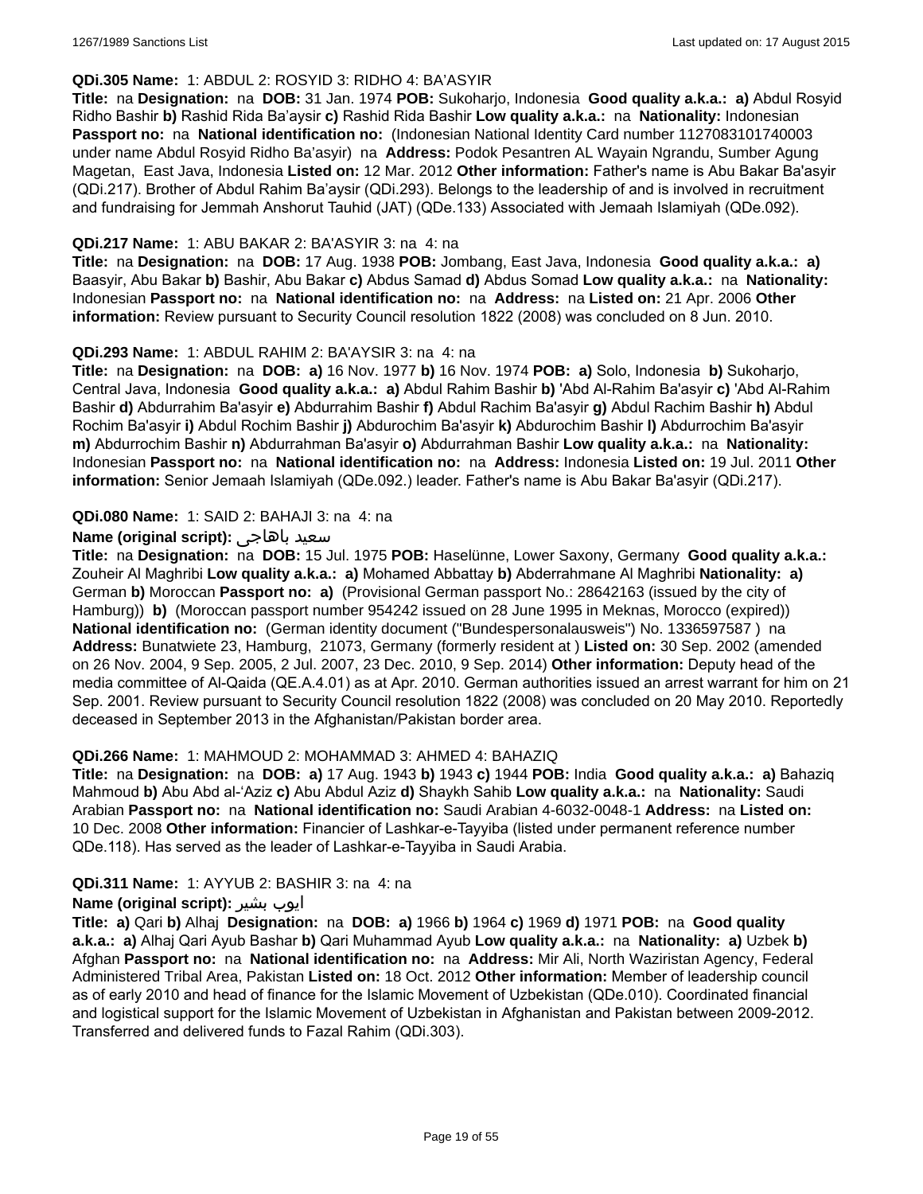**QDi.305 Name:** 1: ABDUL 2: ROSYID 3: RIDHO 4: BA'ASYIR

**Title:** na **Designation:** na **DOB:** 31 Jan. 1974 **POB:** Sukoharjo, Indonesia **Good quality a.k.a.:** **a)** Abdul Rosyid Ridho Bashir **b)** Rashid Rida Ba'aysir **c)** Rashid Rida Bashir **Low quality a.k.a.:** na **Nationality:** Indonesian **Passport no:** na **National identification no:** (Indonesian National Identity Card number 1127083101740003 under name Abdul Rosyid Ridho Ba'asyir) na **Address:** Podok Pesantren AL Wayain Ngrandu, Sumber Agung Magetan, East Java, Indonesia **Listed on:** 12 Mar. 2012 **Other information:** Father's name is Abu Bakar Ba'asyir (QDi.217). Brother of Abdul Rahim Ba'aysir (QDi.293). Belongs to the leadership of and is involved in recruitment and fundraising for Jemmah Anshorut Tauhid (JAT) (QDe.133) Associated with Jemaah Islamiyah (QDe.092).

**QDi.217 Name:** 1: ABU BAKAR 2: BA'ASYIR 3: na 4: na

**Title:** na **Designation:** na **DOB:** 17 Aug. 1938 **POB:** Jombang, East Java, Indonesia **Good quality a.k.a.:** **a)** Baasyir, Abu Bakar **b)** Bashir, Abu Bakar **c)** Abdus Samad **d)** Abdus Somad **Low quality a.k.a.:** na **Nationality:** Indonesian **Passport no:** na **National identification no:** na **Address:** na **Listed on:** 21 Apr. 2006 **Other information:** Review pursuant to Security Council resolution 1822 (2008) was concluded on 8 Jun. 2010.

**QDi.293 Name:** 1: ABDUL RAHIM 2: BA'AYSIR 3: na 4: na

**Title:** na **Designation:** na **DOB:** **a)** 16 Nov. 1977 **b)** 16 Nov. 1974 **POB:** **a)** Solo, Indonesia **b)** Sukoharjo, Central Java, Indonesia **Good quality a.k.a.:** **a)** Abdul Rahim Bashir **b)** 'Abd Al-Rahim Ba'asyir **c)** 'Abd Al-Rahim Bashir **d)** Abdurrahim Ba'asyir **e)** Abdurrahim Bashir **f)** Abdul Rachim Ba'asyir **g)** Abdul Rachim Bashir **h)** Abdul Rochim Ba'asyir **i)** Abdul Rochim Bashir **j)** Abdurochim Ba'asyir **k)** Abdurochim Bashir **l)** Abdurrochim Ba'asyir **m)** Abdurrochim Bashir **n)** Abdurrahman Ba'asyir **o)** Abdurrahman Bashir **Low quality a.k.a.:** na **Nationality:** Indonesian **Passport no:** na **National identification no:** na **Address:** Indonesia **Listed on:** 19 Jul. 2011 **Other information:** Senior Jemaah Islamiyah (QDe.092.) leader. Father's name is Abu Bakar Ba'asyir (QDi.217).

**QDi.080 Name:** 1: SAID 2: BAHAJI 3: na 4: na

**Name (original script):** سعيد باهاجى

**Title:** na **Designation:** na **DOB:** 15 Jul. 1975 **POB:** Haselünne, Lower Saxony, Germany **Good quality a.k.a.:** Zouheir Al Maghribi **Low quality a.k.a.:** **a)** Mohamed Abbattay **b)** Abderrahmane Al Maghribi **Nationality:** **a)** German **b)** Moroccan **Passport no:** **a)** (Provisional German passport No.: 28642163 (issued by the city of Hamburg)) **b)** (Moroccan passport number 954242 issued on 28 June 1995 in Meknas, Morocco (expired)) **National identification no:** (German identity document ("Bundespersonalausweis") No. 1336597587 ) na **Address:** Bunatwiete 23, Hamburg, 21073, Germany (formerly resident at ) **Listed on:** 30 Sep. 2002 (amended on 26 Nov. 2004, 9 Sep. 2005, 2 Jul. 2007, 23 Dec. 2010, 9 Sep. 2014) **Other information:** Deputy head of the media committee of Al-Qaida (QE.A.4.01) as at Apr. 2010. German authorities issued an arrest warrant for him on 21 Sep. 2001. Review pursuant to Security Council resolution 1822 (2008) was concluded on 20 May 2010. Reportedly deceased in September 2013 in the Afghanistan/Pakistan border area.

**QDi.266 Name:** 1: MAHMOUD 2: MOHAMMAD 3: AHMED 4: BAHAZIQ

**Title:** na **Designation:** na **DOB:** **a)** 17 Aug. 1943 **b)** 1943 **c)** 1944 **POB:** India **Good quality a.k.a.:** **a)** Bahaziq Mahmoud **b)** Abu Abd al-'Aziz **c)** Abu Abdul Aziz **d)** Shaykh Sahib **Low quality a.k.a.:** na **Nationality:** Saudi Arabian **Passport no:** na **National identification no:** Saudi Arabian 4-6032-0048-1 **Address:** na **Listed on:** 10 Dec. 2008 **Other information:** Financier of Lashkar-e-Tayyiba (listed under permanent reference number QDe.118). Has served as the leader of Lashkar-e-Tayyiba in Saudi Arabia.

**QDi.311 Name:** 1: AYYUB 2: BASHIR 3: na 4: na

**Name (original script):** ايوب بشير

**Title:** **a)** Qari **b)** Alhaj **Designation:** na **DOB:** **a)** 1966 **b)** 1964 **c)** 1969 **d)** 1971 **POB:** na **Good quality a.k.a.:** **a)** Alhaj Qari Ayub Bashar **b)** Qari Muhammad Ayub **Low quality a.k.a.:** na **Nationality:** **a)** Uzbek **b)** Afghan **Passport no:** na **National identification no:** na **Address:** Mir Ali, North Waziristan Agency, Federal Administered Tribal Area, Pakistan **Listed on:** 18 Oct. 2012 **Other information:** Member of leadership council as of early 2010 and head of finance for the Islamic Movement of Uzbekistan (QDe.010). Coordinated financial and logistical support for the Islamic Movement of Uzbekistan in Afghanistan and Pakistan between 2009-2012. Transferred and delivered funds to Fazal Rahim (QDi.303).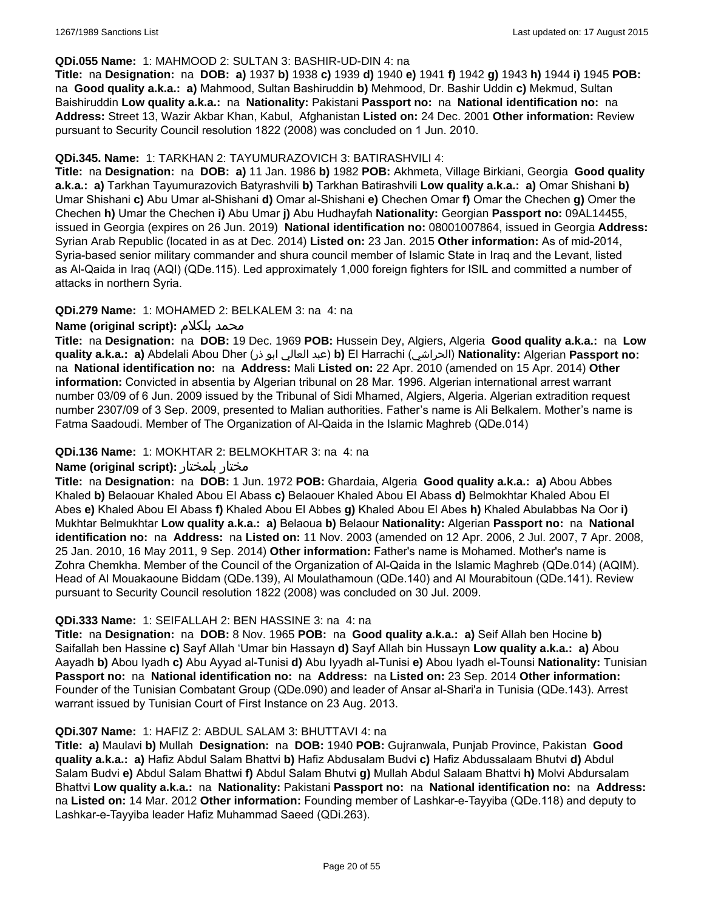**QDi.055 Name:** 1: MAHMOOD 2: SULTAN 3: BASHIR-UD-DIN 4: na

**Title:** na **Designation:** na **DOB:** **a)** 1937 **b)** 1938 **c)** 1939 **d)** 1940 **e)** 1941 **f)** 1942 **g)** 1943 **h)** 1944 **i)** 1945 **POB:** na **Good quality a.k.a.:** **a)** Mahmood, Sultan Bashiruddin **b)** Mehmood, Dr. Bashir Uddin **c)** Mekmud, Sultan Baishiruddin **Low quality a.k.a.:** na **Nationality:** Pakistani **Passport no:** na **National identification no:** na **Address:** Street 13, Wazir Akbar Khan, Kabul, Afghanistan **Listed on:** 24 Dec. 2001 **Other information:** Review pursuant to Security Council resolution 1822 (2008) was concluded on 1 Jun. 2010.

**QDi.345. Name:** 1: TARKHAN 2: TAYUMURAZOVICH 3: BATIRASHVILI 4:

**Title:** na **Designation:** na **DOB:** **a)** 11 Jan. 1986 **b)** 1982 **POB:** Akhmeta, Village Birkiani, Georgia **Good quality a.k.a.:** **a)** Tarkhan Tayumurazovich Batyrashvili **b)** Tarkhan Batirashvili **Low quality a.k.a.:** **a)** Omar Shishani **b)** Umar Shishani **c)** Abu Umar al-Shishani **d)** Omar al-Shishani **e)** Chechen Omar **f)** Omar the Chechen **g)** Omer the Chechen **h)** Umar the Chechen **i)** Abu Umar **j)** Abu Hudhayfah **Nationality:** Georgian **Passport no:** 09AL14455, issued in Georgia (expires on 26 Jun. 2019) **National identification no:** 08001007864, issued in Georgia **Address:** Syrian Arab Republic (located in as at Dec. 2014) **Listed on:** 23 Jan. 2015 **Other information:** As of mid-2014, Syria-based senior military commander and shura council member of Islamic State in Iraq and the Levant, listed as Al-Qaida in Iraq (AQI) (QDe.115). Led approximately 1,000 foreign fighters for ISIL and committed a number of attacks in northern Syria.

**QDi.279 Name:** 1: MOHAMED 2: BELKALEM 3: na 4: na

**Name (original script):** محمد بلكلام

**Title:** na **Designation:** na **DOB:** 19 Dec. 1969 **POB:** Hussein Dey, Algiers, Algeria **Good quality a.k.a.:** na **Low quality a.k.a.:** **a)** Abdelali Abou Dher (عبد العالي ابو ذر) **b)** El Harrachi (الحراشي) **Nationality:** Algerian **Passport no:** na **National identification no:** na **Address:** Mali **Listed on:** 22 Apr. 2010 (amended on 15 Apr. 2014) **Other information:** Convicted in absentia by Algerian tribunal on 28 Mar. 1996. Algerian international arrest warrant number 03/09 of 6 Jun. 2009 issued by the Tribunal of Sidi Mhamed, Algiers, Algeria. Algerian extradition request number 2307/09 of 3 Sep. 2009, presented to Malian authorities. Father's name is Ali Belkalem. Mother's name is Fatma Saadoudi. Member of The Organization of Al-Qaida in the Islamic Maghreb (QDe.014)

**QDi.136 Name:** 1: MOKHTAR 2: BELMOKHTAR 3: na 4: na

**Name (original script):** مختار بلمختار

**Title:** na **Designation:** na **DOB:** 1 Jun. 1972 **POB:** Ghardaia, Algeria **Good quality a.k.a.:** **a)** Abou Abbes Khaled **b)** Belaouar Khaled Abou El Abass **c)** Belaouer Khaled Abou El Abass **d)** Belmokhtar Khaled Abou El Abes **e)** Khaled Abou El Abass **f)** Khaled Abou El Abbes **g)** Khaled Abou El Abes **h)** Khaled Abulabbas Na Oor **i)** Mukhtar Belmukhtar **Low quality a.k.a.:** **a)** Belaoua **b)** Belaour **Nationality:** Algerian **Passport no:** na **National identification no:** na **Address:** na **Listed on:** 11 Nov. 2003 (amended on 12 Apr. 2006, 2 Jul. 2007, 7 Apr. 2008, 25 Jan. 2010, 16 May 2011, 9 Sep. 2014) **Other information:** Father's name is Mohamed. Mother's name is Zohra Chemkha. Member of the Council of the Organization of Al-Qaida in the Islamic Maghreb (QDe.014) (AQIM). Head of Al Mouakaoune Biddam (QDe.139), Al Moulathamoun (QDe.140) and Al Mourabitoun (QDe.141). Review pursuant to Security Council resolution 1822 (2008) was concluded on 30 Jul. 2009.

**QDi.333 Name:** 1: SEIFALLAH 2: BEN HASSINE 3: na 4: na

**Title:** na **Designation:** na **DOB:** 8 Nov. 1965 **POB:** na **Good quality a.k.a.:** **a)** Seif Allah ben Hocine **b)** Saifallah ben Hassine **c)** Sayf Allah 'Umar bin Hassayn **d)** Sayf Allah bin Hussayn **Low quality a.k.a.:** **a)** Abou Aayadh **b)** Abou Iyadh **c)** Abu Ayyad al-Tunisi **d)** Abu Iyyadh al-Tunisi **e)** Abou Iyadh el-Tounsi **Nationality:** Tunisian **Passport no:** na **National identification no:** na **Address:** na **Listed on:** 23 Sep. 2014 **Other information:** Founder of the Tunisian Combatant Group (QDe.090) and leader of Ansar al-Shari'a in Tunisia (QDe.143). Arrest warrant issued by Tunisian Court of First Instance on 23 Aug. 2013.

**QDi.307 Name:** 1: HAFIZ 2: ABDUL SALAM 3: BHUTTAVI 4: na

**Title:** **a)** Maulavi **b)** Mullah **Designation:** na **DOB:** 1940 **POB:** Gujranwala, Punjab Province, Pakistan **Good quality a.k.a.:** **a)** Hafiz Abdul Salam Bhattvi **b)** Hafiz Abdusalam Budvi **c)** Hafiz Abdussalaam Bhutvi **d)** Abdul Salam Budvi **e)** Abdul Salam Bhattwi **f)** Abdul Salam Bhutvi **g)** Mullah Abdul Salaam Bhattvi **h)** Molvi Abdursalam Bhattvi **Low quality a.k.a.:** na **Nationality:** Pakistani **Passport no:** na **National identification no:** na **Address:** na **Listed on:** 14 Mar. 2012 **Other information:** Founding member of Lashkar-e-Tayyiba (QDe.118) and deputy to Lashkar-e-Tayyiba leader Hafiz Muhammad Saeed (QDi.263).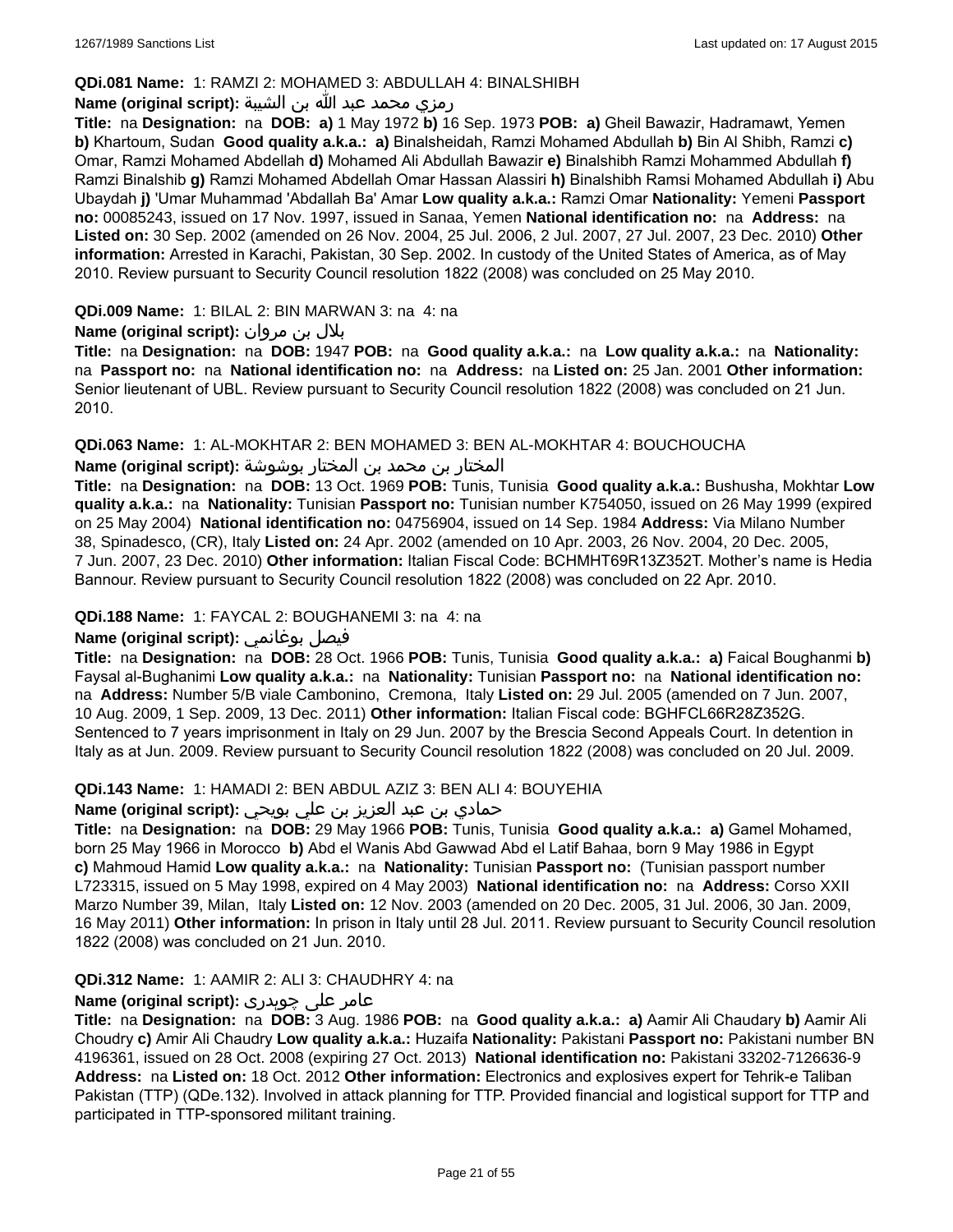**QDi.081 Name:** 1: RAMZI 2: MOHAMED 3: ABDULLAH 4: BINALSHIBH

**Name (original script):** رمزي محمد عبد الله بن الشيبة

**Title:** na **Designation:** na **DOB:** **a)** 1 May 1972 **b)** 16 Sep. 1973 **POB:** **a)** Gheil Bawazir, Hadramawt, Yemen **b)** Khartoum, Sudan **Good quality a.k.a.:** **a)** Binalsheidah, Ramzi Mohamed Abdullah **b)** Bin Al Shibh, Ramzi **c)** Omar, Ramzi Mohamed Abdellah **d)** Mohamed Ali Abdullah Bawazir **e)** Binalshibh Ramzi Mohammed Abdullah **f)** Ramzi Binalshib **g)** Ramzi Mohamed Abdellah Omar Hassan Alassiri **h)** Binalshibh Ramsi Mohamed Abdullah **i)** Abu Ubaydah **j)** 'Umar Muhammad 'Abdallah Ba' Amar **Low quality a.k.a.:** Ramzi Omar **Nationality:** Yemeni **Passport no:** 00085243, issued on 17 Nov. 1997, issued in Sanaa, Yemen **National identification no:** na **Address:** na **Listed on:** 30 Sep. 2002 (amended on 26 Nov. 2004, 25 Jul. 2006, 2 Jul. 2007, 27 Jul. 2007, 23 Dec. 2010) **Other information:** Arrested in Karachi, Pakistan, 30 Sep. 2002. In custody of the United States of America, as of May 2010. Review pursuant to Security Council resolution 1822 (2008) was concluded on 25 May 2010.

**QDi.009 Name:** 1: BILAL 2: BIN MARWAN 3: na 4: na

**Name (original script):** بلال بن مروان

**Title:** na **Designation:** na **DOB:** 1947 **POB:** na **Good quality a.k.a.:** na **Low quality a.k.a.:** na **Nationality:** na **Passport no:** na **National identification no:** na **Address:** na **Listed on:** 25 Jan. 2001 **Other information:** Senior lieutenant of UBL. Review pursuant to Security Council resolution 1822 (2008) was concluded on 21 Jun. 2010.

**QDi.063 Name:** 1: AL-MOKHTAR 2: BEN MOHAMED 3: BEN AL-MOKHTAR 4: BOUCHOUCHA

**Name (original script):** المختار بن محمد بن المختار بوشوشة

**Title:** na **Designation:** na **DOB:** 13 Oct. 1969 **POB:** Tunis, Tunisia **Good quality a.k.a.:** Bushusha, Mokhtar **Low quality a.k.a.:** na **Nationality:** Tunisian **Passport no:** Tunisian number K754050, issued on 26 May 1999 (expired on 25 May 2004) **National identification no:** 04756904, issued on 14 Sep. 1984 **Address:** Via Milano Number 38, Spinadesco, (CR), Italy **Listed on:** 24 Apr. 2002 (amended on 10 Apr. 2003, 26 Nov. 2004, 20 Dec. 2005, 7 Jun. 2007, 23 Dec. 2010) **Other information:** Italian Fiscal Code: BCHMHT69R13Z352T. Mother's name is Hedia Bannour. Review pursuant to Security Council resolution 1822 (2008) was concluded on 22 Apr. 2010.

**QDi.188 Name:** 1: FAYCAL 2: BOUGHANEMI 3: na 4: na

**Name (original script):** فيصل بوغانمي

**Title:** na **Designation:** na **DOB:** 28 Oct. 1966 **POB:** Tunis, Tunisia **Good quality a.k.a.:** **a)** Faical Boughanmi **b)** Faysal al-Bughanimi **Low quality a.k.a.:** na **Nationality:** Tunisian **Passport no:** na **National identification no:** na **Address:** Number 5/B viale Cambonino, Cremona, Italy **Listed on:** 29 Jul. 2005 (amended on 7 Jun. 2007, 10 Aug. 2009, 1 Sep. 2009, 13 Dec. 2011) **Other information:** Italian Fiscal code: BGHFCL66R28Z352G. Sentenced to 7 years imprisonment in Italy on 29 Jun. 2007 by the Brescia Second Appeals Court. In detention in Italy as at Jun. 2009. Review pursuant to Security Council resolution 1822 (2008) was concluded on 20 Jul. 2009.

**QDi.143 Name:** 1: HAMADI 2: BEN ABDUL AZIZ 3: BEN ALI 4: BOUYEHIA

**Name (original script):** حمادي بن عبد العزيز بن علي بويحي

**Title:** na **Designation:** na **DOB:** 29 May 1966 **POB:** Tunis, Tunisia **Good quality a.k.a.:** **a)** Gamel Mohamed, born 25 May 1966 in Morocco **b)** Abd el Wanis Abd Gawwad Abd el Latif Bahaa, born 9 May 1986 in Egypt **c)** Mahmoud Hamid **Low quality a.k.a.:** na **Nationality:** Tunisian **Passport no:** (Tunisian passport number L723315, issued on 5 May 1998, expired on 4 May 2003) **National identification no:** na **Address:** Corso XXII Marzo Number 39, Milan, Italy **Listed on:** 12 Nov. 2003 (amended on 20 Dec. 2005, 31 Jul. 2006, 30 Jan. 2009, 16 May 2011) **Other information:** In prison in Italy until 28 Jul. 2011. Review pursuant to Security Council resolution 1822 (2008) was concluded on 21 Jun. 2010.

**QDi.312 Name:** 1: AAMIR 2: ALI 3: CHAUDHRY 4: na

**Name (original script):** عامر علی چوہدری

**Title:** na **Designation:** na **DOB:** 3 Aug. 1986 **POB:** na **Good quality a.k.a.:** **a)** Aamir Ali Chaudary **b)** Aamir Ali Choudry **c)** Amir Ali Chaudry **Low quality a.k.a.:** Huzaifa **Nationality:** Pakistani **Passport no:** Pakistani number BN 4196361, issued on 28 Oct. 2008 (expiring 27 Oct. 2013) **National identification no:** Pakistani 33202-7126636-9 **Address:** na **Listed on:** 18 Oct. 2012 **Other information:** Electronics and explosives expert for Tehrik-e Taliban Pakistan (TTP) (QDe.132). Involved in attack planning for TTP. Provided financial and logistical support for TTP and participated in TTP-sponsored militant training.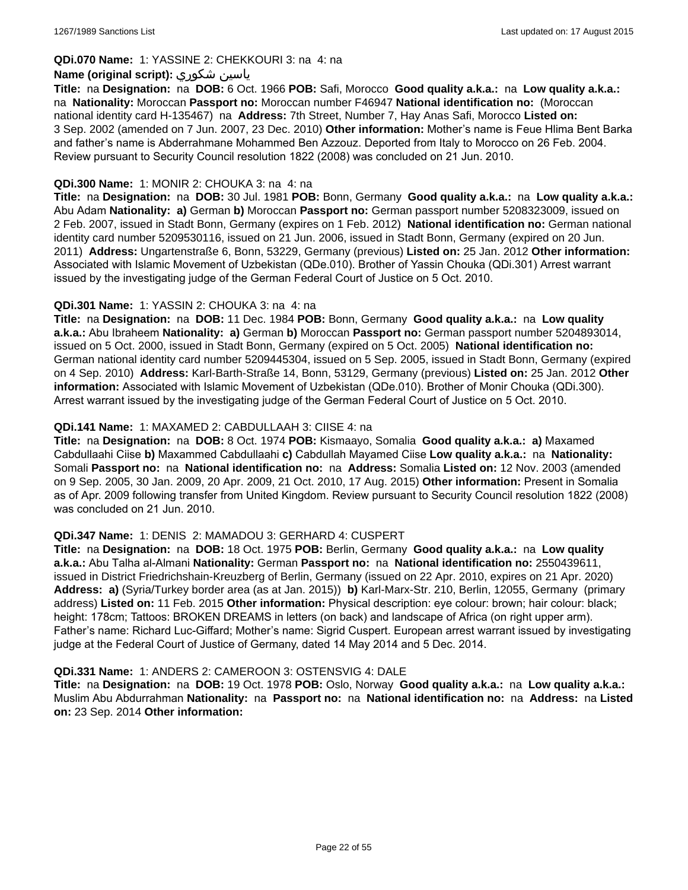**QDi.070 Name:** 1: YASSINE 2: CHEKKOURI 3: na 4: na

**Name (original script):** ياسين شكوري

**Title:** na **Designation:** na **DOB:** 6 Oct. 1966 **POB:** Safi, Morocco **Good quality a.k.a.:** na **Low quality a.k.a.:** na **Nationality:** Moroccan **Passport no:** Moroccan number F46947 **National identification no:** (Moroccan national identity card H-135467) na **Address:** 7th Street, Number 7, Hay Anas Safi, Morocco **Listed on:** 3 Sep. 2002 (amended on 7 Jun. 2007, 23 Dec. 2010) **Other information:** Mother's name is Feue Hlima Bent Barka and father's name is Abderrahmane Mohammed Ben Azzouz. Deported from Italy to Morocco on 26 Feb. 2004. Review pursuant to Security Council resolution 1822 (2008) was concluded on 21 Jun. 2010.

**QDi.300 Name:** 1: MONIR 2: CHOUKA 3: na 4: na

**Title:** na **Designation:** na **DOB:** 30 Jul. 1981 **POB:** Bonn, Germany **Good quality a.k.a.:** na **Low quality a.k.a.:** Abu Adam **Nationality:** **a)** German **b)** Moroccan **Passport no:** German passport number 5208323009, issued on 2 Feb. 2007, issued in Stadt Bonn, Germany (expires on 1 Feb. 2012) **National identification no:** German national identity card number 5209530116, issued on 21 Jun. 2006, issued in Stadt Bonn, Germany (expired on 20 Jun. 2011) **Address:** Ungartenstraße 6, Bonn, 53229, Germany (previous) **Listed on:** 25 Jan. 2012 **Other information:** Associated with Islamic Movement of Uzbekistan (QDe.010). Brother of Yassin Chouka (QDi.301) Arrest warrant issued by the investigating judge of the German Federal Court of Justice on 5 Oct. 2010.

**QDi.301 Name:** 1: YASSIN 2: CHOUKA 3: na 4: na

**Title:** na **Designation:** na **DOB:** 11 Dec. 1984 **POB:** Bonn, Germany **Good quality a.k.a.:** na **Low quality a.k.a.:** Abu Ibraheem **Nationality:** **a)** German **b)** Moroccan **Passport no:** German passport number 5204893014, issued on 5 Oct. 2000, issued in Stadt Bonn, Germany (expired on 5 Oct. 2005) **National identification no:** German national identity card number 5209445304, issued on 5 Sep. 2005, issued in Stadt Bonn, Germany (expired on 4 Sep. 2010) **Address:** Karl-Barth-Straße 14, Bonn, 53129, Germany (previous) **Listed on:** 25 Jan. 2012 **Other information:** Associated with Islamic Movement of Uzbekistan (QDe.010). Brother of Monir Chouka (QDi.300). Arrest warrant issued by the investigating judge of the German Federal Court of Justice on 5 Oct. 2010.

**QDi.141 Name:** 1: MAXAMED 2: CABDULLAAH 3: CIISE 4: na

**Title:** na **Designation:** na **DOB:** 8 Oct. 1974 **POB:** Kismaayo, Somalia **Good quality a.k.a.:** **a)** Maxamed Cabdullaahi Ciise **b)** Maxammed Cabdullaahi **c)** Cabdullah Mayamed Ciise **Low quality a.k.a.:** na **Nationality:** Somali **Passport no:** na **National identification no:** na **Address:** Somalia **Listed on:** 12 Nov. 2003 (amended on 9 Sep. 2005, 30 Jan. 2009, 20 Apr. 2009, 21 Oct. 2010, 17 Aug. 2015) **Other information:** Present in Somalia as of Apr. 2009 following transfer from United Kingdom. Review pursuant to Security Council resolution 1822 (2008) was concluded on 21 Jun. 2010.

**QDi.347 Name:** 1: DENIS 2: MAMADOU 3: GERHARD 4: CUSPERT

**Title:** na **Designation:** na **DOB:** 18 Oct. 1975 **POB:** Berlin, Germany **Good quality a.k.a.:** na **Low quality a.k.a.:** Abu Talha al-Almani **Nationality:** German **Passport no:** na **National identification no:** 2550439611, issued in District Friedrichshain-Kreuzberg of Berlin, Germany (issued on 22 Apr. 2010, expires on 21 Apr. 2020) **Address:** **a)** (Syria/Turkey border area (as at Jan. 2015)) **b)** Karl-Marx-Str. 210, Berlin, 12055, Germany (primary address) **Listed on:** 11 Feb. 2015 **Other information:** Physical description: eye colour: brown; hair colour: black; height: 178cm; Tattoos: BROKEN DREAMS in letters (on back) and landscape of Africa (on right upper arm). Father's name: Richard Luc-Giffard; Mother's name: Sigrid Cuspert. European arrest warrant issued by investigating judge at the Federal Court of Justice of Germany, dated 14 May 2014 and 5 Dec. 2014.

**QDi.331 Name:** 1: ANDERS 2: CAMEROON 3: OSTENSVIG 4: DALE

**Title:** na **Designation:** na **DOB:** 19 Oct. 1978 **POB:** Oslo, Norway **Good quality a.k.a.:** na **Low quality a.k.a.:** Muslim Abu Abdurrahman **Nationality:** na **Passport no:** na **National identification no:** na **Address:** na **Listed on:** 23 Sep. 2014 **Other information:**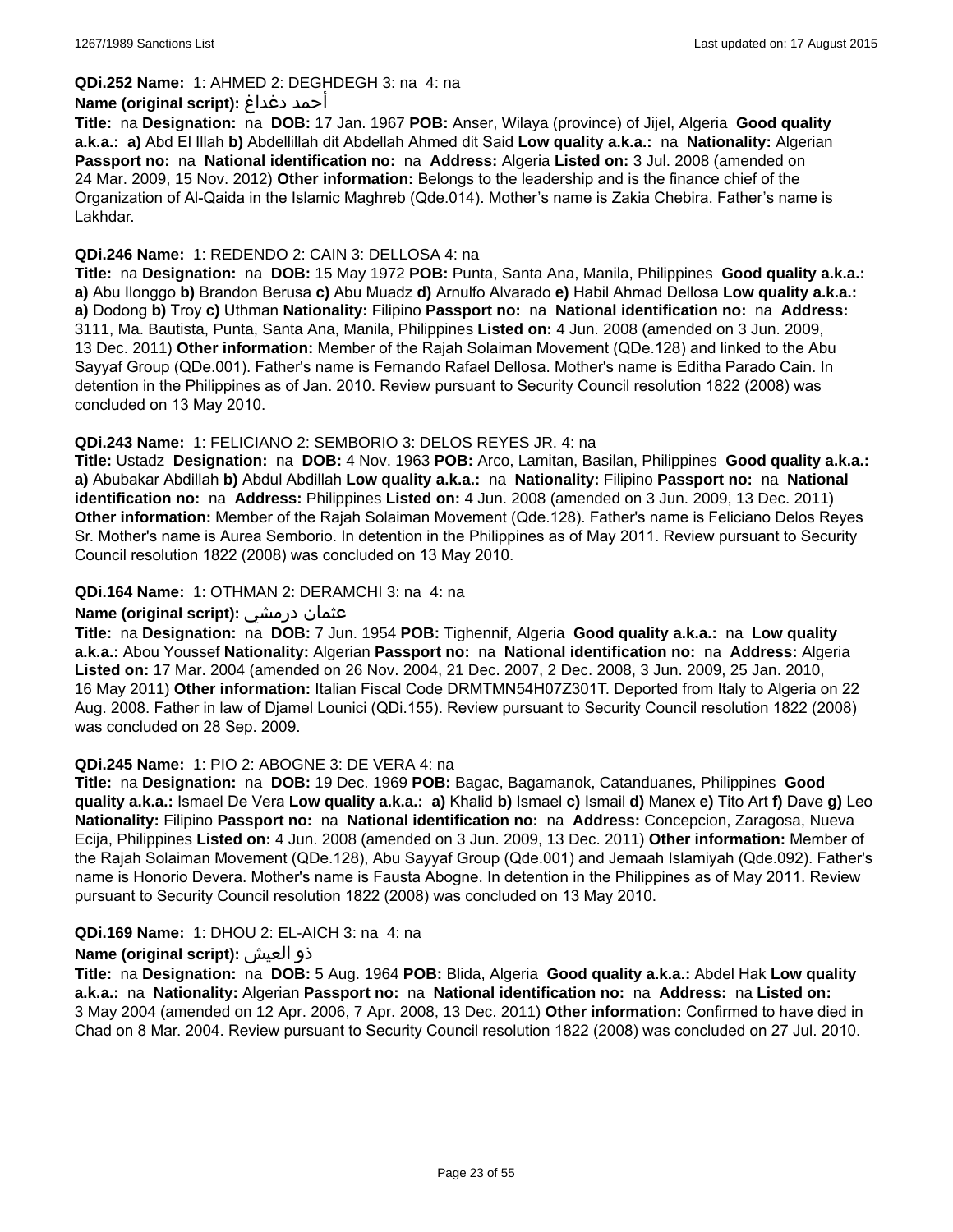**QDi.252 Name:** 1: AHMED 2: DEGHDEGH 3: na 4: na

**Name (original script):** أحمد دغداغ

**Title:** na **Designation:** na **DOB:** 17 Jan. 1967 **POB:** Anser, Wilaya (province) of Jijel, Algeria **Good quality a.k.a.:** **a)** Abd El Illah **b)** Abdellillah dit Abdellah Ahmed dit Said **Low quality a.k.a.:** na **Nationality:** Algerian **Passport no:** na **National identification no:** na **Address:** Algeria **Listed on:** 3 Jul. 2008 (amended on 24 Mar. 2009, 15 Nov. 2012) **Other information:** Belongs to the leadership and is the finance chief of the Organization of Al-Qaida in the Islamic Maghreb (Qde.014). Mother's name is Zakia Chebira. Father's name is Lakhdar.

**QDi.246 Name:** 1: REDENDO 2: CAIN 3: DELLOSA 4: na

**Title:** na **Designation:** na **DOB:** 15 May 1972 **POB:** Punta, Santa Ana, Manila, Philippines **Good quality a.k.a.:** **a)** Abu Ilonggo **b)** Brandon Berusa **c)** Abu Muadz **d)** Arnulfo Alvarado **e)** Habil Ahmad Dellosa **Low quality a.k.a.:** **a)** Dodong **b)** Troy **c)** Uthman **Nationality:** Filipino **Passport no:** na **National identification no:** na **Address:** 3111, Ma. Bautista, Punta, Santa Ana, Manila, Philippines **Listed on:** 4 Jun. 2008 (amended on 3 Jun. 2009, 13 Dec. 2011) **Other information:** Member of the Rajah Solaiman Movement (QDe.128) and linked to the Abu Sayyaf Group (QDe.001). Father's name is Fernando Rafael Dellosa. Mother's name is Editha Parado Cain. In detention in the Philippines as of Jan. 2010. Review pursuant to Security Council resolution 1822 (2008) was concluded on 13 May 2010.

**QDi.243 Name:** 1: FELICIANO 2: SEMBORIO 3: DELOS REYES JR. 4: na

**Title:** Ustadz **Designation:** na **DOB:** 4 Nov. 1963 **POB:** Arco, Lamitan, Basilan, Philippines **Good quality a.k.a.:** **a)** Abubakar Abdillah **b)** Abdul Abdillah **Low quality a.k.a.:** na **Nationality:** Filipino **Passport no:** na **National identification no:** na **Address:** Philippines **Listed on:** 4 Jun. 2008 (amended on 3 Jun. 2009, 13 Dec. 2011) **Other information:** Member of the Rajah Solaiman Movement (Qde.128). Father's name is Feliciano Delos Reyes Sr. Mother's name is Aurea Semborio. In detention in the Philippines as of May 2011. Review pursuant to Security Council resolution 1822 (2008) was concluded on 13 May 2010.

**QDi.164 Name:** 1: OTHMAN 2: DERAMCHI 3: na 4: na

**Name (original script):** عثمان درمشي

**Title:** na **Designation:** na **DOB:** 7 Jun. 1954 **POB:** Tighennif, Algeria **Good quality a.k.a.:** na **Low quality a.k.a.:** Abou Youssef **Nationality:** Algerian **Passport no:** na **National identification no:** na **Address:** Algeria **Listed on:** 17 Mar. 2004 (amended on 26 Nov. 2004, 21 Dec. 2007, 2 Dec. 2008, 3 Jun. 2009, 25 Jan. 2010, 16 May 2011) **Other information:** Italian Fiscal Code DRMTMN54H07Z301T. Deported from Italy to Algeria on 22 Aug. 2008. Father in law of Djamel Lounici (QDi.155). Review pursuant to Security Council resolution 1822 (2008) was concluded on 28 Sep. 2009.

**QDi.245 Name:** 1: PIO 2: ABOGNE 3: DE VERA 4: na

**Title:** na **Designation:** na **DOB:** 19 Dec. 1969 **POB:** Bagac, Bagamanok, Catanduanes, Philippines **Good quality a.k.a.:** Ismael De Vera **Low quality a.k.a.:** **a)** Khalid **b)** Ismael **c)** Ismail **d)** Manex **e)** Tito Art **f)** Dave **g)** Leo **Nationality:** Filipino **Passport no:** na **National identification no:** na **Address:** Concepcion, Zaragosa, Nueva Ecija, Philippines **Listed on:** 4 Jun. 2008 (amended on 3 Jun. 2009, 13 Dec. 2011) **Other information:** Member of the Rajah Solaiman Movement (QDe.128), Abu Sayyaf Group (Qde.001) and Jemaah Islamiyah (Qde.092). Father's name is Honorio Devera. Mother's name is Fausta Abogne. In detention in the Philippines as of May 2011. Review pursuant to Security Council resolution 1822 (2008) was concluded on 13 May 2010.

**QDi.169 Name:** 1: DHOU 2: EL-AICH 3: na 4: na

**Name (original script):** ذو العيش

**Title:** na **Designation:** na **DOB:** 5 Aug. 1964 **POB:** Blida, Algeria **Good quality a.k.a.:** Abdel Hak **Low quality a.k.a.:** na **Nationality:** Algerian **Passport no:** na **National identification no:** na **Address:** na **Listed on:** 3 May 2004 (amended on 12 Apr. 2006, 7 Apr. 2008, 13 Dec. 2011) **Other information:** Confirmed to have died in Chad on 8 Mar. 2004. Review pursuant to Security Council resolution 1822 (2008) was concluded on 27 Jul. 2010.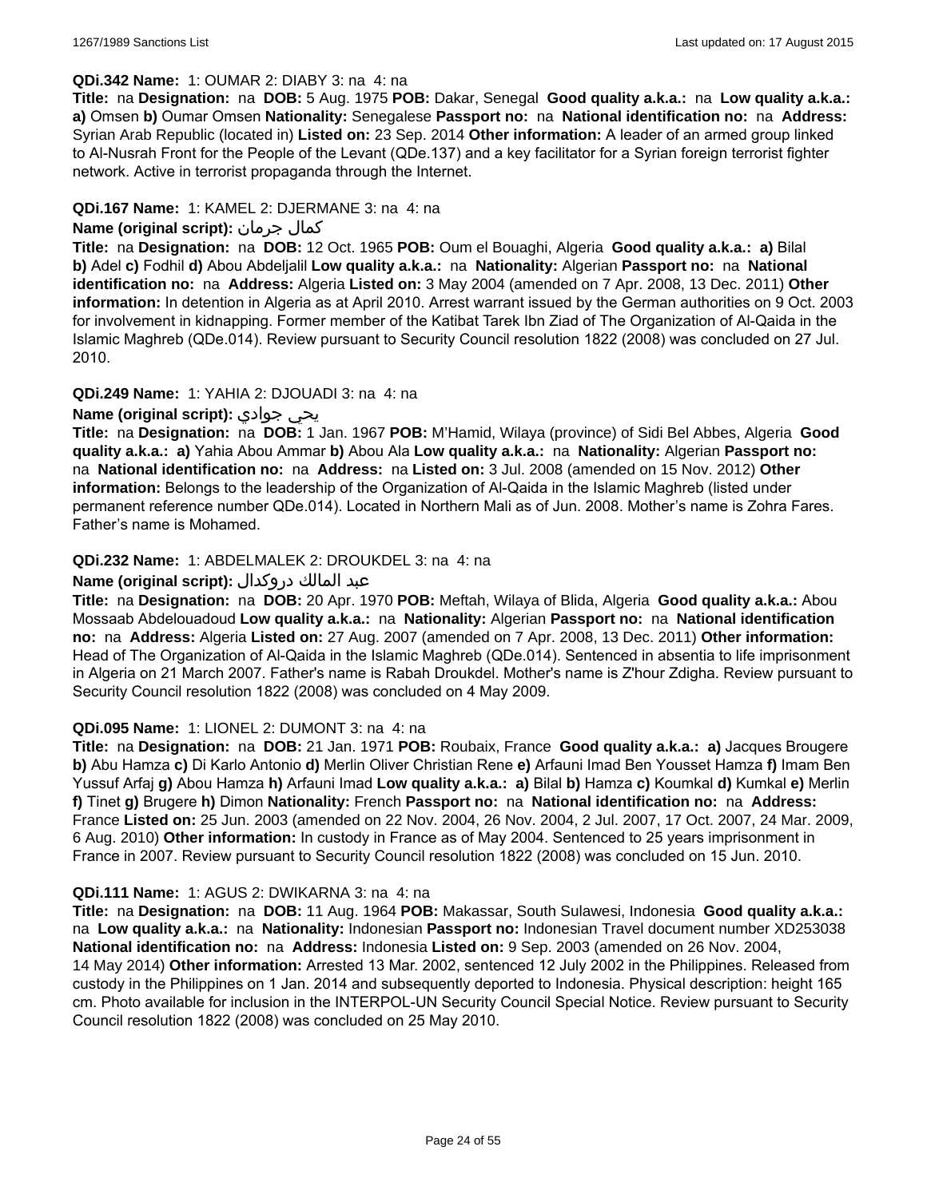**QDi.342 Name:** 1: OUMAR 2: DIABY 3: na 4: na

**Title:** na **Designation:** na **DOB:** 5 Aug. 1975 **POB:** Dakar, Senegal **Good quality a.k.a.:** na **Low quality a.k.a.: a)** Omsen **b)** Oumar Omsen **Nationality:** Senegalese **Passport no:** na **National identification no:** na **Address:** Syrian Arab Republic (located in) **Listed on:** 23 Sep. 2014 **Other information:** A leader of an armed group linked to Al-Nusrah Front for the People of the Levant (QDe.137) and a key facilitator for a Syrian foreign terrorist fighter network. Active in terrorist propaganda through the Internet.

**QDi.167 Name:** 1: KAMEL 2: DJERMANE 3: na 4: na

**Name (original script):** كمال جرمان

**Title:** na **Designation:** na **DOB:** 12 Oct. 1965 **POB:** Oum el Bouaghi, Algeria **Good quality a.k.a.: a)** Bilal **b)** Adel **c)** Fodhil **d)** Abou Abdeljalil **Low quality a.k.a.:** na **Nationality:** Algerian **Passport no:** na **National identification no:** na **Address:** Algeria **Listed on:** 3 May 2004 (amended on 7 Apr. 2008, 13 Dec. 2011) **Other information:** In detention in Algeria as at April 2010. Arrest warrant issued by the German authorities on 9 Oct. 2003 for involvement in kidnapping. Former member of the Katibat Tarek Ibn Ziad of The Organization of Al-Qaida in the Islamic Maghreb (QDe.014). Review pursuant to Security Council resolution 1822 (2008) was concluded on 27 Jul. 2010.

**QDi.249 Name:** 1: YAHIA 2: DJOUADI 3: na 4: na

**Name (original script):** يحي جوادي

**Title:** na **Designation:** na **DOB:** 1 Jan. 1967 **POB:** M'Hamid, Wilaya (province) of Sidi Bel Abbes, Algeria **Good quality a.k.a.: a)** Yahia Abou Ammar **b)** Abou Ala **Low quality a.k.a.:** na **Nationality:** Algerian **Passport no:** na **National identification no:** na **Address:** na **Listed on:** 3 Jul. 2008 (amended on 15 Nov. 2012) **Other information:** Belongs to the leadership of the Organization of Al-Qaida in the Islamic Maghreb (listed under permanent reference number QDe.014). Located in Northern Mali as of Jun. 2008. Mother's name is Zohra Fares. Father's name is Mohamed.

**QDi.232 Name:** 1: ABDELMALEK 2: DROUKDEL 3: na 4: na

**Name (original script):** عبد المالك دروكدال

**Title:** na **Designation:** na **DOB:** 20 Apr. 1970 **POB:** Meftah, Wilaya of Blida, Algeria **Good quality a.k.a.:** Abou Mossaab Abdelouadoud **Low quality a.k.a.:** na **Nationality:** Algerian **Passport no:** na **National identification no:** na **Address:** Algeria **Listed on:** 27 Aug. 2007 (amended on 7 Apr. 2008, 13 Dec. 2011) **Other information:** Head of The Organization of Al-Qaida in the Islamic Maghreb (QDe.014). Sentenced in absentia to life imprisonment in Algeria on 21 March 2007. Father's name is Rabah Droukdel. Mother's name is Z'hour Zdigha. Review pursuant to Security Council resolution 1822 (2008) was concluded on 4 May 2009.

**QDi.095 Name:** 1: LIONEL 2: DUMONT 3: na 4: na

**Title:** na **Designation:** na **DOB:** 21 Jan. 1971 **POB:** Roubaix, France **Good quality a.k.a.: a)** Jacques Brougere **b)** Abu Hamza **c)** Di Karlo Antonio **d)** Merlin Oliver Christian Rene **e)** Arfauni Imad Ben Yousset Hamza **f)** Imam Ben Yussuf Arfaj **g)** Abou Hamza **h)** Arfauni Imad **Low quality a.k.a.: a)** Bilal **b)** Hamza **c)** Koumkal **d)** Kumkal **e)** Merlin **f)** Tinet **g)** Brugere **h)** Dimon **Nationality:** French **Passport no:** na **National identification no:** na **Address:** France **Listed on:** 25 Jun. 2003 (amended on 22 Nov. 2004, 26 Nov. 2004, 2 Jul. 2007, 17 Oct. 2007, 24 Mar. 2009, 6 Aug. 2010) **Other information:** In custody in France as of May 2004. Sentenced to 25 years imprisonment in France in 2007. Review pursuant to Security Council resolution 1822 (2008) was concluded on 15 Jun. 2010.

**QDi.111 Name:** 1: AGUS 2: DWIKARNA 3: na 4: na

**Title:** na **Designation:** na **DOB:** 11 Aug. 1964 **POB:** Makassar, South Sulawesi, Indonesia **Good quality a.k.a.:** na **Low quality a.k.a.:** na **Nationality:** Indonesian **Passport no:** Indonesian Travel document number XD253038 **National identification no:** na **Address:** Indonesia **Listed on:** 9 Sep. 2003 (amended on 26 Nov. 2004, 14 May 2014) **Other information:** Arrested 13 Mar. 2002, sentenced 12 July 2002 in the Philippines. Released from custody in the Philippines on 1 Jan. 2014 and subsequently deported to Indonesia. Physical description: height 165 cm. Photo available for inclusion in the INTERPOL-UN Security Council Special Notice. Review pursuant to Security Council resolution 1822 (2008) was concluded on 25 May 2010.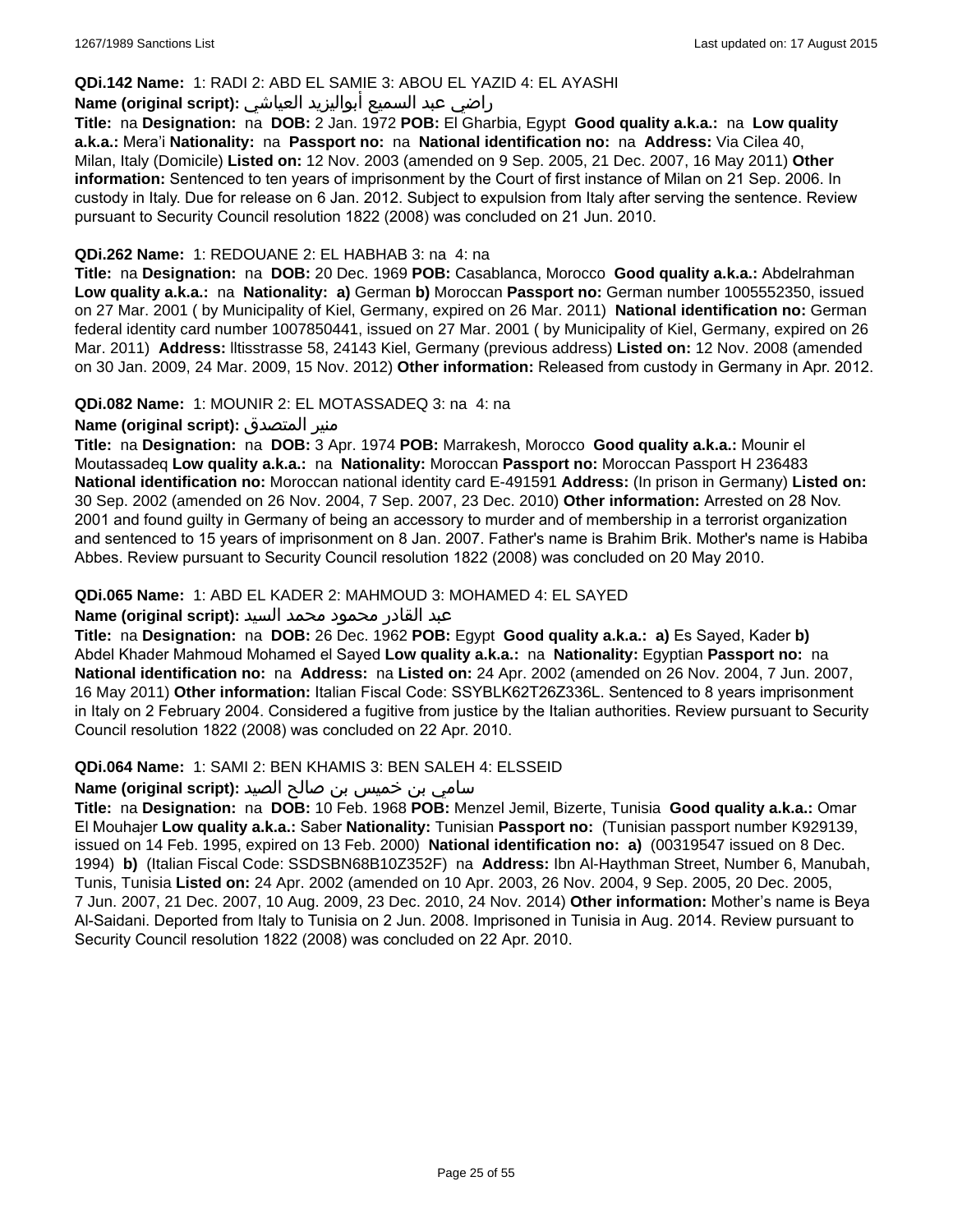**QDi.142 Name:** 1: RADI 2: ABD EL SAMIE 3: ABOU EL YAZID 4: EL AYASHI

**Name (original script):** راضي عبد السميع أبواليزيد العياشي

**Title:** na **Designation:** na **DOB:** 2 Jan. 1972 **POB:** El Gharbia, Egypt **Good quality a.k.a.:** na **Low quality a.k.a.:** Mera'i **Nationality:** na **Passport no:** na **National identification no:** na **Address:** Via Cilea 40, Milan, Italy (Domicile) **Listed on:** 12 Nov. 2003 (amended on 9 Sep. 2005, 21 Dec. 2007, 16 May 2011) **Other information:** Sentenced to ten years of imprisonment by the Court of first instance of Milan on 21 Sep. 2006. In custody in Italy. Due for release on 6 Jan. 2012. Subject to expulsion from Italy after serving the sentence. Review pursuant to Security Council resolution 1822 (2008) was concluded on 21 Jun. 2010.

**QDi.262 Name:** 1: REDOUANE 2: EL HABHAB 3: na 4: na

**Title:** na **Designation:** na **DOB:** 20 Dec. 1969 **POB:** Casablanca, Morocco **Good quality a.k.a.:** Abdelrahman **Low quality a.k.a.:** na **Nationality:** **a)** German **b)** Moroccan **Passport no:** German number 1005552350, issued on 27 Mar. 2001 ( by Municipality of Kiel, Germany, expired on 26 Mar. 2011) **National identification no:** German federal identity card number 1007850441, issued on 27 Mar. 2001 ( by Municipality of Kiel, Germany, expired on 26 Mar. 2011) **Address:** lltisstrasse 58, 24143 Kiel, Germany (previous address) **Listed on:** 12 Nov. 2008 (amended on 30 Jan. 2009, 24 Mar. 2009, 15 Nov. 2012) **Other information:** Released from custody in Germany in Apr. 2012.

**QDi.082 Name:** 1: MOUNIR 2: EL MOTASSADEQ 3: na 4: na

**Name (original script):** منير المتصدق

**Title:** na **Designation:** na **DOB:** 3 Apr. 1974 **POB:** Marrakesh, Morocco **Good quality a.k.a.:** Mounir el Moutassadeq **Low quality a.k.a.:** na **Nationality:** Moroccan **Passport no:** Moroccan Passport H 236483 **National identification no:** Moroccan national identity card E-491591 **Address:** (In prison in Germany) **Listed on:** 30 Sep. 2002 (amended on 26 Nov. 2004, 7 Sep. 2007, 23 Dec. 2010) **Other information:** Arrested on 28 Nov. 2001 and found guilty in Germany of being an accessory to murder and of membership in a terrorist organization and sentenced to 15 years of imprisonment on 8 Jan. 2007. Father's name is Brahim Brik. Mother's name is Habiba Abbes. Review pursuant to Security Council resolution 1822 (2008) was concluded on 20 May 2010.

**QDi.065 Name:** 1: ABD EL KADER 2: MAHMOUD 3: MOHAMED 4: EL SAYED

**Name (original script):** عبد القادر محمود محمد السيد

**Title:** na **Designation:** na **DOB:** 26 Dec. 1962 **POB:** Egypt **Good quality a.k.a.:** **a)** Es Sayed, Kader **b)** Abdel Khader Mahmoud Mohamed el Sayed **Low quality a.k.a.:** na **Nationality:** Egyptian **Passport no:** na **National identification no:** na **Address:** na **Listed on:** 24 Apr. 2002 (amended on 26 Nov. 2004, 7 Jun. 2007, 16 May 2011) **Other information:** Italian Fiscal Code: SSYBLK62T26Z336L. Sentenced to 8 years imprisonment in Italy on 2 February 2004. Considered a fugitive from justice by the Italian authorities. Review pursuant to Security Council resolution 1822 (2008) was concluded on 22 Apr. 2010.

**QDi.064 Name:** 1: SAMI 2: BEN KHAMIS 3: BEN SALEH 4: ELSSEID

**Name (original script):** سامي بن خميس بن صالح الصيد

**Title:** na **Designation:** na **DOB:** 10 Feb. 1968 **POB:** Menzel Jemil, Bizerte, Tunisia **Good quality a.k.a.:** Omar El Mouhajer **Low quality a.k.a.:** Saber **Nationality:** Tunisian **Passport no:** (Tunisian passport number K929139, issued on 14 Feb. 1995, expired on 13 Feb. 2000) **National identification no:** **a)** (00319547 issued on 8 Dec. 1994) **b)** (Italian Fiscal Code: SSDSBN68B10Z352F) na **Address:** Ibn Al-Haythman Street, Number 6, Manubah, Tunis, Tunisia **Listed on:** 24 Apr. 2002 (amended on 10 Apr. 2003, 26 Nov. 2004, 9 Sep. 2005, 20 Dec. 2005, 7 Jun. 2007, 21 Dec. 2007, 10 Aug. 2009, 23 Dec. 2010, 24 Nov. 2014) **Other information:** Mother's name is Beya Al-Saidani. Deported from Italy to Tunisia on 2 Jun. 2008. Imprisoned in Tunisia in Aug. 2014. Review pursuant to Security Council resolution 1822 (2008) was concluded on 22 Apr. 2010.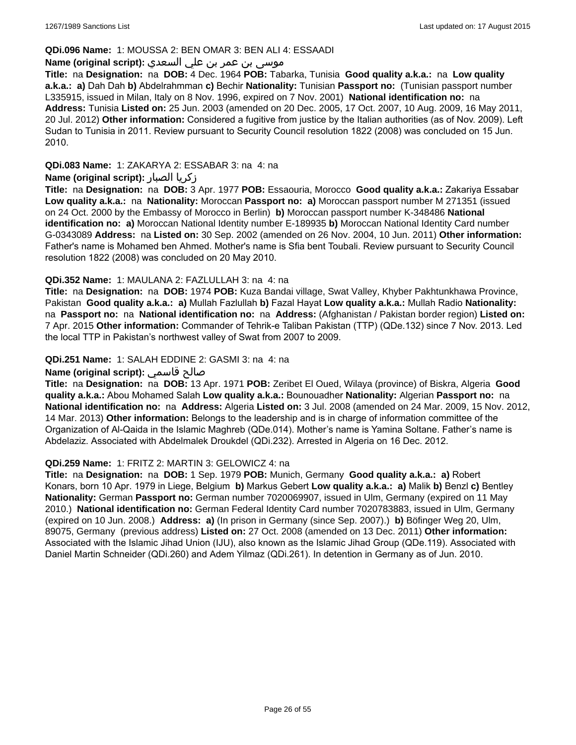**QDi.096 Name:** 1: MOUSSA 2: BEN OMAR 3: BEN ALI 4: ESSAADI

**Name (original script):** موسى بن عمر بن علي السعدي

**Title:** na **Designation:** na **DOB:** 4 Dec. 1964 **POB:** Tabarka, Tunisia **Good quality a.k.a.:** na **Low quality a.k.a.:** **a)** Dah Dah **b)** Abdelrahmman **c)** Bechir **Nationality:** Tunisian **Passport no:** (Tunisian passport number L335915, issued in Milan, Italy on 8 Nov. 1996, expired on 7 Nov. 2001) **National identification no:** na **Address:** Tunisia **Listed on:** 25 Jun. 2003 (amended on 20 Dec. 2005, 17 Oct. 2007, 10 Aug. 2009, 16 May 2011, 20 Jul. 2012) **Other information:** Considered a fugitive from justice by the Italian authorities (as of Nov. 2009). Left Sudan to Tunisia in 2011. Review pursuant to Security Council resolution 1822 (2008) was concluded on 15 Jun. 2010.

**QDi.083 Name:** 1: ZAKARYA 2: ESSABAR 3: na 4: na

**Name (original script):** زكريا الصبار

**Title:** na **Designation:** na **DOB:** 3 Apr. 1977 **POB:** Essaouria, Morocco **Good quality a.k.a.:** Zakariya Essabar **Low quality a.k.a.:** na **Nationality:** Moroccan **Passport no:** **a)** Moroccan passport number M 271351 (issued on 24 Oct. 2000 by the Embassy of Morocco in Berlin) **b)** Moroccan passport number K-348486 **National identification no:** **a)** Moroccan National Identity number E-189935 **b)** Moroccan National Identity Card number G-0343089 **Address:** na **Listed on:** 30 Sep. 2002 (amended on 26 Nov. 2004, 10 Jun. 2011) **Other information:** Father's name is Mohamed ben Ahmed. Mother's name is Sfia bent Toubali. Review pursuant to Security Council resolution 1822 (2008) was concluded on 20 May 2010.

**QDi.352 Name:** 1: MAULANA 2: FAZLULLAH 3: na 4: na

**Title:** na **Designation:** na **DOB:** 1974 **POB:** Kuza Bandai village, Swat Valley, Khyber Pakhtunkhawa Province, Pakistan **Good quality a.k.a.:** **a)** Mullah Fazlullah **b)** Fazal Hayat **Low quality a.k.a.:** Mullah Radio **Nationality:** na **Passport no:** na **National identification no:** na **Address:** (Afghanistan / Pakistan border region) **Listed on:** 7 Apr. 2015 **Other information:** Commander of Tehrik-e Taliban Pakistan (TTP) (QDe.132) since 7 Nov. 2013. Led the local TTP in Pakistan's northwest valley of Swat from 2007 to 2009.

**QDi.251 Name:** 1: SALAH EDDINE 2: GASMI 3: na 4: na

**Name (original script):** صالح قاسمي

**Title:** na **Designation:** na **DOB:** 13 Apr. 1971 **POB:** Zeribet El Oued, Wilaya (province) of Biskra, Algeria **Good quality a.k.a.:** Abou Mohamed Salah **Low quality a.k.a.:** Bounouadher **Nationality:** Algerian **Passport no:** na **National identification no:** na **Address:** Algeria **Listed on:** 3 Jul. 2008 (amended on 24 Mar. 2009, 15 Nov. 2012, 14 Mar. 2013) **Other information:** Belongs to the leadership and is in charge of information committee of the Organization of Al-Qaida in the Islamic Maghreb (QDe.014). Mother's name is Yamina Soltane. Father's name is Abdelaziz. Associated with Abdelmalek Droukdel (QDi.232). Arrested in Algeria on 16 Dec. 2012.

**QDi.259 Name:** 1: FRITZ 2: MARTIN 3: GELOWICZ 4: na

**Title:** na **Designation:** na **DOB:** 1 Sep. 1979 **POB:** Munich, Germany **Good quality a.k.a.:** **a)** Robert Konars, born 10 Apr. 1979 in Liege, Belgium **b)** Markus Gebert **Low quality a.k.a.:** **a)** Malik **b)** Benzl **c)** Bentley **Nationality:** German **Passport no:** German number 7020069907, issued in Ulm, Germany (expired on 11 May 2010.) **National identification no:** German Federal Identity Card number 7020783883, issued in Ulm, Germany (expired on 10 Jun. 2008.) **Address:** **a)** (In prison in Germany (since Sep. 2007).) **b)** Böfinger Weg 20, Ulm, 89075, Germany (previous address) **Listed on:** 27 Oct. 2008 (amended on 13 Dec. 2011) **Other information:** Associated with the Islamic Jihad Union (IJU), also known as the Islamic Jihad Group (QDe.119). Associated with Daniel Martin Schneider (QDi.260) and Adem Yilmaz (QDi.261). In detention in Germany as of Jun. 2010.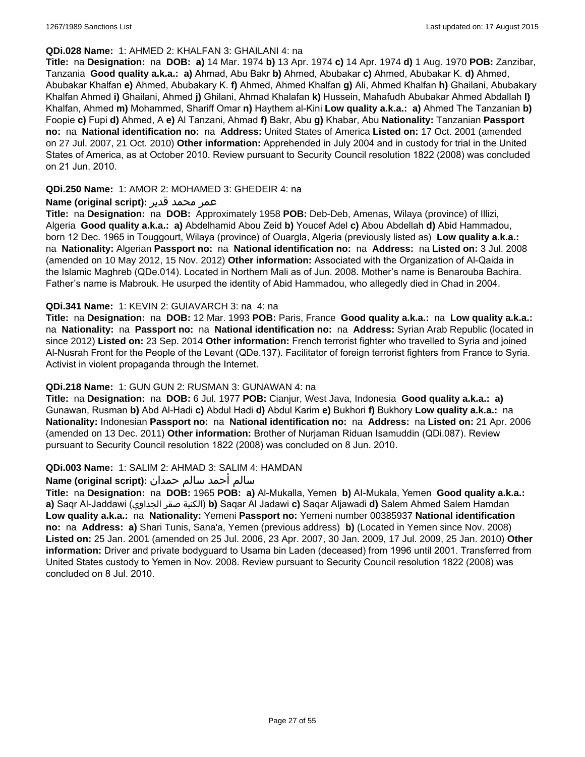**QDi.028 Name:** 1: AHMED 2: KHALFAN 3: GHAILANI 4: na

**Title:** na **Designation:** na **DOB:** **a)** 14 Mar. 1974 **b)** 13 Apr. 1974 **c)** 14 Apr. 1974 **d)** 1 Aug. 1970 **POB:** Zanzibar, Tanzania **Good quality a.k.a.:** **a)** Ahmad, Abu Bakr **b)** Ahmed, Abubakar **c)** Ahmed, Abubakar K. **d)** Ahmed, Abubakar Khalfan **e)** Ahmed, Abubakary K. **f)** Ahmed, Ahmed Khalfan **g)** Ali, Ahmed Khalfan **h)** Ghailani, Abubakary Khalfan Ahmed **i)** Ghailani, Ahmed **j)** Ghilani, Ahmad Khalafan **k)** Hussein, Mahafudh Abubakar Ahmed Abdallah **l)** Khalfan, Ahmed **m)** Mohammed, Shariff Omar **n)** Haythem al-Kini **Low quality a.k.a.:** **a)** Ahmed The Tanzanian **b)** Foopie **c)** Fupi **d)** Ahmed, A **e)** Al Tanzani, Ahmad **f)** Bakr, Abu **g)** Khabar, Abu **Nationality:** Tanzanian **Passport no:** na **National identification no:** na **Address:** United States of America **Listed on:** 17 Oct. 2001 (amended on 27 Jul. 2007, 21 Oct. 2010) **Other information:** Apprehended in July 2004 and in custody for trial in the United States of America, as at October 2010. Review pursuant to Security Council resolution 1822 (2008) was concluded on 21 Jun. 2010.

**QDi.250 Name:** 1: AMOR 2: MOHAMED 3: GHEDEIR 4: na

**Name (original script):** عمر محمد قدير

**Title:** na **Designation:** na **DOB:** Approximately 1958 **POB:** Deb-Deb, Amenas, Wilaya (province) of Illizi, Algeria **Good quality a.k.a.:** **a)** Abdelhamid Abou Zeid **b)** Youcef Adel **c)** Abou Abdellah **d)** Abid Hammadou, born 12 Dec. 1965 in Tougourt, Wilaya (province) of Ouargla, Algeria (previously listed as) **Low quality a.k.a.:** na **Nationality:** Algerian **Passport no:** na **National identification no:** na **Address:** na **Listed on:** 3 Jul. 2008 (amended on 10 May 2012, 15 Nov. 2012) **Other information:** Associated with the Organization of Al-Qaida in the Islamic Maghreb (QDe.014). Located in Northern Mali as of Jun. 2008. Mother's name is Benarouba Bachira. Father's name is Mabrouk. He usurped the identity of Abid Hammadou, who allegedly died in Chad in 2004.

**QDi.341 Name:** 1: KEVIN 2: GUIAVARCH 3: na 4: na

**Title:** na **Designation:** na **DOB:** 12 Mar. 1993 **POB:** Paris, France **Good quality a.k.a.:** na **Low quality a.k.a.:** na **Nationality:** na **Passport no:** na **National identification no:** na **Address:** Syrian Arab Republic (located in since 2012) **Listed on:** 23 Sep. 2014 **Other information:** French terrorist fighter who travelled to Syria and joined Al-Nusrah Front for the People of the Levant (QDe.137). Facilitator of foreign terrorist fighters from France to Syria. Activist in violent propaganda through the Internet.

**QDi.218 Name:** 1: GUN GUN 2: RUSMAN 3: GUNAWAN 4: na

**Title:** na **Designation:** na **DOB:** 6 Jul. 1977 **POB:** Cianjur, West Java, Indonesia **Good quality a.k.a.:** **a)** Gunawan, Rusman **b)** Abd Al-Hadi **c)** Abdul Hadi **d)** Abdul Karim **e)** Bukhori **f)** Bukhory **Low quality a.k.a.:** na **Nationality:** Indonesian **Passport no:** na **National identification no:** na **Address:** na **Listed on:** 21 Apr. 2006 (amended on 13 Dec. 2011) **Other information:** Brother of Nurjaman Riduan Isamuddin (QDi.087). Review pursuant to Security Council resolution 1822 (2008) was concluded on 8 Jun. 2010.

**QDi.003 Name:** 1: SALIM 2: AHMAD 3: SALIM 4: HAMDAN

**Name (original script):** سالم أحمد سالم حمدان

**Title:** na **Designation:** na **DOB:** 1965 **POB:** **a)** Al-Mukalla, Yemen **b)** Al-Mukala, Yemen **Good quality a.k.a.:** **a)** Saqr Al-Jaddawi (الكنية صقر الجداوي) **b)** Saqar Al Jadawi **c)** Saqar Aljawadi **d)** Salem Ahmed Salem Hamdan **Low quality a.k.a.:** na **Nationality:** Yemeni **Passport no:** Yemeni number 00385937 **National identification no:** na **Address:** **a)** Shari Tunis, Sana'a, Yemen (previous address) **b)** (Located in Yemen since Nov. 2008) **Listed on:** 25 Jan. 2001 (amended on 25 Jul. 2006, 23 Apr. 2007, 30 Jan. 2009, 17 Jul. 2009, 25 Jan. 2010) **Other information:** Driver and private bodyguard to Usama bin Laden (deceased) from 1996 until 2001. Transferred from United States custody to Yemen in Nov. 2008. Review pursuant to Security Council resolution 1822 (2008) was concluded on 8 Jul. 2010.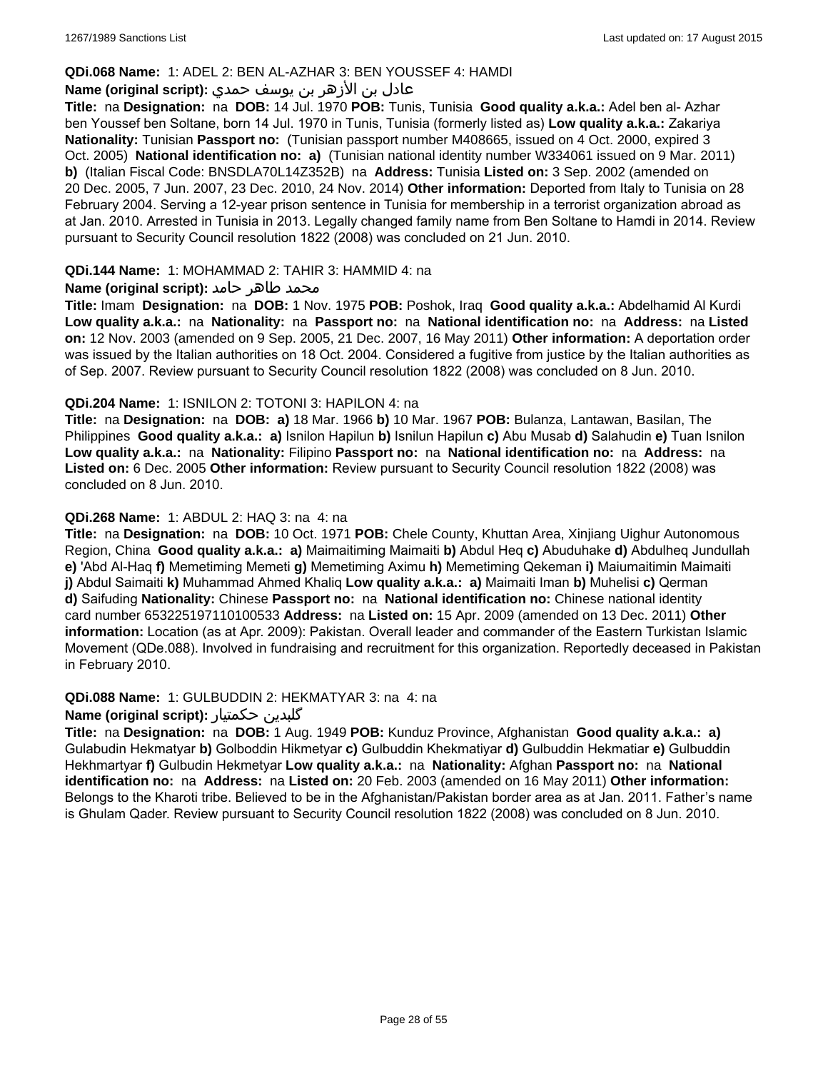**QDi.068 Name:** 1: ADEL 2: BEN AL-AZHAR 3: BEN YOUSSEF 4: HAMDI

**Name (original script):** عادل بن الأزهر بن يوسف حمدي

**Title:** na **Designation:** na **DOB:** 14 Jul. 1970 **POB:** Tunis, Tunisia **Good quality a.k.a.:** Adel ben al- Azhar ben Youssef ben Soltane, born 14 Jul. 1970 in Tunis, Tunisia (formerly listed as) **Low quality a.k.a.:** Zakariya **Nationality:** Tunisian **Passport no:** (Tunisian passport number M408665, issued on 4 Oct. 2000, expired 3 Oct. 2005) **National identification no:** **a)** (Tunisian national identity number W334061 issued on 9 Mar. 2011) **b)** (Italian Fiscal Code: BNSDLA70L14Z352B) na **Address:** Tunisia **Listed on:** 3 Sep. 2002 (amended on 20 Dec. 2005, 7 Jun. 2007, 23 Dec. 2010, 24 Nov. 2014) **Other information:** Deported from Italy to Tunisia on 28 February 2004. Serving a 12-year prison sentence in Tunisia for membership in a terrorist organization abroad as at Jan. 2010. Arrested in Tunisia in 2013. Legally changed family name from Ben Soltane to Hamdi in 2014. Review pursuant to Security Council resolution 1822 (2008) was concluded on 21 Jun. 2010.

**QDi.144 Name:** 1: MOHAMMAD 2: TAHIR 3: HAMMID 4: na

**Name (original script):** محمد طاهر حامد

**Title:** Imam **Designation:** na **DOB:** 1 Nov. 1975 **POB:** Poshok, Iraq **Good quality a.k.a.:** Abdelhamid Al Kurdi **Low quality a.k.a.:** na **Nationality:** na **Passport no:** na **National identification no:** na **Address:** na **Listed on:** 12 Nov. 2003 (amended on 9 Sep. 2005, 21 Dec. 2007, 16 May 2011) **Other information:** A deportation order was issued by the Italian authorities on 18 Oct. 2004. Considered a fugitive from justice by the Italian authorities as of Sep. 2007. Review pursuant to Security Council resolution 1822 (2008) was concluded on 8 Jun. 2010.

**QDi.204 Name:** 1: ISNILON 2: TOTONI 3: HAPILON 4: na

**Title:** na **Designation:** na **DOB:** **a)** 18 Mar. 1966 **b)** 10 Mar. 1967 **POB:** Bulanza, Lantawan, Basilan, The Philippines **Good quality a.k.a.:** **a)** Isnilon Hapilun **b)** Isnilun Hapilun **c)** Abu Musab **d)** Salahudin **e)** Tuan Isnilon **Low quality a.k.a.:** na **Nationality:** Filipino **Passport no:** na **National identification no:** na **Address:** na **Listed on:** 6 Dec. 2005 **Other information:** Review pursuant to Security Council resolution 1822 (2008) was concluded on 8 Jun. 2010.

**QDi.268 Name:** 1: ABDUL 2: HAQ 3: na 4: na

**Title:** na **Designation:** na **DOB:** 10 Oct. 1971 **POB:** Chele County, Khuttan Area, Xinjiang Uighur Autonomous Region, China **Good quality a.k.a.:** **a)** Maimaitiming Maimaiti **b)** Abdul Heq **c)** Abuduhake **d)** Abdulheq Jundullah **e)** 'Abd Al-Haq **f)** Memetiming Memeti **g)** Memetiming Aximu **h)** Memetiming Qekeman **i)** Maiumaitimin Maimaiti **j)** Abdul Saimaiti **k)** Muhammad Ahmed Khaliq **Low quality a.k.a.:** **a)** Maimaiti Iman **b)** Muhelisi **c)** Qerman **d)** Saifuding **Nationality:** Chinese **Passport no:** na **National identification no:** Chinese national identity card number 653225197110100533 **Address:** na **Listed on:** 15 Apr. 2009 (amended on 13 Dec. 2011) **Other information:** Location (as at Apr. 2009): Pakistan. Overall leader and commander of the Eastern Turkistan Islamic Movement (QDe.088). Involved in fundraising and recruitment for this organization. Reportedly deceased in Pakistan in February 2010.

**QDi.088 Name:** 1: GULBUDDIN 2: HEKMATYAR 3: na 4: na

**Name (original script):** گلبدین حکمتیار

**Title:** na **Designation:** na **DOB:** 1 Aug. 1949 **POB:** Kunduz Province, Afghanistan **Good quality a.k.a.:** **a)** Gulabudin Hekmatyar **b)** Golboddin Hikmetyar **c)** Gulbuddin Khekmatiyar **d)** Gulbuddin Hekmatiar **e)** Gulbuddin Hekhmartyar **f)** Gulbudin Hekmetyar **Low quality a.k.a.:** na **Nationality:** Afghan **Passport no:** na **National identification no:** na **Address:** na **Listed on:** 20 Feb. 2003 (amended on 16 May 2011) **Other information:** Belongs to the Kharoti tribe. Believed to be in the Afghanistan/Pakistan border area as at Jan. 2011. Father's name is Ghulam Qader. Review pursuant to Security Council resolution 1822 (2008) was concluded on 8 Jun. 2010.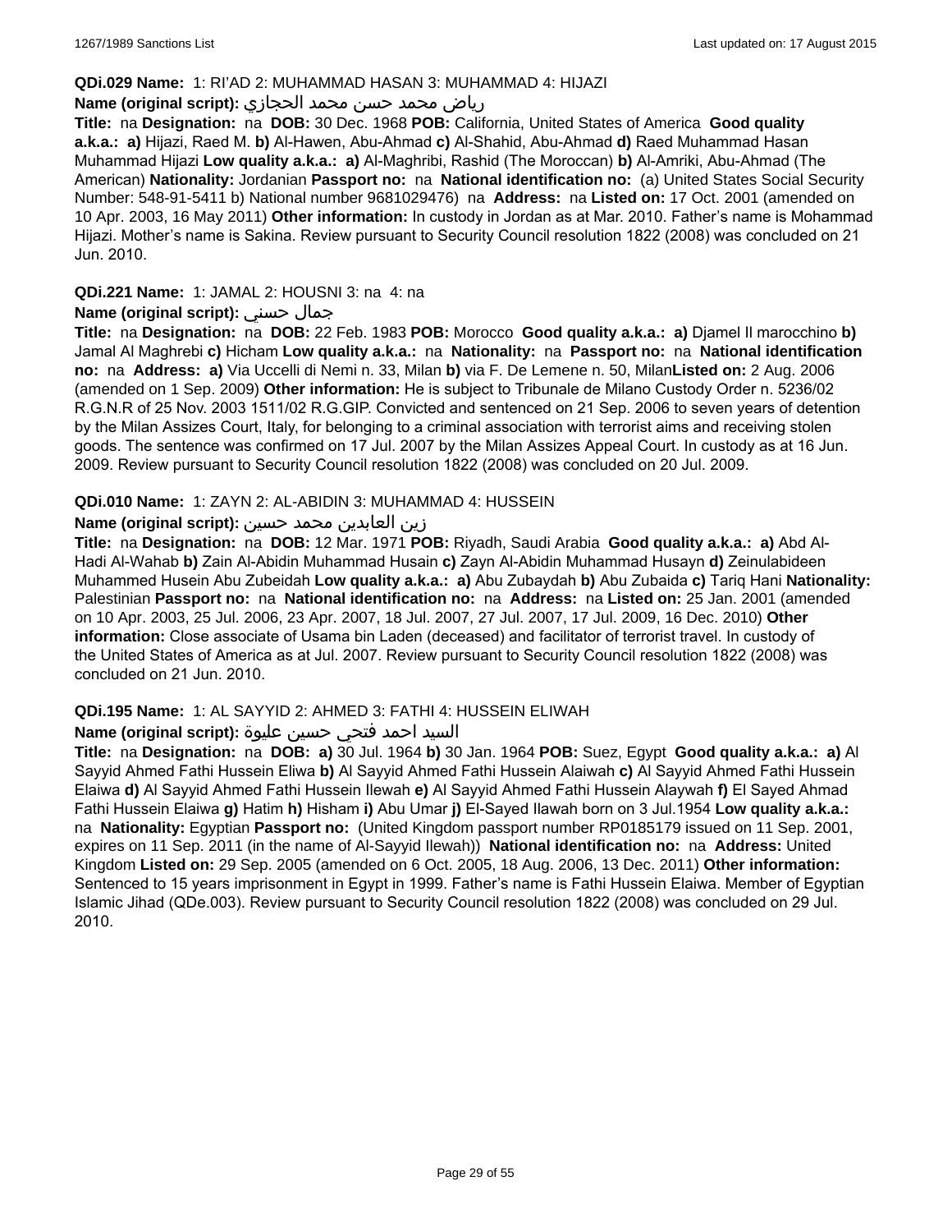**QDi.029 Name:** 1: RI'AD 2: MUHAMMAD HASAN 3: MUHAMMAD 4: HIJAZI

**Name (original script):** رياض محمد حسن محمد الحجازي

**Title:** na **Designation:** na **DOB:** 30 Dec. 1968 **POB:** California, United States of America **Good quality a.k.a.:** **a)** Hijazi, Raed M. **b)** Al-Hawen, Abu-Ahmad **c)** Al-Shahid, Abu-Ahmad **d)** Raed Muhammad Hasan Muhammad Hijazi **Low quality a.k.a.:** **a)** Al-Maghribi, Rashid (The Moroccan) **b)** Al-Amriki, Abu-Ahmad (The American) **Nationality:** Jordanian **Passport no:** na **National identification no:** (a) United States Social Security Number: 548-91-5411 b) National number 9681029476) na **Address:** na **Listed on:** 17 Oct. 2001 (amended on 10 Apr. 2003, 16 May 2011) **Other information:** In custody in Jordan as at Mar. 2010. Father's name is Mohammad Hijazi. Mother's name is Sakina. Review pursuant to Security Council resolution 1822 (2008) was concluded on 21 Jun. 2010.

**QDi.221 Name:** 1: JAMAL 2: HOUSNI 3: na 4: na

**Name (original script):** جمال حسني

**Title:** na **Designation:** na **DOB:** 22 Feb. 1983 **POB:** Morocco **Good quality a.k.a.:** **a)** Djamel Il marocchino **b)** Jamal Al Maghrebi **c)** Hicham **Low quality a.k.a.:** na **Nationality:** na **Passport no:** na **National identification no:** na **Address:** **a)** Via Uccelli di Nemi n. 33, Milan **b)** via F. De Lemene n. 50, Milan**Listed on:** 2 Aug. 2006 (amended on 1 Sep. 2009) **Other information:** He is subject to Tribunale de Milano Custody Order n. 5236/02 R.G.N.R of 25 Nov. 2003 1511/02 R.G.GIP. Convicted and sentenced on 21 Sep. 2006 to seven years of detention by the Milan Assizes Court, Italy, for belonging to a criminal association with terrorist aims and receiving stolen goods. The sentence was confirmed on 17 Jul. 2007 by the Milan Assizes Appeal Court. In custody as at 16 Jun. 2009. Review pursuant to Security Council resolution 1822 (2008) was concluded on 20 Jul. 2009.

**QDi.010 Name:** 1: ZAYN 2: AL-ABIDIN 3: MUHAMMAD 4: HUSSEIN

**Name (original script):** زين العابدين محمد حسين

**Title:** na **Designation:** na **DOB:** 12 Mar. 1971 **POB:** Riyadh, Saudi Arabia **Good quality a.k.a.:** **a)** Abd Al-Hadi Al-Wahab **b)** Zain Al-Abidin Muhammad Husain **c)** Zayn Al-Abidin Muhammad Husayn **d)** Zeinulabideen Muhammed Husein Abu Zubeidah **Low quality a.k.a.:** **a)** Abu Zubaydah **b)** Abu Zubaida **c)** Tariq Hani **Nationality:** Palestinian **Passport no:** na **National identification no:** na **Address:** na **Listed on:** 25 Jan. 2001 (amended on 10 Apr. 2003, 25 Jul. 2006, 23 Apr. 2007, 18 Jul. 2007, 27 Jul. 2007, 17 Jul. 2009, 16 Dec. 2010) **Other information:** Close associate of Usama bin Laden (deceased) and facilitator of terrorist travel. In custody of the United States of America as at Jul. 2007. Review pursuant to Security Council resolution 1822 (2008) was concluded on 21 Jun. 2010.

**QDi.195 Name:** 1: AL SAYYID 2: AHMED 3: FATHI 4: HUSSEIN ELIWAH

**Name (original script):** السيد احمد فتحي حسين عليوة

**Title:** na **Designation:** na **DOB:** **a)** 30 Jul. 1964 **b)** 30 Jan. 1964 **POB:** Suez, Egypt **Good quality a.k.a.:** **a)** Al Sayyid Ahmed Fathi Hussein Eliwa **b)** Al Sayyid Ahmed Fathi Hussein Alaiwah **c)** Al Sayyid Ahmed Fathi Hussein Elaiwa **d)** Al Sayyid Ahmed Fathi Hussein Ilewah **e)** Al Sayyid Ahmed Fathi Hussein Alaywah **f)** El Sayed Ahmad Fathi Hussein Elaiwa **g)** Hatim **h)** Hisham **i)** Abu Umar **j)** El-Sayed Ilawah born on 3 Jul.1954 **Low quality a.k.a.:** na **Nationality:** Egyptian **Passport no:** (United Kingdom passport number RP0185179 issued on 11 Sep. 2001, expires on 11 Sep. 2011 (in the name of Al-Sayyid Ilewah)) **National identification no:** na **Address:** United Kingdom **Listed on:** 29 Sep. 2005 (amended on 6 Oct. 2005, 18 Aug. 2006, 13 Dec. 2011) **Other information:** Sentenced to 15 years imprisonment in Egypt in 1999. Father's name is Fathi Hussein Elaiwa. Member of Egyptian Islamic Jihad (QDe.003). Review pursuant to Security Council resolution 1822 (2008) was concluded on 29 Jul. 2010.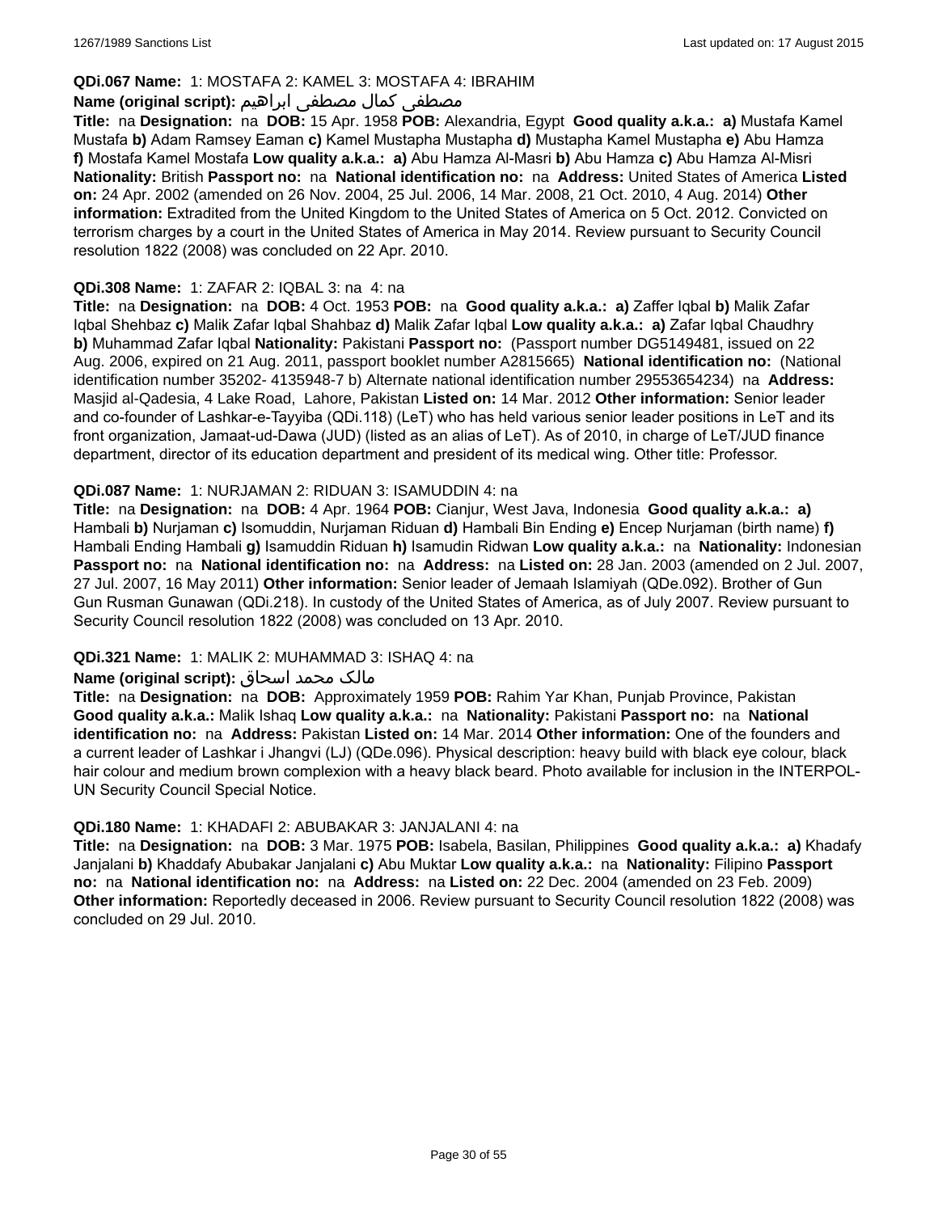**QDi.067 Name:** 1: MOSTAFA 2: KAMEL 3: MOSTAFA 4: IBRAHIM

**Name (original script):** مصطفى كمال مصطفى ابراهيم

**Title:** na **Designation:** na **DOB:** 15 Apr. 1958 **POB:** Alexandria, Egypt **Good quality a.k.a.: a)** Mustafa Kamel Mustafa **b)** Adam Ramsey Eaman **c)** Kamel Mustapha Mustapha **d)** Mustapha Kamel Mustapha **e)** Abu Hamza **f)** Mostafa Kamel Mostafa **Low quality a.k.a.: a)** Abu Hamza Al-Masri **b)** Abu Hamza **c)** Abu Hamza Al-Misri **Nationality:** British **Passport no:** na **National identification no:** na **Address:** United States of America **Listed on:** 24 Apr. 2002 (amended on 26 Nov. 2004, 25 Jul. 2006, 14 Mar. 2008, 21 Oct. 2010, 4 Aug. 2014) **Other information:** Extradited from the United Kingdom to the United States of America on 5 Oct. 2012. Convicted on terrorism charges by a court in the United States of America in May 2014. Review pursuant to Security Council resolution 1822 (2008) was concluded on 22 Apr. 2010.

**QDi.308 Name:** 1: ZAFAR 2: IQBAL 3: na 4: na

**Title:** na **Designation:** na **DOB:** 4 Oct. 1953 **POB:** na **Good quality a.k.a.: a)** Zaffer Iqbal **b)** Malik Zafar Iqbal Shehbaz **c)** Malik Zafar Iqbal Shahbaz **d)** Malik Zafar Iqbal **Low quality a.k.a.: a)** Zafar Iqbal Chaudhry **b)** Muhammad Zafar Iqbal **Nationality:** Pakistani **Passport no:** (Passport number DG5149481, issued on 22 Aug. 2006, expired on 21 Aug. 2011, passport booklet number A2815665) **National identification no:** (National identification number 35202- 4135948-7 b) Alternate national identification number 29553654234) na **Address:** Masjid al-Qadesia, 4 Lake Road, Lahore, Pakistan **Listed on:** 14 Mar. 2012 **Other information:** Senior leader and co-founder of Lashkar-e-Tayyiba (QDi.118) (LeT) who has held various senior leader positions in LeT and its front organization, Jamaat-ud-Dawa (JUD) (listed as an alias of LeT). As of 2010, in charge of LeT/JUD finance department, director of its education department and president of its medical wing. Other title: Professor.

**QDi.087 Name:** 1: NURJAMAN 2: RIDUAN 3: ISAMUDDIN 4: na

**Title:** na **Designation:** na **DOB:** 4 Apr. 1964 **POB:** Cianjur, West Java, Indonesia **Good quality a.k.a.: a)** Hambali **b)** Nurjaman **c)** Isomuddin, Nurjaman Riduan **d)** Hambali Bin Ending **e)** Encep Nurjaman (birth name) **f)** Hambali Ending Hambali **g)** Isamuddin Riduan **h)** Isamudin Ridwan **Low quality a.k.a.:** na **Nationality:** Indonesian **Passport no:** na **National identification no:** na **Address:** na **Listed on:** 28 Jan. 2003 (amended on 2 Jul. 2007, 27 Jul. 2007, 16 May 2011) **Other information:** Senior leader of Jemaah Islamiyah (QDe.092). Brother of Gun Gun Rusman Gunawan (QDi.218). In custody of the United States of America, as of July 2007. Review pursuant to Security Council resolution 1822 (2008) was concluded on 13 Apr. 2010.

**QDi.321 Name:** 1: MALIK 2: MUHAMMAD 3: ISHAQ 4: na

**Name (original script):** مالک محمد اسحاق

**Title:** na **Designation:** na **DOB:** Approximately 1959 **POB:** Rahim Yar Khan, Punjab Province, Pakistan **Good quality a.k.a.:** Malik Ishaq **Low quality a.k.a.:** na **Nationality:** Pakistani **Passport no:** na **National identification no:** na **Address:** Pakistan **Listed on:** 14 Mar. 2014 **Other information:** One of the founders and a current leader of Lashkar i Jhangvi (LJ) (QDe.096). Physical description: heavy build with black eye colour, black hair colour and medium brown complexion with a heavy black beard. Photo available for inclusion in the INTERPOL-UN Security Council Special Notice.

**QDi.180 Name:** 1: KHADAFI 2: ABUBAKAR 3: JANJALANI 4: na

**Title:** na **Designation:** na **DOB:** 3 Mar. 1975 **POB:** Isabela, Basilan, Philippines **Good quality a.k.a.: a)** Khadafy Janjalani **b)** Khaddafy Abubakar Janjalani **c)** Abu Muktar **Low quality a.k.a.:** na **Nationality:** Filipino **Passport no:** na **National identification no:** na **Address:** na **Listed on:** 22 Dec. 2004 (amended on 23 Feb. 2009) **Other information:** Reportedly deceased in 2006. Review pursuant to Security Council resolution 1822 (2008) was concluded on 29 Jul. 2010.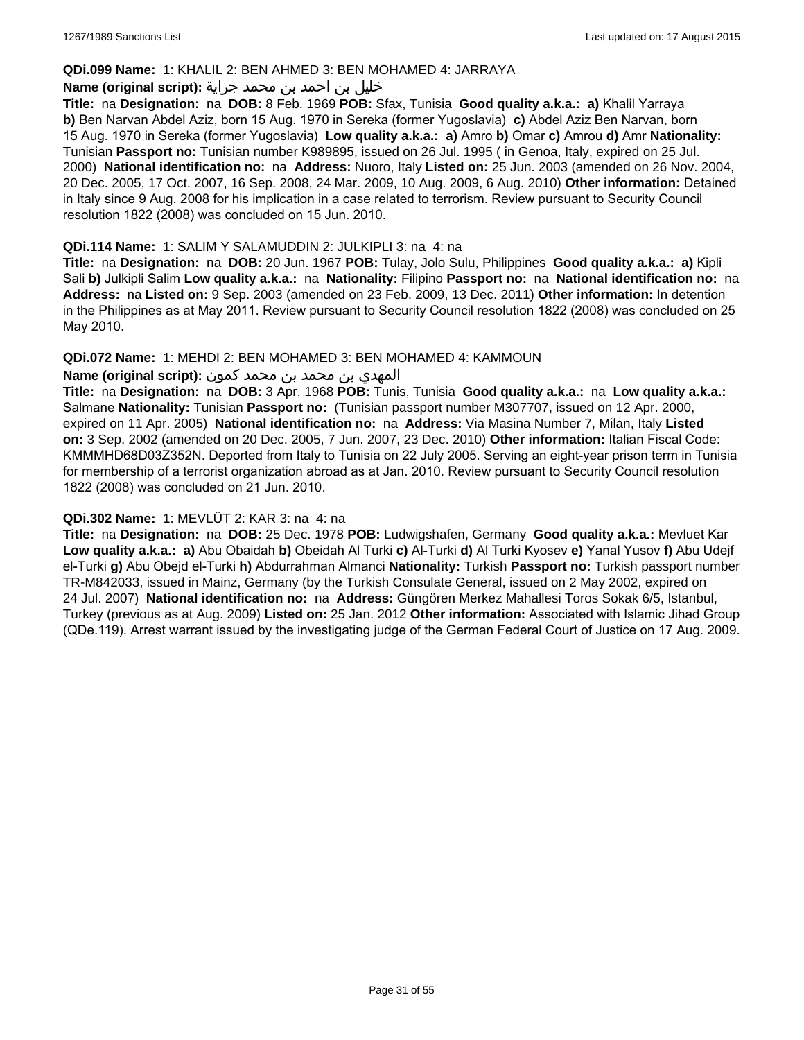**QDi.099 Name:** 1: KHALIL 2: BEN AHMED 3: BEN MOHAMED 4: JARRAYA

**Name (original script):** خليل بن احمد بن محمد جراية

**Title:** na **Designation:** na **DOB:** 8 Feb. 1969 **POB:** Sfax, Tunisia **Good quality a.k.a.:** **a)** Khalil Yarraya **b)** Ben Narvan Abdel Aziz, born 15 Aug. 1970 in Sereka (former Yugoslavia) **c)** Abdel Aziz Ben Narvan, born 15 Aug. 1970 in Sereka (former Yugoslavia) **Low quality a.k.a.:** **a)** Amro **b)** Omar **c)** Amrou **d)** Amr **Nationality:** Tunisian **Passport no:** Tunisian number K989895, issued on 26 Jul. 1995 ( in Genoa, Italy, expired on 25 Jul. 2000) **National identification no:** na **Address:** Nuoro, Italy **Listed on:** 25 Jun. 2003 (amended on 26 Nov. 2004, 20 Dec. 2005, 17 Oct. 2007, 16 Sep. 2008, 24 Mar. 2009, 10 Aug. 2009, 6 Aug. 2010) **Other information:** Detained in Italy since 9 Aug. 2008 for his implication in a case related to terrorism. Review pursuant to Security Council resolution 1822 (2008) was concluded on 15 Jun. 2010.

**QDi.114 Name:** 1: SALIM Y SALAMUDDIN 2: JULKIPLI 3: na 4: na

**Title:** na **Designation:** na **DOB:** 20 Jun. 1967 **POB:** Tulay, Jolo Sulu, Philippines **Good quality a.k.a.:** **a)** Kipli Sali **b)** Julkipli Salim **Low quality a.k.a.:** na **Nationality:** Filipino **Passport no:** na **National identification no:** na **Address:** na **Listed on:** 9 Sep. 2003 (amended on 23 Feb. 2009, 13 Dec. 2011) **Other information:** In detention in the Philippines as at May 2011. Review pursuant to Security Council resolution 1822 (2008) was concluded on 25 May 2010.

**QDi.072 Name:** 1: MEHDI 2: BEN MOHAMED 3: BEN MOHAMED 4: KAMMOUN

**Name (original script):** المهدي بن محمد بن محمد كمون

**Title:** na **Designation:** na **DOB:** 3 Apr. 1968 **POB:** Tunis, Tunisia **Good quality a.k.a.:** na **Low quality a.k.a.:** Salmane **Nationality:** Tunisian **Passport no:** (Tunisian passport number M307707, issued on 12 Apr. 2000, expired on 11 Apr. 2005) **National identification no:** na **Address:** Via Masina Number 7, Milan, Italy **Listed on:** 3 Sep. 2002 (amended on 20 Dec. 2005, 7 Jun. 2007, 23 Dec. 2010) **Other information:** Italian Fiscal Code: KMMMHD68D03Z352N. Deported from Italy to Tunisia on 22 July 2005. Serving an eight-year prison term in Tunisia for membership of a terrorist organization abroad as at Jan. 2010. Review pursuant to Security Council resolution 1822 (2008) was concluded on 21 Jun. 2010.

**QDi.302 Name:** 1: MEVLÜT 2: KAR 3: na 4: na

**Title:** na **Designation:** na **DOB:** 25 Dec. 1978 **POB:** Ludwigshafen, Germany **Good quality a.k.a.:** Mevluet Kar **Low quality a.k.a.:** **a)** Abu Obaidah **b)** Obeidah Al Turki **c)** Al-Turki **d)** Al Turki Kyosev **e)** Yanal Yusov **f)** Abu Udejf el-Turki **g)** Abu Obejd el-Turki **h)** Abdurrahman Almanci **Nationality:** Turkish **Passport no:** Turkish passport number TR-M842033, issued in Mainz, Germany (by the Turkish Consulate General, issued on 2 May 2002, expired on 24 Jul. 2007) **National identification no:** na **Address:** Güngören Merkez Mahallesi Toros Sokak 6/5, Istanbul, Turkey (previous as at Aug. 2009) **Listed on:** 25 Jan. 2012 **Other information:** Associated with Islamic Jihad Group (QDe.119). Arrest warrant issued by the investigating judge of the German Federal Court of Justice on 17 Aug. 2009.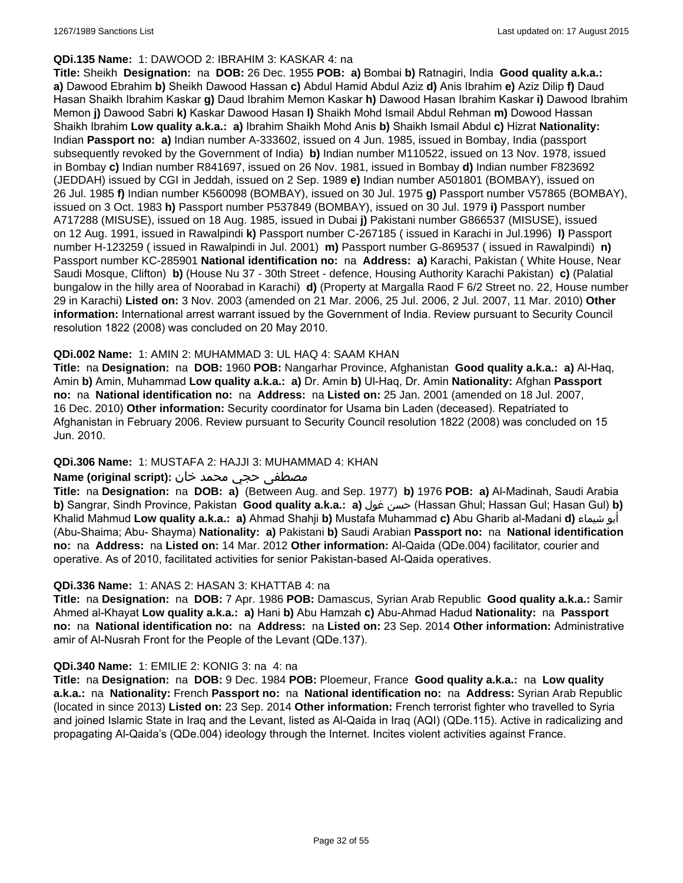**QDi.135 Name:** 1: DAWOOD 2: IBRAHIM 3: KASKAR 4: na

**Title:** Sheikh **Designation:** na **DOB:** 26 Dec. 1955 **POB:** **a)** Bombai **b)** Ratnagiri, India **Good quality a.k.a.:** **a)** Dawood Ebrahim **b)** Sheikh Dawood Hassan **c)** Abdul Hamid Abdul Aziz **d)** Anis Ibrahim **e)** Aziz Dilip **f)** Daud Hasan Shaikh Ibrahim Kaskar **g)** Daud Ibrahim Memon Kaskar **h)** Dawood Hasan Ibrahim Kaskar **i)** Dawood Ibrahim Memon **j)** Dawood Sabri **k)** Kaskar Dawood Hasan **l)** Shaikh Mohd Ismail Abdul Rehman **m)** Dowood Hassan Shaikh Ibrahim **Low quality a.k.a.:** **a)** Ibrahim Shaikh Mohd Anis **b)** Shaikh Ismail Abdul **c)** Hizrat **Nationality:** Indian **Passport no:** **a)** Indian number A-333602, issued on 4 Jun. 1985, issued in Bombay, India (passport subsequently revoked by the Government of India) **b)** Indian number M110522, issued on 13 Nov. 1978, issued in Bombay **c)** Indian number R841697, issued on 26 Nov. 1981, issued in Bombay **d)** Indian number F823692 (JEDDAH) issued by CGI in Jeddah, issued on 2 Sep. 1989 **e)** Indian number A501801 (BOMBAY), issued on 26 Jul. 1985 **f)** Indian number K560098 (BOMBAY), issued on 30 Jul. 1975 **g)** Passport number V57865 (BOMBAY), issued on 3 Oct. 1983 **h)** Passport number P537849 (BOMBAY), issued on 30 Jul. 1979 **i)** Passport number A717288 (MISUSE), issued on 18 Aug. 1985, issued in Dubai **j)** Pakistani number G866537 (MISUSE), issued on 12 Aug. 1991, issued in Rawalpindi **k)** Passport number C-267185 ( issued in Karachi in Jul.1996) **l)** Passport number H-123259 ( issued in Rawalpindi in Jul. 2001) **m)** Passport number G-869537 ( issued in Rawalpindi) **n)** Passport number KC-285901 **National identification no:** na **Address:** **a)** Karachi, Pakistan ( White House, Near Saudi Mosque, Clifton) **b)** (House Nu 37 - 30th Street - defence, Housing Authority Karachi Pakistan) **c)** (Palatial bungalow in the hilly area of Noorabad in Karachi) **d)** (Property at Margalla Raod F 6/2 Street no. 22, House number 29 in Karachi) **Listed on:** 3 Nov. 2003 (amended on 21 Mar. 2006, 25 Jul. 2006, 2 Jul. 2007, 11 Mar. 2010) **Other information:** International arrest warrant issued by the Government of India. Review pursuant to Security Council resolution 1822 (2008) was concluded on 20 May 2010.

**QDi.002 Name:** 1: AMIN 2: MUHAMMAD 3: UL HAQ 4: SAAM KHAN

**Title:** na **Designation:** na **DOB:** 1960 **POB:** Nangarhar Province, Afghanistan **Good quality a.k.a.:** **a)** Al-Haq, Amin **b)** Amin, Muhammad **Low quality a.k.a.:** **a)** Dr. Amin **b)** Ul-Haq, Dr. Amin **Nationality:** Afghan **Passport no:** na **National identification no:** na **Address:** na **Listed on:** 25 Jan. 2001 (amended on 18 Jul. 2007, 16 Dec. 2010) **Other information:** Security coordinator for Usama bin Laden (deceased). Repatriated to Afghanistan in February 2006. Review pursuant to Security Council resolution 1822 (2008) was concluded on 15 Jun. 2010.

**QDi.306 Name:** 1: MUSTAFA 2: HAJJI 3: MUHAMMAD 4: KHAN

**Name (original script):** مصطفى حجي محمد خان

**Title:** na **Designation:** na **DOB:** **a)** (Between Aug. and Sep. 1977) **b)** 1976 **POB:** **a)** Al-Madinah, Saudi Arabia **b)** Sangrar, Sindh Province, Pakistan **Good quality a.k.a.:** **a)** حسن غول (Hassan Ghul; Hassan Gul; Hasan Gul) **b)** Khalid Mahmud **Low quality a.k.a.:** **a)** Ahmad Shahji **b)** Mustafa Muhammad **c)** Abu Gharib al-Madani **d)** أبو شيماء (Abu-Shaima; Abu- Shayma) **Nationality:** **a)** Pakistani **b)** Saudi Arabian **Passport no:** na **National identification no:** na **Address:** na **Listed on:** 14 Mar. 2012 **Other information:** Al-Qaida (QDe.004) facilitator, courier and operative. As of 2010, facilitated activities for senior Pakistan-based Al-Qaida operatives.

**QDi.336 Name:** 1: ANAS 2: HASAN 3: KHATTAB 4: na

**Title:** na **Designation:** na **DOB:** 7 Apr. 1986 **POB:** Damascus, Syrian Arab Republic **Good quality a.k.a.:** Samir Ahmed al-Khayat **Low quality a.k.a.:** **a)** Hani **b)** Abu Hamzah **c)** Abu-Ahmad Hadud **Nationality:** na **Passport no:** na **National identification no:** na **Address:** na **Listed on:** 23 Sep. 2014 **Other information:** Administrative amir of Al-Nusrah Front for the People of the Levant (QDe.137).

**QDi.340 Name:** 1: EMILIE 2: KONIG 3: na 4: na

**Title:** na **Designation:** na **DOB:** 9 Dec. 1984 **POB:** Ploemeur, France **Good quality a.k.a.:** na **Low quality a.k.a.:** na **Nationality:** French **Passport no:** na **National identification no:** na **Address:** Syrian Arab Republic (located in since 2013) **Listed on:** 23 Sep. 2014 **Other information:** French terrorist fighter who travelled to Syria and joined Islamic State in Iraq and the Levant, listed as Al-Qaida in Iraq (AQI) (QDe.115). Active in radicalizing and propagating Al-Qaida's (QDe.004) ideology through the Internet. Incites violent activities against France.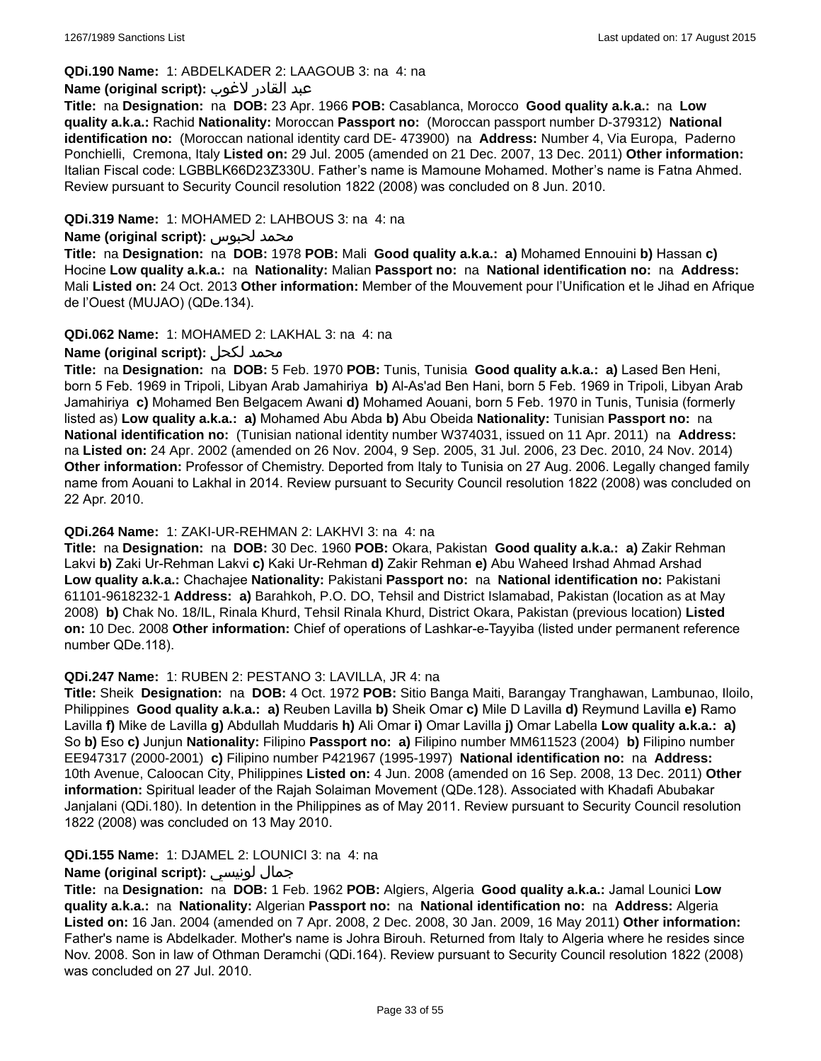**QDi.190 Name:** 1: ABDELKADER 2: LAAGOUB 3: na 4: na

**Name (original script):** عبد القادر لاغوب

**Title:** na **Designation:** na **DOB:** 23 Apr. 1966 **POB:** Casablanca, Morocco **Good quality a.k.a.:** na **Low quality a.k.a.:** Rachid **Nationality:** Moroccan **Passport no:** (Moroccan passport number D-379312) **National identification no:** (Moroccan national identity card DE- 473900) na **Address:** Number 4, Via Europa, Paderno Ponchielli, Cremona, Italy **Listed on:** 29 Jul. 2005 (amended on 21 Dec. 2007, 13 Dec. 2011) **Other information:** Italian Fiscal code: LGBBLK66D23Z330U. Father's name is Mamoune Mohamed. Mother's name is Fatna Ahmed. Review pursuant to Security Council resolution 1822 (2008) was concluded on 8 Jun. 2010.

**QDi.319 Name:** 1: MOHAMED 2: LAHBOUS 3: na 4: na

**Name (original script):** محمد لحبوس

**Title:** na **Designation:** na **DOB:** 1978 **POB:** Mali **Good quality a.k.a.:** **a)** Mohamed Ennouini **b)** Hassan **c)** Hocine **Low quality a.k.a.:** na **Nationality:** Malian **Passport no:** na **National identification no:** na **Address:** Mali **Listed on:** 24 Oct. 2013 **Other information:** Member of the Mouvement pour l'Unification et le Jihad en Afrique de l'Ouest (MUJAO) (QDe.134).

**QDi.062 Name:** 1: MOHAMED 2: LAKHAL 3: na 4: na

**Name (original script):** محمد لكحل

**Title:** na **Designation:** na **DOB:** 5 Feb. 1970 **POB:** Tunis, Tunisia **Good quality a.k.a.:** **a)** Lased Ben Heni, born 5 Feb. 1969 in Tripoli, Libyan Arab Jamahiriya **b)** Al-As'ad Ben Hani, born 5 Feb. 1969 in Tripoli, Libyan Arab Jamahiriya **c)** Mohamed Ben Belgacem Awani **d)** Mohamed Aouani, born 5 Feb. 1970 in Tunis, Tunisia (formerly listed as) **Low quality a.k.a.:** **a)** Mohamed Abu Abda **b)** Abu Obeida **Nationality:** Tunisian **Passport no:** na **National identification no:** (Tunisian national identity number W374031, issued on 11 Apr. 2011) na **Address:** na **Listed on:** 24 Apr. 2002 (amended on 26 Nov. 2004, 9 Sep. 2005, 31 Jul. 2006, 23 Dec. 2010, 24 Nov. 2014) **Other information:** Professor of Chemistry. Deported from Italy to Tunisia on 27 Aug. 2006. Legally changed family name from Aouani to Lakhal in 2014. Review pursuant to Security Council resolution 1822 (2008) was concluded on 22 Apr. 2010.

**QDi.264 Name:** 1: ZAKI-UR-REHMAN 2: LAKHVI 3: na 4: na

**Title:** na **Designation:** na **DOB:** 30 Dec. 1960 **POB:** Okara, Pakistan **Good quality a.k.a.:** **a)** Zakir Rehman Lakvi **b)** Zaki Ur-Rehman Lakvi **c)** Kaki Ur-Rehman **d)** Zakir Rehman **e)** Abu Waheed Irshad Ahmad Arshad **Low quality a.k.a.:** Chachajee **Nationality:** Pakistani **Passport no:** na **National identification no:** Pakistani 61101-9618232-1 **Address:** **a)** Barahkoh, P.O. DO, Tehsil and District Islamabad, Pakistan (location as at May 2008) **b)** Chak No. 18/IL, Rinala Khurd, Tehsil Rinala Khurd, District Okara, Pakistan (previous location) **Listed on:** 10 Dec. 2008 **Other information:** Chief of operations of Lashkar-e-Tayyiba (listed under permanent reference number QDe.118).

**QDi.247 Name:** 1: RUBEN 2: PESTANO 3: LAVILLA, JR 4: na

**Title:** Sheik **Designation:** na **DOB:** 4 Oct. 1972 **POB:** Sitio Banga Maiti, Barangay Tranghawan, Lambunao, Iloilo, Philippines **Good quality a.k.a.:** **a)** Reuben Lavilla **b)** Sheik Omar **c)** Mile D Lavilla **d)** Reymund Lavilla **e)** Ramo Lavilla **f)** Mike de Lavilla **g)** Abdullah Muddaris **h)** Ali Omar **i)** Omar Lavilla **j)** Omar Labella **Low quality a.k.a.:** **a)** So **b)** Eso **c)** Junjun **Nationality:** Filipino **Passport no:** **a)** Filipino number MM611523 (2004) **b)** Filipino number EE947317 (2000-2001) **c)** Filipino number P421967 (1995-1997) **National identification no:** na **Address:** 10th Avenue, Caloocan City, Philippines **Listed on:** 4 Jun. 2008 (amended on 16 Sep. 2008, 13 Dec. 2011) **Other information:** Spiritual leader of the Rajah Solaiman Movement (QDe.128). Associated with Khadafi Abubakar Janjalani (QDi.180). In detention in the Philippines as of May 2011. Review pursuant to Security Council resolution 1822 (2008) was concluded on 13 May 2010.

**QDi.155 Name:** 1: DJAMEL 2: LOUNICI 3: na 4: na

**Name (original script):** جمال لونيسي

**Title:** na **Designation:** na **DOB:** 1 Feb. 1962 **POB:** Algiers, Algeria **Good quality a.k.a.:** Jamal Lounici **Low quality a.k.a.:** na **Nationality:** Algerian **Passport no:** na **National identification no:** na **Address:** Algeria **Listed on:** 16 Jan. 2004 (amended on 7 Apr. 2008, 2 Dec. 2008, 30 Jan. 2009, 16 May 2011) **Other information:** Father's name is Abdelkader. Mother's name is Johra Birouh. Returned from Italy to Algeria where he resides since Nov. 2008. Son in law of Othman Deramchi (QDi.164). Review pursuant to Security Council resolution 1822 (2008) was concluded on 27 Jul. 2010.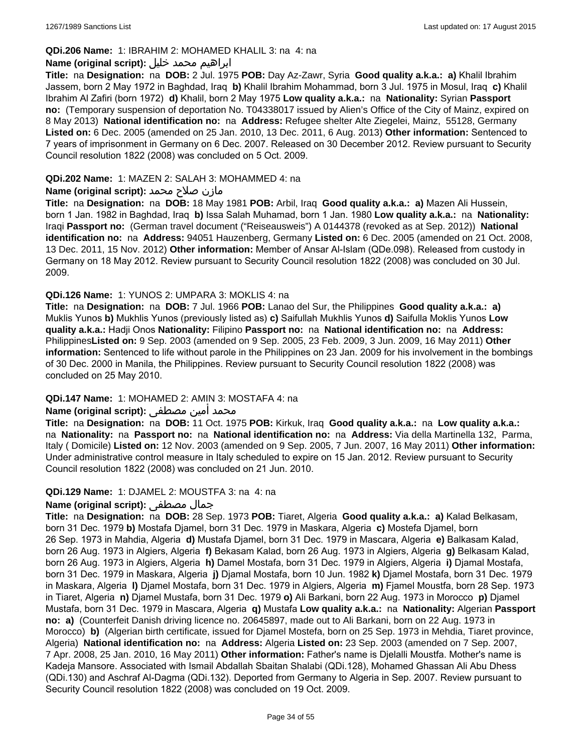**QDi.206 Name:** 1: IBRAHIM 2: MOHAMED KHALIL 3: na 4: na

**Name (original script):** ابراهيم محمد خليل

**Title:** na **Designation:** na **DOB:** 2 Jul. 1975 **POB:** Day Az-Zawr, Syria **Good quality a.k.a.:** **a)** Khalil Ibrahim Jassem, born 2 May 1972 in Baghdad, Iraq **b)** Khalil Ibrahim Mohammad, born 3 Jul. 1975 in Mosul, Iraq **c)** Khalil Ibrahim Al Zafiri (born 1972) **d)** Khalil, born 2 May 1975 **Low quality a.k.a.:** na **Nationality:** Syrian **Passport no:** (Temporary suspension of deportation No. T04338017 issued by Alien's Office of the City of Mainz, expired on 8 May 2013) **National identification no:** na **Address:** Refugee shelter Alte Ziegelei, Mainz, 55128, Germany **Listed on:** 6 Dec. 2005 (amended on 25 Jan. 2010, 13 Dec. 2011, 6 Aug. 2013) **Other information:** Sentenced to 7 years of imprisonment in Germany on 6 Dec. 2007. Released on 30 December 2012. Review pursuant to Security Council resolution 1822 (2008) was concluded on 5 Oct. 2009.

**QDi.202 Name:** 1: MAZEN 2: SALAH 3: MOHAMMED 4: na

**Name (original script):** مازن صلاح محمد

**Title:** na **Designation:** na **DOB:** 18 May 1981 **POB:** Arbil, Iraq **Good quality a.k.a.:** **a)** Mazen Ali Hussein, born 1 Jan. 1982 in Baghdad, Iraq **b)** Issa Salah Muhamad, born 1 Jan. 1980 **Low quality a.k.a.:** na **Nationality:** Iraqi **Passport no:** (German travel document ("Reiseausweis") A 0144378 (revoked as at Sep. 2012)) **National identification no:** na **Address:** 94051 Hauzenberg, Germany **Listed on:** 6 Dec. 2005 (amended on 21 Oct. 2008, 13 Dec. 2011, 15 Nov. 2012) **Other information:** Member of Ansar Al-Islam (QDe.098). Released from custody in Germany on 18 May 2012. Review pursuant to Security Council resolution 1822 (2008) was concluded on 30 Jul. 2009.

**QDi.126 Name:** 1: YUNOS 2: UMPARA 3: MOKLIS 4: na

**Title:** na **Designation:** na **DOB:** 7 Jul. 1966 **POB:** Lanao del Sur, the Philippines **Good quality a.k.a.:** **a)** Muklis Yunos **b)** Mukhlis Yunos (previously listed as) **c)** Saifullah Mukhlis Yunos **d)** Saifulla Moklis Yunos **Low quality a.k.a.:** Hadji Onos **Nationality:** Filipino **Passport no:** na **National identification no:** na **Address:** Philippines**Listed on:** 9 Sep. 2003 (amended on 9 Sep. 2005, 23 Feb. 2009, 3 Jun. 2009, 16 May 2011) **Other information:** Sentenced to life without parole in the Philippines on 23 Jan. 2009 for his involvement in the bombings of 30 Dec. 2000 in Manila, the Philippines. Review pursuant to Security Council resolution 1822 (2008) was concluded on 25 May 2010.

**QDi.147 Name:** 1: MOHAMED 2: AMIN 3: MOSTAFA 4: na

**Name (original script):** محمد أمين مصطفى

**Title:** na **Designation:** na **DOB:** 11 Oct. 1975 **POB:** Kirkuk, Iraq **Good quality a.k.a.:** na **Low quality a.k.a.:** na **Nationality:** na **Passport no:** na **National identification no:** na **Address:** Via della Martinella 132, Parma, Italy ( Domicile) **Listed on:** 12 Nov. 2003 (amended on 9 Sep. 2005, 7 Jun. 2007, 16 May 2011) **Other information:** Under administrative control measure in Italy scheduled to expire on 15 Jan. 2012. Review pursuant to Security Council resolution 1822 (2008) was concluded on 21 Jun. 2010.

**QDi.129 Name:** 1: DJAMEL 2: MOUSTFA 3: na 4: na

**Name (original script):** جمال مصطفى

**Title:** na **Designation:** na **DOB:** 28 Sep. 1973 **POB:** Tiaret, Algeria **Good quality a.k.a.:** **a)** Kalad Belkasam, born 31 Dec. 1979 **b)** Mostafa Djamel, born 31 Dec. 1979 in Maskara, Algeria **c)** Mostefa Djamel, born 26 Sep. 1973 in Mahdia, Algeria **d)** Mustafa Djamel, born 31 Dec. 1979 in Mascara, Algeria **e)** Balkasam Kalad, born 26 Aug. 1973 in Algiers, Algeria **f)** Bekasam Kalad, born 26 Aug. 1973 in Algiers, Algeria **g)** Belkasam Kalad, born 26 Aug. 1973 in Algiers, Algeria **h)** Damel Mostafa, born 31 Dec. 1979 in Algiers, Algeria **i)** Djamal Mostafa, born 31 Dec. 1979 in Maskara, Algeria **j)** Djamal Mostafa, born 10 Jun. 1982 **k)** Djamel Mostafa, born 31 Dec. 1979 in Maskara, Algeria **l)** Djamel Mostafa, born 31 Dec. 1979 in Algiers, Algeria **m)** Fjamel Moustfa, born 28 Sep. 1973 in Tiaret, Algeria **n)** Djamel Mustafa, born 31 Dec. 1979 **o)** Ali Barkani, born 22 Aug. 1973 in Morocco **p)** Djamel Mustafa, born 31 Dec. 1979 in Mascara, Algeria **q)** Mustafa **Low quality a.k.a.:** na **Nationality:** Algerian **Passport no:** **a)** (Counterfeit Danish driving licence no. 20645897, made out to Ali Barkani, born on 22 Aug. 1973 in Morocco) **b)** (Algerian birth certificate, issued for Djamel Mostefa, born on 25 Sep. 1973 in Mehdia, Tiaret province, Algeria) **National identification no:** na **Address:** Algeria **Listed on:** 23 Sep. 2003 (amended on 7 Sep. 2007, 7 Apr. 2008, 25 Jan. 2010, 16 May 2011) **Other information:** Father's name is Djelalli Moustfa. Mother's name is Kadeja Mansore. Associated with Ismail Abdallah Sbaitan Shalabi (QDi.128), Mohamed Ghassan Ali Abu Dhess (QDi.130) and Aschraf Al-Dagma (QDi.132). Deported from Germany to Algeria in Sep. 2007. Review pursuant to Security Council resolution 1822 (2008) was concluded on 19 Oct. 2009.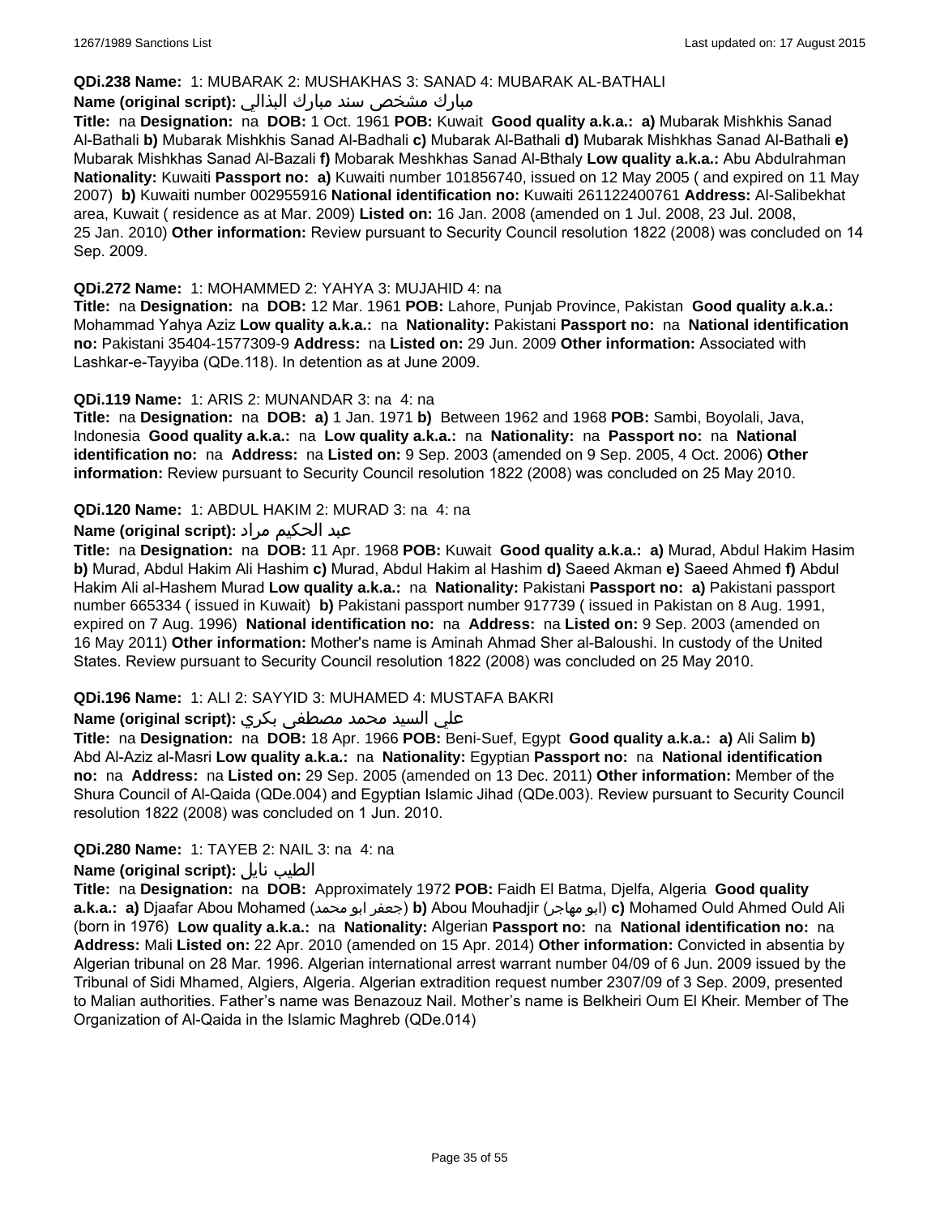**QDi.238 Name:** 1: MUBARAK 2: MUSHAKHAS 3: SANAD 4: MUBARAK AL-BATHALI

**Name (original script):** مبارك مشخص سند مبارك البذالي

**Title:** na **Designation:** na **DOB:** 1 Oct. 1961 **POB:** Kuwait **Good quality a.k.a.:** **a)** Mubarak Mishkhis Sanad Al-Bathali **b)** Mubarak Mishkhis Sanad Al-Badhali **c)** Mubarak Al-Bathali **d)** Mubarak Mishkhas Sanad Al-Bathali **e)** Mubarak Mishkhas Sanad Al-Bazali **f)** Mobarak Meshkhas Sanad Al-Bthaly **Low quality a.k.a.:** Abu Abdulrahman **Nationality:** Kuwaiti **Passport no:** **a)** Kuwaiti number 101856740, issued on 12 May 2005 ( and expired on 11 May 2007) **b)** Kuwaiti number 002955916 **National identification no:** Kuwaiti 261122400761 **Address:** Al-Salibekhat area, Kuwait ( residence as at Mar. 2009) **Listed on:** 16 Jan. 2008 (amended on 1 Jul. 2008, 23 Jul. 2008, 25 Jan. 2010) **Other information:** Review pursuant to Security Council resolution 1822 (2008) was concluded on 14 Sep. 2009.

**QDi.272 Name:** 1: MOHAMMED 2: YAHYA 3: MUJAHID 4: na

**Title:** na **Designation:** na **DOB:** 12 Mar. 1961 **POB:** Lahore, Punjab Province, Pakistan **Good quality a.k.a.:** Mohammad Yahya Aziz **Low quality a.k.a.:** na **Nationality:** Pakistani **Passport no:** na **National identification no:** Pakistani 35404-1577309-9 **Address:** na **Listed on:** 29 Jun. 2009 **Other information:** Associated with Lashkar-e-Tayyiba (QDe.118). In detention as at June 2009.

**QDi.119 Name:** 1: ARIS 2: MUNANDAR 3: na 4: na

**Title:** na **Designation:** na **DOB:** **a)** 1 Jan. 1971 **b)** Between 1962 and 1968 **POB:** Sambi, Boyolali, Java, Indonesia **Good quality a.k.a.:** na **Low quality a.k.a.:** na **Nationality:** na **Passport no:** na **National identification no:** na **Address:** na **Listed on:** 9 Sep. 2003 (amended on 9 Sep. 2005, 4 Oct. 2006) **Other information:** Review pursuant to Security Council resolution 1822 (2008) was concluded on 25 May 2010.

**QDi.120 Name:** 1: ABDUL HAKIM 2: MURAD 3: na 4: na

**Name (original script):** عبد الحكيم مراد

**Title:** na **Designation:** na **DOB:** 11 Apr. 1968 **POB:** Kuwait **Good quality a.k.a.:** **a)** Murad, Abdul Hakim Hasim **b)** Murad, Abdul Hakim Ali Hashim **c)** Murad, Abdul Hakim al Hashim **d)** Saeed Akman **e)** Saeed Ahmed **f)** Abdul Hakim Ali al-Hashem Murad **Low quality a.k.a.:** na **Nationality:** Pakistani **Passport no:** **a)** Pakistani passport number 665334 ( issued in Kuwait) **b)** Pakistani passport number 917739 ( issued in Pakistan on 8 Aug. 1991, expired on 7 Aug. 1996) **National identification no:** na **Address:** na **Listed on:** 9 Sep. 2003 (amended on 16 May 2011) **Other information:** Mother's name is Aminah Ahmad Sher al-Baloushi. In custody of the United States. Review pursuant to Security Council resolution 1822 (2008) was concluded on 25 May 2010.

**QDi.196 Name:** 1: ALI 2: SAYYID 3: MUHAMED 4: MUSTAFA BAKRI

**Name (original script):** علي السيد محمد مصطفى بكري

**Title:** na **Designation:** na **DOB:** 18 Apr. 1966 **POB:** Beni-Suef, Egypt **Good quality a.k.a.:** **a)** Ali Salim **b)** Abd Al-Aziz al-Masri **Low quality a.k.a.:** na **Nationality:** Egyptian **Passport no:** na **National identification no:** na **Address:** na **Listed on:** 29 Sep. 2005 (amended on 13 Dec. 2011) **Other information:** Member of the Shura Council of Al-Qaida (QDe.004) and Egyptian Islamic Jihad (QDe.003). Review pursuant to Security Council resolution 1822 (2008) was concluded on 1 Jun. 2010.

**QDi.280 Name:** 1: TAYEB 2: NAIL 3: na 4: na

**Name (original script):** الطيب نايل

**Title:** na **Designation:** na **DOB:** Approximately 1972 **POB:** Faidh El Batma, Djelfa, Algeria **Good quality a.k.a.:** **a)** Djaafar Abou Mohamed (جعفر ابو محمد) **b)** Abou Mouhadjir (ابو مهاجر) **c)** Mohamed Ould Ahmed Ould Ali (born in 1976) **Low quality a.k.a.:** na **Nationality:** Algerian **Passport no:** na **National identification no:** na **Address:** Mali **Listed on:** 22 Apr. 2010 (amended on 15 Apr. 2014) **Other information:** Convicted in absentia by Algerian tribunal on 28 Mar. 1996. Algerian international arrest warrant number 04/09 of 6 Jun. 2009 issued by the Tribunal of Sidi Mhamed, Algiers, Algeria. Algerian extradition request number 2307/09 of 3 Sep. 2009, presented to Malian authorities. Father's name was Benazouz Nail. Mother's name is Belkheiri Oum El Kheir. Member of The Organization of Al-Qaida in the Islamic Maghreb (QDe.014)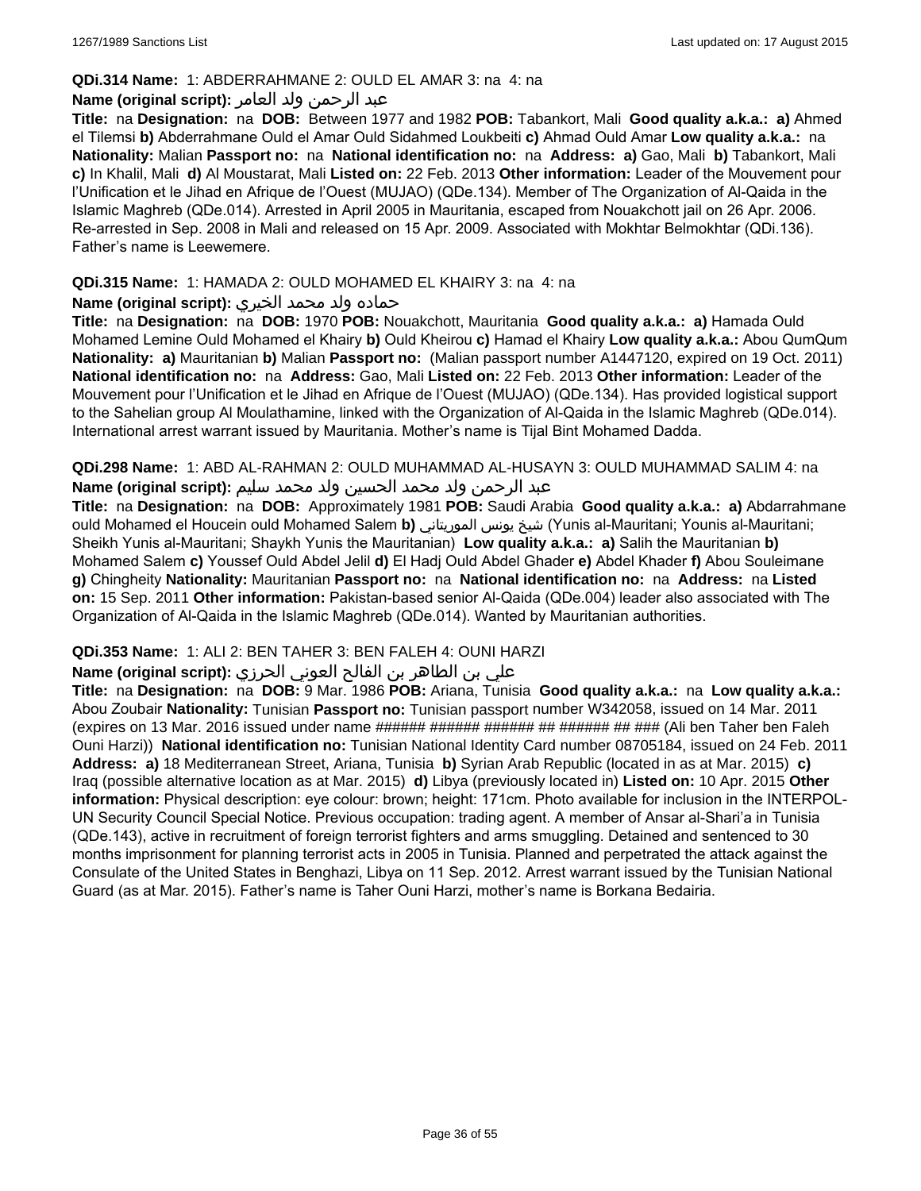**QDi.314 Name:** 1: ABDERRAHMANE 2: OULD EL AMAR 3: na 4: na

**Name (original script):** عبد الرحمن ولد العامر

**Title:** na **Designation:** na **DOB:** Between 1977 and 1982 **POB:** Tabankort, Mali **Good quality a.k.a.: a)** Ahmed el Tilemsi **b)** Abderrahmane Ould el Amar Ould Sidahmed Loukbeiti **c)** Ahmad Ould Amar **Low quality a.k.a.:** na **Nationality:** Malian **Passport no:** na **National identification no:** na **Address: a)** Gao, Mali **b)** Tabankort, Mali **c)** In Khalil, Mali **d)** Al Moustarat, Mali **Listed on:** 22 Feb. 2013 **Other information:** Leader of the Mouvement pour l'Unification et le Jihad en Afrique de l'Ouest (MUJAO) (QDe.134). Member of The Organization of Al-Qaida in the Islamic Maghreb (QDe.014). Arrested in April 2005 in Mauritania, escaped from Nouakchott jail on 26 Apr. 2006. Re-arrested in Sep. 2008 in Mali and released on 15 Apr. 2009. Associated with Mokhtar Belmokhtar (QDi.136). Father's name is Leewemere.

**QDi.315 Name:** 1: HAMADA 2: OULD MOHAMED EL KHAIRY 3: na 4: na

**Name (original script):** حماده ولد محمد الخيري

**Title:** na **Designation:** na **DOB:** 1970 **POB:** Nouakchott, Mauritania **Good quality a.k.a.: a)** Hamada Ould Mohamed Lemine Ould Mohamed el Khairy **b)** Ould Kheirou **c)** Hamad el Khairy **Low quality a.k.a.:** Abou QumQum **Nationality: a)** Mauritanian **b)** Malian **Passport no:** (Malian passport number A1447120, expired on 19 Oct. 2011) **National identification no:** na **Address:** Gao, Mali **Listed on:** 22 Feb. 2013 **Other information:** Leader of the Mouvement pour l'Unification et le Jihad en Afrique de l'Ouest (MUJAO) (QDe.134). Has provided logistical support to the Sahelian group Al Moulathamine, linked with the Organization of Al-Qaida in the Islamic Maghreb (QDe.014). International arrest warrant issued by Mauritania. Mother's name is Tijal Bint Mohamed Dadda.

**QDi.298 Name:** 1: ABD AL-RAHMAN 2: OULD MUHAMMAD AL-HUSAYN 3: OULD MUHAMMAD SALIM 4: na

**Name (original script):** عبد الرحمن ولد محمد الحسين ولد محمد سليم

**Title:** na **Designation:** na **DOB:** Approximately 1981 **POB:** Saudi Arabia **Good quality a.k.a.: a)** Abdarrahmane ould Mohamed el Houcein ould Mohamed Salem **b)** شيخ يونس الموريتاني (Yunis al-Mauritani; Younis al-Mauritani; Sheikh Yunis al-Mauritani; Shaykh Yunis the Mauritanian) **Low quality a.k.a.: a)** Salih the Mauritanian **b)** Mohamed Salem **c)** Youssef Ould Abdel Jelil **d)** El Hadj Ould Abdel Ghader **e)** Abdel Khader **f)** Abou Souleimane **g)** Chingheity **Nationality:** Mauritanian **Passport no:** na **National identification no:** na **Address:** na **Listed on:** 15 Sep. 2011 **Other information:** Pakistan-based senior Al-Qaida (QDe.004) leader also associated with The Organization of Al-Qaida in the Islamic Maghreb (QDe.014). Wanted by Mauritanian authorities.

**QDi.353 Name:** 1: ALI 2: BEN TAHER 3: BEN FALEH 4: OUNI HARZI

**Name (original script):** علي بن الطاهر بن الفالح العوني الحرزي

**Title:** na **Designation:** na **DOB:** 9 Mar. 1986 **POB:** Ariana, Tunisia **Good quality a.k.a.:** na **Low quality a.k.a.:** Abou Zoubair **Nationality:** Tunisian **Passport no:** Tunisian passport number W342058, issued on 14 Mar. 2011 (expires on 13 Mar. 2016 issued under name ###### ###### ###### ## ###### ## ### (Ali ben Taher ben Faleh Ouni Harzi)) **National identification no:** Tunisian National Identity Card number 08705184, issued on 24 Feb. 2011 **Address: a)** 18 Mediterranean Street, Ariana, Tunisia **b)** Syrian Arab Republic (located in as at Mar. 2015) **c)** Iraq (possible alternative location as at Mar. 2015) **d)** Libya (previously located in) **Listed on:** 10 Apr. 2015 **Other information:** Physical description: eye colour: brown; height: 171cm. Photo available for inclusion in the INTERPOL-UN Security Council Special Notice. Previous occupation: trading agent. A member of Ansar al-Shari'a in Tunisia (QDe.143), active in recruitment of foreign terrorist fighters and arms smuggling. Detained and sentenced to 30 months imprisonment for planning terrorist acts in 2005 in Tunisia. Planned and perpetrated the attack against the Consulate of the United States in Benghazi, Libya on 11 Sep. 2012. Arrest warrant issued by the Tunisian National Guard (as at Mar. 2015). Father's name is Taher Ouni Harzi, mother's name is Borkana Bedairia.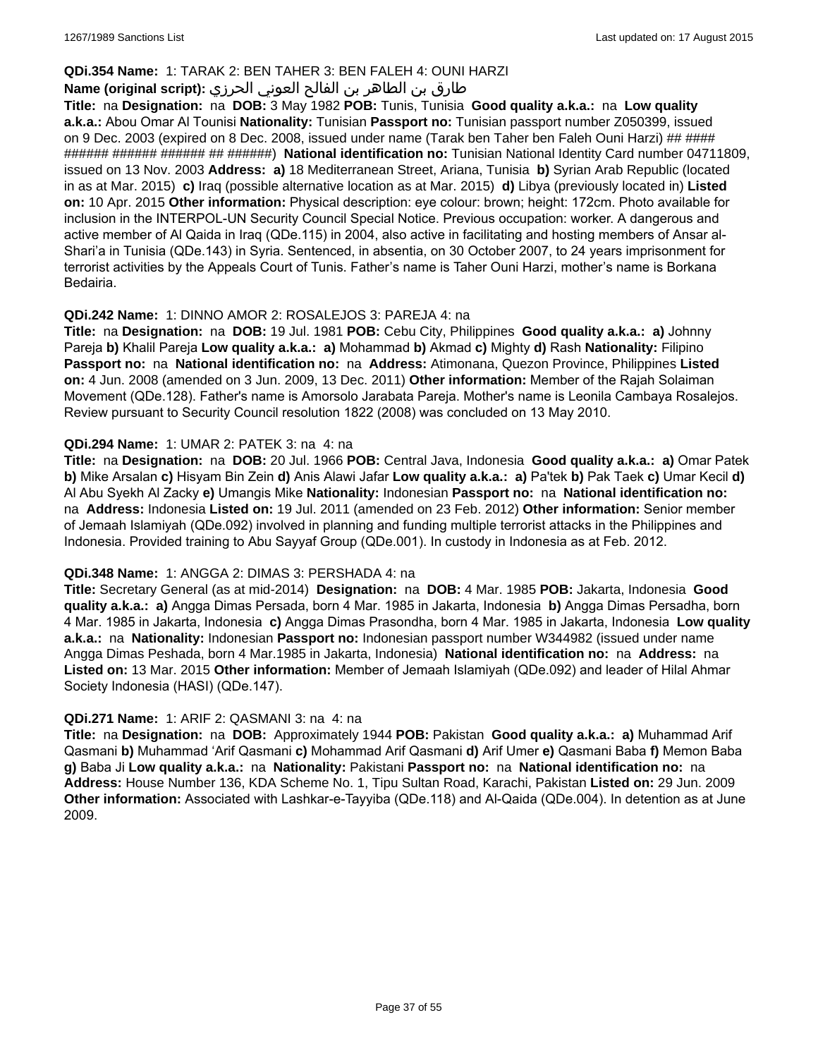**QDi.354 Name:** 1: TARAK 2: BEN TAHER 3: BEN FALEH 4: OUNI HARZI

**Name (original script):** طارق بن الطاهر بن الفالح العوني الحرزي

**Title:** na **Designation:** na **DOB:** 3 May 1982 **POB:** Tunis, Tunisia **Good quality a.k.a.:** na **Low quality a.k.a.:** Abou Omar Al Tounisi **Nationality:** Tunisian **Passport no:** Tunisian passport number Z050399, issued on 9 Dec. 2003 (expired on 8 Dec. 2008, issued under name (Tarak ben Taher ben Faleh Ouni Harzi) ## #### ###### ###### ###### ## ######) **National identification no:** Tunisian National Identity Card number 04711809, issued on 13 Nov. 2003 **Address:** **a)** 18 Mediterranean Street, Ariana, Tunisia **b)** Syrian Arab Republic (located in as at Mar. 2015) **c)** Iraq (possible alternative location as at Mar. 2015) **d)** Libya (previously located in) **Listed on:** 10 Apr. 2015 **Other information:** Physical description: eye colour: brown; height: 172cm. Photo available for inclusion in the INTERPOL-UN Security Council Special Notice. Previous occupation: worker. A dangerous and active member of Al Qaida in Iraq (QDe.115) in 2004, also active in facilitating and hosting members of Ansar al-Shari'a in Tunisia (QDe.143) in Syria. Sentenced, in absentia, on 30 October 2007, to 24 years imprisonment for terrorist activities by the Appeals Court of Tunis. Father's name is Taher Ouni Harzi, mother's name is Borkana Bedairia.

**QDi.242 Name:** 1: DINNO AMOR 2: ROSALEJOS 3: PAREJA 4: na

**Title:** na **Designation:** na **DOB:** 19 Jul. 1981 **POB:** Cebu City, Philippines **Good quality a.k.a.:** **a)** Johnny Pareja **b)** Khalil Pareja **Low quality a.k.a.:** **a)** Mohammad **b)** Akmad **c)** Mighty **d)** Rash **Nationality:** Filipino **Passport no:** na **National identification no:** na **Address:** Atimonana, Quezon Province, Philippines **Listed on:** 4 Jun. 2008 (amended on 3 Jun. 2009, 13 Dec. 2011) **Other information:** Member of the Rajah Solaiman Movement (QDe.128). Father's name is Amorsolo Jarabata Pareja. Mother's name is Leonila Cambaya Rosalejos. Review pursuant to Security Council resolution 1822 (2008) was concluded on 13 May 2010.

**QDi.294 Name:** 1: UMAR 2: PATEK 3: na 4: na

**Title:** na **Designation:** na **DOB:** 20 Jul. 1966 **POB:** Central Java, Indonesia **Good quality a.k.a.:** **a)** Omar Patek **b)** Mike Arsalan **c)** Hisyam Bin Zein **d)** Anis Alawi Jafar **Low quality a.k.a.:** **a)** Pa'tek **b)** Pak Taek **c)** Umar Kecil **d)** Al Abu Syekh Al Zacky **e)** Umangis Mike **Nationality:** Indonesian **Passport no:** na **National identification no:** na **Address:** Indonesia **Listed on:** 19 Jul. 2011 (amended on 23 Feb. 2012) **Other information:** Senior member of Jemaah Islamiyah (QDe.092) involved in planning and funding multiple terrorist attacks in the Philippines and Indonesia. Provided training to Abu Sayyaf Group (QDe.001). In custody in Indonesia as at Feb. 2012.

**QDi.348 Name:** 1: ANGGA 2: DIMAS 3: PERSHADA 4: na

**Title:** Secretary General (as at mid-2014) **Designation:** na **DOB:** 4 Mar. 1985 **POB:** Jakarta, Indonesia **Good quality a.k.a.:** **a)** Angga Dimas Persada, born 4 Mar. 1985 in Jakarta, Indonesia **b)** Angga Dimas Persadha, born 4 Mar. 1985 in Jakarta, Indonesia **c)** Angga Dimas Prasondha, born 4 Mar. 1985 in Jakarta, Indonesia **Low quality a.k.a.:** na **Nationality:** Indonesian **Passport no:** Indonesian passport number W344982 (issued under name Angga Dimas Peshada, born 4 Mar.1985 in Jakarta, Indonesia) **National identification no:** na **Address:** na **Listed on:** 13 Mar. 2015 **Other information:** Member of Jemaah Islamiyah (QDe.092) and leader of Hilal Ahmar Society Indonesia (HASI) (QDe.147).

**QDi.271 Name:** 1: ARIF 2: QASMANI 3: na 4: na

**Title:** na **Designation:** na **DOB:** Approximately 1944 **POB:** Pakistan **Good quality a.k.a.:** **a)** Muhammad Arif Qasmani **b)** Muhammad 'Arif Qasmani **c)** Mohammad Arif Qasmani **d)** Arif Umer **e)** Qasmani Baba **f)** Memon Baba **g)** Baba Ji **Low quality a.k.a.:** na **Nationality:** Pakistani **Passport no:** na **National identification no:** na **Address:** House Number 136, KDA Scheme No. 1, Tipu Sultan Road, Karachi, Pakistan **Listed on:** 29 Jun. 2009 **Other information:** Associated with Lashkar-e-Tayyiba (QDe.118) and Al-Qaida (QDe.004). In detention as at June 2009.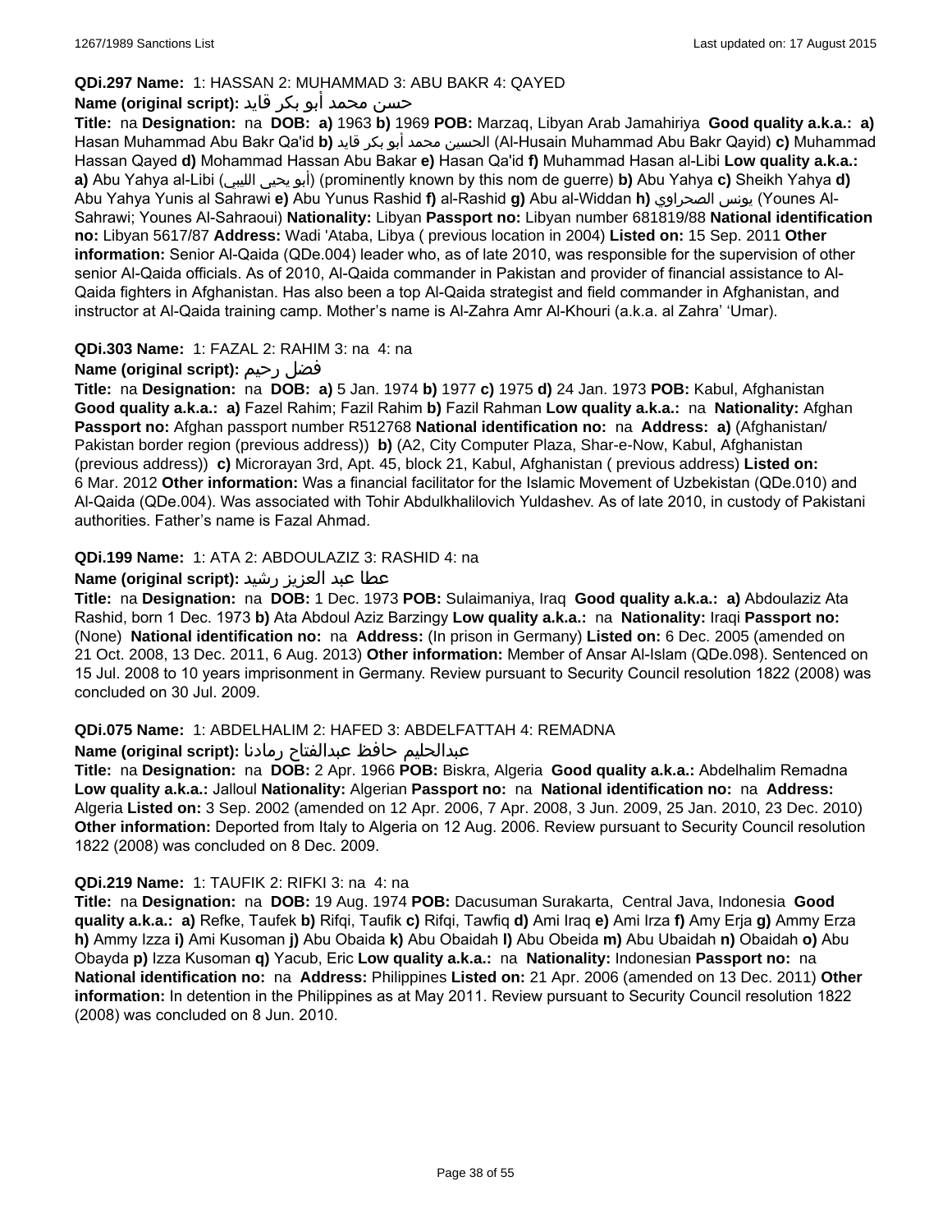**QDi.297 Name:** 1: HASSAN 2: MUHAMMAD 3: ABU BAKR 4: QAYED

**Name (original script):** حسن محمد أبو بكر قايد

**Title:** na **Designation:** na **DOB:** **a)** 1963 **b)** 1969 **POB:** Marzaq, Libyan Arab Jamahiriya **Good quality a.k.a.:** **a)** Hasan Muhammad Abu Bakr Qa'id **b)** الحسين محمد أبو بكر قايد (Al-Husain Muhammad Abu Bakr Qayid) **c)** Muhammad Hassan Qayed **d)** Mohammad Hassan Abu Bakar **e)** Hasan Qa'id **f)** Muhammad Hasan al-Libi **Low quality a.k.a.:** **a)** Abu Yahya al-Libi (أبو يحيى الليبي) (prominently known by this nom de guerre) **b)** Abu Yahya **c)** Sheikh Yahya **d)** Abu Yahya Yunis al Sahrawi **e)** Abu Yunus Rashid **f)** al-Rashid **g)** Abu al-Widdan **h)** يونس الصحراوي (Younes Al-Sahrawi; Younes Al-Sahraoui) **Nationality:** Libyan **Passport no:** Libyan number 681819/88 **National identification no:** Libyan 5617/87 **Address:** Wadi 'Ataba, Libya ( previous location in 2004) **Listed on:** 15 Sep. 2011 **Other information:** Senior Al-Qaida (QDe.004) leader who, as of late 2010, was responsible for the supervision of other senior Al-Qaida officials. As of 2010, Al-Qaida commander in Pakistan and provider of financial assistance to Al-Qaida fighters in Afghanistan. Has also been a top Al-Qaida strategist and field commander in Afghanistan, and instructor at Al-Qaida training camp. Mother's name is Al-Zahra Amr Al-Khouri (a.k.a. al Zahra' 'Umar).

**QDi.303 Name:** 1: FAZAL 2: RAHIM 3: na 4: na

**Name (original script):** فضل رحيم

**Title:** na **Designation:** na **DOB:** **a)** 5 Jan. 1974 **b)** 1977 **c)** 1975 **d)** 24 Jan. 1973 **POB:** Kabul, Afghanistan **Good quality a.k.a.:** **a)** Fazel Rahim; Fazil Rahim **b)** Fazil Rahman **Low quality a.k.a.:** na **Nationality:** Afghan **Passport no:** Afghan passport number R512768 **National identification no:** na **Address:** **a)** (Afghanistan/ Pakistan border region (previous address)) **b)** (A2, City Computer Plaza, Shar-e-Now, Kabul, Afghanistan (previous address)) **c)** Microrayan 3rd, Apt. 45, block 21, Kabul, Afghanistan ( previous address) **Listed on:** 6 Mar. 2012 **Other information:** Was a financial facilitator for the Islamic Movement of Uzbekistan (QDe.010) and Al-Qaida (QDe.004). Was associated with Tohir Abdulkhalilovich Yuldashev. As of late 2010, in custody of Pakistani authorities. Father's name is Fazal Ahmad.

**QDi.199 Name:** 1: ATA 2: ABDOULAZIZ 3: RASHID 4: na

**Name (original script):** عطا عبد العزيز رشيد

**Title:** na **Designation:** na **DOB:** 1 Dec. 1973 **POB:** Sulaimaniya, Iraq **Good quality a.k.a.:** **a)** Abdoulaziz Ata Rashid, born 1 Dec. 1973 **b)** Ata Abdoul Aziz Barzingy **Low quality a.k.a.:** na **Nationality:** Iraqi **Passport no:** (None) **National identification no:** na **Address:** (In prison in Germany) **Listed on:** 6 Dec. 2005 (amended on 21 Oct. 2008, 13 Dec. 2011, 6 Aug. 2013) **Other information:** Member of Ansar Al-Islam (QDe.098). Sentenced on 15 Jul. 2008 to 10 years imprisonment in Germany. Review pursuant to Security Council resolution 1822 (2008) was concluded on 30 Jul. 2009.

**QDi.075 Name:** 1: ABDELHALIM 2: HAFED 3: ABDELFATTAH 4: REMADNA

**Name (original script):** عبدالحليم حافظ عبدالفتاح رمادنا

**Title:** na **Designation:** na **DOB:** 2 Apr. 1966 **POB:** Biskra, Algeria **Good quality a.k.a.:** Abdelhalim Remadna **Low quality a.k.a.:** Jalloul **Nationality:** Algerian **Passport no:** na **National identification no:** na **Address:** Algeria **Listed on:** 3 Sep. 2002 (amended on 12 Apr. 2006, 7 Apr. 2008, 3 Jun. 2009, 25 Jan. 2010, 23 Dec. 2010) **Other information:** Deported from Italy to Algeria on 12 Aug. 2006. Review pursuant to Security Council resolution 1822 (2008) was concluded on 8 Dec. 2009.

**QDi.219 Name:** 1: TAUFIK 2: RIFKI 3: na 4: na

**Title:** na **Designation:** na **DOB:** 19 Aug. 1974 **POB:** Dacusuman Surakarta, Central Java, Indonesia **Good quality a.k.a.:** **a)** Refke, Taufek **b)** Rifqi, Taufik **c)** Rifqi, Tawfiq **d)** Ami Iraq **e)** Ami Irza **f)** Amy Erja **g)** Ammy Erza **h)** Ammy Izza **i)** Ami Kusoman **j)** Abu Obaida **k)** Abu Obaidah **l)** Abu Obeida **m)** Abu Ubaidah **n)** Obaidah **o)** Abu Obayda **p)** Izza Kusoman **q)** Yacub, Eric **Low quality a.k.a.:** na **Nationality:** Indonesian **Passport no:** na **National identification no:** na **Address:** Philippines **Listed on:** 21 Apr. 2006 (amended on 13 Dec. 2011) **Other information:** In detention in the Philippines as at May 2011. Review pursuant to Security Council resolution 1822 (2008) was concluded on 8 Jun. 2010.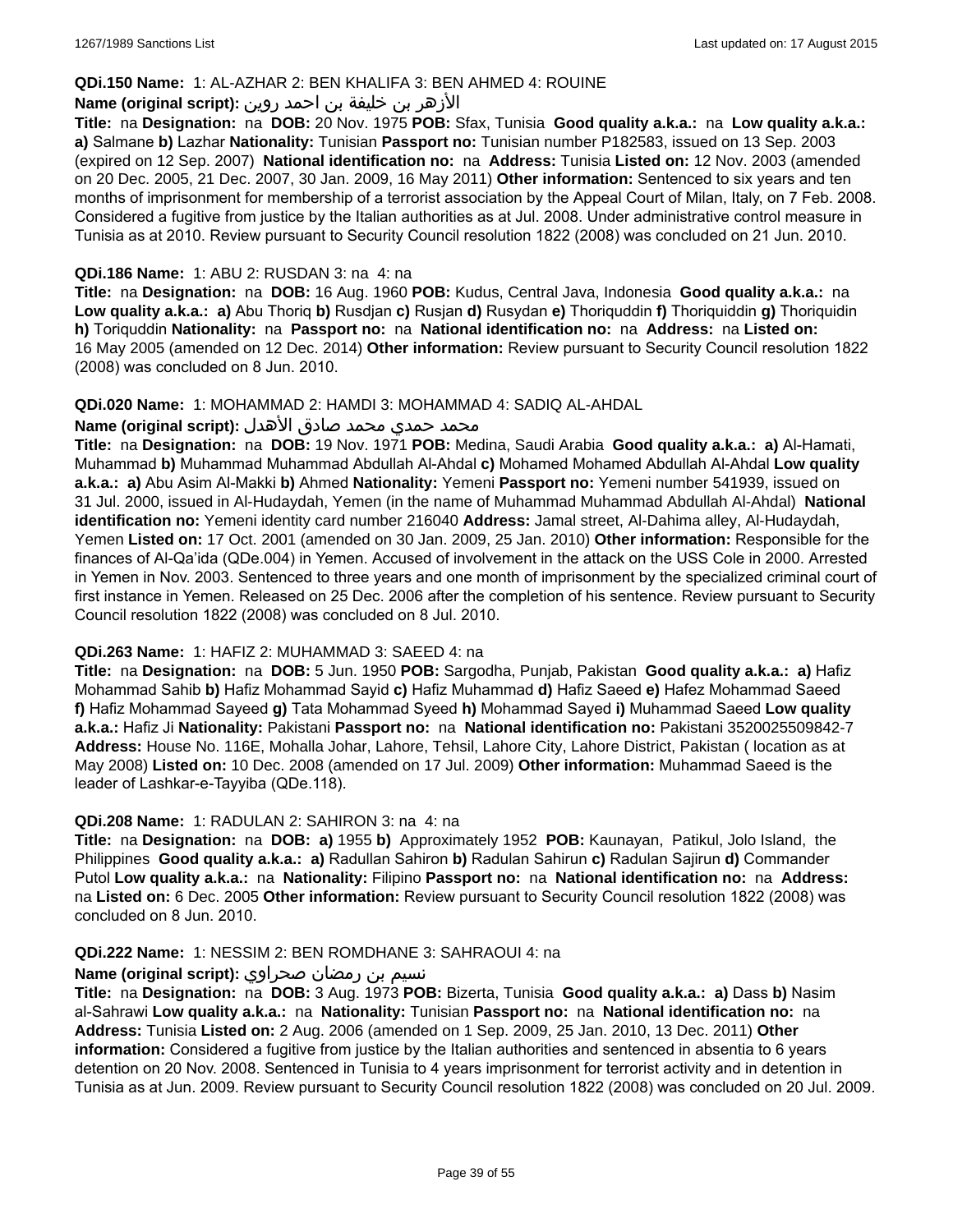**QDi.150 Name:** 1: AL-AZHAR 2: BEN KHALIFA 3: BEN AHMED 4: ROUINE

**Name (original script):** الأزهر بن خليفة بن احمد روين

**Title:** na **Designation:** na **DOB:** 20 Nov. 1975 **POB:** Sfax, Tunisia **Good quality a.k.a.:** na **Low quality a.k.a.:** **a)** Salmane **b)** Lazhar **Nationality:** Tunisian **Passport no:** Tunisian number P182583, issued on 13 Sep. 2003 (expired on 12 Sep. 2007) **National identification no:** na **Address:** Tunisia **Listed on:** 12 Nov. 2003 (amended on 20 Dec. 2005, 21 Dec. 2007, 30 Jan. 2009, 16 May 2011) **Other information:** Sentenced to six years and ten months of imprisonment for membership of a terrorist association by the Appeal Court of Milan, Italy, on 7 Feb. 2008. Considered a fugitive from justice by the Italian authorities as at Jul. 2008. Under administrative control measure in Tunisia as at 2010. Review pursuant to Security Council resolution 1822 (2008) was concluded on 21 Jun. 2010.

**QDi.186 Name:** 1: ABU 2: RUSDAN 3: na 4: na

**Title:** na **Designation:** na **DOB:** 16 Aug. 1960 **POB:** Kudus, Central Java, Indonesia **Good quality a.k.a.:** na **Low quality a.k.a.:** **a)** Abu Thoriq **b)** Rusdjan **c)** Rusjan **d)** Rusydan **e)** Thoriquddin **f)** Thoriquiddin **g)** Thoriquidin **h)** Toriquddin **Nationality:** na **Passport no:** na **National identification no:** na **Address:** na **Listed on:** 16 May 2005 (amended on 12 Dec. 2014) **Other information:** Review pursuant to Security Council resolution 1822 (2008) was concluded on 8 Jun. 2010.

**QDi.020 Name:** 1: MOHAMMAD 2: HAMDI 3: MOHAMMAD 4: SADIQ AL-AHDAL

**Name (original script):** محمد حمدي محمد صادق الأهدل

**Title:** na **Designation:** na **DOB:** 19 Nov. 1971 **POB:** Medina, Saudi Arabia **Good quality a.k.a.:** **a)** Al-Hamati, Muhammad **b)** Muhammad Muhammad Abdullah Al-Ahdal **c)** Mohamed Mohamed Abdullah Al-Ahdal **Low quality a.k.a.:** **a)** Abu Asim Al-Makki **b)** Ahmed **Nationality:** Yemeni **Passport no:** Yemeni number 541939, issued on 31 Jul. 2000, issued in Al-Hudaydah, Yemen (in the name of Muhammad Muhammad Abdullah Al-Ahdal) **National identification no:** Yemeni identity card number 216040 **Address:** Jamal street, Al-Dahima alley, Al-Hudaydah, Yemen **Listed on:** 17 Oct. 2001 (amended on 30 Jan. 2009, 25 Jan. 2010) **Other information:** Responsible for the finances of Al-Qa'ida (QDe.004) in Yemen. Accused of involvement in the attack on the USS Cole in 2000. Arrested in Yemen in Nov. 2003. Sentenced to three years and one month of imprisonment by the specialized criminal court of first instance in Yemen. Released on 25 Dec. 2006 after the completion of his sentence. Review pursuant to Security Council resolution 1822 (2008) was concluded on 8 Jul. 2010.

**QDi.263 Name:** 1: HAFIZ 2: MUHAMMAD 3: SAEED 4: na

**Title:** na **Designation:** na **DOB:** 5 Jun. 1950 **POB:** Sargodha, Punjab, Pakistan **Good quality a.k.a.:** **a)** Hafiz Mohammad Sahib **b)** Hafiz Mohammad Sayid **c)** Hafiz Muhammad **d)** Hafiz Saeed **e)** Hafez Mohammad Saeed **f)** Hafiz Mohammad Sayeed **g)** Tata Mohammad Syeed **h)** Mohammad Sayed **i)** Muhammad Saeed **Low quality a.k.a.:** Hafiz Ji **Nationality:** Pakistani **Passport no:** na **National identification no:** Pakistani 3520025509842-7 **Address:** House No. 116E, Mohalla Johar, Lahore, Tehsil, Lahore City, Lahore District, Pakistan ( location as at May 2008) **Listed on:** 10 Dec. 2008 (amended on 17 Jul. 2009) **Other information:** Muhammad Saeed is the leader of Lashkar-e-Tayyiba (QDe.118).

**QDi.208 Name:** 1: RADULAN 2: SAHIRON 3: na 4: na

**Title:** na **Designation:** na **DOB:** **a)** 1955 **b)** Approximately 1952 **POB:** Kaunayan, Patikul, Jolo Island, the Philippines **Good quality a.k.a.:** **a)** Radullan Sahiron **b)** Radulan Sahirun **c)** Radulan Sajirun **d)** Commander Putol **Low quality a.k.a.:** na **Nationality:** Filipino **Passport no:** na **National identification no:** na **Address:** na **Listed on:** 6 Dec. 2005 **Other information:** Review pursuant to Security Council resolution 1822 (2008) was concluded on 8 Jun. 2010.

**QDi.222 Name:** 1: NESSIM 2: BEN ROMDHANE 3: SAHRAOUI 4: na

**Name (original script):** نسيم بن رمضان صحراوي

**Title:** na **Designation:** na **DOB:** 3 Aug. 1973 **POB:** Bizerta, Tunisia **Good quality a.k.a.:** **a)** Dass **b)** Nasim al-Sahrawi **Low quality a.k.a.:** na **Nationality:** Tunisian **Passport no:** na **National identification no:** na **Address:** Tunisia **Listed on:** 2 Aug. 2006 (amended on 1 Sep. 2009, 25 Jan. 2010, 13 Dec. 2011) **Other information:** Considered a fugitive from justice by the Italian authorities and sentenced in absentia to 6 years detention on 20 Nov. 2008. Sentenced in Tunisia to 4 years imprisonment for terrorist activity and in detention in Tunisia as at Jun. 2009. Review pursuant to Security Council resolution 1822 (2008) was concluded on 20 Jul. 2009.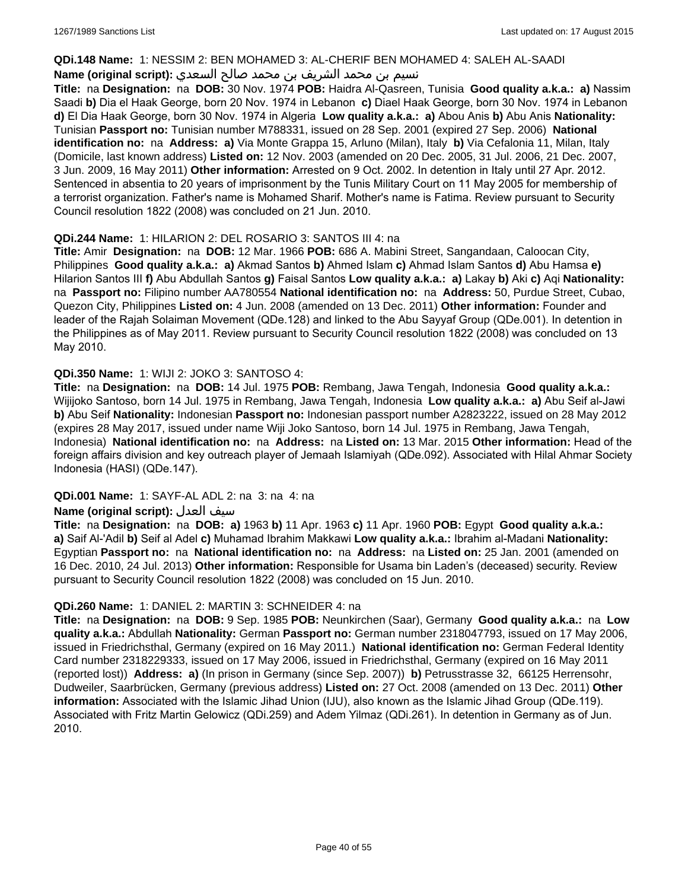**QDi.148 Name:** 1: NESSIM 2: BEN MOHAMED 3: AL-CHERIF BEN MOHAMED 4: SALEH AL-SAADI

**Name (original script):** نسيم بن محمد الشريف بن محمد صالح السعدي

**Title:** na **Designation:** na **DOB:** 30 Nov. 1974 **POB:** Haidra Al-Qasreen, Tunisia **Good quality a.k.a.: a)** Nassim Saadi **b)** Dia el Haak George, born 20 Nov. 1974 in Lebanon **c)** Diael Haak George, born 30 Nov. 1974 in Lebanon **d)** El Dia Haak George, born 30 Nov. 1974 in Algeria **Low quality a.k.a.: a)** Abou Anis **b)** Abu Anis **Nationality:** Tunisian **Passport no:** Tunisian number M788331, issued on 28 Sep. 2001 (expired 27 Sep. 2006) **National identification no:** na **Address: a)** Via Monte Grappa 15, Arluno (Milan), Italy **b)** Via Cefalonia 11, Milan, Italy (Domicile, last known address) **Listed on:** 12 Nov. 2003 (amended on 20 Dec. 2005, 31 Jul. 2006, 21 Dec. 2007, 3 Jun. 2009, 16 May 2011) **Other information:** Arrested on 9 Oct. 2002. In detention in Italy until 27 Apr. 2012. Sentenced in absentia to 20 years of imprisonment by the Tunis Military Court on 11 May 2005 for membership of a terrorist organization. Father's name is Mohamed Sharif. Mother's name is Fatima. Review pursuant to Security Council resolution 1822 (2008) was concluded on 21 Jun. 2010.

**QDi.244 Name:** 1: HILARION 2: DEL ROSARIO 3: SANTOS III 4: na

**Title:** Amir **Designation:** na **DOB:** 12 Mar. 1966 **POB:** 686 A. Mabini Street, Sangandaan, Caloocan City, Philippines **Good quality a.k.a.: a)** Akmad Santos **b)** Ahmed Islam **c)** Ahmad Islam Santos **d)** Abu Hamsa **e)** Hilarion Santos III **f)** Abu Abdullah Santos **g)** Faisal Santos **Low quality a.k.a.: a)** Lakay **b)** Aki **c)** Aqi **Nationality:** na **Passport no:** Filipino number AA780554 **National identification no:** na **Address:** 50, Purdue Street, Cubao, Quezon City, Philippines **Listed on:** 4 Jun. 2008 (amended on 13 Dec. 2011) **Other information:** Founder and leader of the Rajah Solaiman Movement (QDe.128) and linked to the Abu Sayyaf Group (QDe.001). In detention in the Philippines as of May 2011. Review pursuant to Security Council resolution 1822 (2008) was concluded on 13 May 2010.

**QDi.350 Name:** 1: WIJI 2: JOKO 3: SANTOSO 4:

**Title:** na **Designation:** na **DOB:** 14 Jul. 1975 **POB:** Rembang, Jawa Tengah, Indonesia **Good quality a.k.a.:** Wijijoko Santoso, born 14 Jul. 1975 in Rembang, Jawa Tengah, Indonesia **Low quality a.k.a.: a)** Abu Seif al-Jawi **b)** Abu Seif **Nationality:** Indonesian **Passport no:** Indonesian passport number A2823222, issued on 28 May 2012 (expires 28 May 2017, issued under name Wiji Joko Santoso, born 14 Jul. 1975 in Rembang, Jawa Tengah, Indonesia) **National identification no:** na **Address:** na **Listed on:** 13 Mar. 2015 **Other information:** Head of the foreign affairs division and key outreach player of Jemaah Islamiyah (QDe.092). Associated with Hilal Ahmar Society Indonesia (HASI) (QDe.147).

**QDi.001 Name:** 1: SAYF-AL ADL 2: na 3: na 4: na

**Name (original script):** سيف العدل

**Title:** na **Designation:** na **DOB: a)** 1963 **b)** 11 Apr. 1963 **c)** 11 Apr. 1960 **POB:** Egypt **Good quality a.k.a.: a)** Saif Al-'Adil **b)** Seif al Adel **c)** Muhamad Ibrahim Makkawi **Low quality a.k.a.:** Ibrahim al-Madani **Nationality:** Egyptian **Passport no:** na **National identification no:** na **Address:** na **Listed on:** 25 Jan. 2001 (amended on 16 Dec. 2010, 24 Jul. 2013) **Other information:** Responsible for Usama bin Laden's (deceased) security. Review pursuant to Security Council resolution 1822 (2008) was concluded on 15 Jun. 2010.

**QDi.260 Name:** 1: DANIEL 2: MARTIN 3: SCHNEIDER 4: na

**Title:** na **Designation:** na **DOB:** 9 Sep. 1985 **POB:** Neunkirchen (Saar), Germany **Good quality a.k.a.:** na **Low quality a.k.a.:** Abdullah **Nationality:** German **Passport no:** German number 2318047793, issued on 17 May 2006, issued in Friedrichsthal, Germany (expired on 16 May 2011.) **National identification no:** German Federal Identity Card number 2318229333, issued on 17 May 2006, issued in Friedrichsthal, Germany (expired on 16 May 2011 (reported lost)) **Address: a)** (In prison in Germany (since Sep. 2007)) **b)** Petrusstrasse 32, 66125 Herrensohr, Dudweiler, Saarbrücken, Germany (previous address) **Listed on:** 27 Oct. 2008 (amended on 13 Dec. 2011) **Other information:** Associated with the Islamic Jihad Union (IJU), also known as the Islamic Jihad Group (QDe.119). Associated with Fritz Martin Gelowicz (QDi.259) and Adem Yilmaz (QDi.261). In detention in Germany as of Jun. 2010.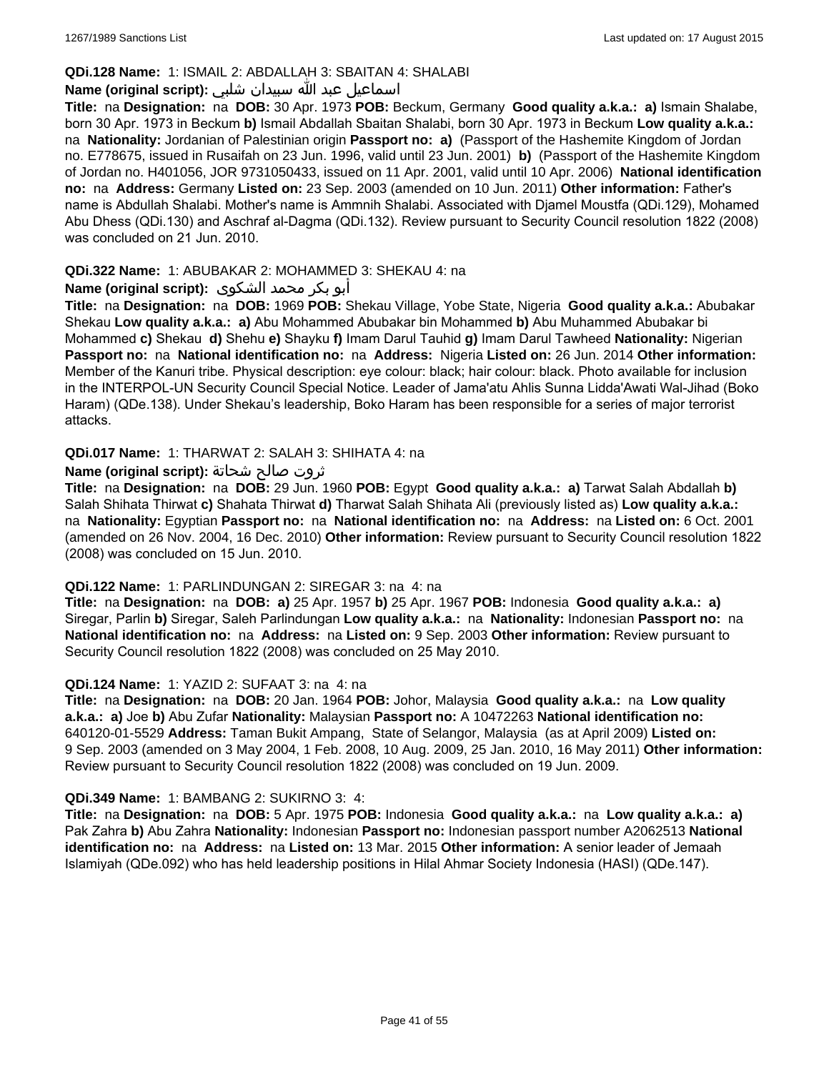**QDi.128 Name:** 1: ISMAIL 2: ABDALLAH 3: SBAITAN 4: SHALABI

**Name (original script):** اسماعيل عبد الله سبيدان شلبي

**Title:** na **Designation:** na **DOB:** 30 Apr. 1973 **POB:** Beckum, Germany **Good quality a.k.a.:** **a)** Ismain Shalabe, born 30 Apr. 1973 in Beckum **b)** Ismail Abdallah Sbaitan Shalabi, born 30 Apr. 1973 in Beckum **Low quality a.k.a.:** na **Nationality:** Jordanian of Palestinian origin **Passport no:** **a)** (Passport of the Hashemite Kingdom of Jordan no. E778675, issued in Rusaifah on 23 Jun. 1996, valid until 23 Jun. 2001) **b)** (Passport of the Hashemite Kingdom of Jordan no. H401056, JOR 9731050433, issued on 11 Apr. 2001, valid until 10 Apr. 2006) **National identification no:** na **Address:** Germany **Listed on:** 23 Sep. 2003 (amended on 10 Jun. 2011) **Other information:** Father's name is Abdullah Shalabi. Mother's name is Ammnih Shalabi. Associated with Djamel Moustfa (QDi.129), Mohamed Abu Dhess (QDi.130) and Aschraf al-Dagma (QDi.132). Review pursuant to Security Council resolution 1822 (2008) was concluded on 21 Jun. 2010.

**QDi.322 Name:** 1: ABUBAKAR 2: MOHAMMED 3: SHEKAU 4: na

**Name (original script):** أبو بكر محمد الشكوى

**Title:** na **Designation:** na **DOB:** 1969 **POB:** Shekau Village, Yobe State, Nigeria **Good quality a.k.a.:** Abubakar Shekau **Low quality a.k.a.:** **a)** Abu Mohammed Abubakar bin Mohammed **b)** Abu Muhammed Abubakar bi Mohammed **c)** Shekau **d)** Shehu **e)** Shayku **f)** Imam Darul Tauhid **g)** Imam Darul Tawheed **Nationality:** Nigerian **Passport no:** na **National identification no:** na **Address:** Nigeria **Listed on:** 26 Jun. 2014 **Other information:** Member of the Kanuri tribe. Physical description: eye colour: black; hair colour: black. Photo available for inclusion in the INTERPOL-UN Security Council Special Notice. Leader of Jama'atu Ahlis Sunna Lidda'Awati Wal-Jihad (Boko Haram) (QDe.138). Under Shekau's leadership, Boko Haram has been responsible for a series of major terrorist attacks.

**QDi.017 Name:** 1: THARWAT 2: SALAH 3: SHIHATA 4: na

**Name (original script):** ثروت صالح شحاتة

**Title:** na **Designation:** na **DOB:** 29 Jun. 1960 **POB:** Egypt **Good quality a.k.a.:** **a)** Tarwat Salah Abdallah **b)** Salah Shihata Thirwat **c)** Shahata Thirwat **d)** Tharwat Salah Shihata Ali (previously listed as) **Low quality a.k.a.:** na **Nationality:** Egyptian **Passport no:** na **National identification no:** na **Address:** na **Listed on:** 6 Oct. 2001 (amended on 26 Nov. 2004, 16 Dec. 2010) **Other information:** Review pursuant to Security Council resolution 1822 (2008) was concluded on 15 Jun. 2010.

**QDi.122 Name:** 1: PARLINDUNGAN 2: SIREGAR 3: na 4: na

**Title:** na **Designation:** na **DOB:** **a)** 25 Apr. 1957 **b)** 25 Apr. 1967 **POB:** Indonesia **Good quality a.k.a.:** **a)** Siregar, Parlin **b)** Siregar, Saleh Parlindungan **Low quality a.k.a.:** na **Nationality:** Indonesian **Passport no:** na **National identification no:** na **Address:** na **Listed on:** 9 Sep. 2003 **Other information:** Review pursuant to Security Council resolution 1822 (2008) was concluded on 25 May 2010.

**QDi.124 Name:** 1: YAZID 2: SUFAAT 3: na 4: na

**Title:** na **Designation:** na **DOB:** 20 Jan. 1964 **POB:** Johor, Malaysia **Good quality a.k.a.:** na **Low quality a.k.a.:** **a)** Joe **b)** Abu Zufar **Nationality:** Malaysian **Passport no:** A 10472263 **National identification no:** 640120-01-5529 **Address:** Taman Bukit Ampang, State of Selangor, Malaysia (as at April 2009) **Listed on:** 9 Sep. 2003 (amended on 3 May 2004, 1 Feb. 2008, 10 Aug. 2009, 25 Jan. 2010, 16 May 2011) **Other information:** Review pursuant to Security Council resolution 1822 (2008) was concluded on 19 Jun. 2009.

**QDi.349 Name:** 1: BAMBANG 2: SUKIRNO 3: 4:

**Title:** na **Designation:** na **DOB:** 5 Apr. 1975 **POB:** Indonesia **Good quality a.k.a.:** na **Low quality a.k.a.:** **a)** Pak Zahra **b)** Abu Zahra **Nationality:** Indonesian **Passport no:** Indonesian passport number A2062513 **National identification no:** na **Address:** na **Listed on:** 13 Mar. 2015 **Other information:** A senior leader of Jemaah Islamiyah (QDe.092) who has held leadership positions in Hilal Ahmar Society Indonesia (HASI) (QDe.147).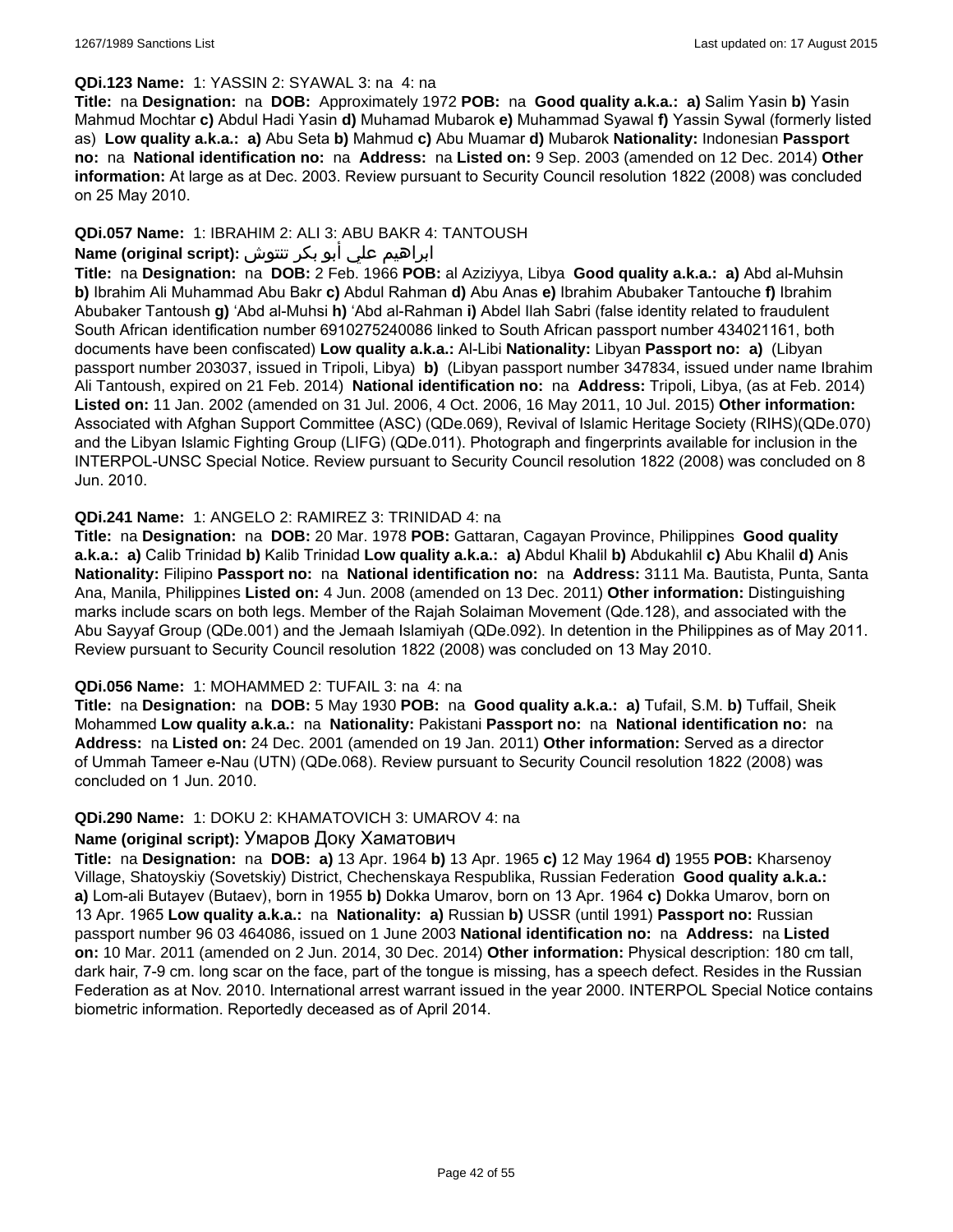**QDi.123 Name:** 1: YASSIN 2: SYAWAL 3: na 4: na

**Title:** na **Designation:** na **DOB:** Approximately 1972 **POB:** na **Good quality a.k.a.: a)** Salim Yasin **b)** Yasin Mahmud Mochtar **c)** Abdul Hadi Yasin **d)** Muhamad Mubarok **e)** Muhammad Syawal **f)** Yassin Sywal (formerly listed as) **Low quality a.k.a.: a)** Abu Seta **b)** Mahmud **c)** Abu Muamar **d)** Mubarok **Nationality:** Indonesian **Passport no:** na **National identification no:** na **Address:** na **Listed on:** 9 Sep. 2003 (amended on 12 Dec. 2014) **Other information:** At large as at Dec. 2003. Review pursuant to Security Council resolution 1822 (2008) was concluded on 25 May 2010.

**QDi.057 Name:** 1: IBRAHIM 2: ALI 3: ABU BAKR 4: TANTOUSH

**Name (original script):** ابراهيم علي أبو بكر تنتوش

**Title:** na **Designation:** na **DOB:** 2 Feb. 1966 **POB:** al Aziziyya, Libya **Good quality a.k.a.: a)** Abd al-Muhsin **b)** Ibrahim Ali Muhammad Abu Bakr **c)** Abdul Rahman **d)** Abu Anas **e)** Ibrahim Abubaker Tantouche **f)** Ibrahim Abubaker Tantoush **g)** 'Abd al-Muhsi **h)** 'Abd al-Rahman **i)** Abdel Ilah Sabri (false identity related to fraudulent South African identification number 6910275240086 linked to South African passport number 434021161, both documents have been confiscated) **Low quality a.k.a.:** Al-Libi **Nationality:** Libyan **Passport no: a)** (Libyan passport number 203037, issued in Tripoli, Libya) **b)** (Libyan passport number 347834, issued under name Ibrahim Ali Tantoush, expired on 21 Feb. 2014) **National identification no:** na **Address:** Tripoli, Libya, (as at Feb. 2014) **Listed on:** 11 Jan. 2002 (amended on 31 Jul. 2006, 4 Oct. 2006, 16 May 2011, 10 Jul. 2015) **Other information:** Associated with Afghan Support Committee (ASC) (QDe.069), Revival of Islamic Heritage Society (RIHS)(QDe.070) and the Libyan Islamic Fighting Group (LIFG) (QDe.011). Photograph and fingerprints available for inclusion in the INTERPOL-UNSC Special Notice. Review pursuant to Security Council resolution 1822 (2008) was concluded on 8 Jun. 2010.

**QDi.241 Name:** 1: ANGELO 2: RAMIREZ 3: TRINIDAD 4: na

**Title:** na **Designation:** na **DOB:** 20 Mar. 1978 **POB:** Gattaran, Cagayan Province, Philippines **Good quality a.k.a.: a)** Calib Trinidad **b)** Kalib Trinidad **Low quality a.k.a.: a)** Abdul Khalil **b)** Abdukahlil **c)** Abu Khalil **d)** Anis **Nationality:** Filipino **Passport no:** na **National identification no:** na **Address:** 3111 Ma. Bautista, Punta, Santa Ana, Manila, Philippines **Listed on:** 4 Jun. 2008 (amended on 13 Dec. 2011) **Other information:** Distinguishing marks include scars on both legs. Member of the Rajah Solaiman Movement (Qde.128), and associated with the Abu Sayyaf Group (QDe.001) and the Jemaah Islamiyah (QDe.092). In detention in the Philippines as of May 2011. Review pursuant to Security Council resolution 1822 (2008) was concluded on 13 May 2010.

**QDi.056 Name:** 1: MOHAMMED 2: TUFAIL 3: na 4: na

**Title:** na **Designation:** na **DOB:** 5 May 1930 **POB:** na **Good quality a.k.a.: a)** Tufail, S.M. **b)** Tuffail, Sheik Mohammed **Low quality a.k.a.:** na **Nationality:** Pakistani **Passport no:** na **National identification no:** na **Address:** na **Listed on:** 24 Dec. 2001 (amended on 19 Jan. 2011) **Other information:** Served as a director of Ummah Tameer e-Nau (UTN) (QDe.068). Review pursuant to Security Council resolution 1822 (2008) was concluded on 1 Jun. 2010.

**QDi.290 Name:** 1: DOKU 2: KHAMATOVICH 3: UMAROV 4: na

**Name (original script):** Умаров Доку Хаматович

**Title:** na **Designation:** na **DOB: a)** 13 Apr. 1964 **b)** 13 Apr. 1965 **c)** 12 May 1964 **d)** 1955 **POB:** Kharsenoy Village, Shatoyskiy (Sovetskiy) District, Chechenskaya Respublika, Russian Federation **Good quality a.k.a.: a)** Lom-ali Butayev (Butaev), born in 1955 **b)** Dokka Umarov, born on 13 Apr. 1964 **c)** Dokka Umarov, born on 13 Apr. 1965 **Low quality a.k.a.:** na **Nationality: a)** Russian **b)** USSR (until 1991) **Passport no:** Russian passport number 96 03 464086, issued on 1 June 2003 **National identification no:** na **Address:** na **Listed on:** 10 Mar. 2011 (amended on 2 Jun. 2014, 30 Dec. 2014) **Other information:** Physical description: 180 cm tall, dark hair, 7-9 cm. long scar on the face, part of the tongue is missing, has a speech defect. Resides in the Russian Federation as at Nov. 2010. International arrest warrant issued in the year 2000. INTERPOL Special Notice contains biometric information. Reportedly deceased as of April 2014.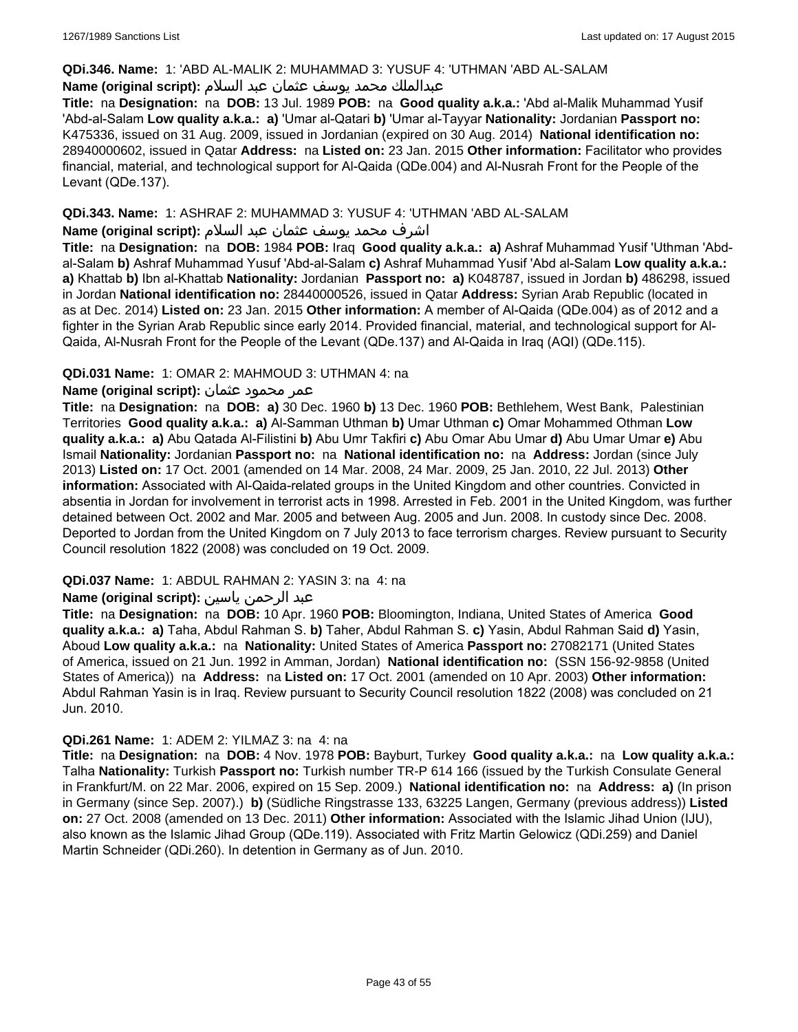**QDi.346. Name:** 1: 'ABD AL-MALIK 2: MUHAMMAD 3: YUSUF 4: 'UTHMAN 'ABD AL-SALAM

**Name (original script):** عبدالملك محمد يوسف عثمان عبد السلام

**Title:** na **Designation:** na **DOB:** 13 Jul. 1989 **POB:** na **Good quality a.k.a.:** 'Abd al-Malik Muhammad Yusif 'Abd-al-Salam **Low quality a.k.a.:** **a)** 'Umar al-Qatari **b)** 'Umar al-Tayyar **Nationality:** Jordanian **Passport no:** K475336, issued on 31 Aug. 2009, issued in Jordanian (expired on 30 Aug. 2014) **National identification no:** 28940000602, issued in Qatar **Address:** na **Listed on:** 23 Jan. 2015 **Other information:** Facilitator who provides financial, material, and technological support for Al-Qaida (QDe.004) and Al-Nusrah Front for the People of the Levant (QDe.137).

**QDi.343. Name:** 1: ASHRAF 2: MUHAMMAD 3: YUSUF 4: 'UTHMAN 'ABD AL-SALAM

**Name (original script):** اشرف محمد يوسف عثمان عبد السلام

**Title:** na **Designation:** na **DOB:** 1984 **POB:** Iraq **Good quality a.k.a.:** **a)** Ashraf Muhammad Yusif 'Uthman 'Abd-al-Salam **b)** Ashraf Muhammad Yusuf 'Abd-al-Salam **c)** Ashraf Muhammad Yusif 'Abd al-Salam **Low quality a.k.a.:** **a)** Khattab **b)** Ibn al-Khattab **Nationality:** Jordanian **Passport no:** **a)** K048787, issued in Jordan **b)** 486298, issued in Jordan **National identification no:** 28440000526, issued in Qatar **Address:** Syrian Arab Republic (located in as at Dec. 2014) **Listed on:** 23 Jan. 2015 **Other information:** A member of Al-Qaida (QDe.004) as of 2012 and a fighter in the Syrian Arab Republic since early 2014. Provided financial, material, and technological support for Al-Qaida, Al-Nusrah Front for the People of the Levant (QDe.137) and Al-Qaida in Iraq (AQI) (QDe.115).

**QDi.031 Name:** 1: OMAR 2: MAHMOUD 3: UTHMAN 4: na

**Name (original script):** عمر محمود عثمان

**Title:** na **Designation:** na **DOB:** **a)** 30 Dec. 1960 **b)** 13 Dec. 1960 **POB:** Bethlehem, West Bank, Palestinian Territories **Good quality a.k.a.:** **a)** Al-Samman Uthman **b)** Umar Uthman **c)** Omar Mohammed Othman **Low quality a.k.a.:** **a)** Abu Qatada Al-Filistini **b)** Abu Umr Takfiri **c)** Abu Omar Abu Umar **d)** Abu Umar Umar **e)** Abu Ismail **Nationality:** Jordanian **Passport no:** na **National identification no:** na **Address:** Jordan (since July 2013) **Listed on:** 17 Oct. 2001 (amended on 14 Mar. 2008, 24 Mar. 2009, 25 Jan. 2010, 22 Jul. 2013) **Other information:** Associated with Al-Qaida-related groups in the United Kingdom and other countries. Convicted in absentia in Jordan for involvement in terrorist acts in 1998. Arrested in Feb. 2001 in the United Kingdom, was further detained between Oct. 2002 and Mar. 2005 and between Aug. 2005 and Jun. 2008. In custody since Dec. 2008. Deported to Jordan from the United Kingdom on 7 July 2013 to face terrorism charges. Review pursuant to Security Council resolution 1822 (2008) was concluded on 19 Oct. 2009.

**QDi.037 Name:** 1: ABDUL RAHMAN 2: YASIN 3: na 4: na

**Name (original script):** عبد الرحمن ياسين

**Title:** na **Designation:** na **DOB:** 10 Apr. 1960 **POB:** Bloomington, Indiana, United States of America **Good quality a.k.a.:** **a)** Taha, Abdul Rahman S. **b)** Taher, Abdul Rahman S. **c)** Yasin, Abdul Rahman Said **d)** Yasin, Aboud **Low quality a.k.a.:** na **Nationality:** United States of America **Passport no:** 27082171 (United States of America, issued on 21 Jun. 1992 in Amman, Jordan) **National identification no:** (SSN 156-92-9858 (United States of America)) na **Address:** na **Listed on:** 17 Oct. 2001 (amended on 10 Apr. 2003) **Other information:** Abdul Rahman Yasin is in Iraq. Review pursuant to Security Council resolution 1822 (2008) was concluded on 21 Jun. 2010.

**QDi.261 Name:** 1: ADEM 2: YILMAZ 3: na 4: na

**Title:** na **Designation:** na **DOB:** 4 Nov. 1978 **POB:** Bayburt, Turkey **Good quality a.k.a.:** na **Low quality a.k.a.:** Talha **Nationality:** Turkish **Passport no:** Turkish number TR-P 614 166 (issued by the Turkish Consulate General in Frankfurt/M. on 22 Mar. 2006, expired on 15 Sep. 2009.) **National identification no:** na **Address:** **a)** (In prison in Germany (since Sep. 2007).) **b)** (Südliche Ringstrasse 133, 63225 Langen, Germany (previous address)) **Listed on:** 27 Oct. 2008 (amended on 13 Dec. 2011) **Other information:** Associated with the Islamic Jihad Union (IJU), also known as the Islamic Jihad Group (QDe.119). Associated with Fritz Martin Gelowicz (QDi.259) and Daniel Martin Schneider (QDi.260). In detention in Germany as of Jun. 2010.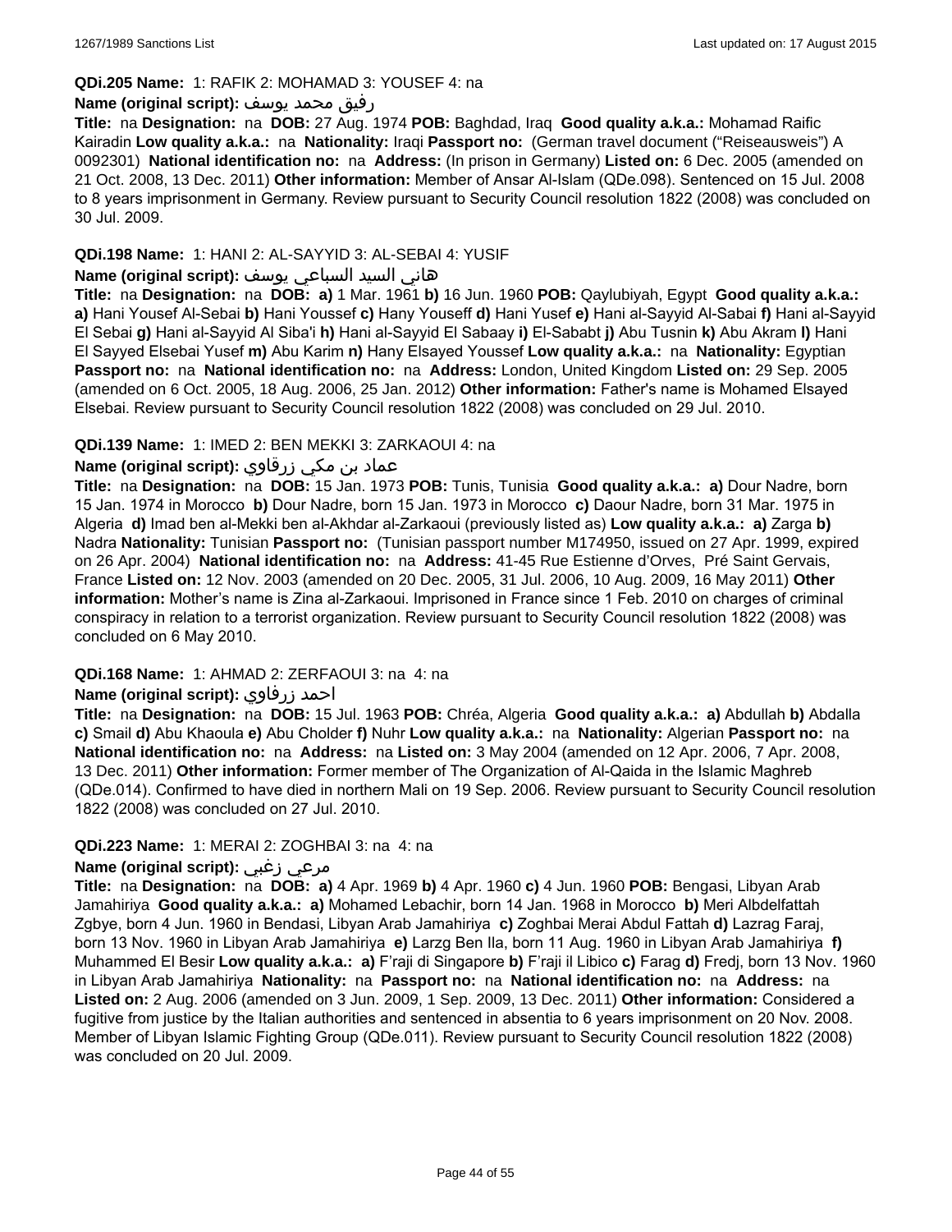**QDi.205 Name:** 1: RAFIK 2: MOHAMAD 3: YOUSEF 4: na

**Name (original script):** رفيق محمد يوسف

**Title:** na **Designation:** na **DOB:** 27 Aug. 1974 **POB:** Baghdad, Iraq **Good quality a.k.a.:** Mohamad Raific Kairadin **Low quality a.k.a.:** na **Nationality:** Iraqi **Passport no:** (German travel document (“Reiseausweis”) A 0092301) **National identification no:** na **Address:** (In prison in Germany) **Listed on:** 6 Dec. 2005 (amended on 21 Oct. 2008, 13 Dec. 2011) **Other information:** Member of Ansar Al-Islam (QDe.098). Sentenced on 15 Jul. 2008 to 8 years imprisonment in Germany. Review pursuant to Security Council resolution 1822 (2008) was concluded on 30 Jul. 2009.

**QDi.198 Name:** 1: HANI 2: AL-SAYYID 3: AL-SEBAI 4: YUSIF

**Name (original script):** هاني السيد السباعي يوسف

**Title:** na **Designation:** na **DOB:** **a)** 1 Mar. 1961 **b)** 16 Jun. 1960 **POB:** Qaylubiyah, Egypt **Good quality a.k.a.:** **a)** Hani Yousef Al-Sebai **b)** Hani Youssef **c)** Hany Youseff **d)** Hani Yusef **e)** Hani al-Sayyid Al-Sabai **f)** Hani al-Sayyid El Sebai **g)** Hani al-Sayyid Al Siba'i **h)** Hani al-Sayyid El Sabaay **i)** El-Sababt **j)** Abu Tusnin **k)** Abu Akram **l)** Hani El Sayyed Elsebai Yusef **m)** Abu Karim **n)** Hany Elsayed Youssef **Low quality a.k.a.:** na **Nationality:** Egyptian **Passport no:** na **National identification no:** na **Address:** London, United Kingdom **Listed on:** 29 Sep. 2005 (amended on 6 Oct. 2005, 18 Aug. 2006, 25 Jan. 2012) **Other information:** Father's name is Mohamed Elsayed Elsebai. Review pursuant to Security Council resolution 1822 (2008) was concluded on 29 Jul. 2010.

**QDi.139 Name:** 1: IMED 2: BEN MEKKI 3: ZARKAOUI 4: na

**Name (original script):** عماد بن مكي زرقاوي

**Title:** na **Designation:** na **DOB:** 15 Jan. 1973 **POB:** Tunis, Tunisia **Good quality a.k.a.:** **a)** Dour Nadre, born 15 Jan. 1974 in Morocco **b)** Dour Nadre, born 15 Jan. 1973 in Morocco **c)** Daour Nadre, born 31 Mar. 1975 in Algeria **d)** Imad ben al-Mekki ben al-Akhdar al-Zarkaoui (previously listed as) **Low quality a.k.a.:** **a)** Zarga **b)** Nadra **Nationality:** Tunisian **Passport no:** (Tunisian passport number M174950, issued on 27 Apr. 1999, expired on 26 Apr. 2004) **National identification no:** na **Address:** 41-45 Rue Estienne d’Orves, Pré Saint Gervais, France **Listed on:** 12 Nov. 2003 (amended on 20 Dec. 2005, 31 Jul. 2006, 10 Aug. 2009, 16 May 2011) **Other information:** Mother’s name is Zina al-Zarkaoui. Imprisoned in France since 1 Feb. 2010 on charges of criminal conspiracy in relation to a terrorist organization. Review pursuant to Security Council resolution 1822 (2008) was concluded on 6 May 2010.

**QDi.168 Name:** 1: AHMAD 2: ZERFAOUI 3: na 4: na

**Name (original script):** احمد زرفاوي

**Title:** na **Designation:** na **DOB:** 15 Jul. 1963 **POB:** Chréa, Algeria **Good quality a.k.a.:** **a)** Abdullah **b)** Abdalla **c)** Smail **d)** Abu Khaoula **e)** Abu Cholder **f)** Nuhr **Low quality a.k.a.:** na **Nationality:** Algerian **Passport no:** na **National identification no:** na **Address:** na **Listed on:** 3 May 2004 (amended on 12 Apr. 2006, 7 Apr. 2008, 13 Dec. 2011) **Other information:** Former member of The Organization of Al-Qaida in the Islamic Maghreb (QDe.014). Confirmed to have died in northern Mali on 19 Sep. 2006. Review pursuant to Security Council resolution 1822 (2008) was concluded on 27 Jul. 2010.

**QDi.223 Name:** 1: MERAI 2: ZOGHBAI 3: na 4: na

**Name (original script):** مرعي زغبي

**Title:** na **Designation:** na **DOB:** **a)** 4 Apr. 1969 **b)** 4 Apr. 1960 **c)** 4 Jun. 1960 **POB:** Bengasi, Libyan Arab Jamahiriya **Good quality a.k.a.:** **a)** Mohamed Lebachir, born 14 Jan. 1968 in Morocco **b)** Meri Albdelfattah Zgbye, born 4 Jun. 1960 in Bendasi, Libyan Arab Jamahiriya **c)** Zoghbai Merai Abdul Fattah **d)** Lazrag Faraj, born 13 Nov. 1960 in Libyan Arab Jamahiriya **e)** Larzg Ben Ila, born 11 Aug. 1960 in Libyan Arab Jamahiriya **f)** Muhammed El Besir **Low quality a.k.a.:** **a)** F’raji di Singapore **b)** F’raji il Libico **c)** Farag **d)** Fredj, born 13 Nov. 1960 in Libyan Arab Jamahiriya **Nationality:** na **Passport no:** na **National identification no:** na **Address:** na **Listed on:** 2 Aug. 2006 (amended on 3 Jun. 2009, 1 Sep. 2009, 13 Dec. 2011) **Other information:** Considered a fugitive from justice by the Italian authorities and sentenced in absentia to 6 years imprisonment on 20 Nov. 2008. Member of Libyan Islamic Fighting Group (QDe.011). Review pursuant to Security Council resolution 1822 (2008) was concluded on 20 Jul. 2009.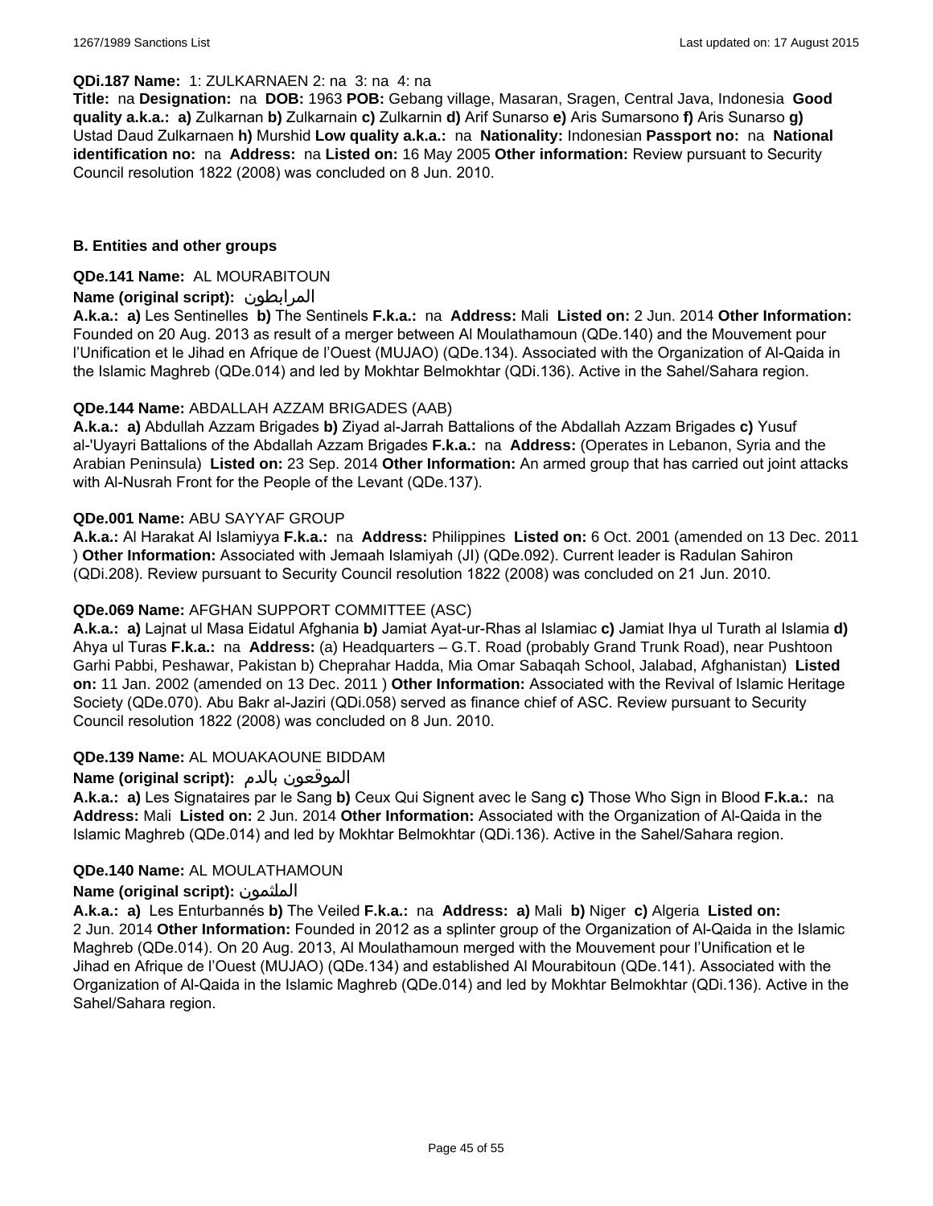**QDi.187 Name:** 1: ZULKARNAEN 2: na 3: na 4: na

**Title:** na **Designation:** na **DOB:** 1963 **POB:** Gebang village, Masaran, Sragen, Central Java, Indonesia **Good quality a.k.a.:** **a)** Zulkarnan **b)** Zulkarnain **c)** Zulkarnin **d)** Arif Sunarso **e)** Aris Sumarsono **f)** Aris Sunarso **g)** Ustad Daud Zulkarnaen **h)** Murshid **Low quality a.k.a.:** na **Nationality:** Indonesian **Passport no:** na **National identification no:** na **Address:** na **Listed on:** 16 May 2005 **Other information:** Review pursuant to Security Council resolution 1822 (2008) was concluded on 8 Jun. 2010.

## B. Entities and other groups

**QDe.141 Name:** AL MOURABITOUN

**Name (original script):** المرابطون

**A.k.a.:** **a)** Les Sentinelles **b)** The Sentinels **F.k.a.:** na **Address:** Mali **Listed on:** 2 Jun. 2014 **Other Information:** Founded on 20 Aug. 2013 as result of a merger between Al Moulathamoun (QDe.140) and the Mouvement pour l'Unification et le Jihad en Afrique de l'Ouest (MUJAO) (QDe.134). Associated with the Organization of Al-Qaida in the Islamic Maghreb (QDe.014) and led by Mokhtar Belmokhtar (QDi.136). Active in the Sahel/Sahara region.

**QDe.144 Name:** ABDALLAH AZZAM BRIGADES (AAB)

**A.k.a.:** **a)** Abdullah Azzam Brigades **b)** Ziyad al-Jarrah Battalions of the Abdallah Azzam Brigades **c)** Yusuf al-'Uyayri Battalions of the Abdallah Azzam Brigades **F.k.a.:** na **Address:** (Operates in Lebanon, Syria and the Arabian Peninsula) **Listed on:** 23 Sep. 2014 **Other Information:** An armed group that has carried out joint attacks with Al-Nusrah Front for the People of the Levant (QDe.137).

**QDe.001 Name:** ABU SAYYAF GROUP

**A.k.a.:** Al Harakat Al Islamiyya **F.k.a.:** na **Address:** Philippines **Listed on:** 6 Oct. 2001 (amended on 13 Dec. 2011 ) **Other Information:** Associated with Jemaah Islamiyah (JI) (QDe.092). Current leader is Radulan Sahiron (QDi.208). Review pursuant to Security Council resolution 1822 (2008) was concluded on 21 Jun. 2010.

**QDe.069 Name:** AFGHAN SUPPORT COMMITTEE (ASC)

**A.k.a.:** **a)** Lajnat ul Masa Eidatul Afghania **b)** Jamiat Ayat-ur-Rhas al Islamiac **c)** Jamiat Ihya ul Turath al Islamia **d)** Ahya ul Turas **F.k.a.:** na **Address:** (a) Headquarters – G.T. Road (probably Grand Trunk Road), near Pushtoon Garhi Pabbi, Peshawar, Pakistan b) Cheprahar Hadda, Mia Omar Sabaqah School, Jalabad, Afghanistan) **Listed on:** 11 Jan. 2002 (amended on 13 Dec. 2011 ) **Other Information:** Associated with the Revival of Islamic Heritage Society (QDe.070). Abu Bakr al-Jaziri (QDi.058) served as finance chief of ASC. Review pursuant to Security Council resolution 1822 (2008) was concluded on 8 Jun. 2010.

**QDe.139 Name:** AL MOUAKAOUNE BIDDAM

**Name (original script):** الموقعون بالدم

**A.k.a.:** **a)** Les Signataires par le Sang **b)** Ceux Qui Signent avec le Sang **c)** Those Who Sign in Blood **F.k.a.:** na **Address:** Mali **Listed on:** 2 Jun. 2014 **Other Information:** Associated with the Organization of Al-Qaida in the Islamic Maghreb (QDe.014) and led by Mokhtar Belmokhtar (QDi.136). Active in the Sahel/Sahara region.

**QDe.140 Name:** AL MOULATHAMOUN

**Name (original script):** الملثمون

**A.k.a.:** **a)** Les Enturbannés **b)** The Veiled **F.k.a.:** na **Address:** **a)** Mali **b)** Niger **c)** Algeria **Listed on:** 2 Jun. 2014 **Other Information:** Founded in 2012 as a splinter group of the Organization of Al-Qaida in the Islamic Maghreb (QDe.014). On 20 Aug. 2013, Al Moulathamoun merged with the Mouvement pour l'Unification et le Jihad en Afrique de l'Ouest (MUJAO) (QDe.134) and established Al Mourabitoun (QDe.141). Associated with the Organization of Al-Qaida in the Islamic Maghreb (QDe.014) and led by Mokhtar Belmokhtar (QDi.136). Active in the Sahel/Sahara region.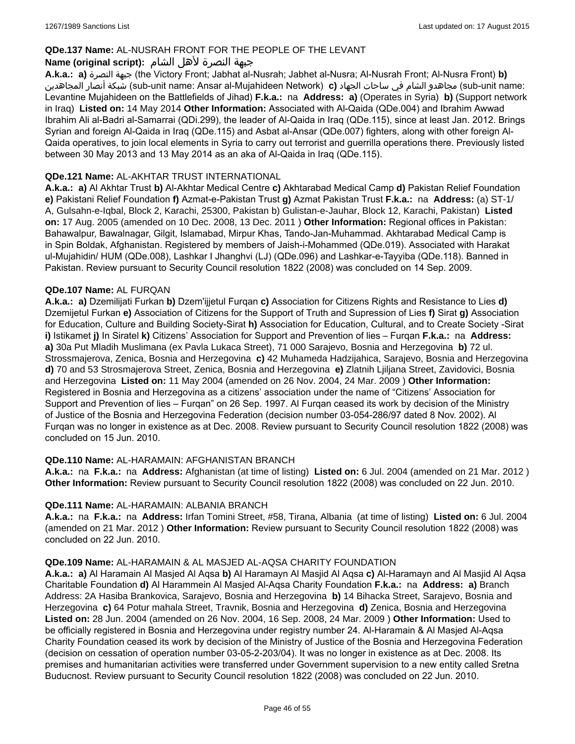**QDe.137 Name:** AL-NUSRAH FRONT FOR THE PEOPLE OF THE LEVANT

**Name (original script):** جبهة النصرة لأهل الشام

**A.k.a.: a)** جبهة النصرة (the Victory Front; Jabhat al-Nusrah; Jabhet al-Nusra; Al-Nusrah Front; Al-Nusra Front) **b)** شبكة أنصار المجاهدين (sub-unit name: Ansar al-Mujahideen Network) **c)** مجاهدو الشام في ساحات الجهاد (sub-unit name: Levantine Mujahideen on the Battlefields of Jihad) **F.k.a.:** na **Address: a)** (Operates in Syria) **b)** (Support network in Iraq) **Listed on:** 14 May 2014 **Other Information:** Associated with Al-Qaida (QDe.004) and Ibrahim Awwad Ibrahim Ali al-Badri al-Samarrai (QDi.299), the leader of Al-Qaida in Iraq (QDe.115), since at least Jan. 2012. Brings Syrian and foreign Al-Qaida in Iraq (QDe.115) and Asbat al-Ansar (QDe.007) fighters, along with other foreign Al-Qaida operatives, to join local elements in Syria to carry out terrorist and guerrilla operations there. Previously listed between 30 May 2013 and 13 May 2014 as an aka of Al-Qaida in Iraq (QDe.115).

**QDe.121 Name:** AL-AKHTAR TRUST INTERNATIONAL

**A.k.a.: a)** Al Akhtar Trust **b)** Al-Akhtar Medical Centre **c)** Akhtarabad Medical Camp **d)** Pakistan Relief Foundation **e)** Pakistani Relief Foundation **f)** Azmat-e-Pakistan Trust **g)** Azmat Pakistan Trust **F.k.a.:** na **Address:** (a) ST-1/ A, Gulsahn-e-Iqbal, Block 2, Karachi, 25300, Pakistan b) Gulistan-e-Jauhar, Block 12, Karachi, Pakistan) **Listed on:** 17 Aug. 2005 (amended on 10 Dec. 2008, 13 Dec. 2011 ) **Other Information:** Regional offices in Pakistan: Bahawalpur, Bawalnagar, Gilgit, Islamabad, Mirpur Khas, Tando-Jan-Muhammad. Akhtarabad Medical Camp is in Spin Boldak, Afghanistan. Registered by members of Jaish-i-Mohammed (QDe.019). Associated with Harakat ul-Mujahidin/ HUM (QDe.008), Lashkar I Jhanghvi (LJ) (QDe.096) and Lashkar-e-Tayyiba (QDe.118). Banned in Pakistan. Review pursuant to Security Council resolution 1822 (2008) was concluded on 14 Sep. 2009.

**QDe.107 Name:** AL FURQAN

**A.k.a.: a)** Dzemilijati Furkan **b)** Dzem'ijjetul Furqan **c)** Association for Citizens Rights and Resistance to Lies **d)** Dzemijetul Furkan **e)** Association of Citizens for the Support of Truth and Supression of Lies **f)** Sirat **g)** Association for Education, Culture and Building Society-Sirat **h)** Association for Education, Cultural, and to Create Society -Sirat **i)** Istikamet **j)** In Siratel **k)** Citizens' Association for Support and Prevention of lies – Furqan **F.k.a.:** na **Address: a)** 30a Put Mladih Muslimana (ex Pavla Lukaca Street), 71 000 Sarajevo, Bosnia and Herzegovina **b)** 72 ul. Strossmajerova, Zenica, Bosnia and Herzegovina **c)** 42 Muhameda Hadzijahica, Sarajevo, Bosnia and Herzegovina **d)** 70 and 53 Strosmajerova Street, Zenica, Bosnia and Herzegovina **e)** Zlatnih Ljiljana Street, Zavidovici, Bosnia and Herzegovina **Listed on:** 11 May 2004 (amended on 26 Nov. 2004, 24 Mar. 2009 ) **Other Information:** Registered in Bosnia and Herzegovina as a citizens' association under the name of "Citizens' Association for Support and Prevention of lies – Furqan" on 26 Sep. 1997. Al Furqan ceased its work by decision of the Ministry of Justice of the Bosnia and Herzegovina Federation (decision number 03-054-286/97 dated 8 Nov. 2002). Al Furqan was no longer in existence as at Dec. 2008. Review pursuant to Security Council resolution 1822 (2008) was concluded on 15 Jun. 2010.

**QDe.110 Name:** AL-HARAMAIN: AFGHANISTAN BRANCH

**A.k.a.:** na **F.k.a.:** na **Address:** Afghanistan (at time of listing) **Listed on:** 6 Jul. 2004 (amended on 21 Mar. 2012 ) **Other Information:** Review pursuant to Security Council resolution 1822 (2008) was concluded on 22 Jun. 2010.

**QDe.111 Name:** AL-HARAMAIN: ALBANIA BRANCH

**A.k.a.:** na **F.k.a.:** na **Address:** Irfan Tomini Street, #58, Tirana, Albania (at time of listing) **Listed on:** 6 Jul. 2004 (amended on 21 Mar. 2012 ) **Other Information:** Review pursuant to Security Council resolution 1822 (2008) was concluded on 22 Jun. 2010.

**QDe.109 Name:** AL-HARAMAIN & AL MASJED AL-AQSA CHARITY FOUNDATION

**A.k.a.: a)** Al Haramain Al Masjed Al Aqsa **b)** Al Haramayn Al Masjid Al Aqsa **c)** Al-Haramayn and Al Masjid Al Aqsa Charitable Foundation **d)** Al Harammein Al Masjed Al-Aqsa Charity Foundation **F.k.a.:** na **Address: a)** Branch Address: 2A Hasiba Brankovica, Sarajevo, Bosnia and Herzegovina **b)** 14 Bihacka Street, Sarajevo, Bosnia and Herzegovina **c)** 64 Potur mahala Street, Travnik, Bosnia and Herzegovina **d)** Zenica, Bosnia and Herzegovina **Listed on:** 28 Jun. 2004 (amended on 26 Nov. 2004, 16 Sep. 2008, 24 Mar. 2009 ) **Other Information:** Used to be officially registered in Bosnia and Herzegovina under registry number 24. Al-Haramain & Al Masjed Al-Aqsa Charity Foundation ceased its work by decision of the Ministry of Justice of the Bosnia and Herzegovina Federation (decision on cessation of operation number 03-05-2-203/04). It was no longer in existence as at Dec. 2008. Its premises and humanitarian activities were transferred under Government supervision to a new entity called Sretna Buducnost. Review pursuant to Security Council resolution 1822 (2008) was concluded on 22 Jun. 2010.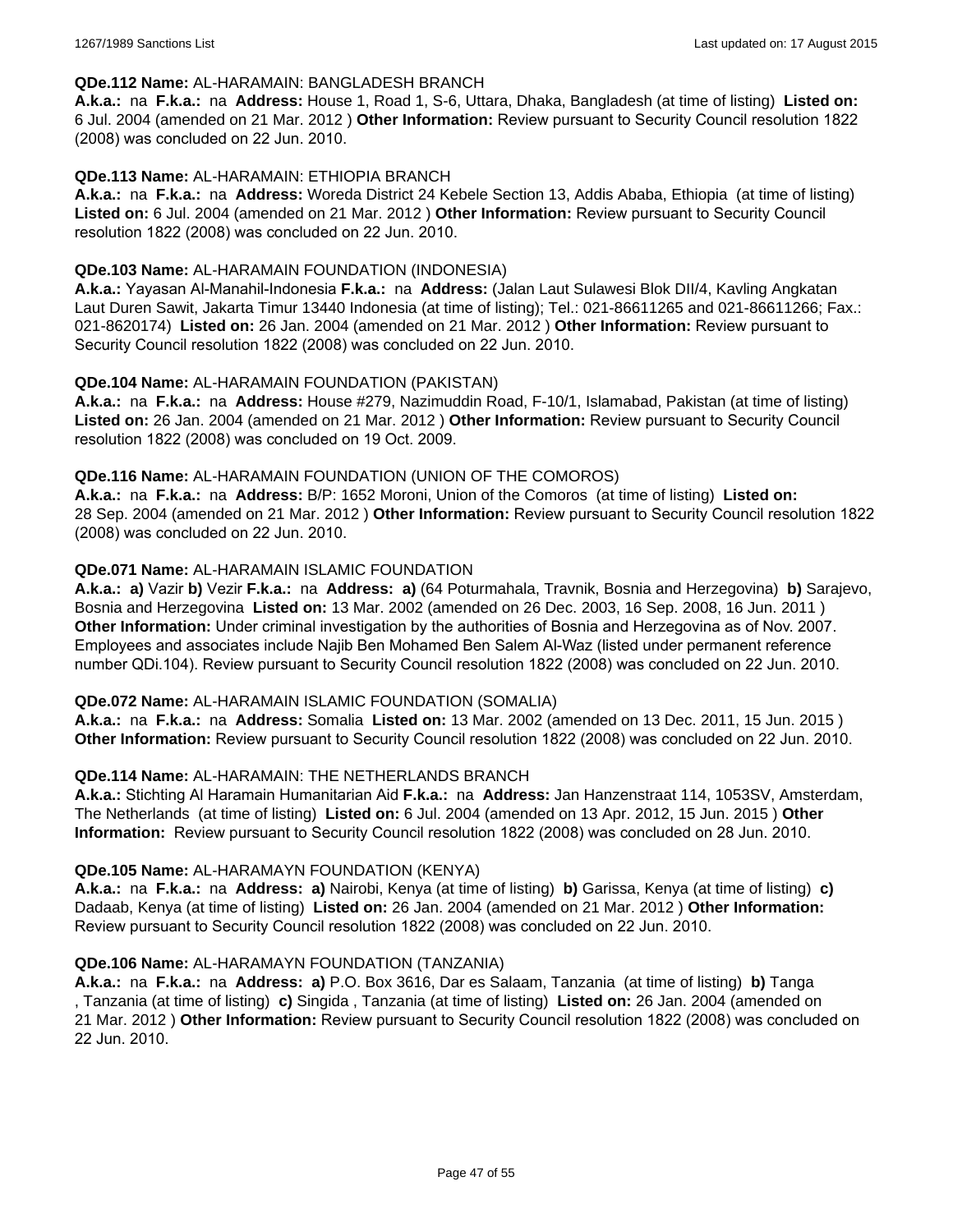**QDe.112 Name:** AL-HARAMAIN: BANGLADESH BRANCH
**A.k.a.:** na **F.k.a.:** na **Address:** House 1, Road 1, S-6, Uttara, Dhaka, Bangladesh (at time of listing) **Listed on:** 6 Jul. 2004 (amended on 21 Mar. 2012 ) **Other Information:** Review pursuant to Security Council resolution 1822 (2008) was concluded on 22 Jun. 2010.

**QDe.113 Name:** AL-HARAMAIN: ETHIOPIA BRANCH
**A.k.a.:** na **F.k.a.:** na **Address:** Woreda District 24 Kebele Section 13, Addis Ababa, Ethiopia (at time of listing) **Listed on:** 6 Jul. 2004 (amended on 21 Mar. 2012 ) **Other Information:** Review pursuant to Security Council resolution 1822 (2008) was concluded on 22 Jun. 2010.

**QDe.103 Name:** AL-HARAMAIN FOUNDATION (INDONESIA)
**A.k.a.:** Yayasan Al-Manahil-Indonesia **F.k.a.:** na **Address:** (Jalan Laut Sulawesi Blok DII/4, Kavling Angkatan Laut Duren Sawit, Jakarta Timur 13440 Indonesia (at time of listing); Tel.: 021-86611265 and 021-86611266; Fax.: 021-8620174) **Listed on:** 26 Jan. 2004 (amended on 21 Mar. 2012 ) **Other Information:** Review pursuant to Security Council resolution 1822 (2008) was concluded on 22 Jun. 2010.

**QDe.104 Name:** AL-HARAMAIN FOUNDATION (PAKISTAN)
**A.k.a.:** na **F.k.a.:** na **Address:** House #279, Nazimuddin Road, F-10/1, Islamabad, Pakistan (at time of listing) **Listed on:** 26 Jan. 2004 (amended on 21 Mar. 2012 ) **Other Information:** Review pursuant to Security Council resolution 1822 (2008) was concluded on 19 Oct. 2009.

**QDe.116 Name:** AL-HARAMAIN FOUNDATION (UNION OF THE COMOROS)
**A.k.a.:** na **F.k.a.:** na **Address:** B/P: 1652 Moroni, Union of the Comoros (at time of listing) **Listed on:** 28 Sep. 2004 (amended on 21 Mar. 2012 ) **Other Information:** Review pursuant to Security Council resolution 1822 (2008) was concluded on 22 Jun. 2010.

**QDe.071 Name:** AL-HARAMAIN ISLAMIC FOUNDATION
**A.k.a.:** **a)** Vazir **b)** Vezir **F.k.a.:** na **Address:** **a)** (64 Poturmahala, Travnik, Bosnia and Herzegovina) **b)** Sarajevo, Bosnia and Herzegovina **Listed on:** 13 Mar. 2002 (amended on 26 Dec. 2003, 16 Sep. 2008, 16 Jun. 2011 ) **Other Information:** Under criminal investigation by the authorities of Bosnia and Herzegovina as of Nov. 2007. Employees and associates include Najib Ben Mohamed Ben Salem Al-Waz (listed under permanent reference number QDi.104). Review pursuant to Security Council resolution 1822 (2008) was concluded on 22 Jun. 2010.

**QDe.072 Name:** AL-HARAMAIN ISLAMIC FOUNDATION (SOMALIA)
**A.k.a.:** na **F.k.a.:** na **Address:** Somalia **Listed on:** 13 Mar. 2002 (amended on 13 Dec. 2011, 15 Jun. 2015 ) **Other Information:** Review pursuant to Security Council resolution 1822 (2008) was concluded on 22 Jun. 2010.

**QDe.114 Name:** AL-HARAMAIN: THE NETHERLANDS BRANCH
**A.k.a.:** Stichting Al Haramain Humanitarian Aid **F.k.a.:** na **Address:** Jan Hanzenstraat 114, 1053SV, Amsterdam, The Netherlands (at time of listing) **Listed on:** 6 Jul. 2004 (amended on 13 Apr. 2012, 15 Jun. 2015 ) **Other Information:** Review pursuant to Security Council resolution 1822 (2008) was concluded on 28 Jun. 2010.

**QDe.105 Name:** AL-HARAMAYN FOUNDATION (KENYA)
**A.k.a.:** na **F.k.a.:** na **Address:** **a)** Nairobi, Kenya (at time of listing) **b)** Garissa, Kenya (at time of listing) **c)** Dadaab, Kenya (at time of listing) **Listed on:** 26 Jan. 2004 (amended on 21 Mar. 2012 ) **Other Information:** Review pursuant to Security Council resolution 1822 (2008) was concluded on 22 Jun. 2010.

**QDe.106 Name:** AL-HARAMAYN FOUNDATION (TANZANIA)
**A.k.a.:** na **F.k.a.:** na **Address:** **a)** P.O. Box 3616, Dar es Salaam, Tanzania (at time of listing) **b)** Tanga , Tanzania (at time of listing) **c)** Singida , Tanzania (at time of listing) **Listed on:** 26 Jan. 2004 (amended on 21 Mar. 2012 ) **Other Information:** Review pursuant to Security Council resolution 1822 (2008) was concluded on 22 Jun. 2010.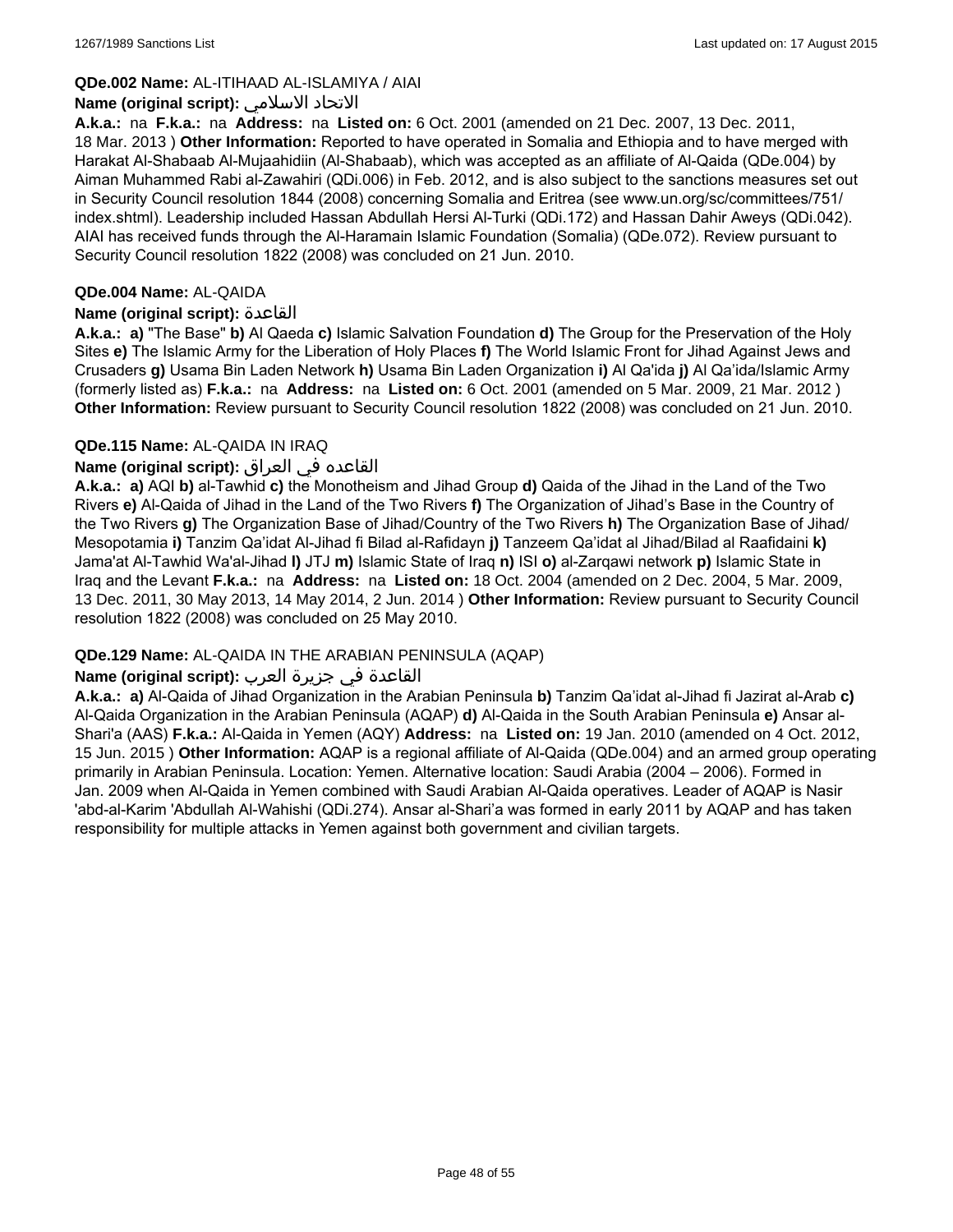**QDe.002 Name:** AL-ITIHAAD AL-ISLAMIYA / AIAI

**Name (original script):** الاتحاد الاسلامي

**A.k.a.:** na **F.k.a.:** na **Address:** na **Listed on:** 6 Oct. 2001 (amended on 21 Dec. 2007, 13 Dec. 2011, 18 Mar. 2013 ) **Other Information:** Reported to have operated in Somalia and Ethiopia and to have merged with Harakat Al-Shabaab Al-Mujaahidiin (Al-Shabaab), which was accepted as an affiliate of Al-Qaida (QDe.004) by Aiman Muhammed Rabi al-Zawahiri (QDi.006) in Feb. 2012, and is also subject to the sanctions measures set out in Security Council resolution 1844 (2008) concerning Somalia and Eritrea (see www.un.org/sc/committees/751/index.shtml). Leadership included Hassan Abdullah Hersi Al-Turki (QDi.172) and Hassan Dahir Aweys (QDi.042). AIAI has received funds through the Al-Haramain Islamic Foundation (Somalia) (QDe.072). Review pursuant to Security Council resolution 1822 (2008) was concluded on 21 Jun. 2010.

**QDe.004 Name:** AL-QAIDA

**Name (original script):** القاعدة

**A.k.a.:** **a)** "The Base" **b)** Al Qaeda **c)** Islamic Salvation Foundation **d)** The Group for the Preservation of the Holy Sites **e)** The Islamic Army for the Liberation of Holy Places **f)** The World Islamic Front for Jihad Against Jews and Crusaders **g)** Usama Bin Laden Network **h)** Usama Bin Laden Organization **i)** Al Qa'ida **j)** Al Qa'ida/Islamic Army (formerly listed as) **F.k.a.:** na **Address:** na **Listed on:** 6 Oct. 2001 (amended on 5 Mar. 2009, 21 Mar. 2012 ) **Other Information:** Review pursuant to Security Council resolution 1822 (2008) was concluded on 21 Jun. 2010.

**QDe.115 Name:** AL-QAIDA IN IRAQ

**Name (original script):** القاعده في العراق

**A.k.a.:** **a)** AQI **b)** al-Tawhid **c)** the Monotheism and Jihad Group **d)** Qaida of the Jihad in the Land of the Two Rivers **e)** Al-Qaida of Jihad in the Land of the Two Rivers **f)** The Organization of Jihad's Base in the Country of the Two Rivers **g)** The Organization Base of Jihad/Country of the Two Rivers **h)** The Organization Base of Jihad/Mesopotamia **i)** Tanzim Qa'idat Al-Jihad fi Bilad al-Rafidayn **j)** Tanzeem Qa'idat al Jihad/Bilad al Raafidaini **k)** Jama'at Al-Tawhid Wa'al-Jihad **l)** JTJ **m)** Islamic State of Iraq **n)** ISI **o)** al-Zarqawi network **p)** Islamic State in Iraq and the Levant **F.k.a.:** na **Address:** na **Listed on:** 18 Oct. 2004 (amended on 2 Dec. 2004, 5 Mar. 2009, 13 Dec. 2011, 30 May 2013, 14 May 2014, 2 Jun. 2014 ) **Other Information:** Review pursuant to Security Council resolution 1822 (2008) was concluded on 25 May 2010.

**QDe.129 Name:** AL-QAIDA IN THE ARABIAN PENINSULA (AQAP)

**Name (original script):** القاعدة في جزيرة العرب

**A.k.a.:** **a)** Al-Qaida of Jihad Organization in the Arabian Peninsula **b)** Tanzim Qa'idat al-Jihad fi Jazirat al-Arab **c)** Al-Qaida Organization in the Arabian Peninsula (AQAP) **d)** Al-Qaida in the South Arabian Peninsula **e)** Ansar al-Shari'a (AAS) **F.k.a.:** Al-Qaida in Yemen (AQY) **Address:** na **Listed on:** 19 Jan. 2010 (amended on 4 Oct. 2012, 15 Jun. 2015 ) **Other Information:** AQAP is a regional affiliate of Al-Qaida (QDe.004) and an armed group operating primarily in Arabian Peninsula. Location: Yemen. Alternative location: Saudi Arabia (2004 – 2006). Formed in Jan. 2009 when Al-Qaida in Yemen combined with Saudi Arabian Al-Qaida operatives. Leader of AQAP is Nasir 'abd-al-Karim 'Abdullah Al-Wahishi (QDi.274). Ansar al-Shari'a was formed in early 2011 by AQAP and has taken responsibility for multiple attacks in Yemen against both government and civilian targets.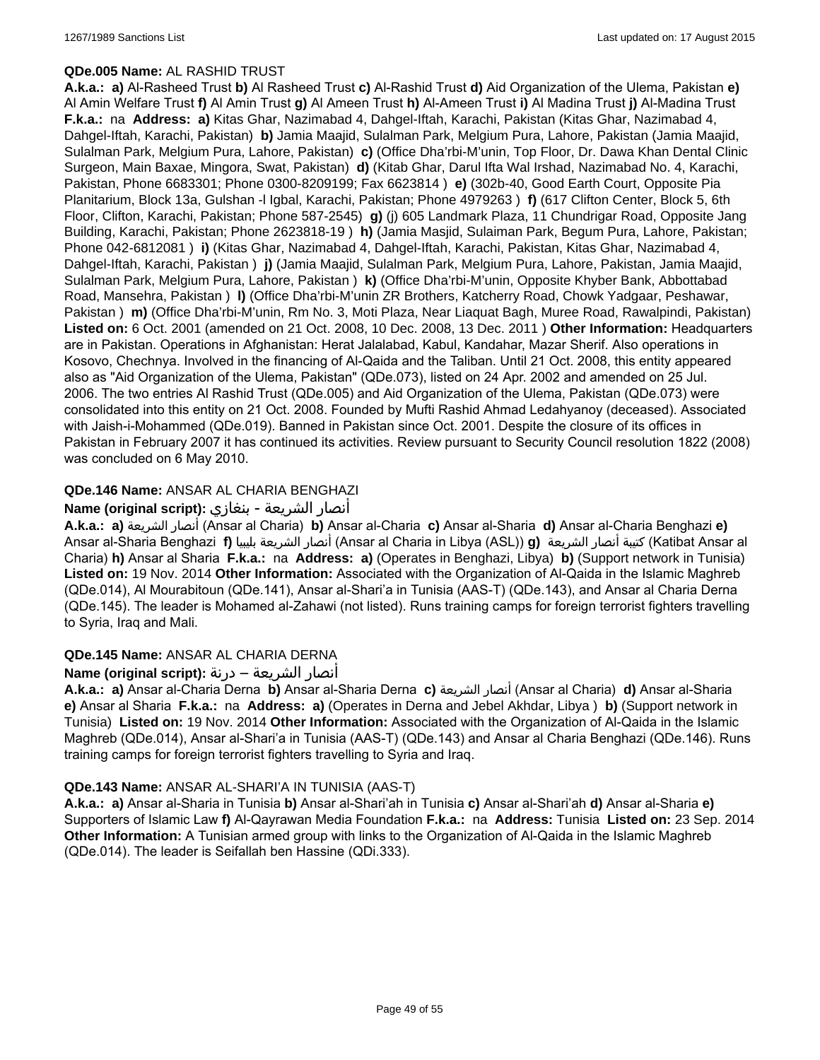**QDe.005 Name:** AL RASHID TRUST

**A.k.a.: a)** Al-Rasheed Trust **b)** Al Rasheed Trust **c)** Al-Rashid Trust **d)** Aid Organization of the Ulema, Pakistan **e)** Al Amin Welfare Trust **f)** Al Amin Trust **g)** Al Ameen Trust **h)** Al-Ameen Trust **i)** Al Madina Trust **j)** Al-Madina Trust **F.k.a.:** na **Address: a)** Kitas Ghar, Nazimabad 4, Dahgel-Iftah, Karachi, Pakistan (Kitas Ghar, Nazimabad 4, Dahgel-Iftah, Karachi, Pakistan) **b)** Jamia Maajid, Sulalman Park, Melgium Pura, Lahore, Pakistan (Jamia Maajid, Sulalman Park, Melgium Pura, Lahore, Pakistan) **c)** (Office Dha'rbi-M'unin, Top Floor, Dr. Dawa Khan Dental Clinic Surgeon, Main Baxae, Mingora, Swat, Pakistan) **d)** (Kitab Ghar, Darul Ifta Wal Irshad, Nazimabad No. 4, Karachi, Pakistan, Phone 6683301; Phone 0300-8209199; Fax 6623814 ) **e)** (302b-40, Good Earth Court, Opposite Pia Planitarium, Block 13a, Gulshan -l Igbal, Karachi, Pakistan; Phone 4979263 ) **f)** (617 Clifton Center, Block 5, 6th Floor, Clifton, Karachi, Pakistan; Phone 587-2545) **g)** (j) 605 Landmark Plaza, 11 Chundrigar Road, Opposite Jang Building, Karachi, Pakistan; Phone 2623818-19 ) **h)** (Jamia Masjid, Sulaiman Park, Begum Pura, Lahore, Pakistan; Phone 042-6812081 ) **i)** (Kitas Ghar, Nazimabad 4, Dahgel-Iftah, Karachi, Pakistan, Kitas Ghar, Nazimabad 4, Dahgel-Iftah, Karachi, Pakistan ) **j)** (Jamia Maajid, Sulalman Park, Melgium Pura, Lahore, Pakistan, Jamia Maajid, Sulalman Park, Melgium Pura, Lahore, Pakistan ) **k)** (Office Dha'rbi-M'unin, Opposite Khyber Bank, Abbottabad Road, Mansehra, Pakistan ) **l)** (Office Dha'rbi-M'unin ZR Brothers, Katcherry Road, Chowk Yadgaar, Peshawar, Pakistan ) **m)** (Office Dha'rbi-M'unin, Rm No. 3, Moti Plaza, Near Liaquat Bagh, Muree Road, Rawalpindi, Pakistan) **Listed on:** 6 Oct. 2001 (amended on 21 Oct. 2008, 10 Dec. 2008, 13 Dec. 2011 ) **Other Information:** Headquarters are in Pakistan. Operations in Afghanistan: Herat Jalalabad, Kabul, Kandahar, Mazar Sherif. Also operations in Kosovo, Chechnya. Involved in the financing of Al-Qaida and the Taliban. Until 21 Oct. 2008, this entity appeared also as "Aid Organization of the Ulema, Pakistan" (QDe.073), listed on 24 Apr. 2002 and amended on 25 Jul. 2006. The two entries Al Rashid Trust (QDe.005) and Aid Organization of the Ulema, Pakistan (QDe.073) were consolidated into this entity on 21 Oct. 2008. Founded by Mufti Rashid Ahmad Ledahyanoy (deceased). Associated with Jaish-i-Mohammed (QDe.019). Banned in Pakistan since Oct. 2001. Despite the closure of its offices in Pakistan in February 2007 it has continued its activities. Review pursuant to Security Council resolution 1822 (2008) was concluded on 6 May 2010.

**QDe.146 Name:** ANSAR AL CHARIA BENGHAZI

**Name (original script):** أنصار الشريعة - بنغازي

**A.k.a.: a)** أنصار الشريعة (Ansar al Charia) **b)** Ansar al-Charia **c)** Ansar al-Sharia **d)** Ansar al-Charia Benghazi **e)** Ansar al-Sharia Benghazi **f)** أنصار الشريعة بليبيا (Ansar al Charia in Libya (ASL)) **g)** كتيبة أنصار الشريعة (Katibat Ansar al Charia) **h)** Ansar al Sharia **F.k.a.:** na **Address: a)** (Operates in Benghazi, Libya) **b)** (Support network in Tunisia) **Listed on:** 19 Nov. 2014 **Other Information:** Associated with the Organization of Al-Qaida in the Islamic Maghreb (QDe.014), Al Mourabitoun (QDe.141), Ansar al-Shari'a in Tunisia (AAS-T) (QDe.143), and Ansar al Charia Derna (QDe.145). The leader is Mohamed al-Zahawi (not listed). Runs training camps for foreign terrorist fighters travelling to Syria, Iraq and Mali.

**QDe.145 Name:** ANSAR AL CHARIA DERNA

**Name (original script):** أنصار الشريعة – درنة

**A.k.a.: a)** Ansar al-Charia Derna **b)** Ansar al-Sharia Derna **c)** أنصار الشريعة (Ansar al Charia) **d)** Ansar al-Sharia **e)** Ansar al Sharia **F.k.a.:** na **Address: a)** (Operates in Derna and Jebel Akhdar, Libya ) **b)** (Support network in Tunisia) **Listed on:** 19 Nov. 2014 **Other Information:** Associated with the Organization of Al-Qaida in the Islamic Maghreb (QDe.014), Ansar al-Shari'a in Tunisia (AAS-T) (QDe.143) and Ansar al Charia Benghazi (QDe.146). Runs training camps for foreign terrorist fighters travelling to Syria and Iraq.

**QDe.143 Name:** ANSAR AL-SHARI'A IN TUNISIA (AAS-T)

**A.k.a.: a)** Ansar al-Sharia in Tunisia **b)** Ansar al-Shari'ah in Tunisia **c)** Ansar al-Shari'ah **d)** Ansar al-Sharia **e)** Supporters of Islamic Law **f)** Al-Qayrawan Media Foundation **F.k.a.:** na **Address:** Tunisia **Listed on:** 23 Sep. 2014 **Other Information:** A Tunisian armed group with links to the Organization of Al-Qaida in the Islamic Maghreb (QDe.014). The leader is Seifallah ben Hassine (QDi.333).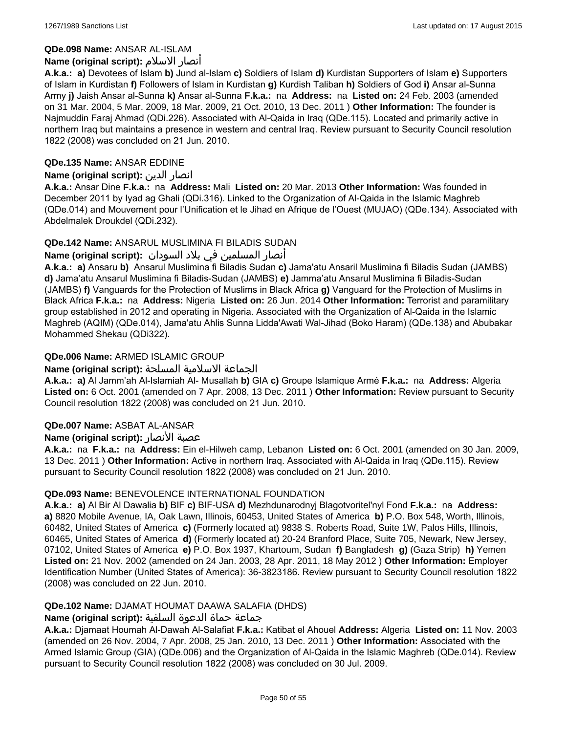**QDe.098 Name:** ANSAR AL-ISLAM

**Name (original script):** أنصار الاسلام

**A.k.a.:** **a)** Devotees of Islam **b)** Jund al-Islam **c)** Soldiers of Islam **d)** Kurdistan Supporters of Islam **e)** Supporters of Islam in Kurdistan **f)** Followers of Islam in Kurdistan **g)** Kurdish Taliban **h)** Soldiers of God **i)** Ansar al-Sunna Army **j)** Jaish Ansar al-Sunna **k)** Ansar al-Sunna **F.k.a.:** na **Address:** na **Listed on:** 24 Feb. 2003 (amended on 31 Mar. 2004, 5 Mar. 2009, 18 Mar. 2009, 21 Oct. 2010, 13 Dec. 2011 ) **Other Information:** The founder is Najmuddin Faraj Ahmad (QDi.226). Associated with Al-Qaida in Iraq (QDe.115). Located and primarily active in northern Iraq but maintains a presence in western and central Iraq. Review pursuant to Security Council resolution 1822 (2008) was concluded on 21 Jun. 2010.

**QDe.135 Name:** ANSAR EDDINE

**Name (original script):** انصار الدين

**A.k.a.:** Ansar Dine **F.k.a.:** na **Address:** Mali **Listed on:** 20 Mar. 2013 **Other Information:** Was founded in December 2011 by Iyad ag Ghali (QDi.316). Linked to the Organization of Al-Qaida in the Islamic Maghreb (QDe.014) and Mouvement pour l'Unification et le Jihad en Afrique de l'Ouest (MUJAO) (QDe.134). Associated with Abdelmalek Droukdel (QDi.232).

**QDe.142 Name:** ANSARUL MUSLIMINA FI BILADIS SUDAN

**Name (original script):** أنصار المسلمين في بلاد السودان

**A.k.a.:** **a)** Ansaru **b)** Ansarul Muslimina fi Biladis Sudan **c)** Jama'atu Ansaril Muslimina fi Biladis Sudan (JAMBS) **d)** Jama'atu Ansarul Muslimina fi Biladis-Sudan (JAMBS) **e)** Jamma'atu Ansarul Muslimina fi Biladis-Sudan (JAMBS) **f)** Vanguards for the Protection of Muslims in Black Africa **g)** Vanguard for the Protection of Muslims in Black Africa **F.k.a.:** na **Address:** Nigeria **Listed on:** 26 Jun. 2014 **Other Information:** Terrorist and paramilitary group established in 2012 and operating in Nigeria. Associated with the Organization of Al-Qaida in the Islamic Maghreb (AQIM) (QDe.014), Jama'atu Ahlis Sunna Lidda'Awati Wal-Jihad (Boko Haram) (QDe.138) and Abubakar Mohammed Shekau (QDi322).

**QDe.006 Name:** ARMED ISLAMIC GROUP

**Name (original script):** الجماعة الاسلامية المسلحة

**A.k.a.:** **a)** Al Jamm'ah Al-Islamiah Al- Musallah **b)** GIA **c)** Groupe Islamique Armé **F.k.a.:** na **Address:** Algeria **Listed on:** 6 Oct. 2001 (amended on 7 Apr. 2008, 13 Dec. 2011 ) **Other Information:** Review pursuant to Security Council resolution 1822 (2008) was concluded on 21 Jun. 2010.

**QDe.007 Name:** ASBAT AL-ANSAR

**Name (original script):** عصبة الأنصار

**A.k.a.:** na **F.k.a.:** na **Address:** Ein el-Hilweh camp, Lebanon **Listed on:** 6 Oct. 2001 (amended on 30 Jan. 2009, 13 Dec. 2011 ) **Other Information:** Active in northern Iraq. Associated with Al-Qaida in Iraq (QDe.115). Review pursuant to Security Council resolution 1822 (2008) was concluded on 21 Jun. 2010.

**QDe.093 Name:** BENEVOLENCE INTERNATIONAL FOUNDATION

**A.k.a.:** **a)** Al Bir Al Dawalia **b)** BIF **c)** BIF-USA **d)** Mezhdunarodnyj Blagotvoritel'nyl Fond **F.k.a.:** na **Address:** **a)** 8820 Mobile Avenue, IA, Oak Lawn, Illinois, 60453, United States of America **b)** P.O. Box 548, Worth, Illinois, 60482, United States of America **c)** (Formerly located at) 9838 S. Roberts Road, Suite 1W, Palos Hills, Illinois, 60465, United States of America **d)** (Formerly located at) 20-24 Branford Place, Suite 705, Newark, New Jersey, 07102, United States of America **e)** P.O. Box 1937, Khartoum, Sudan **f)** Bangladesh **g)** (Gaza Strip) **h)** Yemen **Listed on:** 21 Nov. 2002 (amended on 24 Jan. 2003, 28 Apr. 2011, 18 May 2012 ) **Other Information:** Employer Identification Number (United States of America): 36-3823186. Review pursuant to Security Council resolution 1822 (2008) was concluded on 22 Jun. 2010.

**QDe.102 Name:** DJAMAT HOUMAT DAAWA SALAFIA (DHDS)

**Name (original script):** جماعة حماة الدعوة السلفية

**A.k.a.:** Djamaat Houmah Al-Dawah Al-Salafiat **F.k.a.:** Katibat el Ahouel **Address:** Algeria **Listed on:** 11 Nov. 2003 (amended on 26 Nov. 2004, 7 Apr. 2008, 25 Jan. 2010, 13 Dec. 2011 ) **Other Information:** Associated with the Armed Islamic Group (GIA) (QDe.006) and the Organization of Al-Qaida in the Islamic Maghreb (QDe.014). Review pursuant to Security Council resolution 1822 (2008) was concluded on 30 Jul. 2009.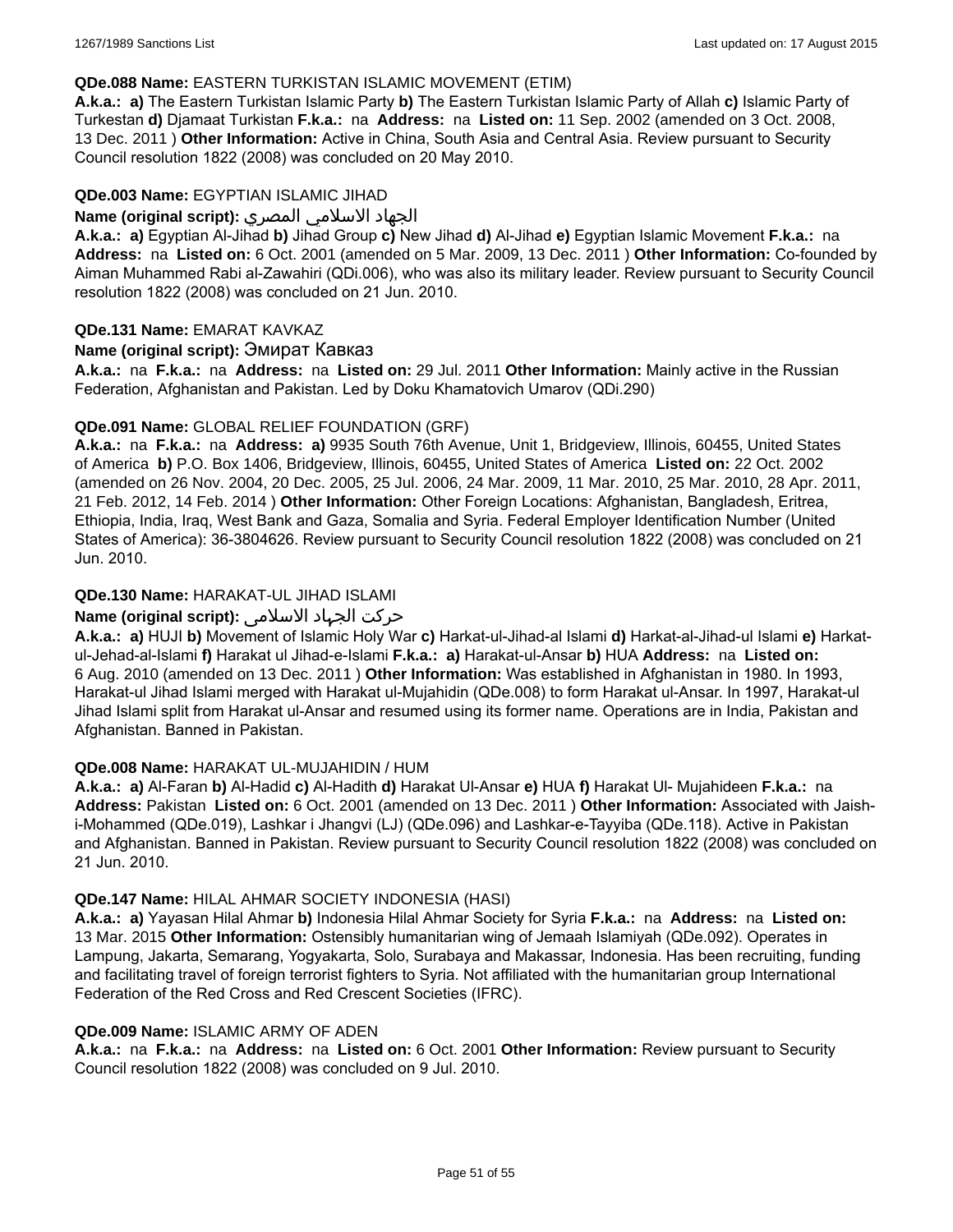**QDe.088 Name:** EASTERN TURKISTAN ISLAMIC MOVEMENT (ETIM)
**A.k.a.: a)** The Eastern Turkistan Islamic Party **b)** The Eastern Turkistan Islamic Party of Allah **c)** Islamic Party of Turkestan **d)** Djamaat Turkistan **F.k.a.:** na **Address:** na **Listed on:** 11 Sep. 2002 (amended on 3 Oct. 2008, 13 Dec. 2011 ) **Other Information:** Active in China, South Asia and Central Asia. Review pursuant to Security Council resolution 1822 (2008) was concluded on 20 May 2010.

**QDe.003 Name:** EGYPTIAN ISLAMIC JIHAD
**Name (original script):** الجهاد الاسلامي المصري
**A.k.a.: a)** Egyptian Al-Jihad **b)** Jihad Group **c)** New Jihad **d)** Al-Jihad **e)** Egyptian Islamic Movement **F.k.a.:** na **Address:** na **Listed on:** 6 Oct. 2001 (amended on 5 Mar. 2009, 13 Dec. 2011 ) **Other Information:** Co-founded by Aiman Muhammed Rabi al-Zawahiri (QDi.006), who was also its military leader. Review pursuant to Security Council resolution 1822 (2008) was concluded on 21 Jun. 2010.

**QDe.131 Name:** EMARAT KAVKAZ
**Name (original script):** Эмират Кавказ
**A.k.a.:** na **F.k.a.:** na **Address:** na **Listed on:** 29 Jul. 2011 **Other Information:** Mainly active in the Russian Federation, Afghanistan and Pakistan. Led by Doku Khamatovich Umarov (QDi.290)

**QDe.091 Name:** GLOBAL RELIEF FOUNDATION (GRF)
**A.k.a.:** na **F.k.a.:** na **Address: a)** 9935 South 76th Avenue, Unit 1, Bridgeview, Illinois, 60455, United States of America **b)** P.O. Box 1406, Bridgeview, Illinois, 60455, United States of America **Listed on:** 22 Oct. 2002 (amended on 26 Nov. 2004, 20 Dec. 2005, 25 Jul. 2006, 24 Mar. 2009, 11 Mar. 2010, 25 Mar. 2010, 28 Apr. 2011, 21 Feb. 2012, 14 Feb. 2014 ) **Other Information:** Other Foreign Locations: Afghanistan, Bangladesh, Eritrea, Ethiopia, India, Iraq, West Bank and Gaza, Somalia and Syria. Federal Employer Identification Number (United States of America): 36-3804626. Review pursuant to Security Council resolution 1822 (2008) was concluded on 21 Jun. 2010.

**QDe.130 Name:** HARAKAT-UL JIHAD ISLAMI
**Name (original script):** حرکت الجهاد الاسلامی
**A.k.a.: a)** HUJI **b)** Movement of Islamic Holy War **c)** Harkat-ul-Jihad-al Islami **d)** Harkat-al-Jihad-ul Islami **e)** Harkat-ul-Jehad-al-Islami **f)** Harakat ul Jihad-e-Islami **F.k.a.: a)** Harakat-ul-Ansar **b)** HUA **Address:** na **Listed on:** 6 Aug. 2010 (amended on 13 Dec. 2011 ) **Other Information:** Was established in Afghanistan in 1980. In 1993, Harakat-ul Jihad Islami merged with Harakat ul-Mujahidin (QDe.008) to form Harakat ul-Ansar. In 1997, Harakat-ul Jihad Islami split from Harakat ul-Ansar and resumed using its former name. Operations are in India, Pakistan and Afghanistan. Banned in Pakistan.

**QDe.008 Name:** HARAKAT UL-MUJAHIDIN / HUM
**A.k.a.: a)** Al-Faran **b)** Al-Hadid **c)** Al-Hadith **d)** Harakat Ul-Ansar **e)** HUA **f)** Harakat Ul- Mujahideen **F.k.a.:** na **Address:** Pakistan **Listed on:** 6 Oct. 2001 (amended on 13 Dec. 2011 ) **Other Information:** Associated with Jaish-i-Mohammed (QDe.019), Lashkar i Jhangvi (LJ) (QDe.096) and Lashkar-e-Tayyiba (QDe.118). Active in Pakistan and Afghanistan. Banned in Pakistan. Review pursuant to Security Council resolution 1822 (2008) was concluded on 21 Jun. 2010.

**QDe.147 Name:** HILAL AHMAR SOCIETY INDONESIA (HASI)
**A.k.a.: a)** Yayasan Hilal Ahmar **b)** Indonesia Hilal Ahmar Society for Syria **F.k.a.:** na **Address:** na **Listed on:** 13 Mar. 2015 **Other Information:** Ostensibly humanitarian wing of Jemaah Islamiyah (QDe.092). Operates in Lampung, Jakarta, Semarang, Yogyakarta, Solo, Surabaya and Makassar, Indonesia. Has been recruiting, funding and facilitating travel of foreign terrorist fighters to Syria. Not affiliated with the humanitarian group International Federation of the Red Cross and Red Crescent Societies (IFRC).

**QDe.009 Name:** ISLAMIC ARMY OF ADEN
**A.k.a.:** na **F.k.a.:** na **Address:** na **Listed on:** 6 Oct. 2001 **Other Information:** Review pursuant to Security Council resolution 1822 (2008) was concluded on 9 Jul. 2010.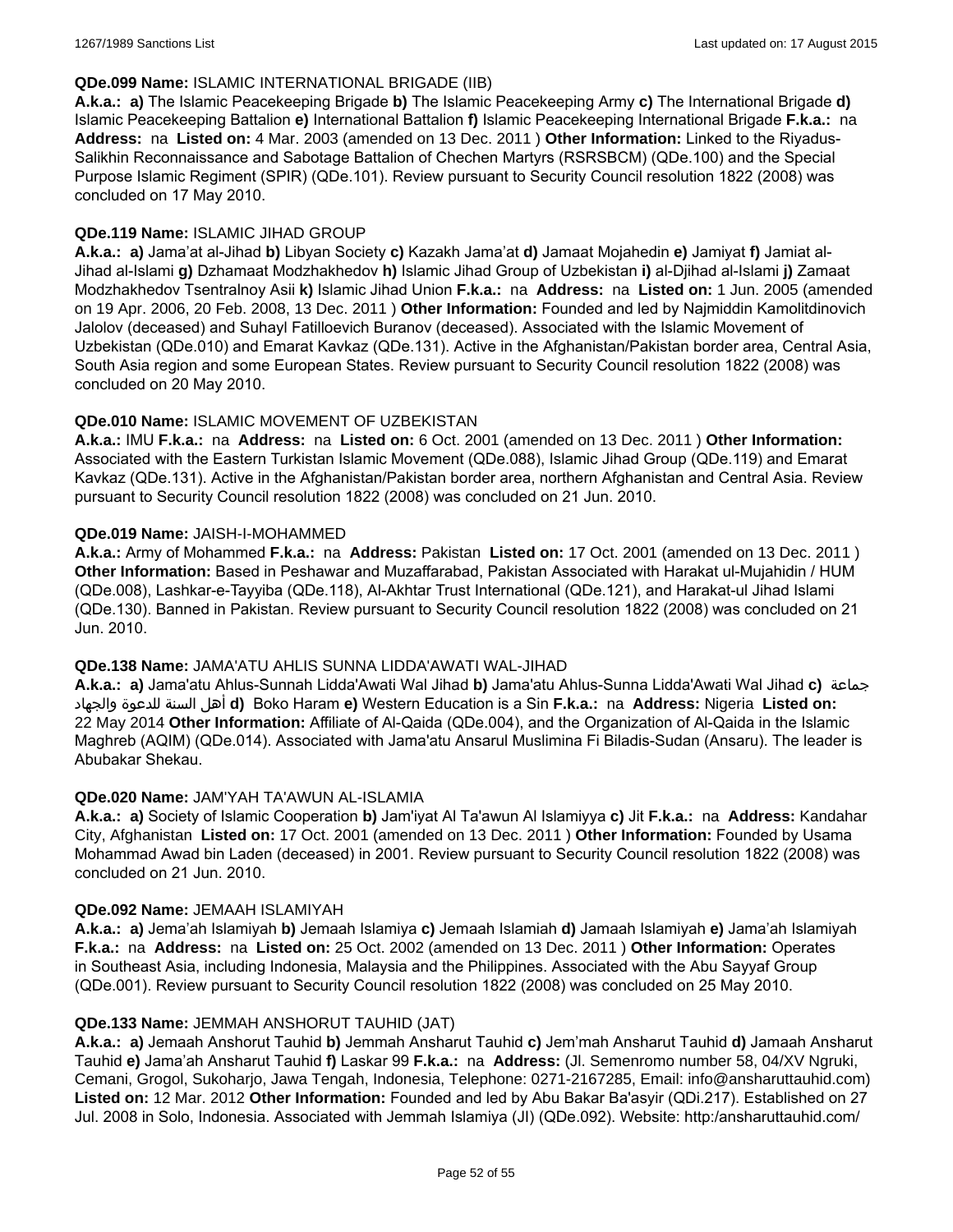**QDe.099 Name:** ISLAMIC INTERNATIONAL BRIGADE (IIB)
**A.k.a.: a)** The Islamic Peacekeeping Brigade **b)** The Islamic Peacekeeping Army **c)** The International Brigade **d)** Islamic Peacekeeping Battalion **e)** International Battalion **f)** Islamic Peacekeeping International Brigade **F.k.a.:** na **Address:** na **Listed on:** 4 Mar. 2003 (amended on 13 Dec. 2011 ) **Other Information:** Linked to the Riyadus-Salikhin Reconnaissance and Sabotage Battalion of Chechen Martyrs (RSRSBCM) (QDe.100) and the Special Purpose Islamic Regiment (SPIR) (QDe.101). Review pursuant to Security Council resolution 1822 (2008) was concluded on 17 May 2010.

**QDe.119 Name:** ISLAMIC JIHAD GROUP
**A.k.a.: a)** Jama'at al-Jihad **b)** Libyan Society **c)** Kazakh Jama'at **d)** Jamaat Mojahedin **e)** Jamiyat **f)** Jamiat al-Jihad al-Islami **g)** Dzhamaat Modzhakhedov **h)** Islamic Jihad Group of Uzbekistan **i)** al-Djihad al-Islami **j)** Zamaat Modzhakhedov Tsentralnoy Asii **k)** Islamic Jihad Union **F.k.a.:** na **Address:** na **Listed on:** 1 Jun. 2005 (amended on 19 Apr. 2006, 20 Feb. 2008, 13 Dec. 2011 ) **Other Information:** Founded and led by Najmiddin Kamolitdinovich Jalolov (deceased) and Suhayl Fatilloevich Buranov (deceased). Associated with the Islamic Movement of Uzbekistan (QDe.010) and Emarat Kavkaz (QDe.131). Active in the Afghanistan/Pakistan border area, Central Asia, South Asia region and some European States. Review pursuant to Security Council resolution 1822 (2008) was concluded on 20 May 2010.

**QDe.010 Name:** ISLAMIC MOVEMENT OF UZBEKISTAN
**A.k.a.:** IMU **F.k.a.:** na **Address:** na **Listed on:** 6 Oct. 2001 (amended on 13 Dec. 2011 ) **Other Information:** Associated with the Eastern Turkistan Islamic Movement (QDe.088), Islamic Jihad Group (QDe.119) and Emarat Kavkaz (QDe.131). Active in the Afghanistan/Pakistan border area, northern Afghanistan and Central Asia. Review pursuant to Security Council resolution 1822 (2008) was concluded on 21 Jun. 2010.

**QDe.019 Name:** JAISH-I-MOHAMMED
**A.k.a.:** Army of Mohammed **F.k.a.:** na **Address:** Pakistan **Listed on:** 17 Oct. 2001 (amended on 13 Dec. 2011 ) **Other Information:** Based in Peshawar and Muzaffarabad, Pakistan Associated with Harakat ul-Mujahidin / HUM (QDe.008), Lashkar-e-Tayyiba (QDe.118), Al-Akhtar Trust International (QDe.121), and Harakat-ul Jihad Islami (QDe.130). Banned in Pakistan. Review pursuant to Security Council resolution 1822 (2008) was concluded on 21 Jun. 2010.

**QDe.138 Name:** JAMA'ATU AHLIS SUNNA LIDDA'AWATI WAL-JIHAD
**A.k.a.: a)** Jama'atu Ahlus-Sunnah Lidda'Awati Wal Jihad **b)** Jama'atu Ahlus-Sunna Lidda'Awati Wal Jihad **c)** جماعة أهل السنة للدعوة والجهاد **d)** Boko Haram **e)** Western Education is a Sin **F.k.a.:** na **Address:** Nigeria **Listed on:** 22 May 2014 **Other Information:** Affiliate of Al-Qaida (QDe.004), and the Organization of Al-Qaida in the Islamic Maghreb (AQIM) (QDe.014). Associated with Jama'atu Ansarul Muslimina Fi Biladis-Sudan (Ansaru). The leader is Abubakar Shekau.

**QDe.020 Name:** JAM'YAH TA'AWUN AL-ISLAMIA
**A.k.a.: a)** Society of Islamic Cooperation **b)** Jam'iyat Al Ta'awun Al Islamiyya **c)** Jit **F.k.a.:** na **Address:** Kandahar City, Afghanistan **Listed on:** 17 Oct. 2001 (amended on 13 Dec. 2011 ) **Other Information:** Founded by Usama Mohammad Awad bin Laden (deceased) in 2001. Review pursuant to Security Council resolution 1822 (2008) was concluded on 21 Jun. 2010.

**QDe.092 Name:** JEMAAH ISLAMIYAH
**A.k.a.: a)** Jema'ah Islamiyah **b)** Jemaah Islamiya **c)** Jemaah Islamiah **d)** Jamaah Islamiyah **e)** Jama'ah Islamiyah **F.k.a.:** na **Address:** na **Listed on:** 25 Oct. 2002 (amended on 13 Dec. 2011 ) **Other Information:** Operates in Southeast Asia, including Indonesia, Malaysia and the Philippines. Associated with the Abu Sayyaf Group (QDe.001). Review pursuant to Security Council resolution 1822 (2008) was concluded on 25 May 2010.

**QDe.133 Name:** JEMMAH ANSHORUT TAUHID (JAT)
**A.k.a.: a)** Jemaah Anshorut Tauhid **b)** Jemmah Ansharut Tauhid **c)** Jem'mah Ansharut Tauhid **d)** Jamaah Ansharut Tauhid **e)** Jama'ah Ansharut Tauhid **f)** Laskar 99 **F.k.a.:** na **Address:** (Jl. Semenromo number 58, 04/XV Ngruki, Cemani, Grogol, Sukoharjo, Jawa Tengah, Indonesia, Telephone: 0271-2167285, Email: info@ansharuttauhid.com) **Listed on:** 12 Mar. 2012 **Other Information:** Founded and led by Abu Bakar Ba'asyir (QDi.217). Established on 27 Jul. 2008 in Solo, Indonesia. Associated with Jemmah Islamiya (JI) (QDe.092). Website: http:/ansharuttauhid.com/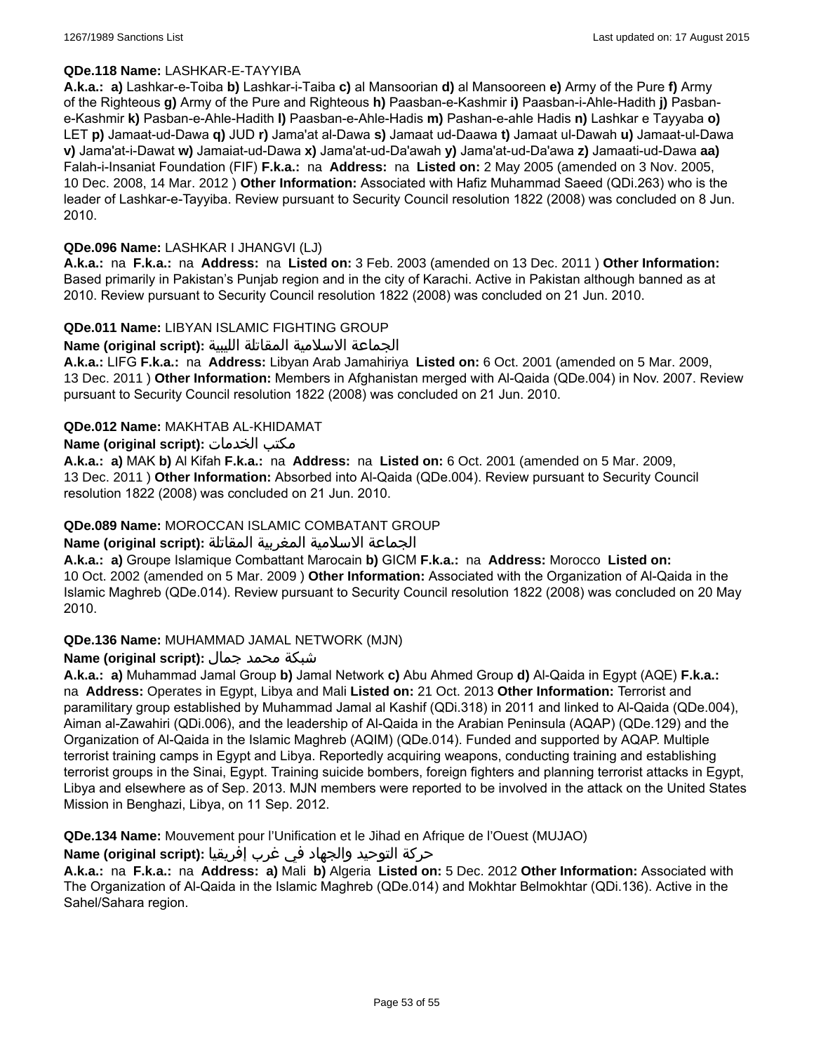**QDe.118 Name:** LASHKAR-E-TAYYIBA

**A.k.a.:** **a)** Lashkar-e-Toiba **b)** Lashkar-i-Taiba **c)** al Mansoorian **d)** al Mansooreen **e)** Army of the Pure **f)** Army of the Righteous **g)** Army of the Pure and Righteous **h)** Paasban-e-Kashmir **i)** Paasban-i-Ahle-Hadith **j)** Pasban-e-Kashmir **k)** Pasban-e-Ahle-Hadith **l)** Paasban-e-Ahle-Hadis **m)** Pashan-e-ahle Hadis **n)** Lashkar e Tayyaba **o)** LET **p)** Jamaat-ud-Dawa **q)** JUD **r)** Jama'at al-Dawa **s)** Jamaat ud-Daawa **t)** Jamaat ul-Dawah **u)** Jamaat-ul-Dawa **v)** Jama'at-i-Dawat **w)** Jamaiat-ud-Dawa **x)** Jama'at-ud-Da'awah **y)** Jama'at-ud-Da'awa **z)** Jamaati-ud-Dawa **aa)** Falah-i-Insaniat Foundation (FIF) **F.k.a.:** na **Address:** na **Listed on:** 2 May 2005 (amended on 3 Nov. 2005, 10 Dec. 2008, 14 Mar. 2012 ) **Other Information:** Associated with Hafiz Muhammad Saeed (QDi.263) who is the leader of Lashkar-e-Tayyiba. Review pursuant to Security Council resolution 1822 (2008) was concluded on 8 Jun. 2010.

**QDe.096 Name:** LASHKAR I JHANGVI (LJ)

**A.k.a.:** na **F.k.a.:** na **Address:** na **Listed on:** 3 Feb. 2003 (amended on 13 Dec. 2011 ) **Other Information:** Based primarily in Pakistan's Punjab region and in the city of Karachi. Active in Pakistan although banned as at 2010. Review pursuant to Security Council resolution 1822 (2008) was concluded on 21 Jun. 2010.

**QDe.011 Name:** LIBYAN ISLAMIC FIGHTING GROUP

**Name (original script):** الجماعة الاسلامية المقاتلة الليبية

**A.k.a.:** LIFG **F.k.a.:** na **Address:** Libyan Arab Jamahiriya **Listed on:** 6 Oct. 2001 (amended on 5 Mar. 2009, 13 Dec. 2011 ) **Other Information:** Members in Afghanistan merged with Al-Qaida (QDe.004) in Nov. 2007. Review pursuant to Security Council resolution 1822 (2008) was concluded on 21 Jun. 2010.

**QDe.012 Name:** MAKHTAB AL-KHIDAMAT

**Name (original script):** مكتب الخدمات

**A.k.a.:** **a)** MAK **b)** Al Kifah **F.k.a.:** na **Address:** na **Listed on:** 6 Oct. 2001 (amended on 5 Mar. 2009, 13 Dec. 2011 ) **Other Information:** Absorbed into Al-Qaida (QDe.004). Review pursuant to Security Council resolution 1822 (2008) was concluded on 21 Jun. 2010.

**QDe.089 Name:** MOROCCAN ISLAMIC COMBATANT GROUP

**Name (original script):** الجماعة الاسلامية المغربية المقاتلة

**A.k.a.:** **a)** Groupe Islamique Combattant Marocain **b)** GICM **F.k.a.:** na **Address:** Morocco **Listed on:** 10 Oct. 2002 (amended on 5 Mar. 2009 ) **Other Information:** Associated with the Organization of Al-Qaida in the Islamic Maghreb (QDe.014). Review pursuant to Security Council resolution 1822 (2008) was concluded on 20 May 2010.

**QDe.136 Name:** MUHAMMAD JAMAL NETWORK (MJN)

**Name (original script):** شبكة محمد جمال

**A.k.a.:** **a)** Muhammad Jamal Group **b)** Jamal Network **c)** Abu Ahmed Group **d)** Al-Qaida in Egypt (AQE) **F.k.a.:** na **Address:** Operates in Egypt, Libya and Mali **Listed on:** 21 Oct. 2013 **Other Information:** Terrorist and paramilitary group established by Muhammad Jamal al Kashif (QDi.318) in 2011 and linked to Al-Qaida (QDe.004), Aiman al-Zawahiri (QDi.006), and the leadership of Al-Qaida in the Arabian Peninsula (AQAP) (QDe.129) and the Organization of Al-Qaida in the Islamic Maghreb (AQIM) (QDe.014). Funded and supported by AQAP. Multiple terrorist training camps in Egypt and Libya. Reportedly acquiring weapons, conducting training and establishing terrorist groups in the Sinai, Egypt. Training suicide bombers, foreign fighters and planning terrorist attacks in Egypt, Libya and elsewhere as of Sep. 2013. MJN members were reported to be involved in the attack on the United States Mission in Benghazi, Libya, on 11 Sep. 2012.

**QDe.134 Name:** Mouvement pour l'Unification et le Jihad en Afrique de l'Ouest (MUJAO)

**Name (original script):** حركة التوحيد والجهاد في غرب إفريقيا

**A.k.a.:** na **F.k.a.:** na **Address:** **a)** Mali **b)** Algeria **Listed on:** 5 Dec. 2012 **Other Information:** Associated with The Organization of Al-Qaida in the Islamic Maghreb (QDe.014) and Mokhtar Belmokhtar (QDi.136). Active in the Sahel/Sahara region.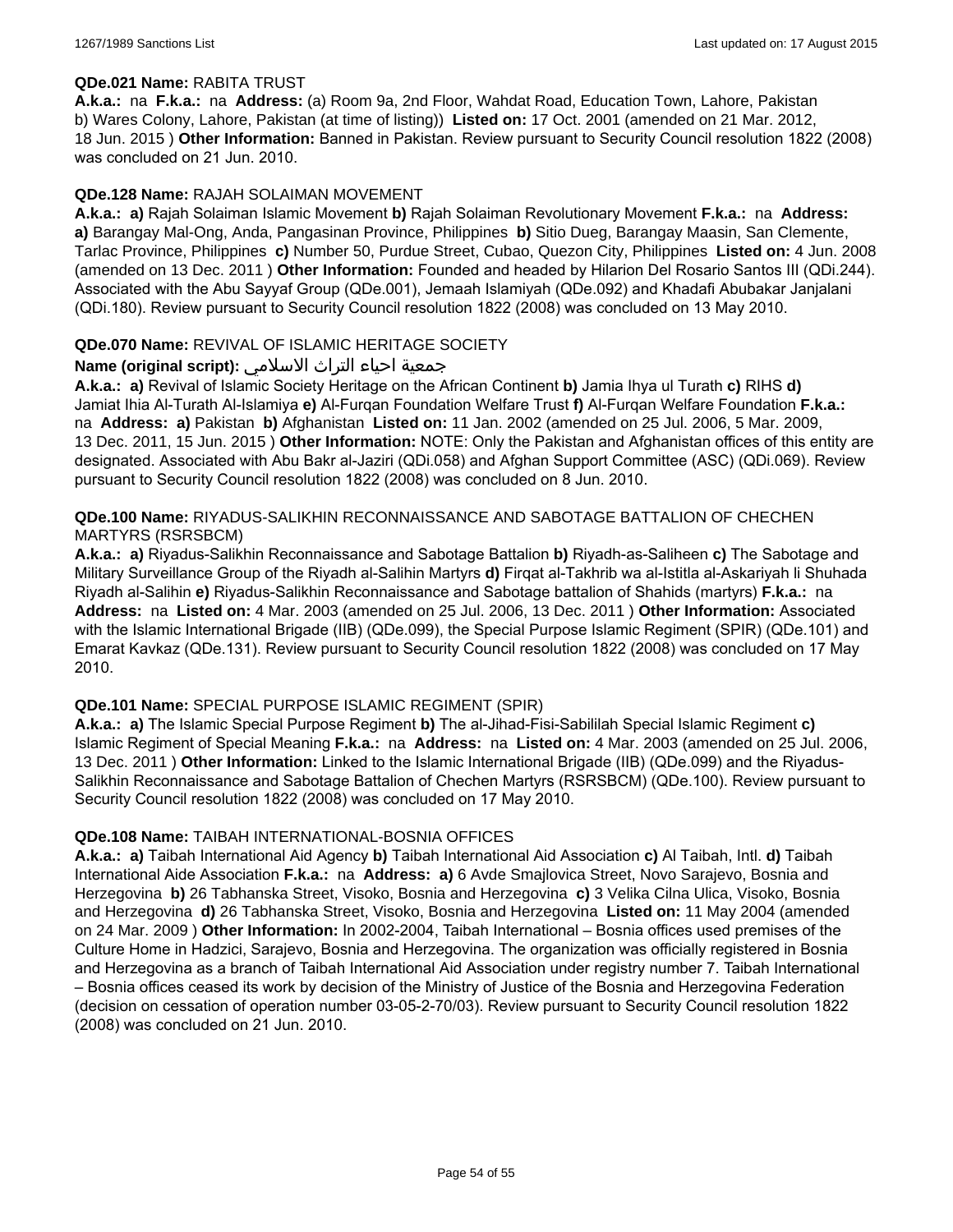**QDe.021 Name:** RABITA TRUST

**A.k.a.:** na **F.k.a.:** na **Address:** (a) Room 9a, 2nd Floor, Wahdat Road, Education Town, Lahore, Pakistan b) Wares Colony, Lahore, Pakistan (at time of listing)) **Listed on:** 17 Oct. 2001 (amended on 21 Mar. 2012, 18 Jun. 2015 ) **Other Information:** Banned in Pakistan. Review pursuant to Security Council resolution 1822 (2008) was concluded on 21 Jun. 2010.

**QDe.128 Name:** RAJAH SOLAIMAN MOVEMENT

**A.k.a.:** **a)** Rajah Solaiman Islamic Movement **b)** Rajah Solaiman Revolutionary Movement **F.k.a.:** na **Address:** **a)** Barangay Mal-Ong, Anda, Pangasinan Province, Philippines **b)** Sitio Dueg, Barangay Maasin, San Clemente, Tarlac Province, Philippines **c)** Number 50, Purdue Street, Cubao, Quezon City, Philippines **Listed on:** 4 Jun. 2008 (amended on 13 Dec. 2011 ) **Other Information:** Founded and headed by Hilarion Del Rosario Santos III (QDi.244). Associated with the Abu Sayyaf Group (QDe.001), Jemaah Islamiyah (QDe.092) and Khadafi Abubakar Janjalani (QDi.180). Review pursuant to Security Council resolution 1822 (2008) was concluded on 13 May 2010.

**QDe.070 Name:** REVIVAL OF ISLAMIC HERITAGE SOCIETY

**Name (original script):** جمعية احياء التراث الاسلامي

**A.k.a.:** **a)** Revival of Islamic Society Heritage on the African Continent **b)** Jamia Ihya ul Turath **c)** RIHS **d)** Jamiat Ihia Al-Turath Al-Islamiya **e)** Al-Furqan Foundation Welfare Trust **f)** Al-Furqan Welfare Foundation **F.k.a.:** na **Address:** **a)** Pakistan **b)** Afghanistan **Listed on:** 11 Jan. 2002 (amended on 25 Jul. 2006, 5 Mar. 2009, 13 Dec. 2011, 15 Jun. 2015 ) **Other Information:** NOTE: Only the Pakistan and Afghanistan offices of this entity are designated. Associated with Abu Bakr al-Jaziri (QDi.058) and Afghan Support Committee (ASC) (QDi.069). Review pursuant to Security Council resolution 1822 (2008) was concluded on 8 Jun. 2010.

**QDe.100 Name:** RIYADUS-SALIKHIN RECONNAISSANCE AND SABOTAGE BATTALION OF CHECHEN MARTYRS (RSRSBCM)

**A.k.a.:** **a)** Riyadus-Salikhin Reconnaissance and Sabotage Battalion **b)** Riyadh-as-Saliheen **c)** The Sabotage and Military Surveillance Group of the Riyadh al-Salihin Martyrs **d)** Firqat al-Takhrib wa al-Istitla al-Askariyah li Shuhada Riyadh al-Salihin **e)** Riyadus-Salikhin Reconnaissance and Sabotage battalion of Shahids (martyrs) **F.k.a.:** na **Address:** na **Listed on:** 4 Mar. 2003 (amended on 25 Jul. 2006, 13 Dec. 2011 ) **Other Information:** Associated with the Islamic International Brigade (IIB) (QDe.099), the Special Purpose Islamic Regiment (SPIR) (QDe.101) and Emarat Kavkaz (QDe.131). Review pursuant to Security Council resolution 1822 (2008) was concluded on 17 May 2010.

**QDe.101 Name:** SPECIAL PURPOSE ISLAMIC REGIMENT (SPIR)

**A.k.a.:** **a)** The Islamic Special Purpose Regiment **b)** The al-Jihad-Fisi-Sabililah Special Islamic Regiment **c)** Islamic Regiment of Special Meaning **F.k.a.:** na **Address:** na **Listed on:** 4 Mar. 2003 (amended on 25 Jul. 2006, 13 Dec. 2011 ) **Other Information:** Linked to the Islamic International Brigade (IIB) (QDe.099) and the Riyadus-Salikhin Reconnaissance and Sabotage Battalion of Chechen Martyrs (RSRSBCM) (QDe.100). Review pursuant to Security Council resolution 1822 (2008) was concluded on 17 May 2010.

**QDe.108 Name:** TAIBAH INTERNATIONAL-BOSNIA OFFICES

**A.k.a.:** **a)** Taibah International Aid Agency **b)** Taibah International Aid Association **c)** Al Taibah, Intl. **d)** Taibah International Aide Association **F.k.a.:** na **Address:** **a)** 6 Avde Smajlovica Street, Novo Sarajevo, Bosnia and Herzegovina **b)** 26 Tabhanska Street, Visoko, Bosnia and Herzegovina **c)** 3 Velika Cilna Ulica, Visoko, Bosnia and Herzegovina **d)** 26 Tabhanska Street, Visoko, Bosnia and Herzegovina **Listed on:** 11 May 2004 (amended on 24 Mar. 2009 ) **Other Information:** In 2002-2004, Taibah International – Bosnia offices used premises of the Culture Home in Hadzici, Sarajevo, Bosnia and Herzegovina. The organization was officially registered in Bosnia and Herzegovina as a branch of Taibah International Aid Association under registry number 7. Taibah International – Bosnia offices ceased its work by decision of the Ministry of Justice of the Bosnia and Herzegovina Federation (decision on cessation of operation number 03-05-2-70/03). Review pursuant to Security Council resolution 1822 (2008) was concluded on 21 Jun. 2010.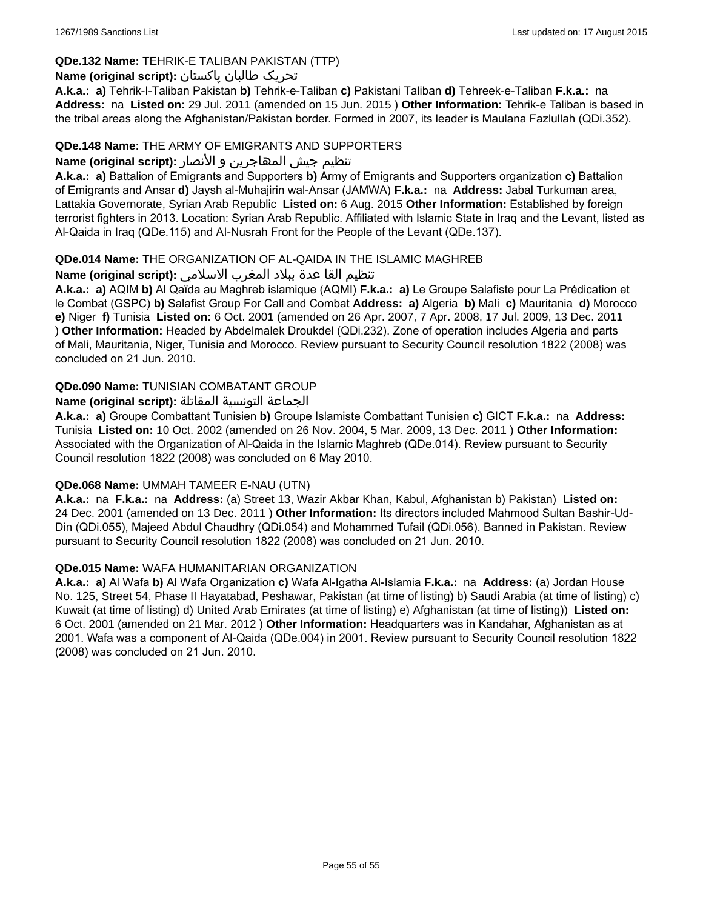**QDe.132 Name:** TEHRIK-E TALIBAN PAKISTAN (TTP)

**Name (original script):** تحریک طالبان پاکستان

**A.k.a.: a)** Tehrik-I-Taliban Pakistan **b)** Tehrik-e-Taliban **c)** Pakistani Taliban **d)** Tehreek-e-Taliban **F.k.a.:** na **Address:** na **Listed on:** 29 Jul. 2011 (amended on 15 Jun. 2015 ) **Other Information:** Tehrik-e Taliban is based in the tribal areas along the Afghanistan/Pakistan border. Formed in 2007, its leader is Maulana Fazlullah (QDi.352).

**QDe.148 Name:** THE ARMY OF EMIGRANTS AND SUPPORTERS

**Name (original script):** تنظيم جيش المهاجرين و الأنصار

**A.k.a.: a)** Battalion of Emigrants and Supporters **b)** Army of Emigrants and Supporters organization **c)** Battalion of Emigrants and Ansar **d)** Jaysh al-Muhajirin wal-Ansar (JAMWA) **F.k.a.:** na **Address:** Jabal Turkuman area, Lattakia Governorate, Syrian Arab Republic **Listed on:** 6 Aug. 2015 **Other Information:** Established by foreign terrorist fighters in 2013. Location: Syrian Arab Republic. Affiliated with Islamic State in Iraq and the Levant, listed as Al-Qaida in Iraq (QDe.115) and Al-Nusrah Front for the People of the Levant (QDe.137).

**QDe.014 Name:** THE ORGANIZATION OF AL-QAIDA IN THE ISLAMIC MAGHREB

**Name (original script):** تنظيم القا عدة ببلاد المغرب الاسلامي

**A.k.a.: a)** AQIM **b)** Al Qaïda au Maghreb islamique (AQMI) **F.k.a.: a)** Le Groupe Salafiste pour La Prédication et le Combat (GSPC) **b)** Salafist Group For Call and Combat **Address: a)** Algeria **b)** Mali **c)** Mauritania **d)** Morocco **e)** Niger **f)** Tunisia **Listed on:** 6 Oct. 2001 (amended on 26 Apr. 2007, 7 Apr. 2008, 17 Jul. 2009, 13 Dec. 2011 ) **Other Information:** Headed by Abdelmalek Droukdel (QDi.232). Zone of operation includes Algeria and parts of Mali, Mauritania, Niger, Tunisia and Morocco. Review pursuant to Security Council resolution 1822 (2008) was concluded on 21 Jun. 2010.

**QDe.090 Name:** TUNISIAN COMBATANT GROUP

**Name (original script):** الجماعة التونسية المقاتلة

**A.k.a.: a)** Groupe Combattant Tunisien **b)** Groupe Islamiste Combattant Tunisien **c)** GICT **F.k.a.:** na **Address:** Tunisia **Listed on:** 10 Oct. 2002 (amended on 26 Nov. 2004, 5 Mar. 2009, 13 Dec. 2011 ) **Other Information:** Associated with the Organization of Al-Qaida in the Islamic Maghreb (QDe.014). Review pursuant to Security Council resolution 1822 (2008) was concluded on 6 May 2010.

**QDe.068 Name:** UMMAH TAMEER E-NAU (UTN)

**A.k.a.:** na **F.k.a.:** na **Address:** (a) Street 13, Wazir Akbar Khan, Kabul, Afghanistan b) Pakistan) **Listed on:** 24 Dec. 2001 (amended on 13 Dec. 2011 ) **Other Information:** Its directors included Mahmood Sultan Bashir-Ud-Din (QDi.055), Majeed Abdul Chaudhry (QDi.054) and Mohammed Tufail (QDi.056). Banned in Pakistan. Review pursuant to Security Council resolution 1822 (2008) was concluded on 21 Jun. 2010.

**QDe.015 Name:** WAFA HUMANITARIAN ORGANIZATION

**A.k.a.: a)** Al Wafa **b)** Al Wafa Organization **c)** Wafa Al-Igatha Al-Islamia **F.k.a.:** na **Address:** (a) Jordan House No. 125, Street 54, Phase II Hayatabad, Peshawar, Pakistan (at time of listing) b) Saudi Arabia (at time of listing) c) Kuwait (at time of listing) d) United Arab Emirates (at time of listing) e) Afghanistan (at time of listing)) **Listed on:** 6 Oct. 2001 (amended on 21 Mar. 2012 ) **Other Information:** Headquarters was in Kandahar, Afghanistan as at 2001. Wafa was a component of Al-Qaida (QDe.004) in 2001. Review pursuant to Security Council resolution 1822 (2008) was concluded on 21 Jun. 2010.